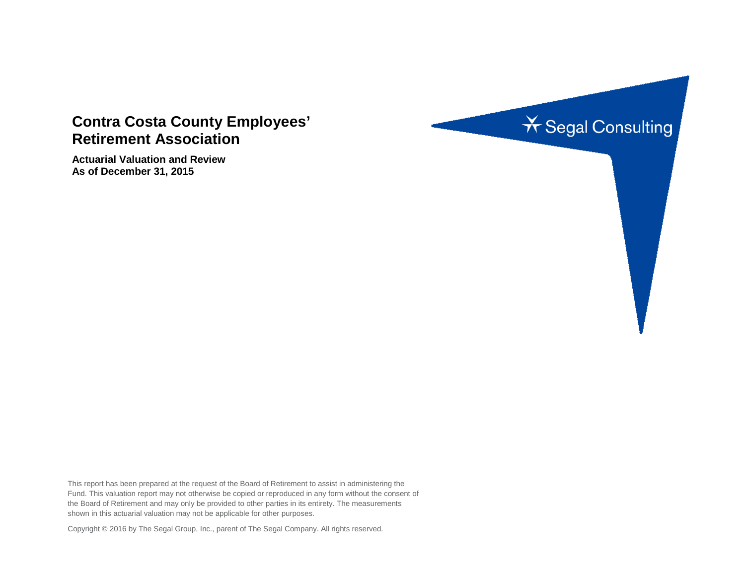# Contra Costa County Employees' Retirement Association

**Actuarial Valuation and Review**
**As of December 31, 2015**

Segal Consulting

This report has been prepared at the request of the Board of Retirement to assist in administering the Fund. This valuation report may not otherwise be copied or reproduced in any form without the consent of the Board of Retirement and may only be provided to other parties in its entirety. The measurements shown in this actuarial valuation may not be applicable for other purposes.

Copyright © 2016 by The Segal Group, Inc., parent of The Segal Company. All rights reserved.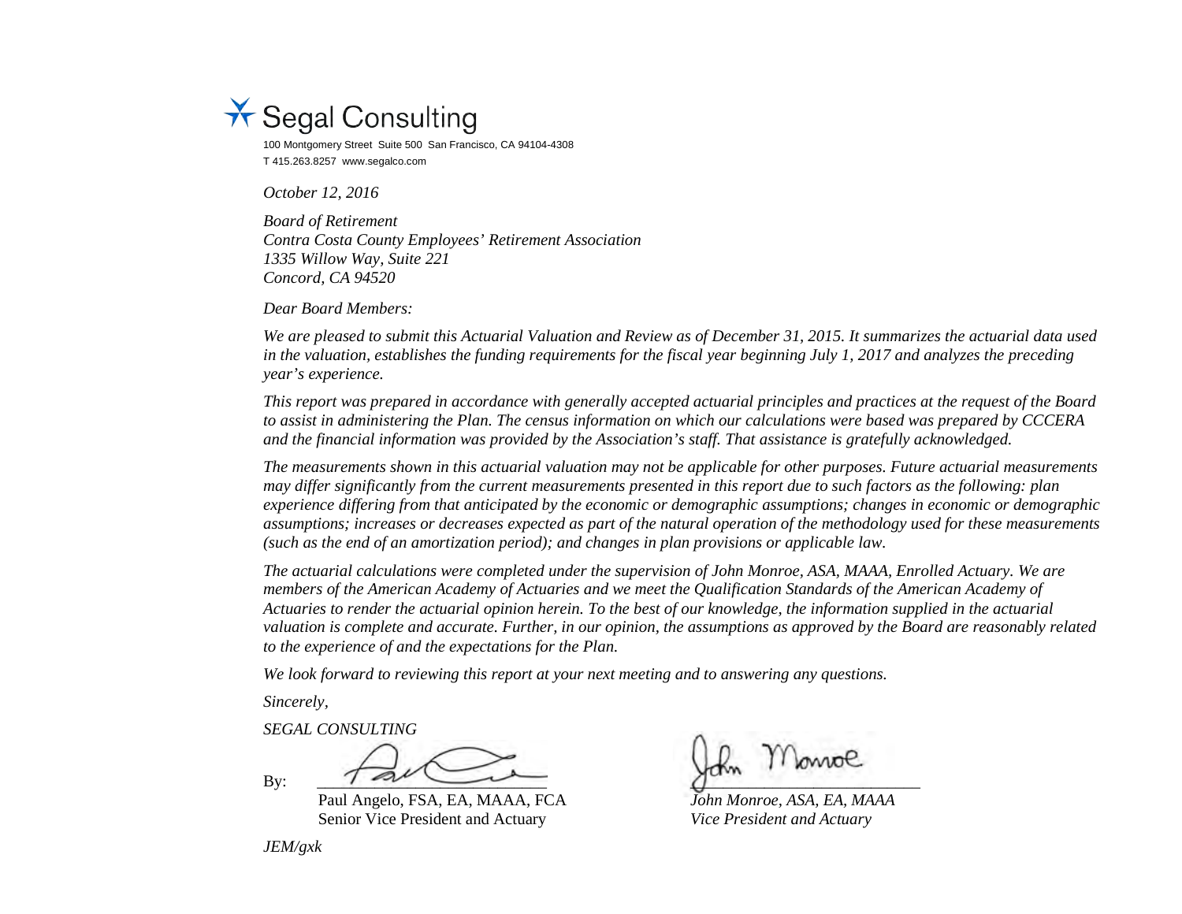Segal Consulting

100 Montgomery Street Suite 500 San Francisco, CA 94104-4308
T 415.263.8257 www.segalco.com

*October 12, 2016*

*Board of Retirement*
*Contra Costa County Employees' Retirement Association*
*1335 Willow Way, Suite 221*
*Concord, CA 94520*

*Dear Board Members:*

*We are pleased to submit this Actuarial Valuation and Review as of December 31, 2015. It summarizes the actuarial data used in the valuation, establishes the funding requirements for the fiscal year beginning July 1, 2017 and analyzes the preceding year's experience.*

*This report was prepared in accordance with generally accepted actuarial principles and practices at the request of the Board to assist in administering the Plan. The census information on which our calculations were based was prepared by CCCERA and the financial information was provided by the Association's staff. That assistance is gratefully acknowledged.*

*The measurements shown in this actuarial valuation may not be applicable for other purposes. Future actuarial measurements may differ significantly from the current measurements presented in this report due to such factors as the following: plan experience differing from that anticipated by the economic or demographic assumptions; changes in economic or demographic assumptions; increases or decreases expected as part of the natural operation of the methodology used for these measurements (such as the end of an amortization period); and changes in plan provisions or applicable law.*

*The actuarial calculations were completed under the supervision of John Monroe, ASA, MAAA, Enrolled Actuary. We are members of the American Academy of Actuaries and we meet the Qualification Standards of the American Academy of Actuaries to render the actuarial opinion herein. To the best of our knowledge, the information supplied in the actuarial valuation is complete and accurate. Further, in our opinion, the assumptions as approved by the Board are reasonably related to the experience of and the expectations for the Plan.*

*We look forward to reviewing this report at your next meeting and to answering any questions.*

*Sincerely,*

*SEGAL CONSULTING*

By:

Paul Angelo, FSA, EA, MAAA, FCA
Senior Vice President and Actuary

*John Monroe, ASA, EA, MAAA*
*Vice President and Actuary*

*JEM/gxk*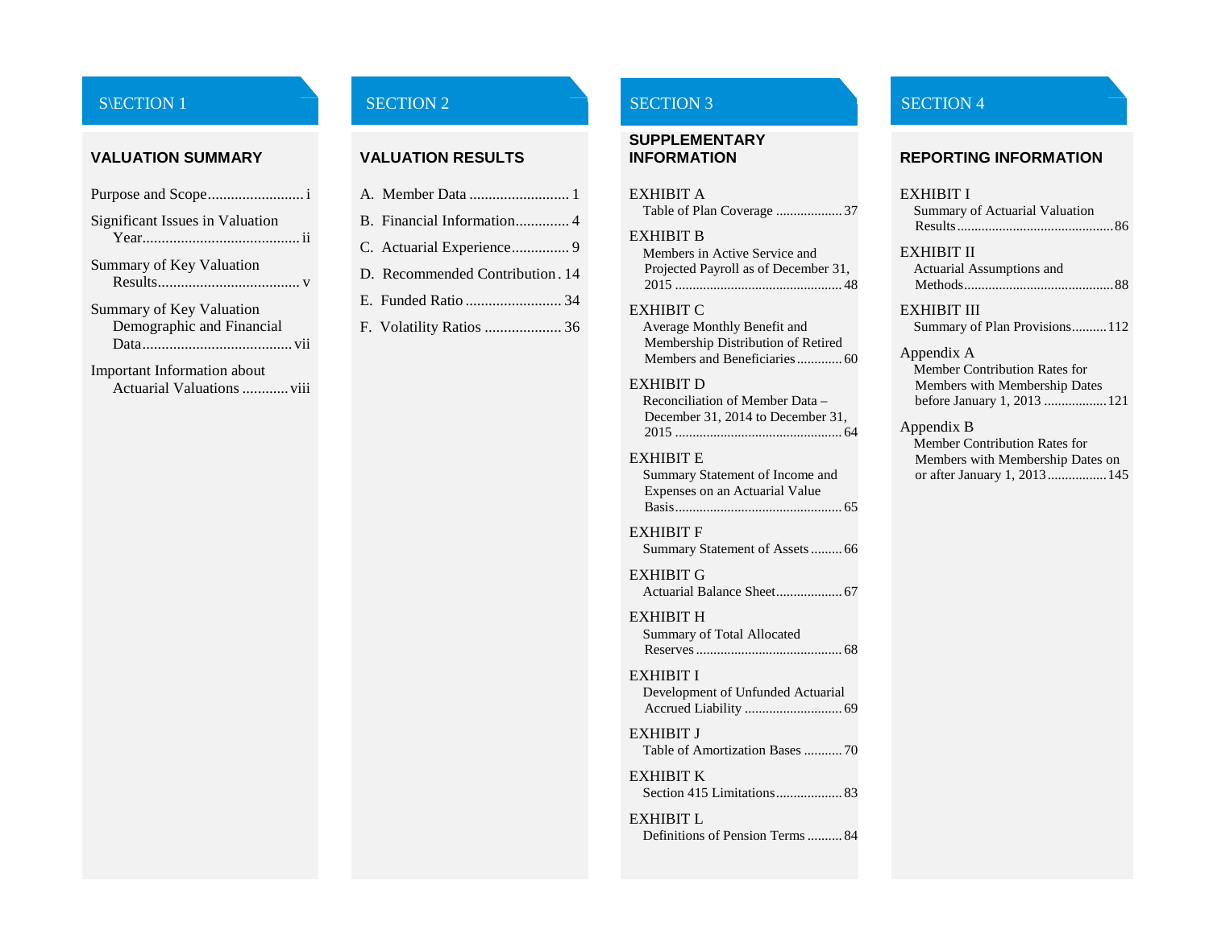## S\ECTION 1

### VALUATION SUMMARY

- Purpose and Scope ......................... i
- Significant Issues in Valuation Year ......................................... ii
- Summary of Key Valuation Results .................................... v
- Summary of Key Valuation Demographic and Financial Data ....................................... vii
- Important Information about Actuarial Valuations ........... viii

## SECTION 2

### VALUATION RESULTS

- A. Member Data .......................... 1
- B. Financial Information ............. 4
- C. Actuarial Experience .............. 9
- D. Recommended Contribution . 14
- E. Funded Ratio ......................... 34
- F. Volatility Ratios .................... 36

## SECTION 3

### SUPPLEMENTARY INFORMATION

- EXHIBIT A
  Table of Plan Coverage ................... 37
- EXHIBIT B
  Members in Active Service and Projected Payroll as of December 31, 2015 ............................................... 48
- EXHIBIT C
  Average Monthly Benefit and Membership Distribution of Retired Members and Beneficiaries ............ 60
- EXHIBIT D
  Reconciliation of Member Data – December 31, 2014 to December 31, 2015 ............................................... 64
- EXHIBIT E
  Summary Statement of Income and Expenses on an Actuarial Value Basis ............................................... 65
- EXHIBIT F
  Summary Statement of Assets ......... 66
- EXHIBIT G
  Actuarial Balance Sheet .................. 67
- EXHIBIT H
  Summary of Total Allocated Reserves ......................................... 68
- EXHIBIT I
  Development of Unfunded Actuarial Accrued Liability ........................... 69
- EXHIBIT J
  Table of Amortization Bases ........... 70
- EXHIBIT K
  Section 415 Limitations .................. 83
- EXHIBIT L
  Definitions of Pension Terms .......... 84

## SECTION 4

### REPORTING INFORMATION

- EXHIBIT I
  Summary of Actuarial Valuation Results ............................................ 86
- EXHIBIT II
  Actuarial Assumptions and Methods .......................................... 88
- EXHIBIT III
  Summary of Plan Provisions .......... 112
- Appendix A
  Member Contribution Rates for Members with Membership Dates before January 1, 2013 ................. 121
- Appendix B
  Member Contribution Rates for Members with Membership Dates on or after January 1, 2013 ................ 145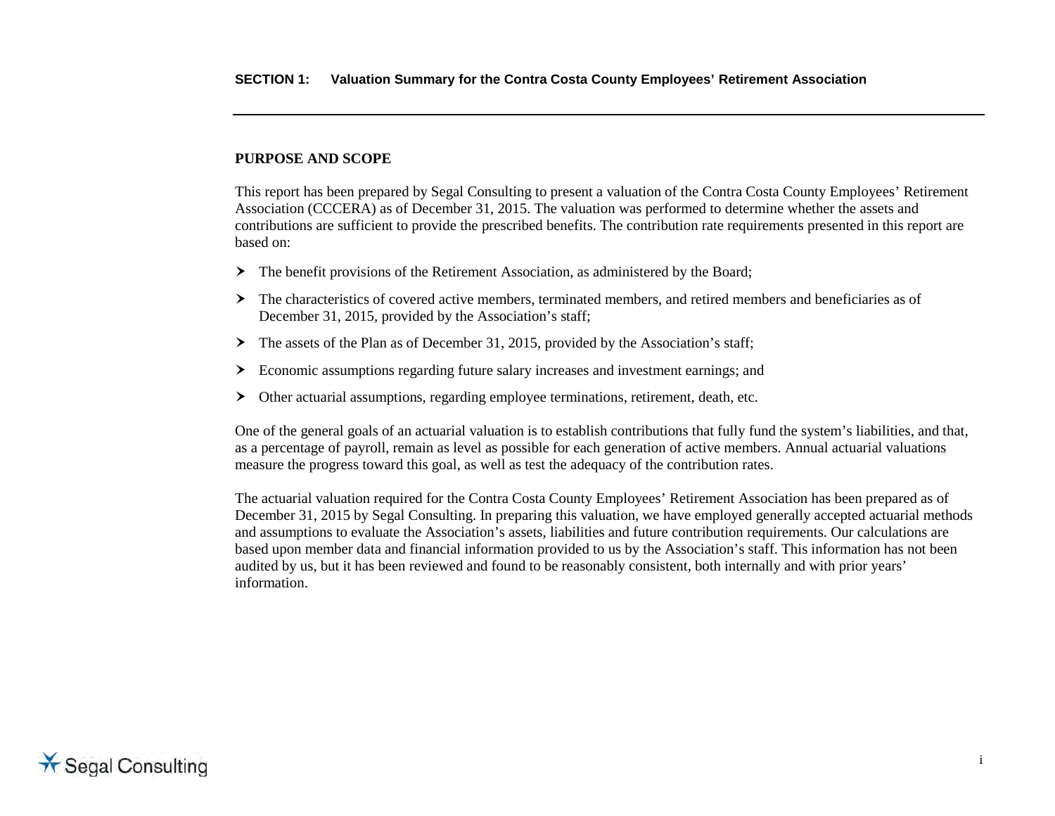## SECTION 1: Valuation Summary for the Contra Costa County Employees' Retirement Association

### PURPOSE AND SCOPE

This report has been prepared by Segal Consulting to present a valuation of the Contra Costa County Employees' Retirement Association (CCCERA) as of December 31, 2015. The valuation was performed to determine whether the assets and contributions are sufficient to provide the prescribed benefits. The contribution rate requirements presented in this report are based on:

- The benefit provisions of the Retirement Association, as administered by the Board;
- The characteristics of covered active members, terminated members, and retired members and beneficiaries as of December 31, 2015, provided by the Association's staff;
- The assets of the Plan as of December 31, 2015, provided by the Association's staff;
- Economic assumptions regarding future salary increases and investment earnings; and
- Other actuarial assumptions, regarding employee terminations, retirement, death, etc.

One of the general goals of an actuarial valuation is to establish contributions that fully fund the system's liabilities, and that, as a percentage of payroll, remain as level as possible for each generation of active members. Annual actuarial valuations measure the progress toward this goal, as well as test the adequacy of the contribution rates.

The actuarial valuation required for the Contra Costa County Employees' Retirement Association has been prepared as of December 31, 2015 by Segal Consulting. In preparing this valuation, we have employed generally accepted actuarial methods and assumptions to evaluate the Association's assets, liabilities and future contribution requirements. Our calculations are based upon member data and financial information provided to us by the Association's staff. This information has not been audited by us, but it has been reviewed and found to be reasonably consistent, both internally and with prior years' information.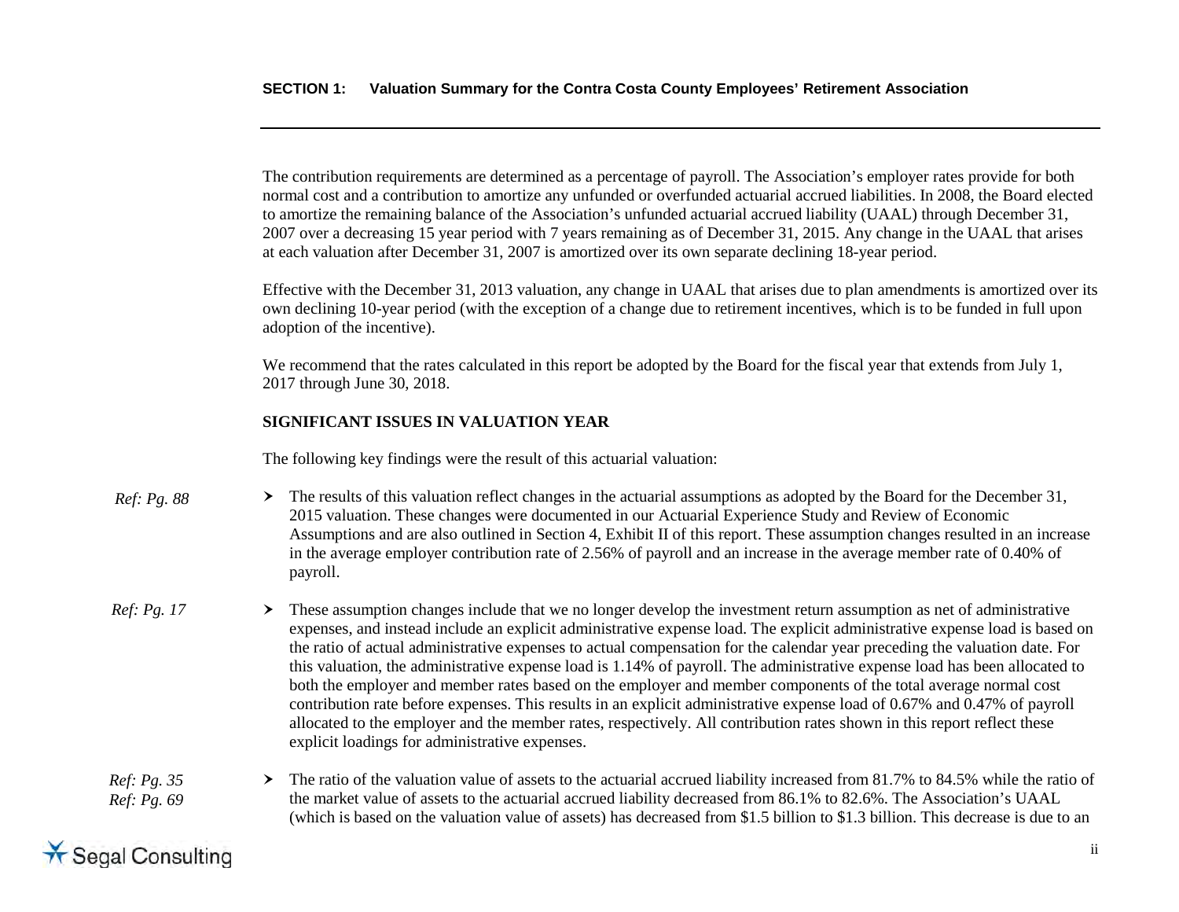The contribution requirements are determined as a percentage of payroll. The Association's employer rates provide for both normal cost and a contribution to amortize any unfunded or overfunded actuarial accrued liabilities. In 2008, the Board elected to amortize the remaining balance of the Association's unfunded actuarial accrued liability (UAAL) through December 31, 2007 over a decreasing 15 year period with 7 years remaining as of December 31, 2015. Any change in the UAAL that arises at each valuation after December 31, 2007 is amortized over its own separate declining 18-year period.

Effective with the December 31, 2013 valuation, any change in UAAL that arises due to plan amendments is amortized over its own declining 10-year period (with the exception of a change due to retirement incentives, which is to be funded in full upon adoption of the incentive).

We recommend that the rates calculated in this report be adopted by the Board for the fiscal year that extends from July 1, 2017 through June 30, 2018.

**SIGNIFICANT ISSUES IN VALUATION YEAR**

The following key findings were the result of this actuarial valuation:

*Ref: Pg. 88*

- The results of this valuation reflect changes in the actuarial assumptions as adopted by the Board for the December 31, 2015 valuation. These changes were documented in our Actuarial Experience Study and Review of Economic Assumptions and are also outlined in Section 4, Exhibit II of this report. These assumption changes resulted in an increase in the average employer contribution rate of 2.56% of payroll and an increase in the average member rate of 0.40% of payroll.

*Ref: Pg. 17*

- These assumption changes include that we no longer develop the investment return assumption as net of administrative expenses, and instead include an explicit administrative expense load. The explicit administrative expense load is based on the ratio of actual administrative expenses to actual compensation for the calendar year preceding the valuation date. For this valuation, the administrative expense load is 1.14% of payroll. The administrative expense load has been allocated to both the employer and member rates based on the employer and member components of the total average normal cost contribution rate before expenses. This results in an explicit administrative expense load of 0.67% and 0.47% of payroll allocated to the employer and the member rates, respectively. All contribution rates shown in this report reflect these explicit loadings for administrative expenses.

*Ref: Pg. 35*
*Ref: Pg. 69*

- The ratio of the valuation value of assets to the actuarial accrued liability increased from 81.7% to 84.5% while the ratio of the market value of assets to the actuarial accrued liability decreased from 86.1% to 82.6%. The Association's UAAL (which is based on the valuation value of assets) has decreased from $1.5 billion to $1.3 billion. This decrease is due to an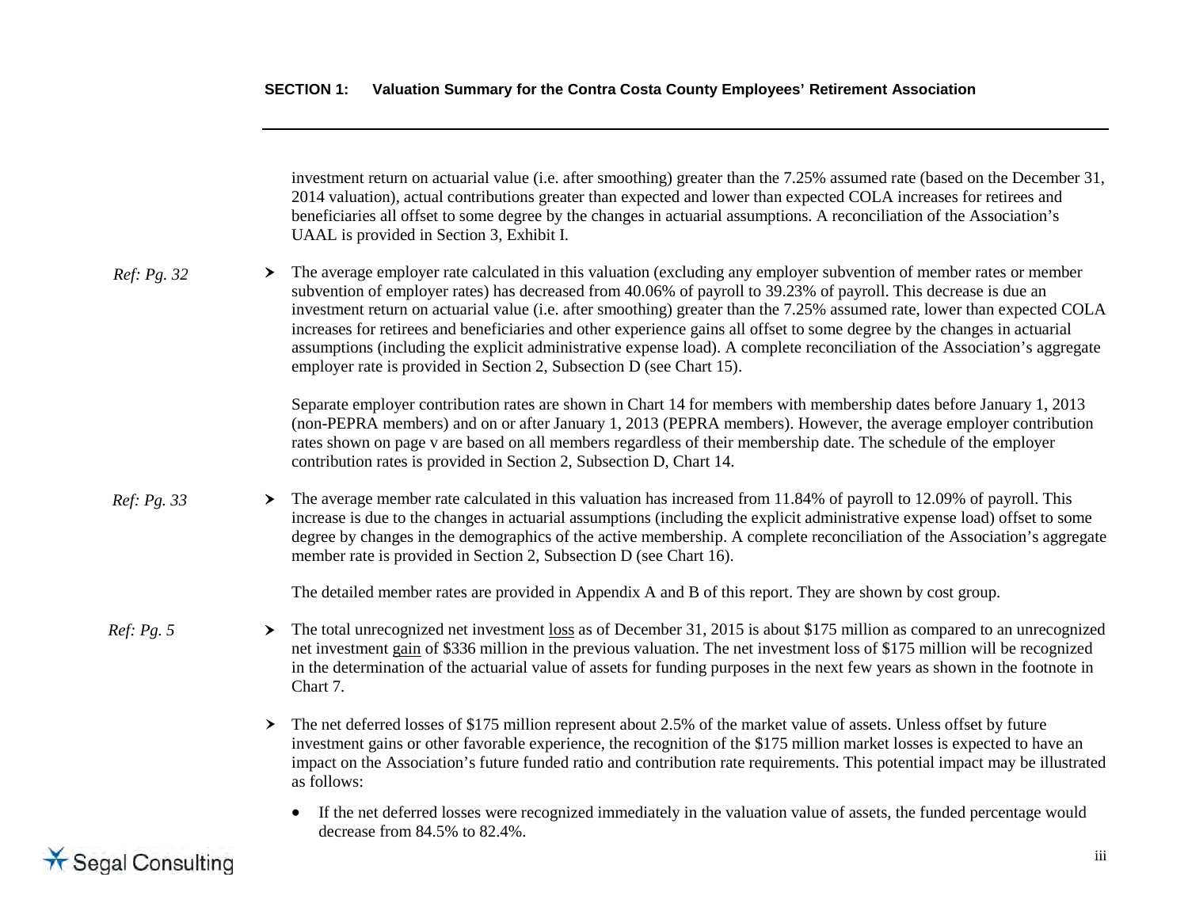investment return on actuarial value (i.e. after smoothing) greater than the 7.25% assumed rate (based on the December 31, 2014 valuation), actual contributions greater than expected and lower than expected COLA increases for retirees and beneficiaries all offset to some degree by the changes in actuarial assumptions. A reconciliation of the Association's UAAL is provided in Section 3, Exhibit I.

*Ref: Pg. 32*

- The average employer rate calculated in this valuation (excluding any employer subvention of member rates or member subvention of employer rates) has decreased from 40.06% of payroll to 39.23% of payroll. This decrease is due an investment return on actuarial value (i.e. after smoothing) greater than the 7.25% assumed rate, lower than expected COLA increases for retirees and beneficiaries and other experience gains all offset to some degree by the changes in actuarial assumptions (including the explicit administrative expense load). A complete reconciliation of the Association's aggregate employer rate is provided in Section 2, Subsection D (see Chart 15).

  Separate employer contribution rates are shown in Chart 14 for members with membership dates before January 1, 2013 (non-PEPRA members) and on or after January 1, 2013 (PEPRA members). However, the average employer contribution rates shown on page v are based on all members regardless of their membership date. The schedule of the employer contribution rates is provided in Section 2, Subsection D, Chart 14.

*Ref: Pg. 33*

- The average member rate calculated in this valuation has increased from 11.84% of payroll to 12.09% of payroll. This increase is due to the changes in actuarial assumptions (including the explicit administrative expense load) offset to some degree by changes in the demographics of the active membership. A complete reconciliation of the Association's aggregate member rate is provided in Section 2, Subsection D (see Chart 16).

  The detailed member rates are provided in Appendix A and B of this report. They are shown by cost group.

*Ref: Pg. 5*

- The total unrecognized net investment loss as of December 31, 2015 is about $175 million as compared to an unrecognized net investment gain of $336 million in the previous valuation. The net investment loss of $175 million will be recognized in the determination of the actuarial value of assets for funding purposes in the next few years as shown in the footnote in Chart 7.

- The net deferred losses of $175 million represent about 2.5% of the market value of assets. Unless offset by future investment gains or other favorable experience, the recognition of the $175 million market losses is expected to have an impact on the Association's future funded ratio and contribution rate requirements. This potential impact may be illustrated as follows:
  - If the net deferred losses were recognized immediately in the valuation value of assets, the funded percentage would decrease from 84.5% to 82.4%.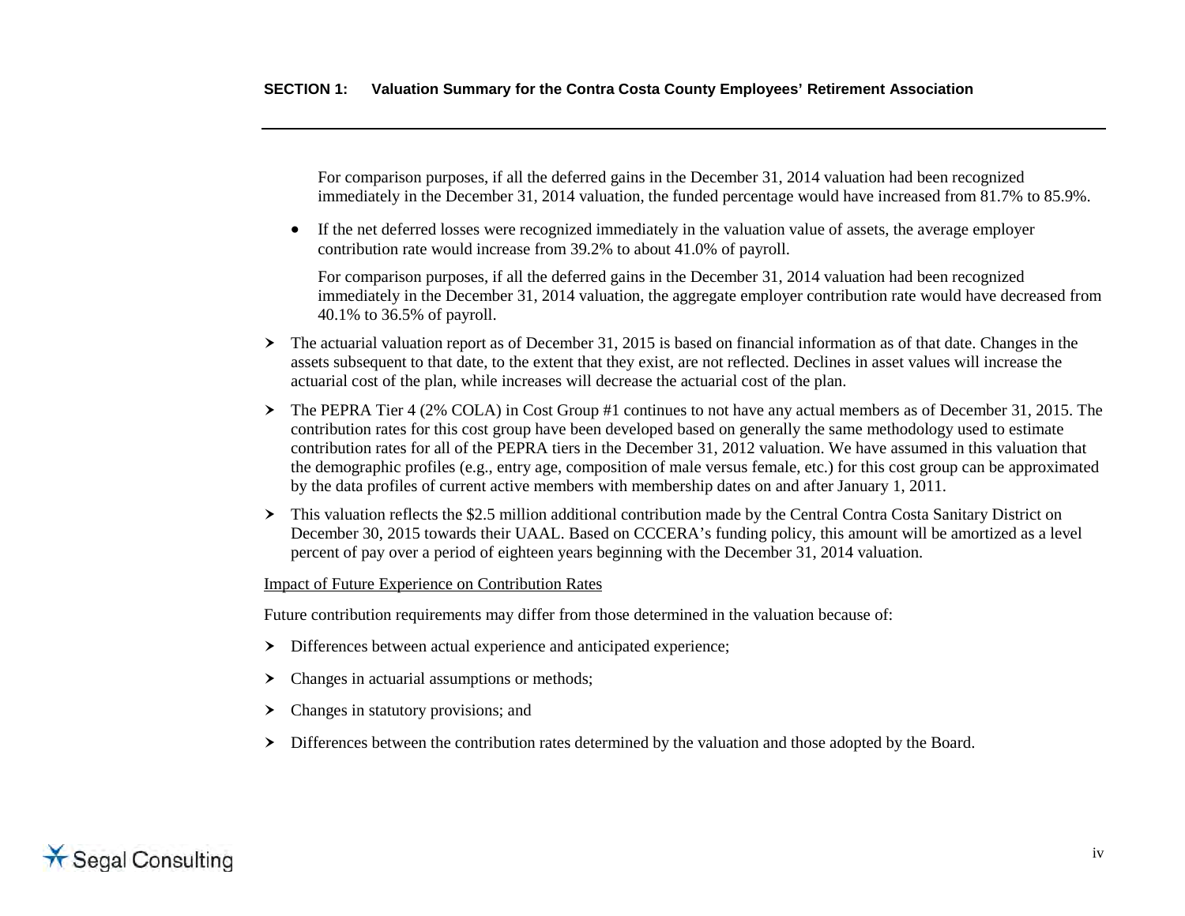For comparison purposes, if all the deferred gains in the December 31, 2014 valuation had been recognized immediately in the December 31, 2014 valuation, the funded percentage would have increased from 81.7% to 85.9%.

- If the net deferred losses were recognized immediately in the valuation value of assets, the average employer contribution rate would increase from 39.2% to about 41.0% of payroll.

  For comparison purposes, if all the deferred gains in the December 31, 2014 valuation had been recognized immediately in the December 31, 2014 valuation, the aggregate employer contribution rate would have decreased from 40.1% to 36.5% of payroll.

- The actuarial valuation report as of December 31, 2015 is based on financial information as of that date. Changes in the assets subsequent to that date, to the extent that they exist, are not reflected. Declines in asset values will increase the actuarial cost of the plan, while increases will decrease the actuarial cost of the plan.

- The PEPRA Tier 4 (2% COLA) in Cost Group #1 continues to not have any actual members as of December 31, 2015. The contribution rates for this cost group have been developed based on generally the same methodology used to estimate contribution rates for all of the PEPRA tiers in the December 31, 2012 valuation. We have assumed in this valuation that the demographic profiles (e.g., entry age, composition of male versus female, etc.) for this cost group can be approximated by the data profiles of current active members with membership dates on and after January 1, 2011.

- This valuation reflects the $2.5 million additional contribution made by the Central Contra Costa Sanitary District on December 30, 2015 towards their UAAL. Based on CCCERA's funding policy, this amount will be amortized as a level percent of pay over a period of eighteen years beginning with the December 31, 2014 valuation.

Impact of Future Experience on Contribution Rates

Future contribution requirements may differ from those determined in the valuation because of:

- Differences between actual experience and anticipated experience;
- Changes in actuarial assumptions or methods;
- Changes in statutory provisions; and
- Differences between the contribution rates determined by the valuation and those adopted by the Board.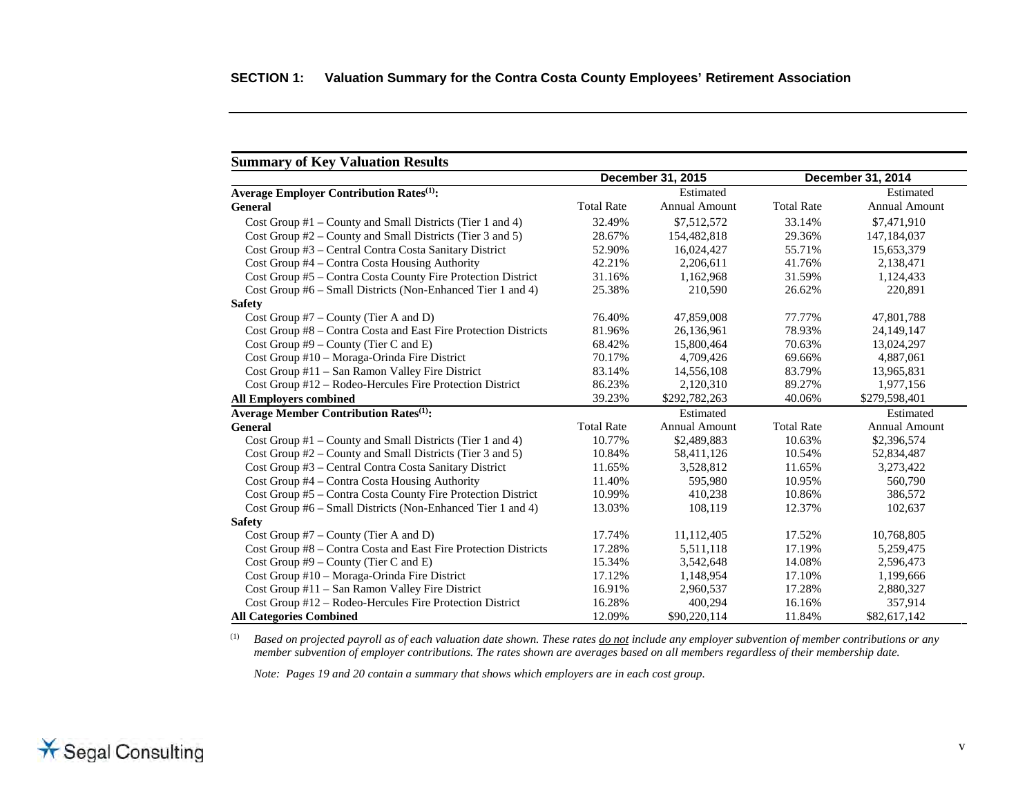## SECTION 1: Valuation Summary for the Contra Costa County Employees' Retirement Association

### Summary of Key Valuation Results

| | December 31, 2015 | | December 31, 2014 | |
|---|---|---|---|---|
| **Average Employer Contribution Rates[1]:** | | Estimated | | Estimated |
| **General** | Total Rate | Annual Amount | Total Rate | Annual Amount |
| Cost Group #1 – County and Small Districts (Tier 1 and 4) | 32.49% | $7,512,572 | 33.14% | $7,471,910 |
| Cost Group #2 – County and Small Districts (Tier 3 and 5) | 28.67% | 154,482,818 | 29.36% | 147,184,037 |
| Cost Group #3 – Central Contra Costa Sanitary District | 52.90% | 16,024,427 | 55.71% | 15,653,379 |
| Cost Group #4 – Contra Costa Housing Authority | 42.21% | 2,206,611 | 41.76% | 2,138,471 |
| Cost Group #5 – Contra Costa County Fire Protection District | 31.16% | 1,162,968 | 31.59% | 1,124,433 |
| Cost Group #6 – Small Districts (Non-Enhanced Tier 1 and 4) | 25.38% | 210,590 | 26.62% | 220,891 |
| **Safety** | | | | |
| Cost Group #7 – County (Tier A and D) | 76.40% | 47,859,008 | 77.77% | 47,801,788 |
| Cost Group #8 – Contra Costa and East Fire Protection Districts | 81.96% | 26,136,961 | 78.93% | 24,149,147 |
| Cost Group #9 – County (Tier C and E) | 68.42% | 15,800,464 | 70.63% | 13,024,297 |
| Cost Group #10 – Moraga-Orinda Fire District | 70.17% | 4,709,426 | 69.66% | 4,887,061 |
| Cost Group #11 – San Ramon Valley Fire District | 83.14% | 14,556,108 | 83.79% | 13,965,831 |
| Cost Group #12 – Rodeo-Hercules Fire Protection District | 86.23% | 2,120,310 | 89.27% | 1,977,156 |
| **All Employers combined** | 39.23% | $292,782,263 | 40.06% | $279,598,401 |
| **Average Member Contribution Rates[1]:** | | Estimated | | Estimated |
| **General** | Total Rate | Annual Amount | Total Rate | Annual Amount |
| Cost Group #1 – County and Small Districts (Tier 1 and 4) | 10.77% | $2,489,883 | 10.63% | $2,396,574 |
| Cost Group #2 – County and Small Districts (Tier 3 and 5) | 10.84% | 58,411,126 | 10.54% | 52,834,487 |
| Cost Group #3 – Central Contra Costa Sanitary District | 11.65% | 3,528,812 | 11.65% | 3,273,422 |
| Cost Group #4 – Contra Costa Housing Authority | 11.40% | 595,980 | 10.95% | 560,790 |
| Cost Group #5 – Contra Costa County Fire Protection District | 10.99% | 410,238 | 10.86% | 386,572 |
| Cost Group #6 – Small Districts (Non-Enhanced Tier 1 and 4) | 13.03% | 108,119 | 12.37% | 102,637 |
| **Safety** | | | | |
| Cost Group #7 – County (Tier A and D) | 17.74% | 11,112,405 | 17.52% | 10,768,805 |
| Cost Group #8 – Contra Costa and East Fire Protection Districts | 17.28% | 5,511,118 | 17.19% | 5,259,475 |
| Cost Group #9 – County (Tier C and E) | 15.34% | 3,542,648 | 14.08% | 2,596,473 |
| Cost Group #10 – Moraga-Orinda Fire District | 17.12% | 1,148,954 | 17.10% | 1,199,666 |
| Cost Group #11 – San Ramon Valley Fire District | 16.91% | 2,960,537 | 17.28% | 2,880,327 |
| Cost Group #12 – Rodeo-Hercules Fire Protection District | 16.28% | 400,294 | 16.16% | 357,914 |
| **All Categories Combined** | 12.09% | $90,220,114 | 11.84% | $82,617,142 |

[1] *Based on projected payroll as of each valuation date shown. These rates do not include any employer subvention of member contributions or any member subvention of employer contributions. The rates shown are averages based on all members regardless of their membership date.*

*Note: Pages 19 and 20 contain a summary that shows which employers are in each cost group.*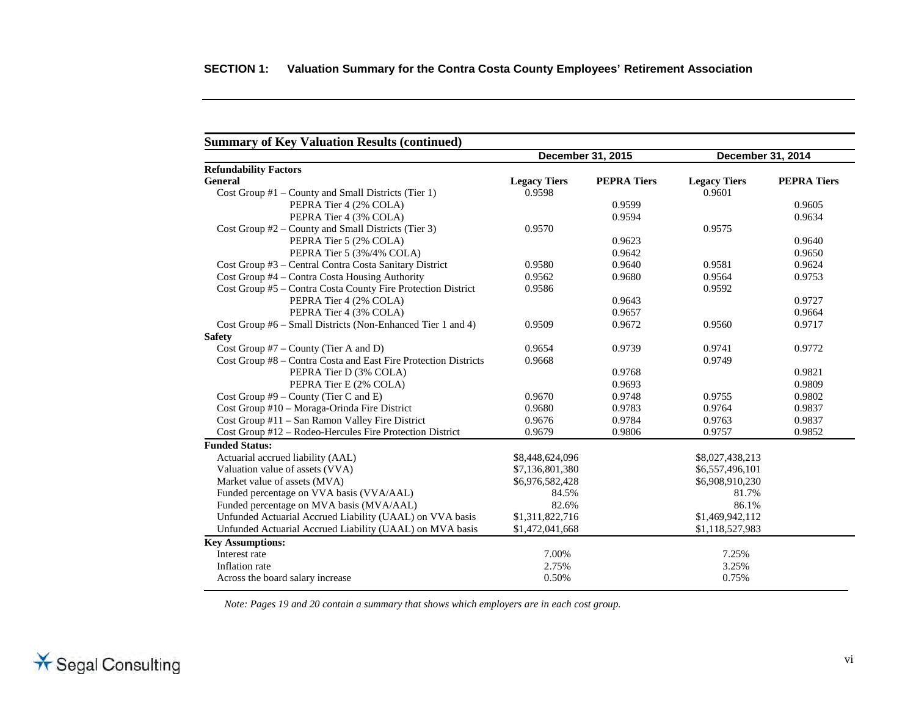## SECTION 1: Valuation Summary for the Contra Costa County Employees' Retirement Association

**Summary of Key Valuation Results (continued)**

| | December 31, 2015 | | December 31, 2014 | |
|---|---|---|---|---|
| **Refundability Factors** | | | | |
| **General** | **Legacy Tiers** | **PEPRA Tiers** | **Legacy Tiers** | **PEPRA Tiers** |
| Cost Group #1 – County and Small Districts (Tier 1) | 0.9598 | | 0.9601 | |
| PEPRA Tier 4 (2% COLA) | | 0.9599 | | 0.9605 |
| PEPRA Tier 4 (3% COLA) | | 0.9594 | | 0.9634 |
| Cost Group #2 – County and Small Districts (Tier 3) | 0.9570 | | 0.9575 | |
| PEPRA Tier 5 (2% COLA) | | 0.9623 | | 0.9640 |
| PEPRA Tier 5 (3%/4% COLA) | | 0.9642 | | 0.9650 |
| Cost Group #3 – Central Contra Costa Sanitary District | 0.9580 | 0.9640 | 0.9581 | 0.9624 |
| Cost Group #4 – Contra Costa Housing Authority | 0.9562 | 0.9680 | 0.9564 | 0.9753 |
| Cost Group #5 – Contra Costa County Fire Protection District | 0.9586 | | 0.9592 | |
| PEPRA Tier 4 (2% COLA) | | 0.9643 | | 0.9727 |
| PEPRA Tier 4 (3% COLA) | | 0.9657 | | 0.9664 |
| Cost Group #6 – Small Districts (Non-Enhanced Tier 1 and 4) | 0.9509 | 0.9672 | 0.9560 | 0.9717 |
| **Safety** | | | | |
| Cost Group #7 – County (Tier A and D) | 0.9654 | 0.9739 | 0.9741 | 0.9772 |
| Cost Group #8 – Contra Costa and East Fire Protection Districts | 0.9668 | | 0.9749 | |
| PEPRA Tier D (3% COLA) | | 0.9768 | | 0.9821 |
| PEPRA Tier E (2% COLA) | | 0.9693 | | 0.9809 |
| Cost Group #9 – County (Tier C and E) | 0.9670 | 0.9748 | 0.9755 | 0.9802 |
| Cost Group #10 – Moraga-Orinda Fire District | 0.9680 | 0.9783 | 0.9764 | 0.9837 |
| Cost Group #11 – San Ramon Valley Fire District | 0.9676 | 0.9784 | 0.9763 | 0.9837 |
| Cost Group #12 – Rodeo-Hercules Fire Protection District | 0.9679 | 0.9806 | 0.9757 | 0.9852 |
| **Funded Status:** | | | | |
| Actuarial accrued liability (AAL) | $8,448,624,096 | | $8,027,438,213 | |
| Valuation value of assets (VVA) | $7,136,801,380 | | $6,557,496,101 | |
| Market value of assets (MVA) | $6,976,582,428 | | $6,908,910,230 | |
| Funded percentage on VVA basis (VVA/AAL) | 84.5% | | 81.7% | |
| Funded percentage on MVA basis (MVA/AAL) | 82.6% | | 86.1% | |
| Unfunded Actuarial Accrued Liability (UAAL) on VVA basis | $1,311,822,716 | | $1,469,942,112 | |
| Unfunded Actuarial Accrued Liability (UAAL) on MVA basis | $1,472,041,668 | | $1,118,527,983 | |
| **Key Assumptions:** | | | | |
| Interest rate | 7.00% | | 7.25% | |
| Inflation rate | 2.75% | | 3.25% | |
| Across the board salary increase | 0.50% | | 0.75% | |

*Note: Pages 19 and 20 contain a summary that shows which employers are in each cost group.*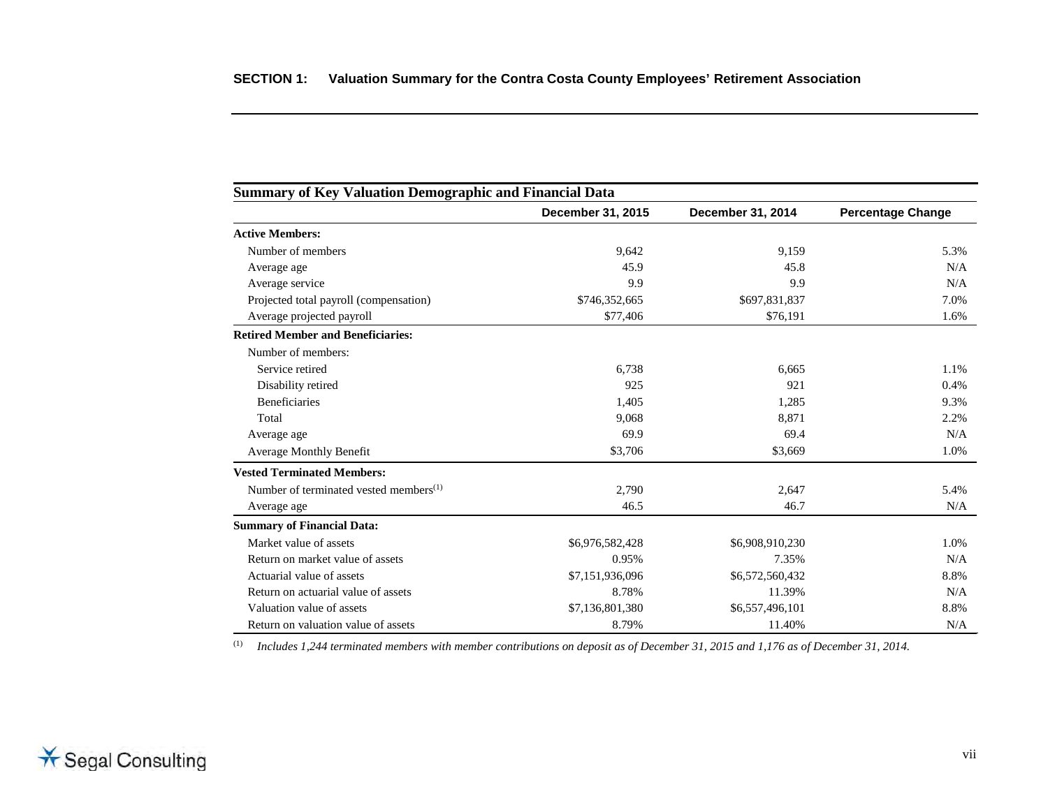## SECTION 1: Valuation Summary for the Contra Costa County Employees' Retirement Association

**Summary of Key Valuation Demographic and Financial Data**

| | December 31, 2015 | December 31, 2014 | Percentage Change |
|---|---|---|---|
| **Active Members:** | | | |
| Number of members | 9,642 | 9,159 | 5.3% |
| Average age | 45.9 | 45.8 | N/A |
| Average service | 9.9 | 9.9 | N/A |
| Projected total payroll (compensation) | $746,352,665 | $697,831,837 | 7.0% |
| Average projected payroll | $77,406 | $76,191 | 1.6% |
| **Retired Member and Beneficiaries:** | | | |
| Number of members: | | | |
| Service retired | 6,738 | 6,665 | 1.1% |
| Disability retired | 925 | 921 | 0.4% |
| Beneficiaries | 1,405 | 1,285 | 9.3% |
| Total | 9,068 | 8,871 | 2.2% |
| Average age | 69.9 | 69.4 | N/A |
| Average Monthly Benefit | $3,706 | $3,669 | 1.0% |
| **Vested Terminated Members:** | | | |
| Number of terminated vested members[1] | 2,790 | 2,647 | 5.4% |
| Average age | 46.5 | 46.7 | N/A |
| **Summary of Financial Data:** | | | |
| Market value of assets | $6,976,582,428 | $6,908,910,230 | 1.0% |
| Return on market value of assets | 0.95% | 7.35% | N/A |
| Actuarial value of assets | $7,151,936,096 | $6,572,560,432 | 8.8% |
| Return on actuarial value of assets | 8.78% | 11.39% | N/A |
| Valuation value of assets | $7,136,801,380 | $6,557,496,101 | 8.8% |
| Return on valuation value of assets | 8.79% | 11.40% | N/A |

[1] *Includes 1,244 terminated members with member contributions on deposit as of December 31, 2015 and 1,176 as of December 31, 2014.*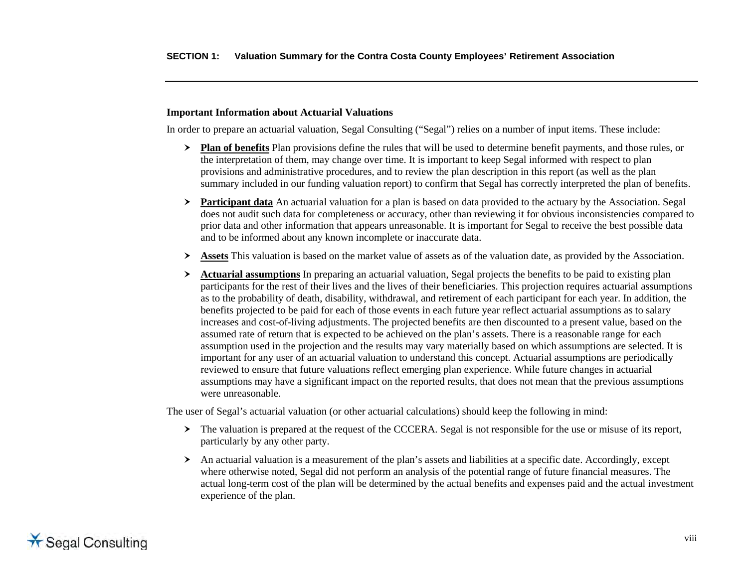**Important Information about Actuarial Valuations**

In order to prepare an actuarial valuation, Segal Consulting ("Segal") relies on a number of input items. These include:

- **Plan of benefits** Plan provisions define the rules that will be used to determine benefit payments, and those rules, or the interpretation of them, may change over time. It is important to keep Segal informed with respect to plan provisions and administrative procedures, and to review the plan description in this report (as well as the plan summary included in our funding valuation report) to confirm that Segal has correctly interpreted the plan of benefits.
- **Participant data** An actuarial valuation for a plan is based on data provided to the actuary by the Association. Segal does not audit such data for completeness or accuracy, other than reviewing it for obvious inconsistencies compared to prior data and other information that appears unreasonable. It is important for Segal to receive the best possible data and to be informed about any known incomplete or inaccurate data.
- **Assets** This valuation is based on the market value of assets as of the valuation date, as provided by the Association.
- **Actuarial assumptions** In preparing an actuarial valuation, Segal projects the benefits to be paid to existing plan participants for the rest of their lives and the lives of their beneficiaries. This projection requires actuarial assumptions as to the probability of death, disability, withdrawal, and retirement of each participant for each year. In addition, the benefits projected to be paid for each of those events in each future year reflect actuarial assumptions as to salary increases and cost-of-living adjustments. The projected benefits are then discounted to a present value, based on the assumed rate of return that is expected to be achieved on the plan's assets. There is a reasonable range for each assumption used in the projection and the results may vary materially based on which assumptions are selected. It is important for any user of an actuarial valuation to understand this concept. Actuarial assumptions are periodically reviewed to ensure that future valuations reflect emerging plan experience. While future changes in actuarial assumptions may have a significant impact on the reported results, that does not mean that the previous assumptions were unreasonable.

The user of Segal's actuarial valuation (or other actuarial calculations) should keep the following in mind:

- The valuation is prepared at the request of the CCCERA. Segal is not responsible for the use or misuse of its report, particularly by any other party.
- An actuarial valuation is a measurement of the plan's assets and liabilities at a specific date. Accordingly, except where otherwise noted, Segal did not perform an analysis of the potential range of future financial measures. The actual long-term cost of the plan will be determined by the actual benefits and expenses paid and the actual investment experience of the plan.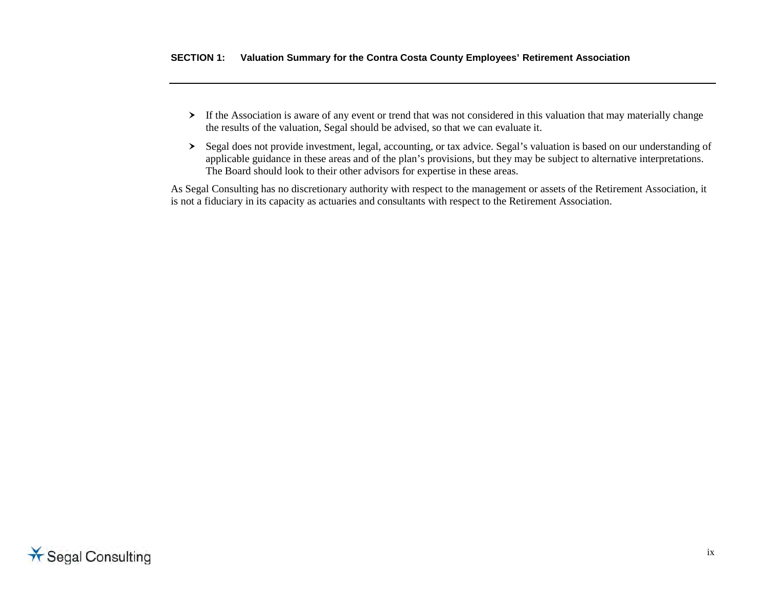- If the Association is aware of any event or trend that was not considered in this valuation that may materially change the results of the valuation, Segal should be advised, so that we can evaluate it.
- Segal does not provide investment, legal, accounting, or tax advice. Segal's valuation is based on our understanding of applicable guidance in these areas and of the plan's provisions, but they may be subject to alternative interpretations. The Board should look to their other advisors for expertise in these areas.

As Segal Consulting has no discretionary authority with respect to the management or assets of the Retirement Association, it is not a fiduciary in its capacity as actuaries and consultants with respect to the Retirement Association.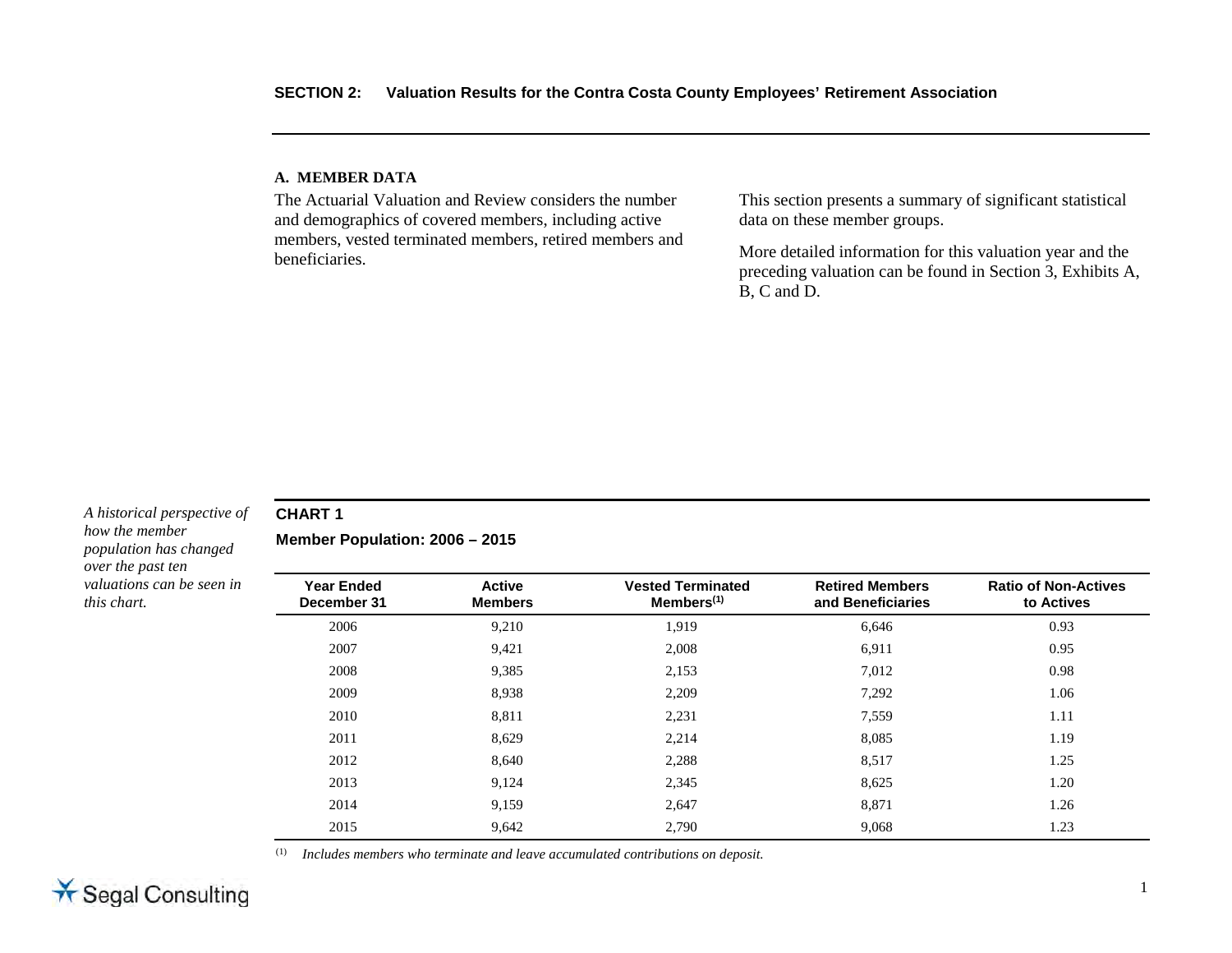## A. MEMBER DATA

The Actuarial Valuation and Review considers the number and demographics of covered members, including active members, vested terminated members, retired members and beneficiaries.

This section presents a summary of significant statistical data on these member groups.

More detailed information for this valuation year and the preceding valuation can be found in Section 3, Exhibits A, B, C and D.

*A historical perspective of how the member population has changed over the past ten valuations can be seen in this chart.*

**CHART 1**

**Member Population: 2006 – 2015**

| Year Ended December 31 | Active Members | Vested Terminated Members[(1)] | Retired Members and Beneficiaries | Ratio of Non-Actives to Actives |
|---|---|---|---|---|
| 2006 | 9,210 | 1,919 | 6,646 | 0.93 |
| 2007 | 9,421 | 2,008 | 6,911 | 0.95 |
| 2008 | 9,385 | 2,153 | 7,012 | 0.98 |
| 2009 | 8,938 | 2,209 | 7,292 | 1.06 |
| 2010 | 8,811 | 2,231 | 7,559 | 1.11 |
| 2011 | 8,629 | 2,214 | 8,085 | 1.19 |
| 2012 | 8,640 | 2,288 | 8,517 | 1.25 |
| 2013 | 9,124 | 2,345 | 8,625 | 1.20 |
| 2014 | 9,159 | 2,647 | 8,871 | 1.26 |
| 2015 | 9,642 | 2,790 | 9,068 | 1.23 |

(1) *Includes members who terminate and leave accumulated contributions on deposit.*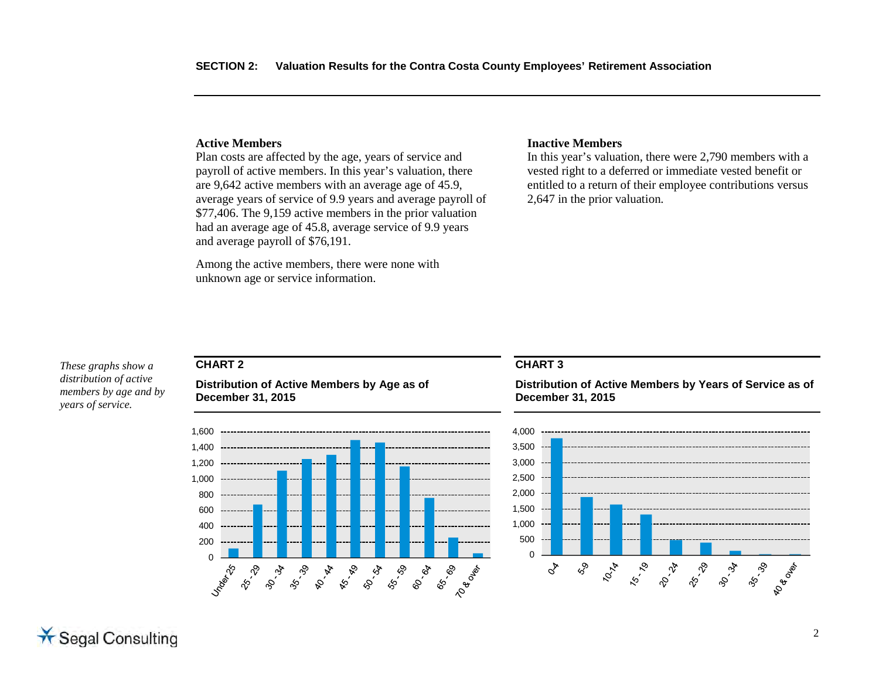## Active Members

Plan costs are affected by the age, years of service and payroll of active members. In this year's valuation, there are 9,642 active members with an average age of 45.9, average years of service of 9.9 years and average payroll of $77,406. The 9,159 active members in the prior valuation had an average age of 45.8, average service of 9.9 years and average payroll of $76,191.

Among the active members, there were none with unknown age or service information.

## Inactive Members

In this year's valuation, there were 2,790 members with a vested right to a deferred or immediate vested benefit or entitled to a return of their employee contributions versus 2,647 in the prior valuation.

*These graphs show a distribution of active members by age and by years of service.*

**CHART 2**

**Distribution of Active Members by Age as of December 31, 2015**

**CHART 3**

**Distribution of Active Members by Years of Service as of December 31, 2015**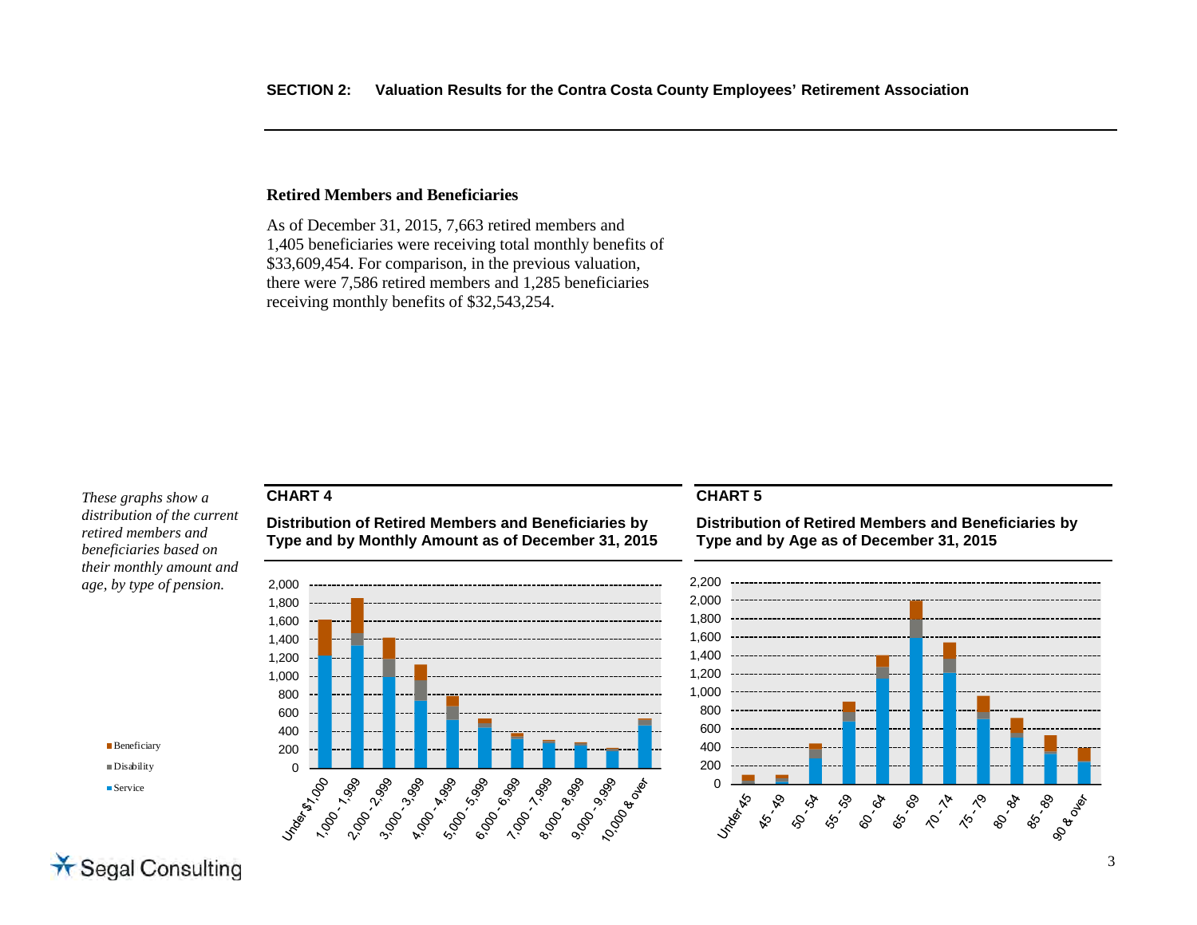## Retired Members and Beneficiaries

As of December 31, 2015, 7,663 retired members and 1,405 beneficiaries were receiving total monthly benefits of $33,609,454. For comparison, in the previous valuation, there were 7,586 retired members and 1,285 beneficiaries receiving monthly benefits of $32,543,254.

*These graphs show a distribution of the current retired members and beneficiaries based on their monthly amount and age, by type of pension.*

**CHART 4**

**Distribution of Retired Members and Beneficiaries by Type and by Monthly Amount as of December 31, 2015**

**CHART 5**

**Distribution of Retired Members and Beneficiaries by Type and by Age as of December 31, 2015**

Beneficiary
Disability
Service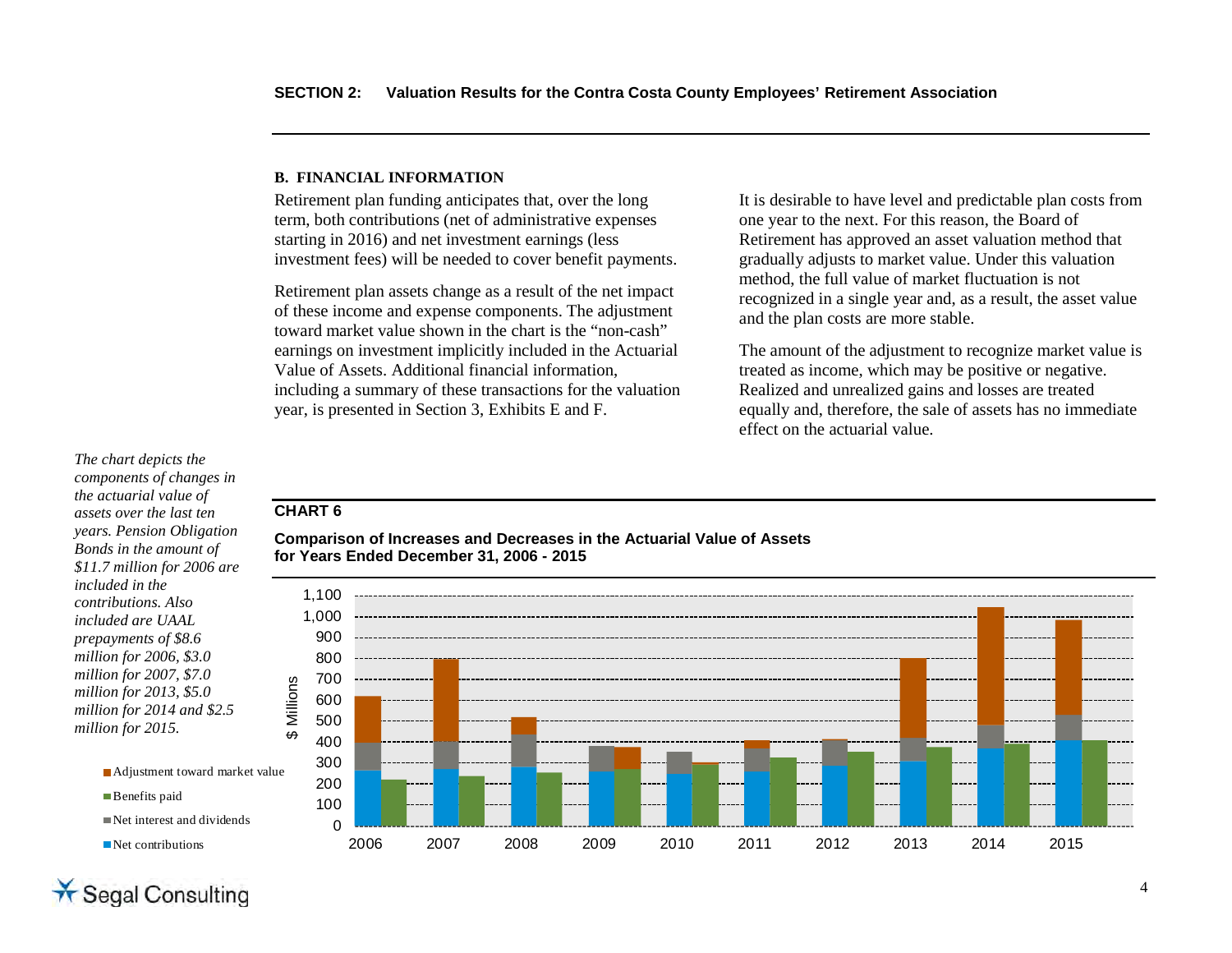## B. FINANCIAL INFORMATION

Retirement plan funding anticipates that, over the long term, both contributions (net of administrative expenses starting in 2016) and net investment earnings (less investment fees) will be needed to cover benefit payments.

Retirement plan assets change as a result of the net impact of these income and expense components. The adjustment toward market value shown in the chart is the "non-cash" earnings on investment implicitly included in the Actuarial Value of Assets. Additional financial information, including a summary of these transactions for the valuation year, is presented in Section 3, Exhibits E and F.

It is desirable to have level and predictable plan costs from one year to the next. For this reason, the Board of Retirement has approved an asset valuation method that gradually adjusts to market value. Under this valuation method, the full value of market fluctuation is not recognized in a single year and, as a result, the asset value and the plan costs are more stable.

The amount of the adjustment to recognize market value is treated as income, which may be positive or negative. Realized and unrealized gains and losses are treated equally and, therefore, the sale of assets has no immediate effect on the actuarial value.

*The chart depicts the components of changes in the actuarial value of assets over the last ten years. Pension Obligation Bonds in the amount of $11.7 million for 2006 are included in the contributions. Also included are UAAL prepayments of $8.6 million for 2006, $3.0 million for 2007, $7.0 million for 2013, $5.0 million for 2014 and $2.5 million for 2015.*

**CHART 6**

**Comparison of Increases and Decreases in the Actuarial Value of Assets for Years Ended December 31, 2006 - 2015**

Legend: Adjustment toward market value; Benefits paid; Net interest and dividends; Net contributions

Y-axis: $ Millions (0 to 1,100)

X-axis: 2006, 2007, 2008, 2009, 2010, 2011, 2012, 2013, 2014, 2015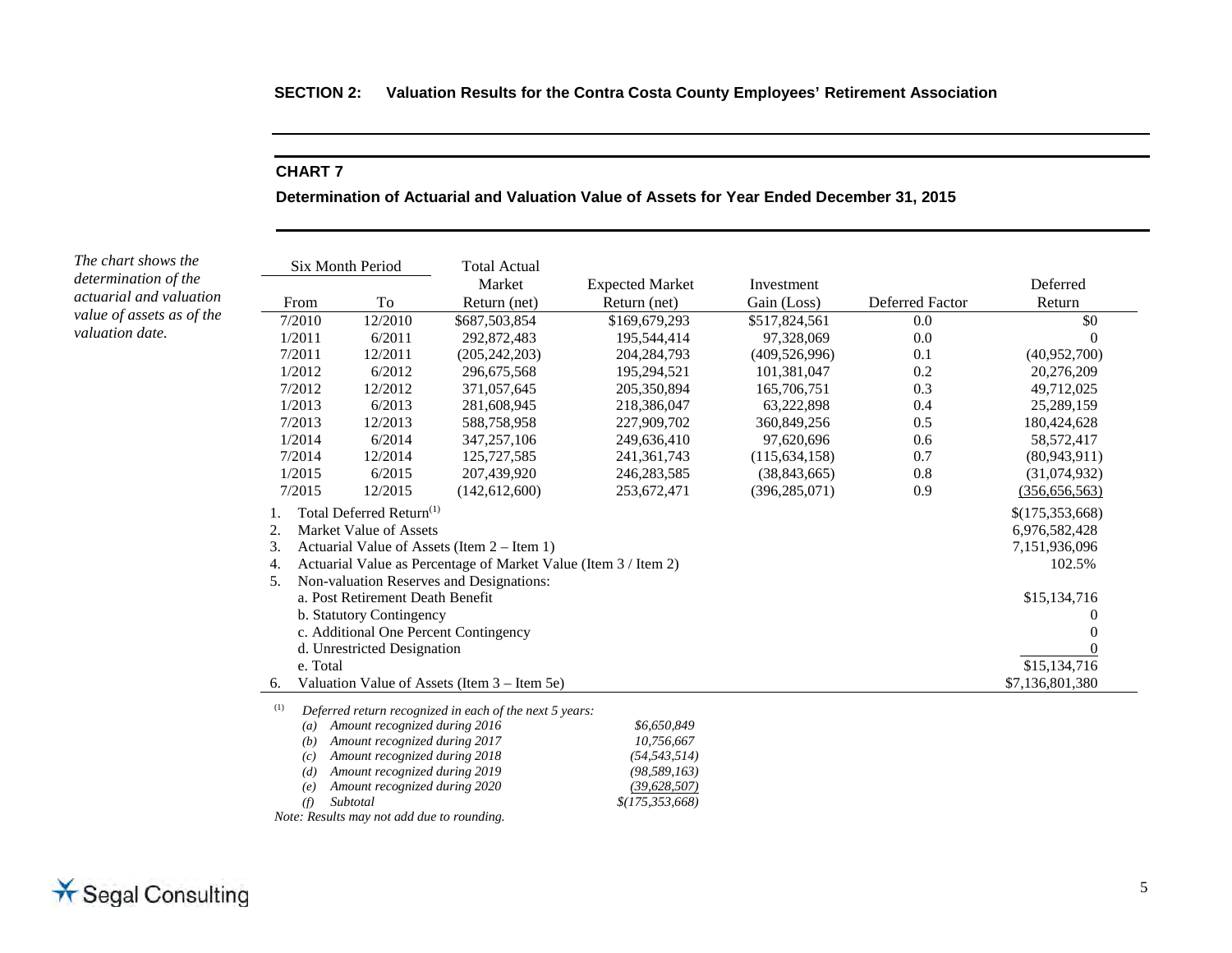**SECTION 2: Valuation Results for the Contra Costa County Employees' Retirement Association**

### CHART 7

**Determination of Actuarial and Valuation Value of Assets for Year Ended December 31, 2015**

*The chart shows the determination of the actuarial and valuation value of assets as of the valuation date.*

| Six Month Period | | Total Actual | | | | |
|---|---|---|---|---|---|---|
| From | To | Market Return (net) | Expected Market Return (net) | Investment Gain (Loss) | Deferred Factor | Deferred Return |
| 7/2010 | 12/2010 | $687,503,854 | $169,679,293 | $517,824,561 | 0.0 | $0 |
| 1/2011 | 6/2011 | 292,872,483 | 195,544,414 | 97,328,069 | 0.0 | 0 |
| 7/2011 | 12/2011 | (205,242,203) | 204,284,793 | (409,526,996) | 0.1 | (40,952,700) |
| 1/2012 | 6/2012 | 296,675,568 | 195,294,521 | 101,381,047 | 0.2 | 20,276,209 |
| 7/2012 | 12/2012 | 371,057,645 | 205,350,894 | 165,706,751 | 0.3 | 49,712,025 |
| 1/2013 | 6/2013 | 281,608,945 | 218,386,047 | 63,222,898 | 0.4 | 25,289,159 |
| 7/2013 | 12/2013 | 588,758,958 | 227,909,702 | 360,849,256 | 0.5 | 180,424,628 |
| 1/2014 | 6/2014 | 347,257,106 | 249,636,410 | 97,620,696 | 0.6 | 58,572,417 |
| 7/2014 | 12/2014 | 125,727,585 | 241,361,743 | (115,634,158) | 0.7 | (80,943,911) |
| 1/2015 | 6/2015 | 207,439,920 | 246,283,585 | (38,843,665) | 0.8 | (31,074,932) |
| 7/2015 | 12/2015 | (142,612,600) | 253,672,471 | (396,285,071) | 0.9 | (356,656,563) |
| 1. Total Deferred Return[(1)] | | | | | | $(175,353,668) |
| 2. Market Value of Assets | | | | | | 6,976,582,428 |
| 3. Actuarial Value of Assets (Item 2 – Item 1) | | | | | | 7,151,936,096 |
| 4. Actuarial Value as Percentage of Market Value (Item 3 / Item 2) | | | | | | 102.5% |
| 5. Non-valuation Reserves and Designations: | | | | | | |
| a. Post Retirement Death Benefit | | | | | | $15,134,716 |
| b. Statutory Contingency | | | | | | 0 |
| c. Additional One Percent Contingency | | | | | | 0 |
| d. Unrestricted Designation | | | | | | 0 |
| e. Total | | | | | | $15,134,716 |
| 6. Valuation Value of Assets (Item 3 – Item 5e) | | | | | | $7,136,801,380 |

(1) *Deferred return recognized in each of the next 5 years:*

| | |
|---|---|
| *(a) Amount recognized during 2016* | *$6,650,849* |
| *(b) Amount recognized during 2017* | *10,756,667* |
| *(c) Amount recognized during 2018* | *(54,543,514)* |
| *(d) Amount recognized during 2019* | *(98,589,163)* |
| *(e) Amount recognized during 2020* | *(39,628,507)* |
| *(f) Subtotal* | *$(175,353,668)* |

*Note: Results may not add due to rounding.*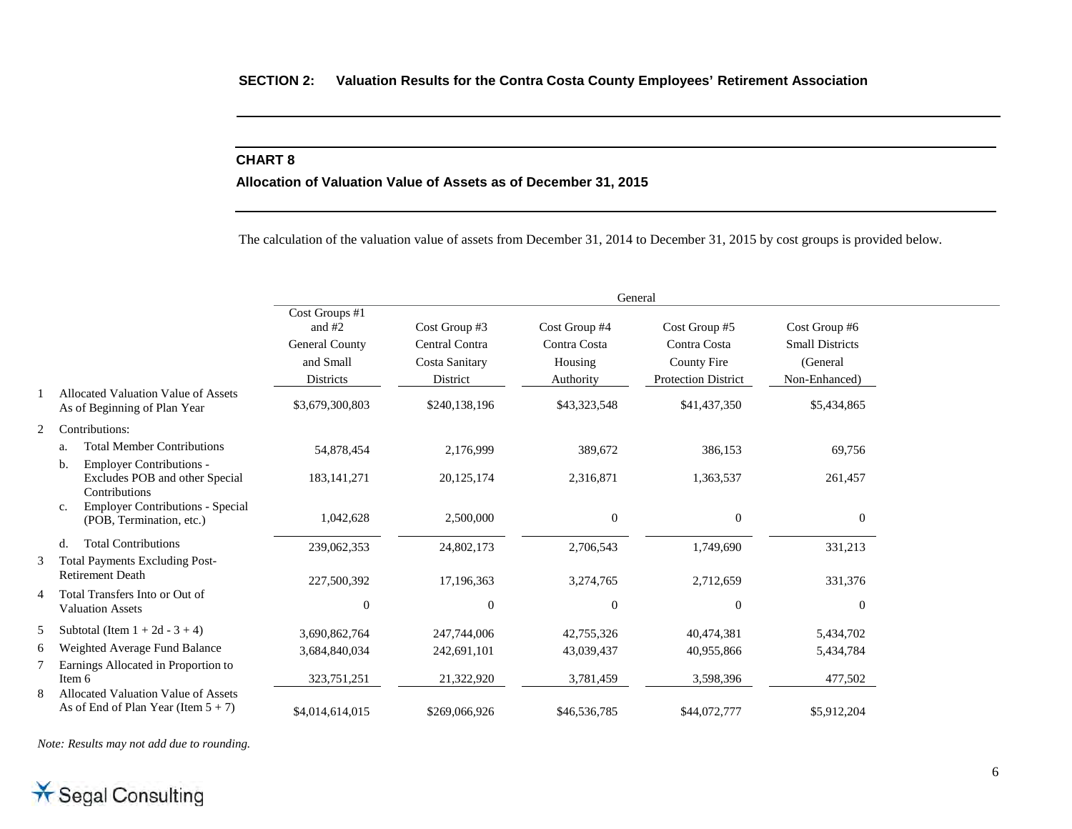**SECTION 2: Valuation Results for the Contra Costa County Employees' Retirement Association**

## CHART 8

### Allocation of Valuation Value of Assets as of December 31, 2015

The calculation of the valuation value of assets from December 31, 2014 to December 31, 2015 by cost groups is provided below.

| | | General | | | | |
|---|---|---|---|---|---|---|
| | | Cost Groups #1 and #2 General County and Small Districts | Cost Group #3 Central Contra Costa Sanitary District | Cost Group #4 Contra Costa Housing Authority | Cost Group #5 Contra Costa County Fire Protection District | Cost Group #6 Small Districts (General Non-Enhanced) |
| 1 | Allocated Valuation Value of Assets As of Beginning of Plan Year | $3,679,300,803 | $240,138,196 | $43,323,548 | $41,437,350 | $5,434,865 |
| 2 | Contributions: | | | | | |
| | a. Total Member Contributions | 54,878,454 | 2,176,999 | 389,672 | 386,153 | 69,756 |
| | b. Employer Contributions - Excludes POB and other Special Contributions | 183,141,271 | 20,125,174 | 2,316,871 | 1,363,537 | 261,457 |
| | c. Employer Contributions - Special (POB, Termination, etc.) | 1,042,628 | 2,500,000 | 0 | 0 | 0 |
| | d. Total Contributions | 239,062,353 | 24,802,173 | 2,706,543 | 1,749,690 | 331,213 |
| 3 | Total Payments Excluding Post-Retirement Death | 227,500,392 | 17,196,363 | 3,274,765 | 2,712,659 | 331,376 |
| 4 | Total Transfers Into or Out of Valuation Assets | 0 | 0 | 0 | 0 | 0 |
| 5 | Subtotal (Item 1 + 2d - 3 + 4) | 3,690,862,764 | 247,744,006 | 42,755,326 | 40,474,381 | 5,434,702 |
| 6 | Weighted Average Fund Balance | 3,684,840,034 | 242,691,101 | 43,039,437 | 40,955,866 | 5,434,784 |
| 7 | Earnings Allocated in Proportion to Item 6 | 323,751,251 | 21,322,920 | 3,781,459 | 3,598,396 | 477,502 |
| 8 | Allocated Valuation Value of Assets As of End of Plan Year (Item 5 + 7) | $4,014,614,015 | $269,066,926 | $46,536,785 | $44,072,777 | $5,912,204 |

*Note: Results may not add due to rounding.*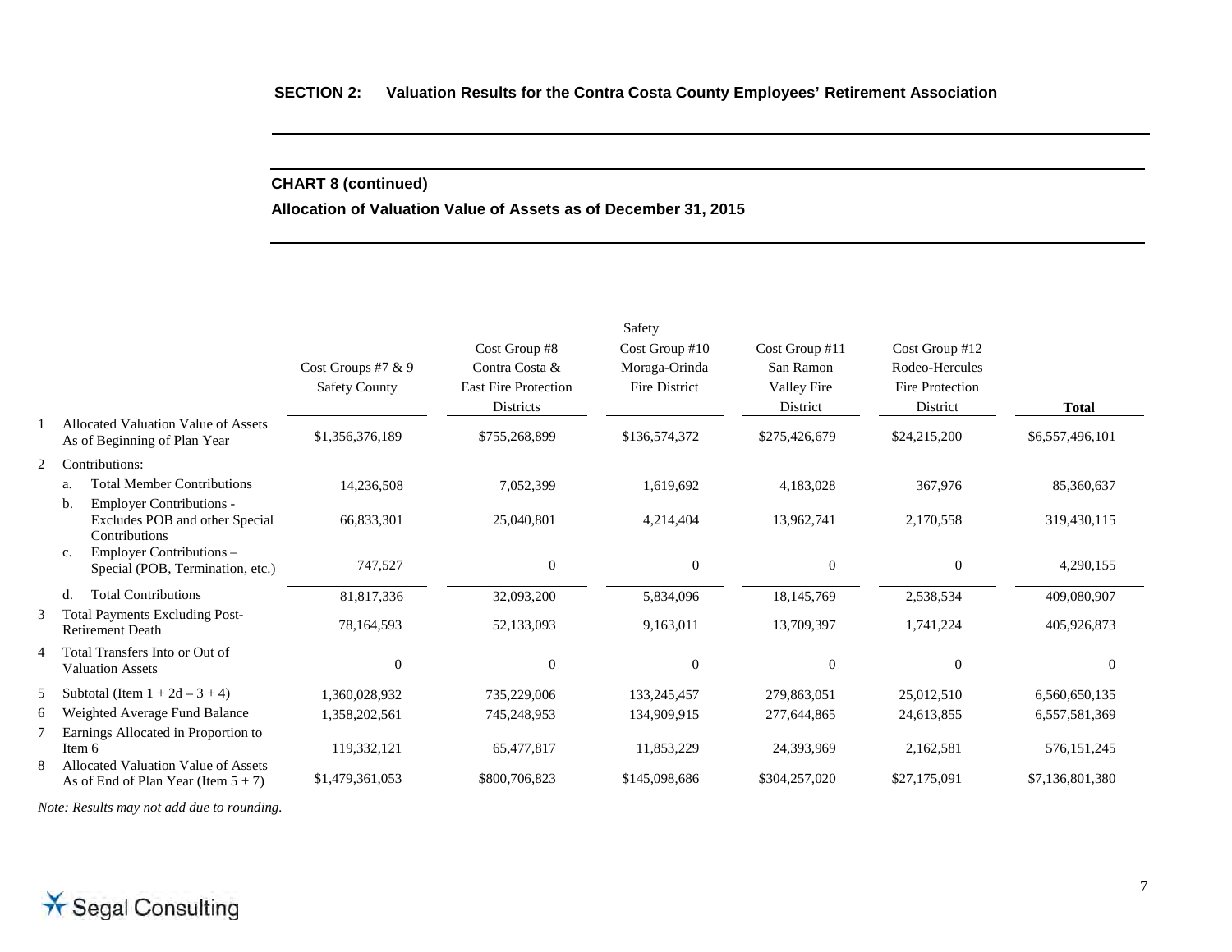**SECTION 2: Valuation Results for the Contra Costa County Employees' Retirement Association**

### CHART 8 (continued)

### Allocation of Valuation Value of Assets as of December 31, 2015

| | | Safety | | | | | |
|---|---|---|---|---|---|---|---|
| | | Cost Groups #7 & 9 Safety County | Cost Group #8 Contra Costa & East Fire Protection Districts | Cost Group #10 Moraga-Orinda Fire District | Cost Group #11 San Ramon Valley Fire District | Cost Group #12 Rodeo-Hercules Fire Protection District | **Total** |
| 1 | Allocated Valuation Value of Assets As of Beginning of Plan Year | $1,356,376,189 | $755,268,899 | $136,574,372 | $275,426,679 | $24,215,200 | $6,557,496,101 |
| 2 | Contributions: | | | | | | |
| | a. Total Member Contributions | 14,236,508 | 7,052,399 | 1,619,692 | 4,183,028 | 367,976 | 85,360,637 |
| | b. Employer Contributions - Excludes POB and other Special Contributions | 66,833,301 | 25,040,801 | 4,214,404 | 13,962,741 | 2,170,558 | 319,430,115 |
| | c. Employer Contributions – Special (POB, Termination, etc.) | 747,527 | 0 | 0 | 0 | 0 | 4,290,155 |
| | d. Total Contributions | 81,817,336 | 32,093,200 | 5,834,096 | 18,145,769 | 2,538,534 | 409,080,907 |
| 3 | Total Payments Excluding Post-Retirement Death | 78,164,593 | 52,133,093 | 9,163,011 | 13,709,397 | 1,741,224 | 405,926,873 |
| 4 | Total Transfers Into or Out of Valuation Assets | 0 | 0 | 0 | 0 | 0 | 0 |
| 5 | Subtotal (Item 1 + 2d – 3 + 4) | 1,360,028,932 | 735,229,006 | 133,245,457 | 279,863,051 | 25,012,510 | 6,560,650,135 |
| 6 | Weighted Average Fund Balance | 1,358,202,561 | 745,248,953 | 134,909,915 | 277,644,865 | 24,613,855 | 6,557,581,369 |
| 7 | Earnings Allocated in Proportion to Item 6 | 119,332,121 | 65,477,817 | 11,853,229 | 24,393,969 | 2,162,581 | 576,151,245 |
| 8 | Allocated Valuation Value of Assets As of End of Plan Year (Item 5 + 7) | $1,479,361,053 | $800,706,823 | $145,098,686 | $304,257,020 | $27,175,091 | $7,136,801,380 |

*Note: Results may not add due to rounding.*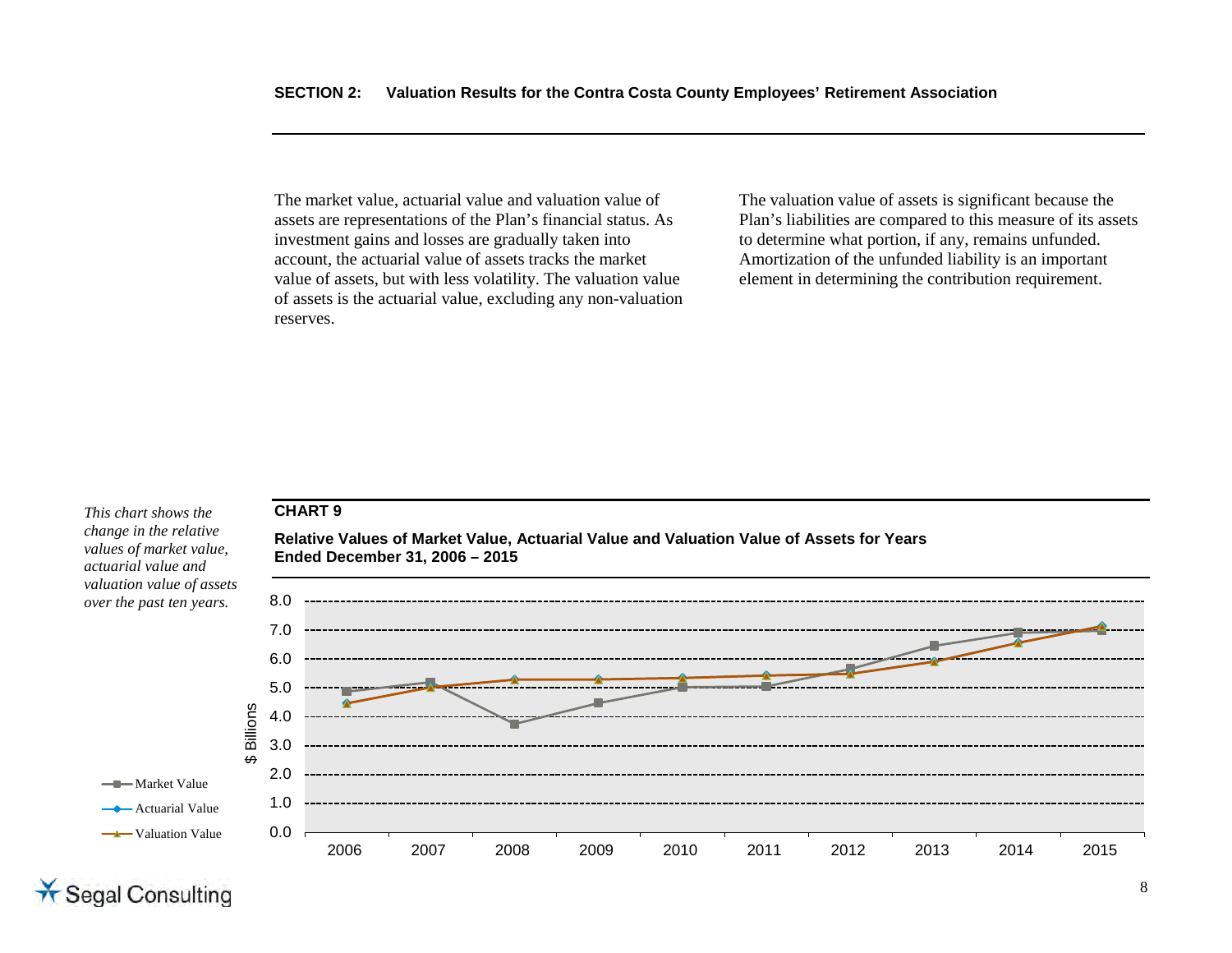The market value, actuarial value and valuation value of assets are representations of the Plan's financial status. As investment gains and losses are gradually taken into account, the actuarial value of assets tracks the market value of assets, but with less volatility. The valuation value of assets is the actuarial value, excluding any non-valuation reserves.

The valuation value of assets is significant because the Plan's liabilities are compared to this measure of its assets to determine what portion, if any, remains unfunded. Amortization of the unfunded liability is an important element in determining the contribution requirement.

*This chart shows the change in the relative values of market value, actuarial value and valuation value of assets over the past ten years.*

**CHART 9**

**Relative Values of Market Value, Actuarial Value and Valuation Value of Assets for Years Ended December 31, 2006 – 2015**

$ Billions

8.0
7.0
6.0
5.0
4.0
3.0
2.0
1.0
0.0

2006 2007 2008 2009 2010 2011 2012 2013 2014 2015

Market Value
Actuarial Value
Valuation Value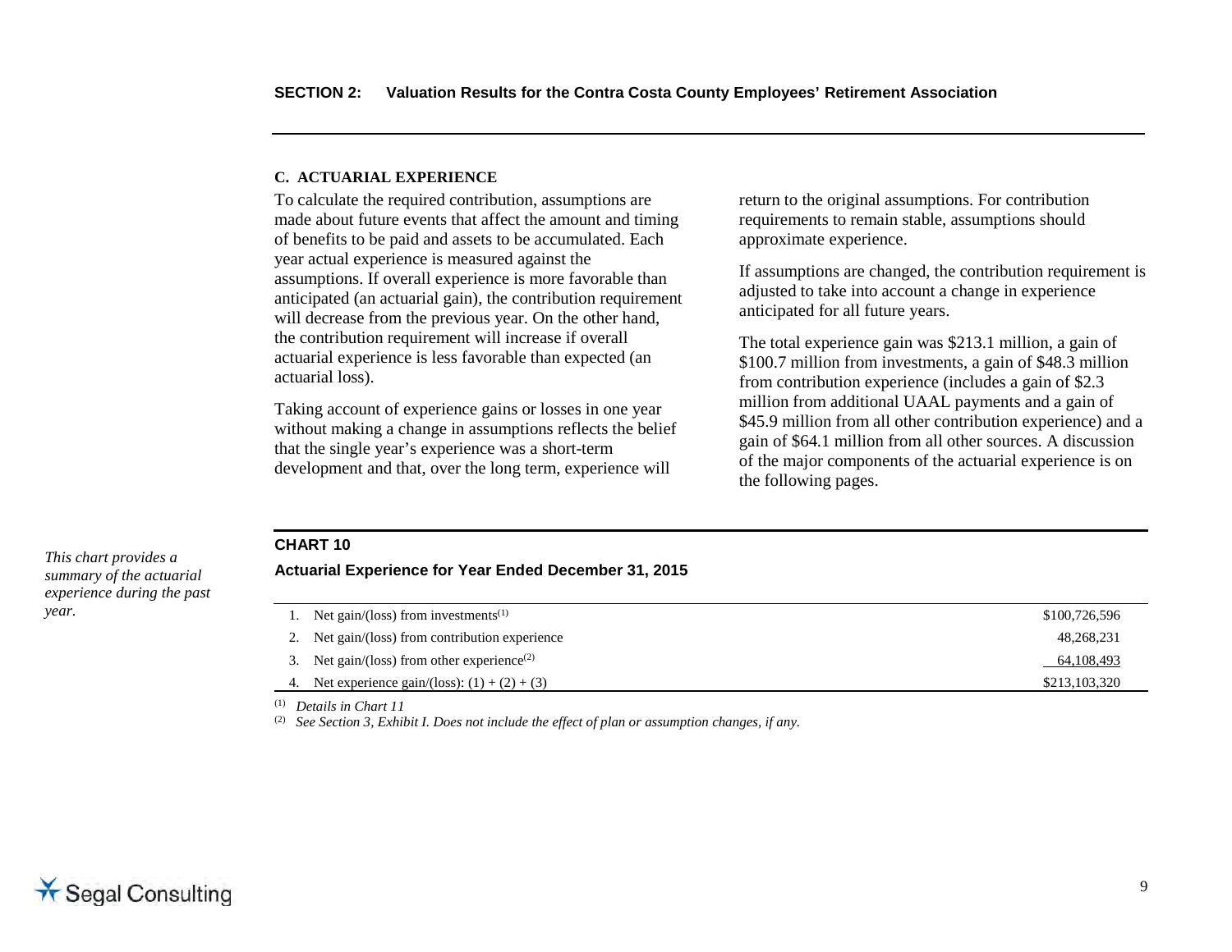### C. ACTUARIAL EXPERIENCE

To calculate the required contribution, assumptions are made about future events that affect the amount and timing of benefits to be paid and assets to be accumulated. Each year actual experience is measured against the assumptions. If overall experience is more favorable than anticipated (an actuarial gain), the contribution requirement will decrease from the previous year. On the other hand, the contribution requirement will increase if overall actuarial experience is less favorable than expected (an actuarial loss).

Taking account of experience gains or losses in one year without making a change in assumptions reflects the belief that the single year's experience was a short-term development and that, over the long term, experience will return to the original assumptions. For contribution requirements to remain stable, assumptions should approximate experience.

If assumptions are changed, the contribution requirement is adjusted to take into account a change in experience anticipated for all future years.

The total experience gain was $213.1 million, a gain of $100.7 million from investments, a gain of $48.3 million from contribution experience (includes a gain of $2.3 million from additional UAAL payments and a gain of $45.9 million from all other contribution experience) and a gain of $64.1 million from all other sources. A discussion of the major components of the actuarial experience is on the following pages.

*This chart provides a summary of the actuarial experience during the past year.*

**CHART 10**

**Actuarial Experience for Year Ended December 31, 2015**

| | |
|---|---:|
| 1. Net gain/(loss) from investments[1] | $100,726,596 |
| 2. Net gain/(loss) from contribution experience | 48,268,231 |
| 3. Net gain/(loss) from other experience[2] | 64,108,493 |
| 4. Net experience gain/(loss): (1) + (2) + (3) | $213,103,320 |

[1] *Details in Chart 11*

[2] *See Section 3, Exhibit I. Does not include the effect of plan or assumption changes, if any.*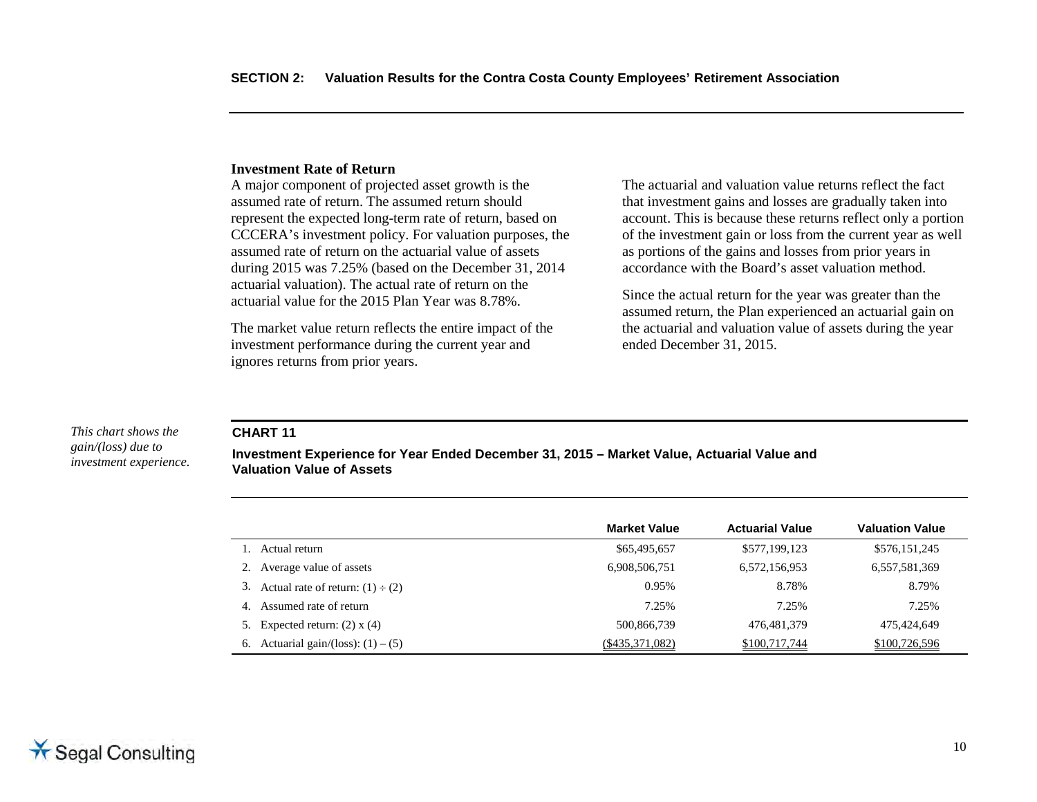### Investment Rate of Return

A major component of projected asset growth is the assumed rate of return. The assumed return should represent the expected long-term rate of return, based on CCCERA's investment policy. For valuation purposes, the assumed rate of return on the actuarial value of assets during 2015 was 7.25% (based on the December 31, 2014 actuarial valuation). The actual rate of return on the actuarial value for the 2015 Plan Year was 8.78%.

The market value return reflects the entire impact of the investment performance during the current year and ignores returns from prior years.

The actuarial and valuation value returns reflect the fact that investment gains and losses are gradually taken into account. This is because these returns reflect only a portion of the investment gain or loss from the current year as well as portions of the gains and losses from prior years in accordance with the Board's asset valuation method.

Since the actual return for the year was greater than the assumed return, the Plan experienced an actuarial gain on the actuarial and valuation value of assets during the year ended December 31, 2015.

*This chart shows the gain/(loss) due to investment experience.*

**CHART 11**

**Investment Experience for Year Ended December 31, 2015 – Market Value, Actuarial Value and Valuation Value of Assets**

| | Market Value | Actuarial Value | Valuation Value |
|---|---|---|---|
| 1. Actual return | $65,495,657 | $577,199,123 | $576,151,245 |
| 2. Average value of assets | 6,908,506,751 | 6,572,156,953 | 6,557,581,369 |
| 3. Actual rate of return: (1) ÷ (2) | 0.95% | 8.78% | 8.79% |
| 4. Assumed rate of return | 7.25% | 7.25% | 7.25% |
| 5. Expected return: (2) x (4) | 500,866,739 | 476,481,379 | 475,424,649 |
| 6. Actuarial gain/(loss): (1) – (5) | ($435,371,082) | $100,717,744 | $100,726,596 |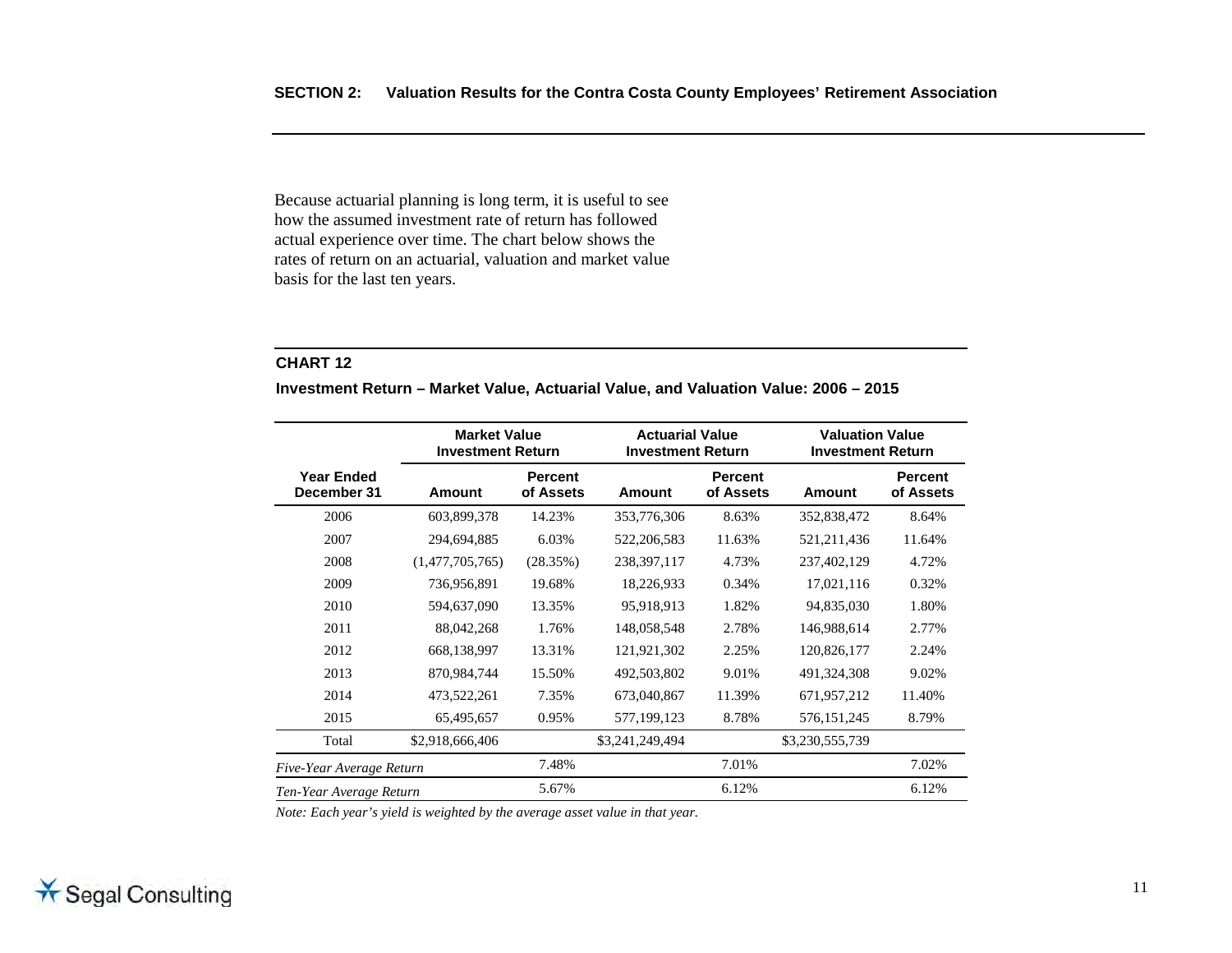Because actuarial planning is long term, it is useful to see how the assumed investment rate of return has followed actual experience over time. The chart below shows the rates of return on an actuarial, valuation and market value basis for the last ten years.

**CHART 12**

**Investment Return – Market Value, Actuarial Value, and Valuation Value: 2006 – 2015**

| | Market Value Investment Return | | Actuarial Value Investment Return | | Valuation Value Investment Return | |
|---|---|---|---|---|---|---|
| **Year Ended December 31** | **Amount** | **Percent of Assets** | **Amount** | **Percent of Assets** | **Amount** | **Percent of Assets** |
| 2006 | 603,899,378 | 14.23% | 353,776,306 | 8.63% | 352,838,472 | 8.64% |
| 2007 | 294,694,885 | 6.03% | 522,206,583 | 11.63% | 521,211,436 | 11.64% |
| 2008 | (1,477,705,765) | (28.35%) | 238,397,117 | 4.73% | 237,402,129 | 4.72% |
| 2009 | 736,956,891 | 19.68% | 18,226,933 | 0.34% | 17,021,116 | 0.32% |
| 2010 | 594,637,090 | 13.35% | 95,918,913 | 1.82% | 94,835,030 | 1.80% |
| 2011 | 88,042,268 | 1.76% | 148,058,548 | 2.78% | 146,988,614 | 2.77% |
| 2012 | 668,138,997 | 13.31% | 121,921,302 | 2.25% | 120,826,177 | 2.24% |
| 2013 | 870,984,744 | 15.50% | 492,503,802 | 9.01% | 491,324,308 | 9.02% |
| 2014 | 473,522,261 | 7.35% | 673,040,867 | 11.39% | 671,957,212 | 11.40% |
| 2015 | 65,495,657 | 0.95% | 577,199,123 | 8.78% | 576,151,245 | 8.79% |
| Total | $2,918,666,406 | | $3,241,249,494 | | $3,230,555,739 | |
| *Five-Year Average Return* | | 7.48% | | 7.01% | | 7.02% |
| *Ten-Year Average Return* | | 5.67% | | 6.12% | | 6.12% |

*Note: Each year's yield is weighted by the average asset value in that year.*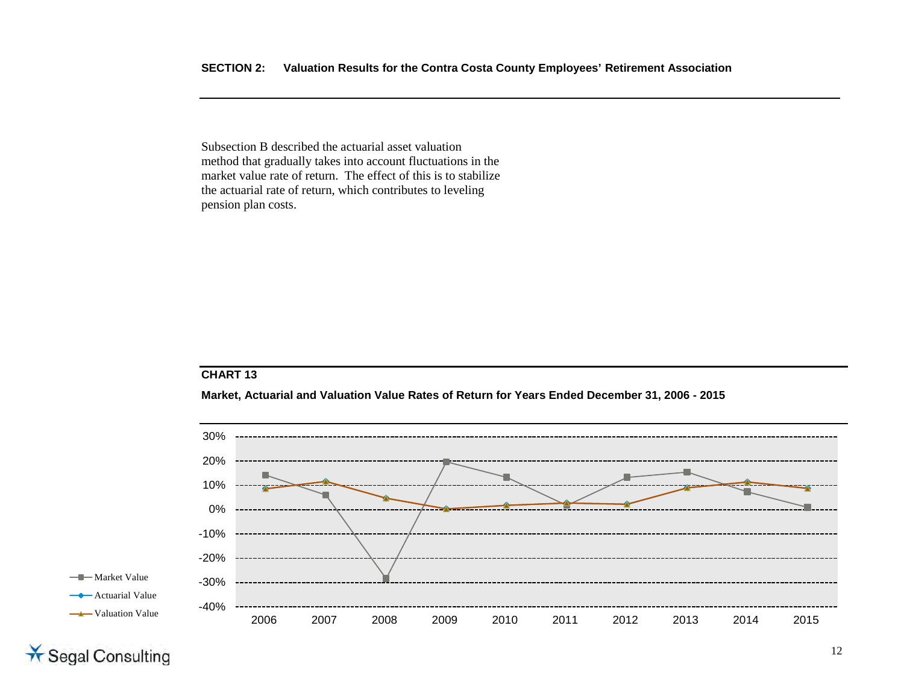Subsection B described the actuarial asset valuation method that gradually takes into account fluctuations in the market value rate of return. The effect of this is to stabilize the actuarial rate of return, which contributes to leveling pension plan costs.

**CHART 13**

**Market, Actuarial and Valuation Value Rates of Return for Years Ended December 31, 2006 - 2015**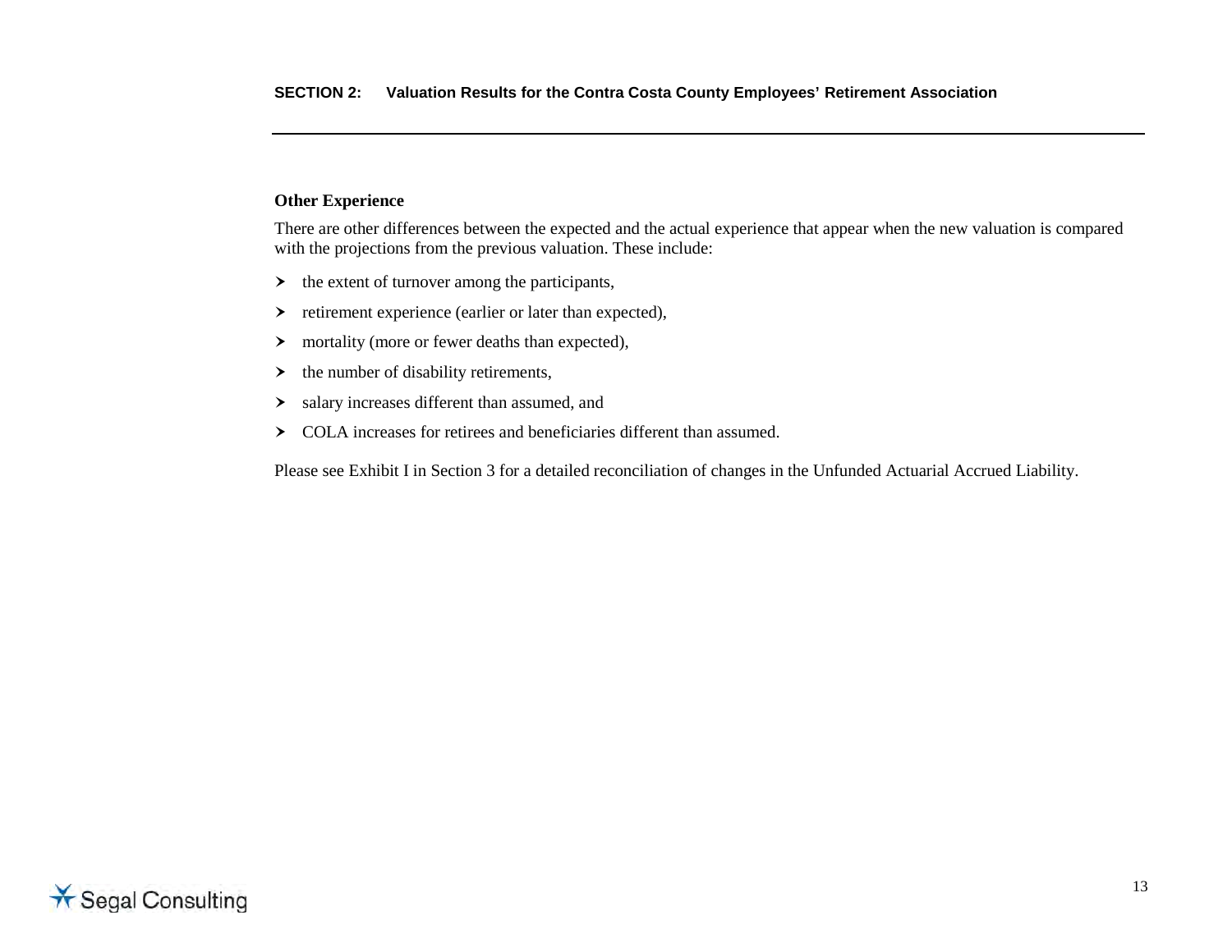### Other Experience

There are other differences between the expected and the actual experience that appear when the new valuation is compared with the projections from the previous valuation. These include:

- the extent of turnover among the participants,
- retirement experience (earlier or later than expected),
- mortality (more or fewer deaths than expected),
- the number of disability retirements,
- salary increases different than assumed, and
- COLA increases for retirees and beneficiaries different than assumed.

Please see Exhibit I in Section 3 for a detailed reconciliation of changes in the Unfunded Actuarial Accrued Liability.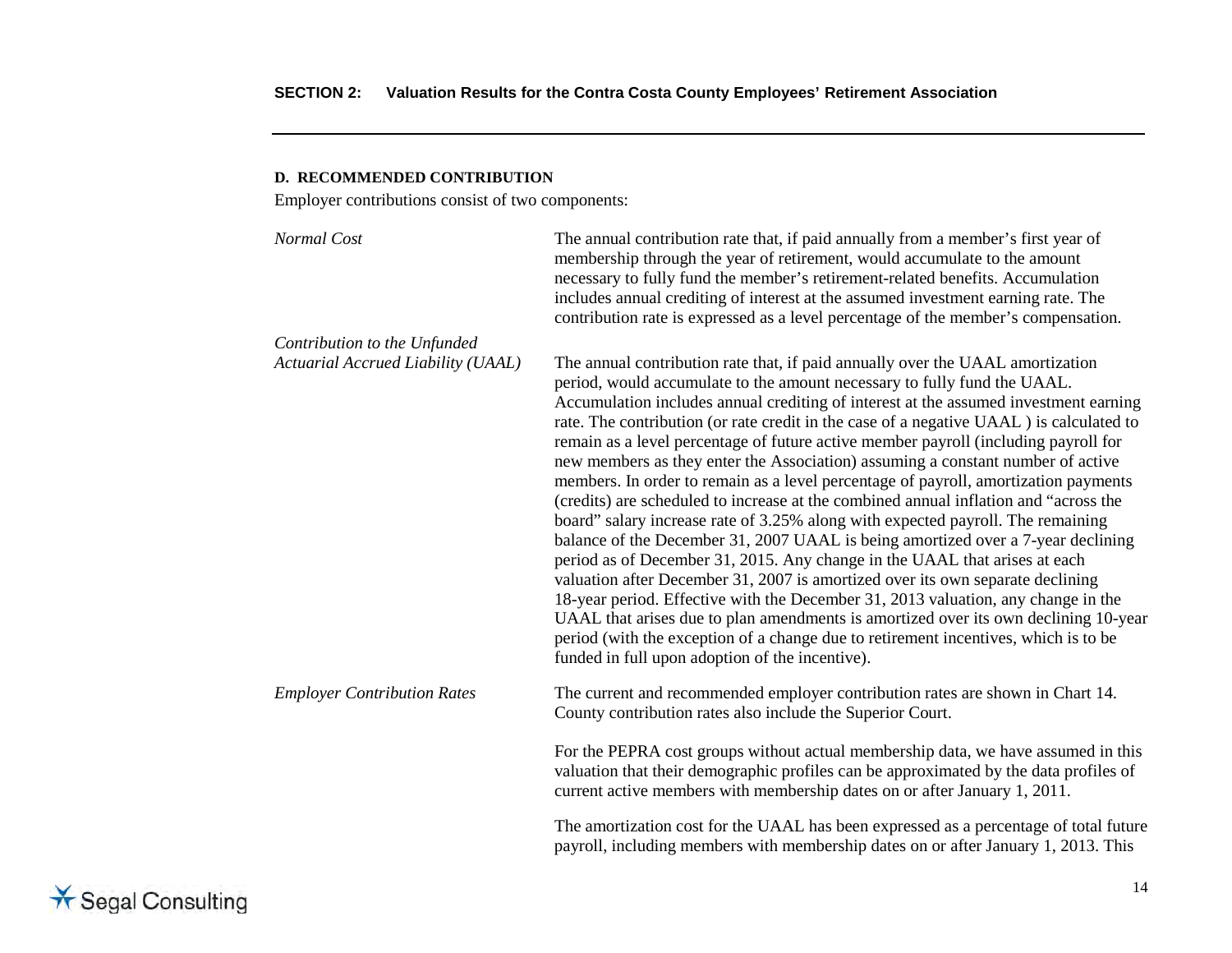### D. RECOMMENDED CONTRIBUTION

Employer contributions consist of two components:

*Normal Cost*

The annual contribution rate that, if paid annually from a member's first year of membership through the year of retirement, would accumulate to the amount necessary to fully fund the member's retirement-related benefits. Accumulation includes annual crediting of interest at the assumed investment earning rate. The contribution rate is expressed as a level percentage of the member's compensation.

*Contribution to the Unfunded Actuarial Accrued Liability (UAAL)*

The annual contribution rate that, if paid annually over the UAAL amortization period, would accumulate to the amount necessary to fully fund the UAAL. Accumulation includes annual crediting of interest at the assumed investment earning rate. The contribution (or rate credit in the case of a negative UAAL ) is calculated to remain as a level percentage of future active member payroll (including payroll for new members as they enter the Association) assuming a constant number of active members. In order to remain as a level percentage of payroll, amortization payments (credits) are scheduled to increase at the combined annual inflation and "across the board" salary increase rate of 3.25% along with expected payroll. The remaining balance of the December 31, 2007 UAAL is being amortized over a 7-year declining period as of December 31, 2015. Any change in the UAAL that arises at each valuation after December 31, 2007 is amortized over its own separate declining 18-year period. Effective with the December 31, 2013 valuation, any change in the UAAL that arises due to plan amendments is amortized over its own declining 10-year period (with the exception of a change due to retirement incentives, which is to be funded in full upon adoption of the incentive).

*Employer Contribution Rates*

The current and recommended employer contribution rates are shown in Chart 14. County contribution rates also include the Superior Court.

For the PEPRA cost groups without actual membership data, we have assumed in this valuation that their demographic profiles can be approximated by the data profiles of current active members with membership dates on or after January 1, 2011.

The amortization cost for the UAAL has been expressed as a percentage of total future payroll, including members with membership dates on or after January 1, 2013. This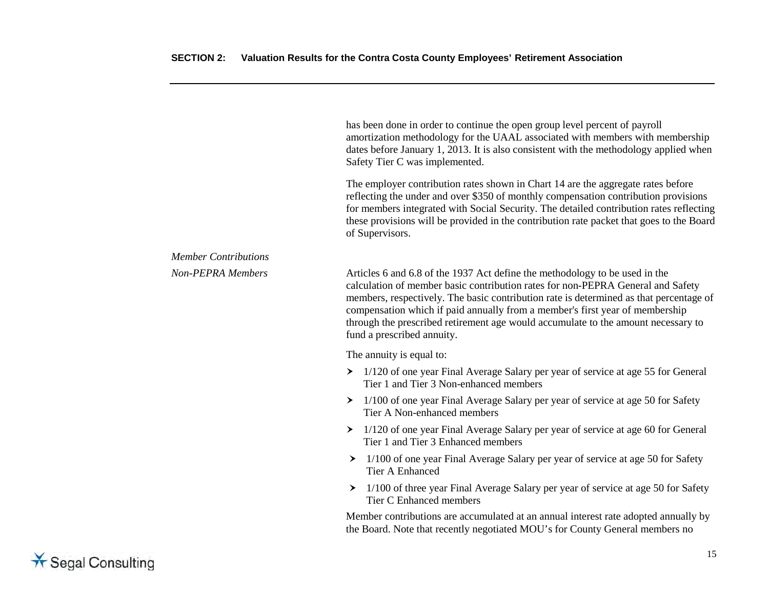has been done in order to continue the open group level percent of payroll amortization methodology for the UAAL associated with members with membership dates before January 1, 2013. It is also consistent with the methodology applied when Safety Tier C was implemented.

The employer contribution rates shown in Chart 14 are the aggregate rates before reflecting the under and over $350 of monthly compensation contribution provisions for members integrated with Social Security. The detailed contribution rates reflecting these provisions will be provided in the contribution rate packet that goes to the Board of Supervisors.

*Member Contributions*

*Non-PEPRA Members*

Articles 6 and 6.8 of the 1937 Act define the methodology to be used in the calculation of member basic contribution rates for non-PEPRA General and Safety members, respectively. The basic contribution rate is determined as that percentage of compensation which if paid annually from a member's first year of membership through the prescribed retirement age would accumulate to the amount necessary to fund a prescribed annuity.

The annuity is equal to:

- 1/120 of one year Final Average Salary per year of service at age 55 for General Tier 1 and Tier 3 Non-enhanced members
- 1/100 of one year Final Average Salary per year of service at age 50 for Safety Tier A Non-enhanced members
- 1/120 of one year Final Average Salary per year of service at age 60 for General Tier 1 and Tier 3 Enhanced members
- 1/100 of one year Final Average Salary per year of service at age 50 for Safety Tier A Enhanced
- 1/100 of three year Final Average Salary per year of service at age 50 for Safety Tier C Enhanced members

Member contributions are accumulated at an annual interest rate adopted annually by the Board. Note that recently negotiated MOU's for County General members no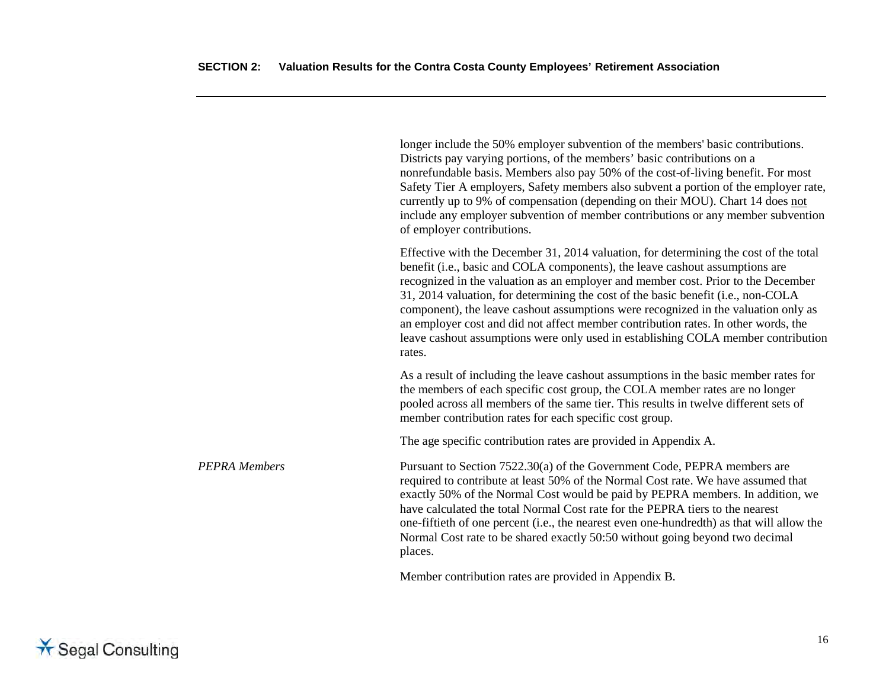longer include the 50% employer subvention of the members' basic contributions. Districts pay varying portions, of the members' basic contributions on a nonrefundable basis. Members also pay 50% of the cost-of-living benefit. For most Safety Tier A employers, Safety members also subvent a portion of the employer rate, currently up to 9% of compensation (depending on their MOU). Chart 14 does <u>not</u> include any employer subvention of member contributions or any member subvention of employer contributions.

Effective with the December 31, 2014 valuation, for determining the cost of the total benefit (i.e., basic and COLA components), the leave cashout assumptions are recognized in the valuation as an employer and member cost. Prior to the December 31, 2014 valuation, for determining the cost of the basic benefit (i.e., non-COLA component), the leave cashout assumptions were recognized in the valuation only as an employer cost and did not affect member contribution rates. In other words, the leave cashout assumptions were only used in establishing COLA member contribution rates.

As a result of including the leave cashout assumptions in the basic member rates for the members of each specific cost group, the COLA member rates are no longer pooled across all members of the same tier. This results in twelve different sets of member contribution rates for each specific cost group.

The age specific contribution rates are provided in Appendix A.

*PEPRA Members*

Pursuant to Section 7522.30(a) of the Government Code, PEPRA members are required to contribute at least 50% of the Normal Cost rate. We have assumed that exactly 50% of the Normal Cost would be paid by PEPRA members. In addition, we have calculated the total Normal Cost rate for the PEPRA tiers to the nearest one-fiftieth of one percent (i.e., the nearest even one-hundredth) as that will allow the Normal Cost rate to be shared exactly 50:50 without going beyond two decimal places.

Member contribution rates are provided in Appendix B.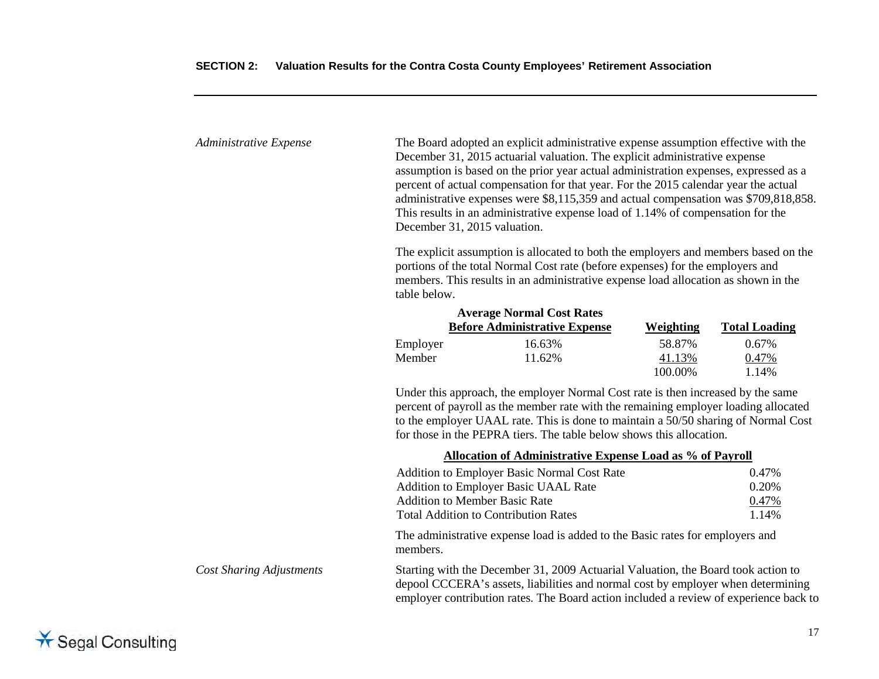*Administrative Expense*

The Board adopted an explicit administrative expense assumption effective with the December 31, 2015 actuarial valuation. The explicit administrative expense assumption is based on the prior year actual administration expenses, expressed as a percent of actual compensation for that year. For the 2015 calendar year the actual administrative expenses were $8,115,359 and actual compensation was $709,818,858. This results in an administrative expense load of 1.14% of compensation for the December 31, 2015 valuation.

The explicit assumption is allocated to both the employers and members based on the portions of the total Normal Cost rate (before expenses) for the employers and members. This results in an administrative expense load allocation as shown in the table below.

| | Average Normal Cost Rates Before Administrative Expense | Weighting | Total Loading |
|---|---|---|---|
| Employer | 16.63% | 58.87% | 0.67% |
| Member | 11.62% | 41.13% | 0.47% |
| | | 100.00% | 1.14% |

Under this approach, the employer Normal Cost rate is then increased by the same percent of payroll as the member rate with the remaining employer loading allocated to the employer UAAL rate. This is done to maintain a 50/50 sharing of Normal Cost for those in the PEPRA tiers. The table below shows this allocation.

| Allocation of Administrative Expense Load as % of Payroll | |
|---|---|
| Addition to Employer Basic Normal Cost Rate | 0.47% |
| Addition to Employer Basic UAAL Rate | 0.20% |
| Addition to Member Basic Rate | 0.47% |
| Total Addition to Contribution Rates | 1.14% |

The administrative expense load is added to the Basic rates for employers and members.

*Cost Sharing Adjustments*

Starting with the December 31, 2009 Actuarial Valuation, the Board took action to depool CCCERA's assets, liabilities and normal cost by employer when determining employer contribution rates. The Board action included a review of experience back to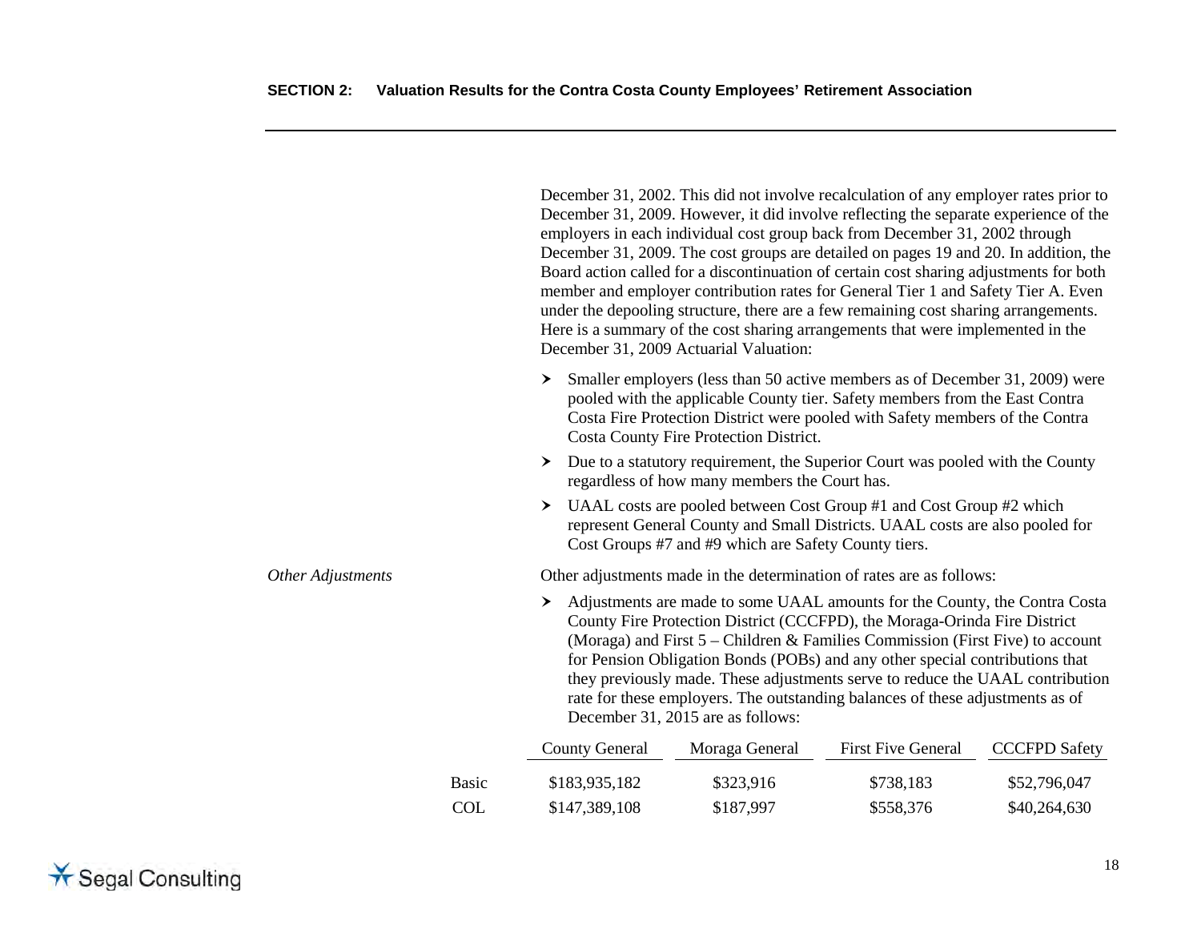December 31, 2002. This did not involve recalculation of any employer rates prior to December 31, 2009. However, it did involve reflecting the separate experience of the employers in each individual cost group back from December 31, 2002 through December 31, 2009. The cost groups are detailed on pages 19 and 20. In addition, the Board action called for a discontinuation of certain cost sharing adjustments for both member and employer contribution rates for General Tier 1 and Safety Tier A. Even under the depooling structure, there are a few remaining cost sharing arrangements. Here is a summary of the cost sharing arrangements that were implemented in the December 31, 2009 Actuarial Valuation:

- Smaller employers (less than 50 active members as of December 31, 2009) were pooled with the applicable County tier. Safety members from the East Contra Costa Fire Protection District were pooled with Safety members of the Contra Costa County Fire Protection District.
- Due to a statutory requirement, the Superior Court was pooled with the County regardless of how many members the Court has.
- UAAL costs are pooled between Cost Group #1 and Cost Group #2 which represent General County and Small Districts. UAAL costs are also pooled for Cost Groups #7 and #9 which are Safety County tiers.

*Other Adjustments*

Other adjustments made in the determination of rates are as follows:

- Adjustments are made to some UAAL amounts for the County, the Contra Costa County Fire Protection District (CCCFPD), the Moraga-Orinda Fire District (Moraga) and First 5 – Children & Families Commission (First Five) to account for Pension Obligation Bonds (POBs) and any other special contributions that they previously made. These adjustments serve to reduce the UAAL contribution rate for these employers. The outstanding balances of these adjustments as of December 31, 2015 are as follows:

| | County General | Moraga General | First Five General | CCCFPD Safety |
|---|---|---|---|---|
| Basic | $183,935,182 | $323,916 | $738,183 | $52,796,047 |
| COL | $147,389,108 | $187,997 | $558,376 | $40,264,630 |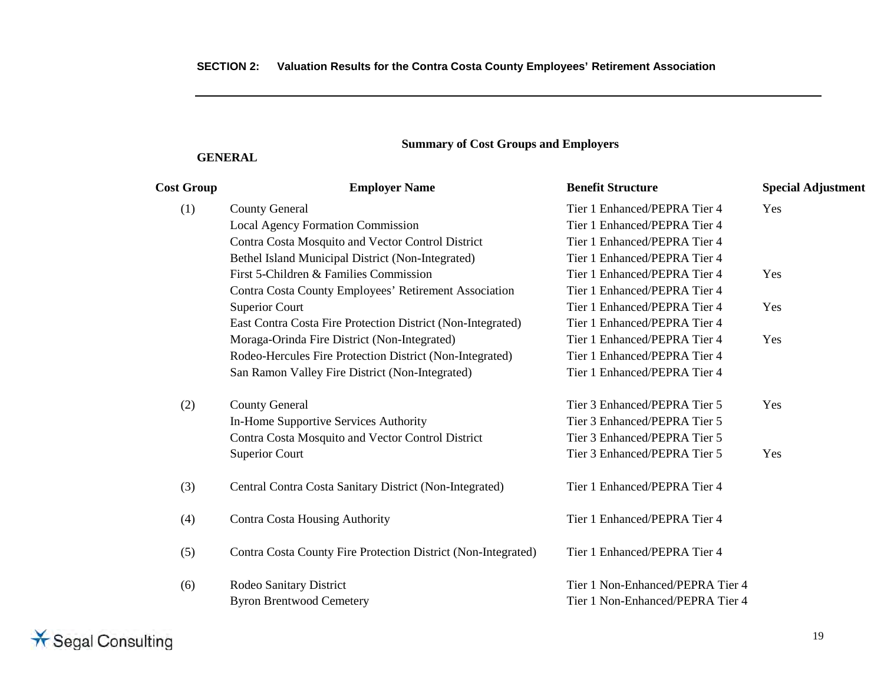**SECTION 2: Valuation Results for the Contra Costa County Employees' Retirement Association**

## Summary of Cost Groups and Employers

**GENERAL**

| Cost Group | Employer Name | Benefit Structure | Special Adjustment |
|---|---|---|---|
| (1) | County General | Tier 1 Enhanced/PEPRA Tier 4 | Yes |
| | Local Agency Formation Commission | Tier 1 Enhanced/PEPRA Tier 4 | |
| | Contra Costa Mosquito and Vector Control District | Tier 1 Enhanced/PEPRA Tier 4 | |
| | Bethel Island Municipal District (Non-Integrated) | Tier 1 Enhanced/PEPRA Tier 4 | |
| | First 5-Children & Families Commission | Tier 1 Enhanced/PEPRA Tier 4 | Yes |
| | Contra Costa County Employees' Retirement Association | Tier 1 Enhanced/PEPRA Tier 4 | |
| | Superior Court | Tier 1 Enhanced/PEPRA Tier 4 | Yes |
| | East Contra Costa Fire Protection District (Non-Integrated) | Tier 1 Enhanced/PEPRA Tier 4 | |
| | Moraga-Orinda Fire District (Non-Integrated) | Tier 1 Enhanced/PEPRA Tier 4 | Yes |
| | Rodeo-Hercules Fire Protection District (Non-Integrated) | Tier 1 Enhanced/PEPRA Tier 4 | |
| | San Ramon Valley Fire District (Non-Integrated) | Tier 1 Enhanced/PEPRA Tier 4 | |
| (2) | County General | Tier 3 Enhanced/PEPRA Tier 5 | Yes |
| | In-Home Supportive Services Authority | Tier 3 Enhanced/PEPRA Tier 5 | |
| | Contra Costa Mosquito and Vector Control District | Tier 3 Enhanced/PEPRA Tier 5 | |
| | Superior Court | Tier 3 Enhanced/PEPRA Tier 5 | Yes |
| (3) | Central Contra Costa Sanitary District (Non-Integrated) | Tier 1 Enhanced/PEPRA Tier 4 | |
| (4) | Contra Costa Housing Authority | Tier 1 Enhanced/PEPRA Tier 4 | |
| (5) | Contra Costa County Fire Protection District (Non-Integrated) | Tier 1 Enhanced/PEPRA Tier 4 | |
| (6) | Rodeo Sanitary District | Tier 1 Non-Enhanced/PEPRA Tier 4 | |
| | Byron Brentwood Cemetery | Tier 1 Non-Enhanced/PEPRA Tier 4 | |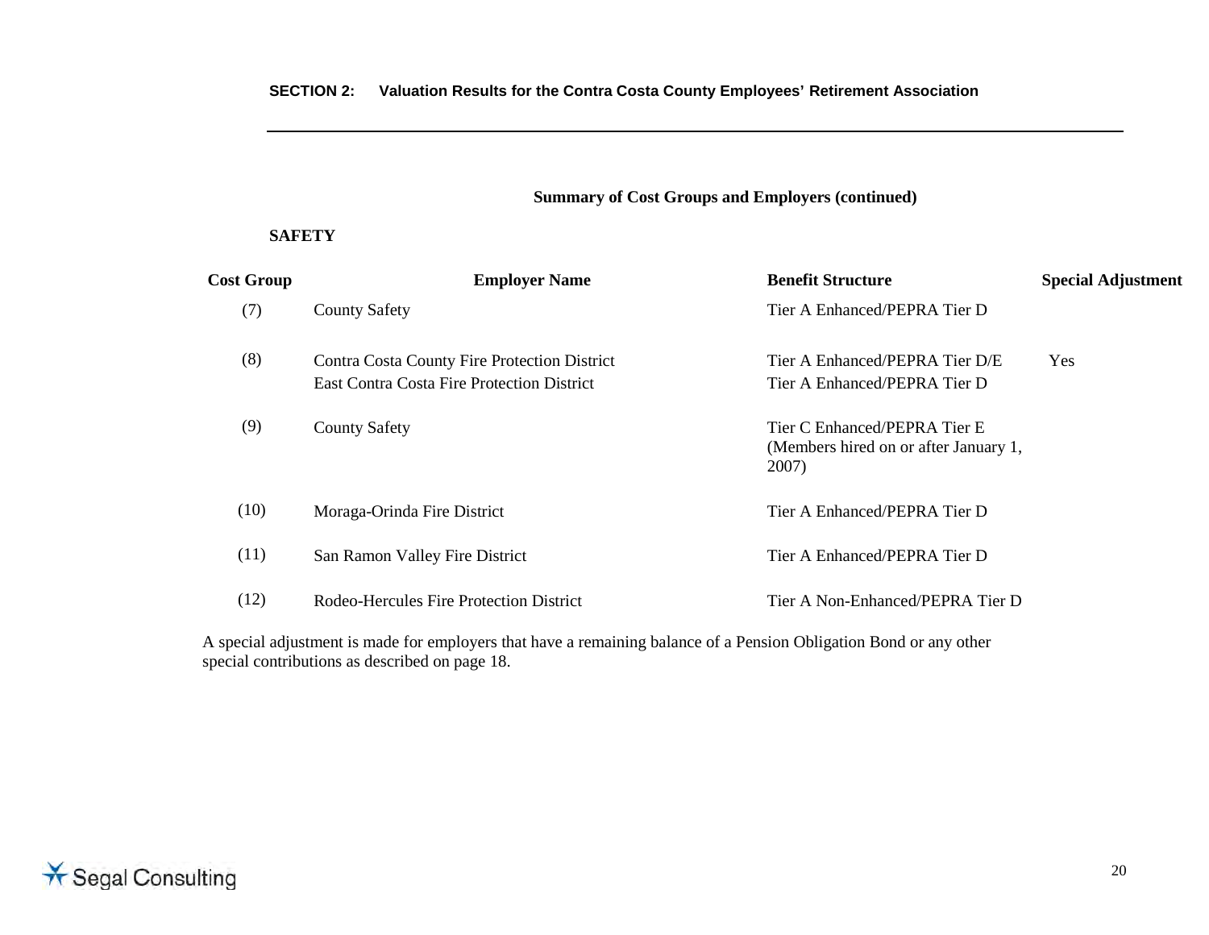### Summary of Cost Groups and Employers (continued)

**SAFETY**

| Cost Group | Employer Name | Benefit Structure | Special Adjustment |
|---|---|---|---|
| (7) | County Safety | Tier A Enhanced/PEPRA Tier D | |
| (8) | Contra Costa County Fire Protection District | Tier A Enhanced/PEPRA Tier D/E | Yes |
| | East Contra Costa Fire Protection District | Tier A Enhanced/PEPRA Tier D | |
| (9) | County Safety | Tier C Enhanced/PEPRA Tier E (Members hired on or after January 1, 2007) | |
| (10) | Moraga-Orinda Fire District | Tier A Enhanced/PEPRA Tier D | |
| (11) | San Ramon Valley Fire District | Tier A Enhanced/PEPRA Tier D | |
| (12) | Rodeo-Hercules Fire Protection District | Tier A Non-Enhanced/PEPRA Tier D | |

A special adjustment is made for employers that have a remaining balance of a Pension Obligation Bond or any other special contributions as described on page 18.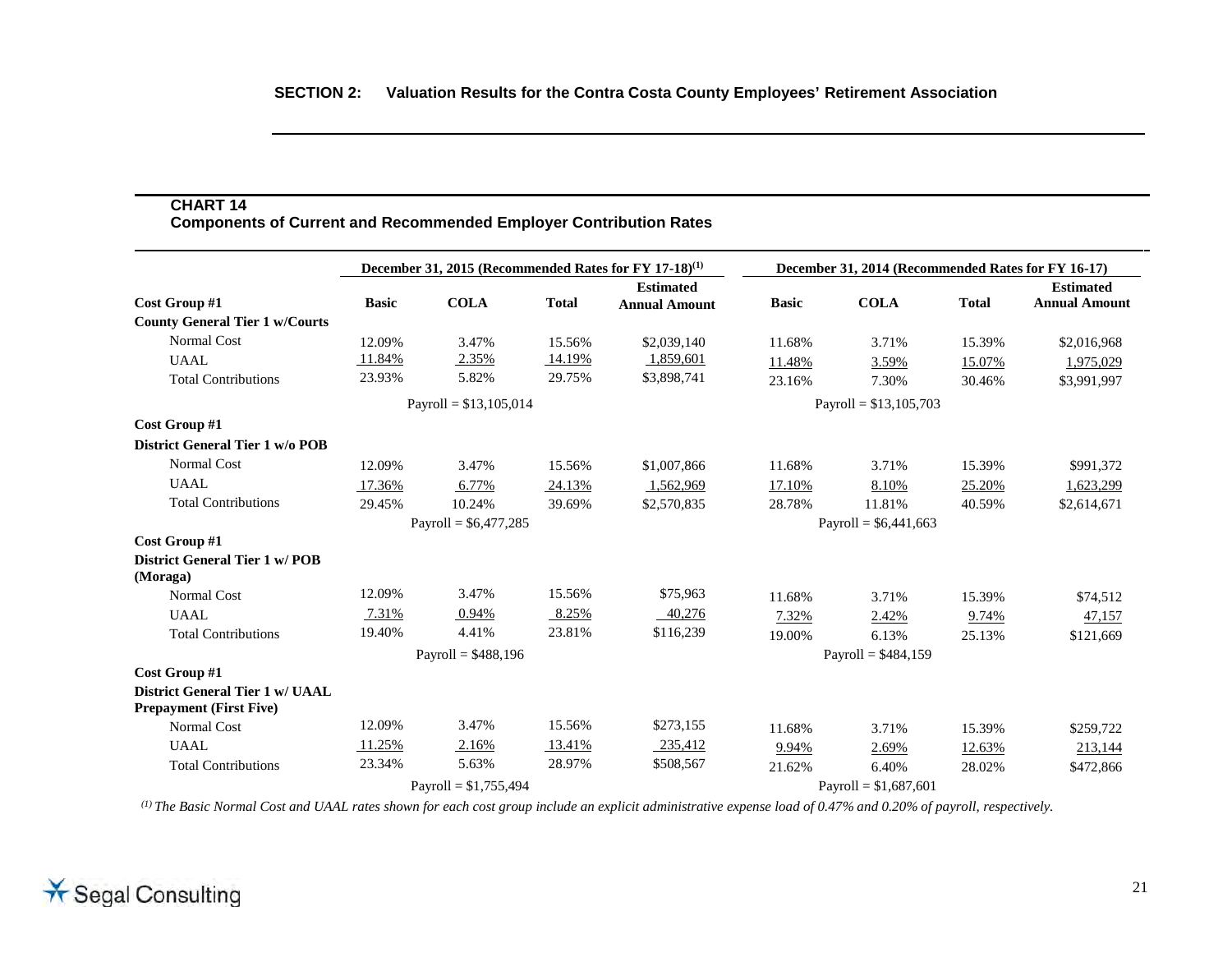## CHART 14

### Components of Current and Recommended Employer Contribution Rates

| | December 31, 2015 (Recommended Rates for FY 17-18)[1] | | | | December 31, 2014 (Recommended Rates for FY 16-17) | | | |
|---|---|---|---|---|---|---|---|---|
| **Cost Group #1** | **Basic** | **COLA** | **Total** | **Estimated Annual Amount** | **Basic** | **COLA** | **Total** | **Estimated Annual Amount** |
| **County General Tier 1 w/Courts** | | | | | | | | |
| Normal Cost | 12.09% | 3.47% | 15.56% | $2,039,140 | 11.68% | 3.71% | 15.39% | $2,016,968 |
| UAAL | 11.84% | 2.35% | 14.19% | 1,859,601 | 11.48% | 3.59% | 15.07% | 1,975,029 |
| Total Contributions | 23.93% | 5.82% | 29.75% | $3,898,741 | 23.16% | 7.30% | 30.46% | $3,991,997 |
| | Payroll = $13,105,014 | | | | Payroll = $13,105,703 | | | |
| **Cost Group #1** | | | | | | | | |
| **District General Tier 1 w/o POB** | | | | | | | | |
| Normal Cost | 12.09% | 3.47% | 15.56% | $1,007,866 | 11.68% | 3.71% | 15.39% | $991,372 |
| UAAL | 17.36% | 6.77% | 24.13% | 1,562,969 | 17.10% | 8.10% | 25.20% | 1,623,299 |
| Total Contributions | 29.45% | 10.24% | 39.69% | $2,570,835 | 28.78% | 11.81% | 40.59% | $2,614,671 |
| | Payroll = $6,477,285 | | | | Payroll = $6,441,663 | | | |
| **Cost Group #1** | | | | | | | | |
| **District General Tier 1 w/ POB (Moraga)** | | | | | | | | |
| Normal Cost | 12.09% | 3.47% | 15.56% | $75,963 | 11.68% | 3.71% | 15.39% | $74,512 |
| UAAL | 7.31% | 0.94% | 8.25% | 40,276 | 7.32% | 2.42% | 9.74% | 47,157 |
| Total Contributions | 19.40% | 4.41% | 23.81% | $116,239 | 19.00% | 6.13% | 25.13% | $121,669 |
| | Payroll = $488,196 | | | | Payroll = $484,159 | | | |
| **Cost Group #1** | | | | | | | | |
| **District General Tier 1 w/ UAAL Prepayment (First Five)** | | | | | | | | |
| Normal Cost | 12.09% | 3.47% | 15.56% | $273,155 | 11.68% | 3.71% | 15.39% | $259,722 |
| UAAL | 11.25% | 2.16% | 13.41% | 235,412 | 9.94% | 2.69% | 12.63% | 213,144 |
| Total Contributions | 23.34% | 5.63% | 28.97% | $508,567 | 21.62% | 6.40% | 28.02% | $472,866 |
| | Payroll = $1,755,494 | | | | Payroll = $1,687,601 | | | |

[1] *The Basic Normal Cost and UAAL rates shown for each cost group include an explicit administrative expense load of 0.47% and 0.20% of payroll, respectively.*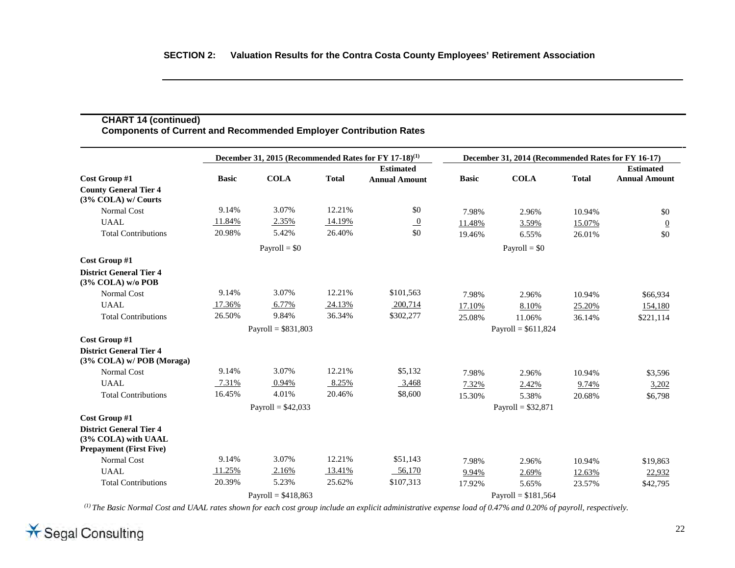## CHART 14 (continued)
### Components of Current and Recommended Employer Contribution Rates

| | December 31, 2015 (Recommended Rates for FY 17-18)[1] | | | | December 31, 2014 (Recommended Rates for FY 16-17) | | | |
|---|---|---|---|---|---|---|---|---|
| **Cost Group #1** | **Basic** | **COLA** | **Total** | **Estimated Annual Amount** | **Basic** | **COLA** | **Total** | **Estimated Annual Amount** |
| **County General Tier 4 (3% COLA) w/ Courts** | | | | | | | | |
| Normal Cost | 9.14% | 3.07% | 12.21% | $0 | 7.98% | 2.96% | 10.94% | $0 |
| UAAL | 11.84% | 2.35% | 14.19% | 0 | 11.48% | 3.59% | 15.07% | 0 |
| Total Contributions | 20.98% | 5.42% | 26.40% | $0 | 19.46% | 6.55% | 26.01% | $0 |
| | | Payroll = $0 | | | | Payroll = $0 | | |
| **Cost Group #1** | | | | | | | | |
| **District General Tier 4 (3% COLA) w/o POB** | | | | | | | | |
| Normal Cost | 9.14% | 3.07% | 12.21% | $101,563 | 7.98% | 2.96% | 10.94% | $66,934 |
| UAAL | 17.36% | 6.77% | 24.13% | 200,714 | 17.10% | 8.10% | 25.20% | 154,180 |
| Total Contributions | 26.50% | 9.84% | 36.34% | $302,277 | 25.08% | 11.06% | 36.14% | $221,114 |
| | | Payroll = $831,803 | | | | Payroll = $611,824 | | |
| **Cost Group #1** | | | | | | | | |
| **District General Tier 4 (3% COLA) w/ POB (Moraga)** | | | | | | | | |
| Normal Cost | 9.14% | 3.07% | 12.21% | $5,132 | 7.98% | 2.96% | 10.94% | $3,596 |
| UAAL | 7.31% | 0.94% | 8.25% | 3,468 | 7.32% | 2.42% | 9.74% | 3,202 |
| Total Contributions | 16.45% | 4.01% | 20.46% | $8,600 | 15.30% | 5.38% | 20.68% | $6,798 |
| | | Payroll = $42,033 | | | | Payroll = $32,871 | | |
| **Cost Group #1** | | | | | | | | |
| **District General Tier 4 (3% COLA) with UAAL Prepayment (First Five)** | | | | | | | | |
| Normal Cost | 9.14% | 3.07% | 12.21% | $51,143 | 7.98% | 2.96% | 10.94% | $19,863 |
| UAAL | 11.25% | 2.16% | 13.41% | 56,170 | 9.94% | 2.69% | 12.63% | 22,932 |
| Total Contributions | 20.39% | 5.23% | 25.62% | $107,313 | 17.92% | 5.65% | 23.57% | $42,795 |
| | | Payroll = $418,863 | | | | Payroll = $181,564 | | |

*[1] The Basic Normal Cost and UAAL rates shown for each cost group include an explicit administrative expense load of 0.47% and 0.20% of payroll, respectively.*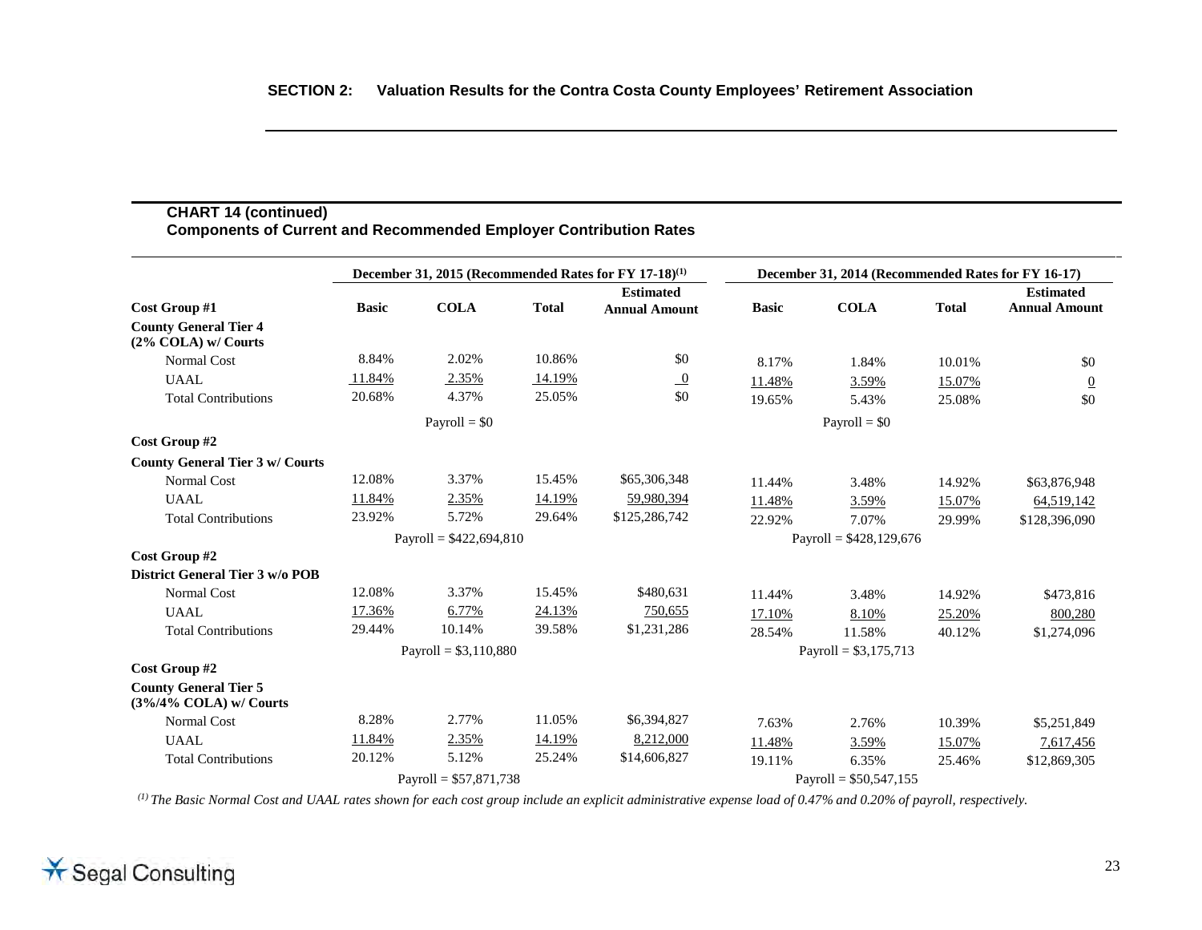## CHART 14 (continued)
### Components of Current and Recommended Employer Contribution Rates

| | December 31, 2015 (Recommended Rates for FY 17-18)[1] | | | | December 31, 2014 (Recommended Rates for FY 16-17) | | | |
|---|---|---|---|---|---|---|---|---|
| **Cost Group #1** | **Basic** | **COLA** | **Total** | **Estimated Annual Amount** | **Basic** | **COLA** | **Total** | **Estimated Annual Amount** |
| **County General Tier 4 (2% COLA) w/ Courts** | | | | | | | | |
| Normal Cost | 8.84% | 2.02% | 10.86% | $0 | 8.17% | 1.84% | 10.01% | $0 |
| UAAL | 11.84% | 2.35% | 14.19% | 0 | 11.48% | 3.59% | 15.07% | 0 |
| Total Contributions | 20.68% | 4.37% | 25.05% | $0 | 19.65% | 5.43% | 25.08% | $0 |
| | Payroll = $0 | | | | Payroll = $0 | | | |
| **Cost Group #2** | | | | | | | | |
| **County General Tier 3 w/ Courts** | | | | | | | | |
| Normal Cost | 12.08% | 3.37% | 15.45% | $65,306,348 | 11.44% | 3.48% | 14.92% | $63,876,948 |
| UAAL | 11.84% | 2.35% | 14.19% | 59,980,394 | 11.48% | 3.59% | 15.07% | 64,519,142 |
| Total Contributions | 23.92% | 5.72% | 29.64% | $125,286,742 | 22.92% | 7.07% | 29.99% | $128,396,090 |
| | Payroll = $422,694,810 | | | | Payroll = $428,129,676 | | | |
| **Cost Group #2** | | | | | | | | |
| **District General Tier 3 w/o POB** | | | | | | | | |
| Normal Cost | 12.08% | 3.37% | 15.45% | $480,631 | 11.44% | 3.48% | 14.92% | $473,816 |
| UAAL | 17.36% | 6.77% | 24.13% | 750,655 | 17.10% | 8.10% | 25.20% | 800,280 |
| Total Contributions | 29.44% | 10.14% | 39.58% | $1,231,286 | 28.54% | 11.58% | 40.12% | $1,274,096 |
| | Payroll = $3,110,880 | | | | Payroll = $3,175,713 | | | |
| **Cost Group #2** | | | | | | | | |
| **County General Tier 5 (3%/4% COLA) w/ Courts** | | | | | | | | |
| Normal Cost | 8.28% | 2.77% | 11.05% | $6,394,827 | 7.63% | 2.76% | 10.39% | $5,251,849 |
| UAAL | 11.84% | 2.35% | 14.19% | 8,212,000 | 11.48% | 3.59% | 15.07% | 7,617,456 |
| Total Contributions | 20.12% | 5.12% | 25.24% | $14,606,827 | 19.11% | 6.35% | 25.46% | $12,869,305 |
| | Payroll = $57,871,738 | | | | Payroll = $50,547,155 | | | |

*[1] The Basic Normal Cost and UAAL rates shown for each cost group include an explicit administrative expense load of 0.47% and 0.20% of payroll, respectively.*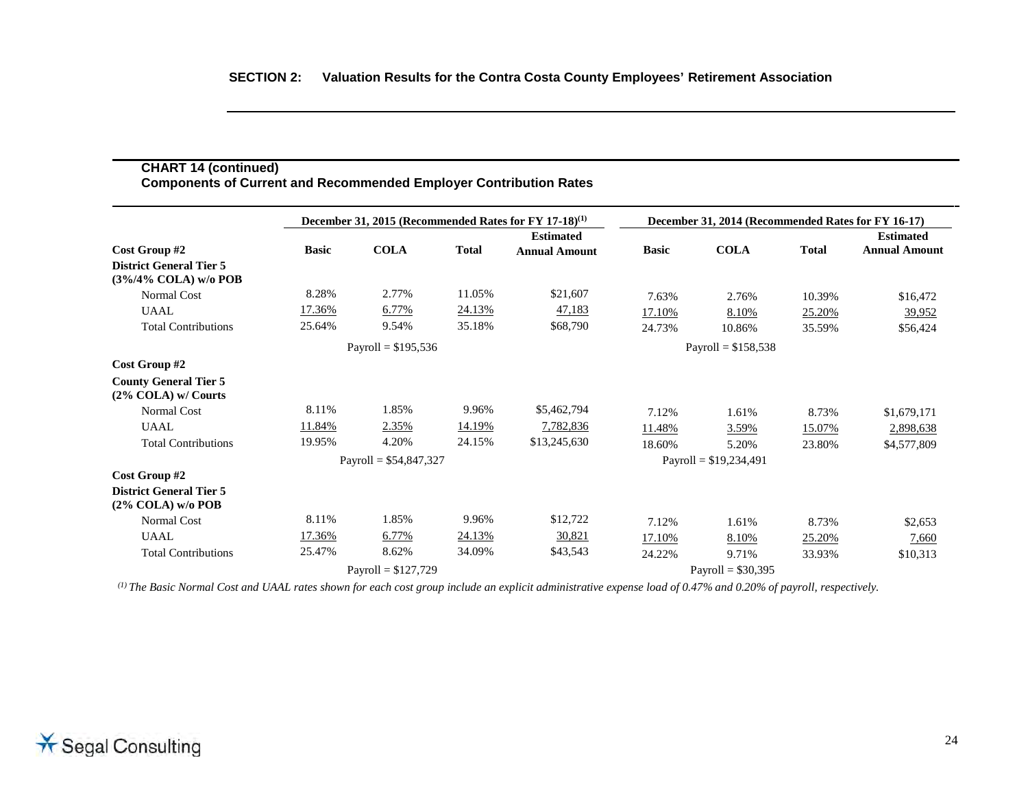**CHART 14 (continued)**
**Components of Current and Recommended Employer Contribution Rates**

| Cost Group #2 | December 31, 2015 (Recommended Rates for FY 17-18)[1] | | | | December 31, 2014 (Recommended Rates for FY 16-17) | | | |
|---|---|---|---|---|---|---|---|---|
| | Basic | COLA | Total | Estimated Annual Amount | Basic | COLA | Total | Estimated Annual Amount |
| **District General Tier 5 (3%/4% COLA) w/o POB** | | | | | | | | |
| Normal Cost | 8.28% | 2.77% | 11.05% | $21,607 | 7.63% | 2.76% | 10.39% | $16,472 |
| UAAL | 17.36% | 6.77% | 24.13% | 47,183 | 17.10% | 8.10% | 25.20% | 39,952 |
| Total Contributions | 25.64% | 9.54% | 35.18% | $68,790 | 24.73% | 10.86% | 35.59% | $56,424 |
| | Payroll = $195,536 | | | | Payroll = $158,538 | | | |
| **Cost Group #2** | | | | | | | | |
| **County General Tier 5 (2% COLA) w/ Courts** | | | | | | | | |
| Normal Cost | 8.11% | 1.85% | 9.96% | $5,462,794 | 7.12% | 1.61% | 8.73% | $1,679,171 |
| UAAL | 11.84% | 2.35% | 14.19% | 7,782,836 | 11.48% | 3.59% | 15.07% | 2,898,638 |
| Total Contributions | 19.95% | 4.20% | 24.15% | $13,245,630 | 18.60% | 5.20% | 23.80% | $4,577,809 |
| | Payroll = $54,847,327 | | | | Payroll = $19,234,491 | | | |
| **Cost Group #2** | | | | | | | | |
| **District General Tier 5 (2% COLA) w/o POB** | | | | | | | | |
| Normal Cost | 8.11% | 1.85% | 9.96% | $12,722 | 7.12% | 1.61% | 8.73% | $2,653 |
| UAAL | 17.36% | 6.77% | 24.13% | 30,821 | 17.10% | 8.10% | 25.20% | 7,660 |
| Total Contributions | 25.47% | 8.62% | 34.09% | $43,543 | 24.22% | 9.71% | 33.93% | $10,313 |
| | Payroll = $127,729 | | | | Payroll = $30,395 | | | |

*[1] The Basic Normal Cost and UAAL rates shown for each cost group include an explicit administrative expense load of 0.47% and 0.20% of payroll, respectively.*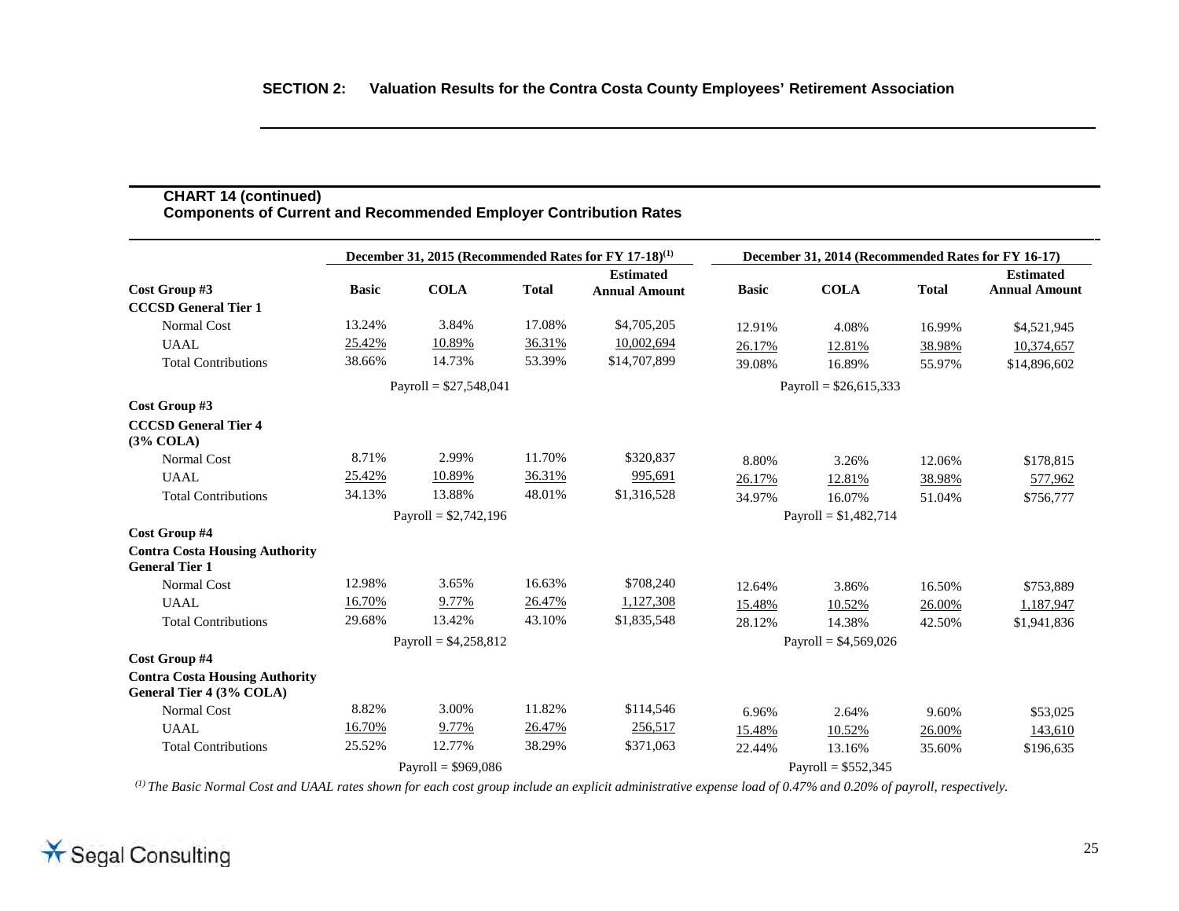### CHART 14 (continued)
### Components of Current and Recommended Employer Contribution Rates

| | December 31, 2015 (Recommended Rates for FY 17-18)[1] | | | | December 31, 2014 (Recommended Rates for FY 16-17) | | | |
|---|---|---|---|---|---|---|---|---|
| **Cost Group #3** | **Basic** | **COLA** | **Total** | **Estimated Annual Amount** | **Basic** | **COLA** | **Total** | **Estimated Annual Amount** |
| **CCCSD General Tier 1** | | | | | | | | |
| Normal Cost | 13.24% | 3.84% | 17.08% | $4,705,205 | 12.91% | 4.08% | 16.99% | $4,521,945 |
| UAAL | 25.42% | 10.89% | 36.31% | 10,002,694 | 26.17% | 12.81% | 38.98% | 10,374,657 |
| Total Contributions | 38.66% | 14.73% | 53.39% | $14,707,899 | 39.08% | 16.89% | 55.97% | $14,896,602 |
| | Payroll = $27,548,041 | | | | Payroll = $26,615,333 | | | |
| **Cost Group #3** | | | | | | | | |
| **CCCSD General Tier 4 (3% COLA)** | | | | | | | | |
| Normal Cost | 8.71% | 2.99% | 11.70% | $320,837 | 8.80% | 3.26% | 12.06% | $178,815 |
| UAAL | 25.42% | 10.89% | 36.31% | 995,691 | 26.17% | 12.81% | 38.98% | 577,962 |
| Total Contributions | 34.13% | 13.88% | 48.01% | $1,316,528 | 34.97% | 16.07% | 51.04% | $756,777 |
| | Payroll = $2,742,196 | | | | Payroll = $1,482,714 | | | |
| **Cost Group #4** | | | | | | | | |
| **Contra Costa Housing Authority General Tier 1** | | | | | | | | |
| Normal Cost | 12.98% | 3.65% | 16.63% | $708,240 | 12.64% | 3.86% | 16.50% | $753,889 |
| UAAL | 16.70% | 9.77% | 26.47% | 1,127,308 | 15.48% | 10.52% | 26.00% | 1,187,947 |
| Total Contributions | 29.68% | 13.42% | 43.10% | $1,835,548 | 28.12% | 14.38% | 42.50% | $1,941,836 |
| | Payroll = $4,258,812 | | | | Payroll = $4,569,026 | | | |
| **Cost Group #4** | | | | | | | | |
| **Contra Costa Housing Authority General Tier 4 (3% COLA)** | | | | | | | | |
| Normal Cost | 8.82% | 3.00% | 11.82% | $114,546 | 6.96% | 2.64% | 9.60% | $53,025 |
| UAAL | 16.70% | 9.77% | 26.47% | 256,517 | 15.48% | 10.52% | 26.00% | 143,610 |
| Total Contributions | 25.52% | 12.77% | 38.29% | $371,063 | 22.44% | 13.16% | 35.60% | $196,635 |
| | Payroll = $969,086 | | | | Payroll = $552,345 | | | |

*[1] The Basic Normal Cost and UAAL rates shown for each cost group include an explicit administrative expense load of 0.47% and 0.20% of payroll, respectively.*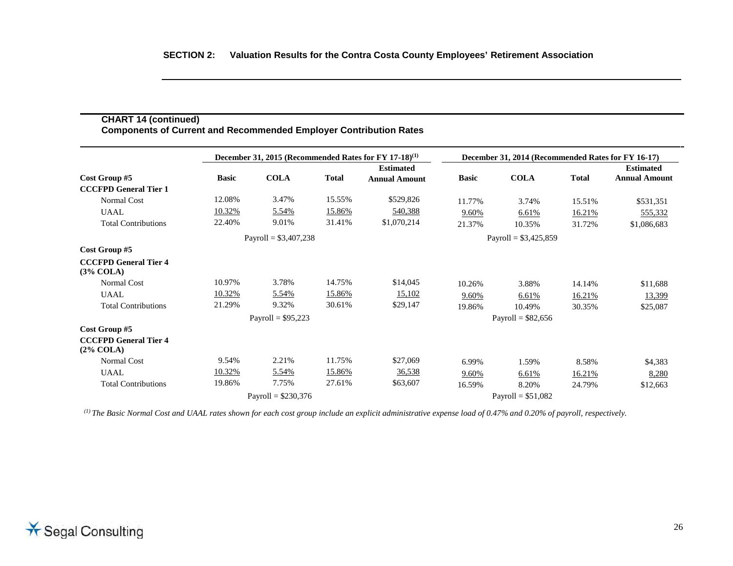**CHART 14 (continued)**
**Components of Current and Recommended Employer Contribution Rates**

| Cost Group #5 | December 31, 2015 (Recommended Rates for FY 17-18)[(1)] | | | | December 31, 2014 (Recommended Rates for FY 16-17) | | | |
|---|---|---|---|---|---|---|---|---|
| | Basic | COLA | Total | Estimated Annual Amount | Basic | COLA | Total | Estimated Annual Amount |
| **CCCFPD General Tier 1** | | | | | | | | |
| Normal Cost | 12.08% | 3.47% | 15.55% | $529,826 | 11.77% | 3.74% | 15.51% | $531,351 |
| UAAL | 10.32% | 5.54% | 15.86% | 540,388 | 9.60% | 6.61% | 16.21% | 555,332 |
| Total Contributions | 22.40% | 9.01% | 31.41% | $1,070,214 | 21.37% | 10.35% | 31.72% | $1,086,683 |
| | Payroll = $3,407,238 | | | | Payroll = $3,425,859 | | | |
| **Cost Group #5** | | | | | | | | |
| **CCCFPD General Tier 4 (3% COLA)** | | | | | | | | |
| Normal Cost | 10.97% | 3.78% | 14.75% | $14,045 | 10.26% | 3.88% | 14.14% | $11,688 |
| UAAL | 10.32% | 5.54% | 15.86% | 15,102 | 9.60% | 6.61% | 16.21% | 13,399 |
| Total Contributions | 21.29% | 9.32% | 30.61% | $29,147 | 19.86% | 10.49% | 30.35% | $25,087 |
| | Payroll = $95,223 | | | | Payroll = $82,656 | | | |
| **Cost Group #5** | | | | | | | | |
| **CCCFPD General Tier 4 (2% COLA)** | | | | | | | | |
| Normal Cost | 9.54% | 2.21% | 11.75% | $27,069 | 6.99% | 1.59% | 8.58% | $4,383 |
| UAAL | 10.32% | 5.54% | 15.86% | 36,538 | 9.60% | 6.61% | 16.21% | 8,280 |
| Total Contributions | 19.86% | 7.75% | 27.61% | $63,607 | 16.59% | 8.20% | 24.79% | $12,663 |
| | Payroll = $230,376 | | | | Payroll = $51,082 | | | |

*(1) The Basic Normal Cost and UAAL rates shown for each cost group include an explicit administrative expense load of 0.47% and 0.20% of payroll, respectively.*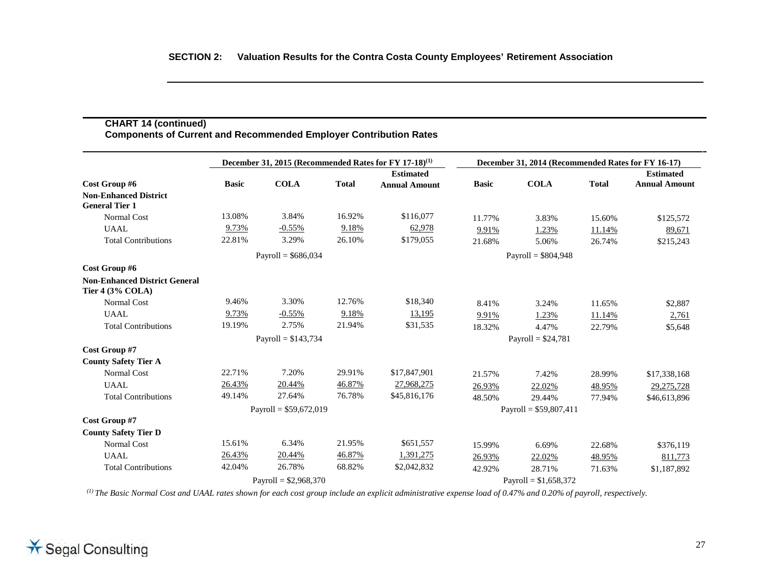## SECTION 2: Valuation Results for the Contra Costa County Employees' Retirement Association

### CHART 14 (continued)
### Components of Current and Recommended Employer Contribution Rates

| | December 31, 2015 (Recommended Rates for FY 17-18)[1] | | | | December 31, 2014 (Recommended Rates for FY 16-17) | | | |
|---|---|---|---|---|---|---|---|---|
| **Cost Group #6** | **Basic** | **COLA** | **Total** | **Estimated Annual Amount** | **Basic** | **COLA** | **Total** | **Estimated Annual Amount** |
| **Non-Enhanced District General Tier 1** | | | | | | | | |
| Normal Cost | 13.08% | 3.84% | 16.92% | $116,077 | 11.77% | 3.83% | 15.60% | $125,572 |
| UAAL | 9.73% | -0.55% | 9.18% | 62,978 | 9.91% | 1.23% | 11.14% | 89,671 |
| Total Contributions | 22.81% | 3.29% | 26.10% | $179,055 | 21.68% | 5.06% | 26.74% | $215,243 |
| | Payroll = $686,034 | | | | Payroll = $804,948 | | | |
| **Cost Group #6** | | | | | | | | |
| **Non-Enhanced District General Tier 4 (3% COLA)** | | | | | | | | |
| Normal Cost | 9.46% | 3.30% | 12.76% | $18,340 | 8.41% | 3.24% | 11.65% | $2,887 |
| UAAL | 9.73% | -0.55% | 9.18% | 13,195 | 9.91% | 1.23% | 11.14% | 2,761 |
| Total Contributions | 19.19% | 2.75% | 21.94% | $31,535 | 18.32% | 4.47% | 22.79% | $5,648 |
| | Payroll = $143,734 | | | | Payroll = $24,781 | | | |
| **Cost Group #7** | | | | | | | | |
| **County Safety Tier A** | | | | | | | | |
| Normal Cost | 22.71% | 7.20% | 29.91% | $17,847,901 | 21.57% | 7.42% | 28.99% | $17,338,168 |
| UAAL | 26.43% | 20.44% | 46.87% | 27,968,275 | 26.93% | 22.02% | 48.95% | 29,275,728 |
| Total Contributions | 49.14% | 27.64% | 76.78% | $45,816,176 | 48.50% | 29.44% | 77.94% | $46,613,896 |
| | Payroll = $59,672,019 | | | | Payroll = $59,807,411 | | | |
| **Cost Group #7** | | | | | | | | |
| **County Safety Tier D** | | | | | | | | |
| Normal Cost | 15.61% | 6.34% | 21.95% | $651,557 | 15.99% | 6.69% | 22.68% | $376,119 |
| UAAL | 26.43% | 20.44% | 46.87% | 1,391,275 | 26.93% | 22.02% | 48.95% | 811,773 |
| Total Contributions | 42.04% | 26.78% | 68.82% | $2,042,832 | 42.92% | 28.71% | 71.63% | $1,187,892 |
| | Payroll = $2,968,370 | | | | Payroll = $1,658,372 | | | |

*[1] The Basic Normal Cost and UAAL rates shown for each cost group include an explicit administrative expense load of 0.47% and 0.20% of payroll, respectively.*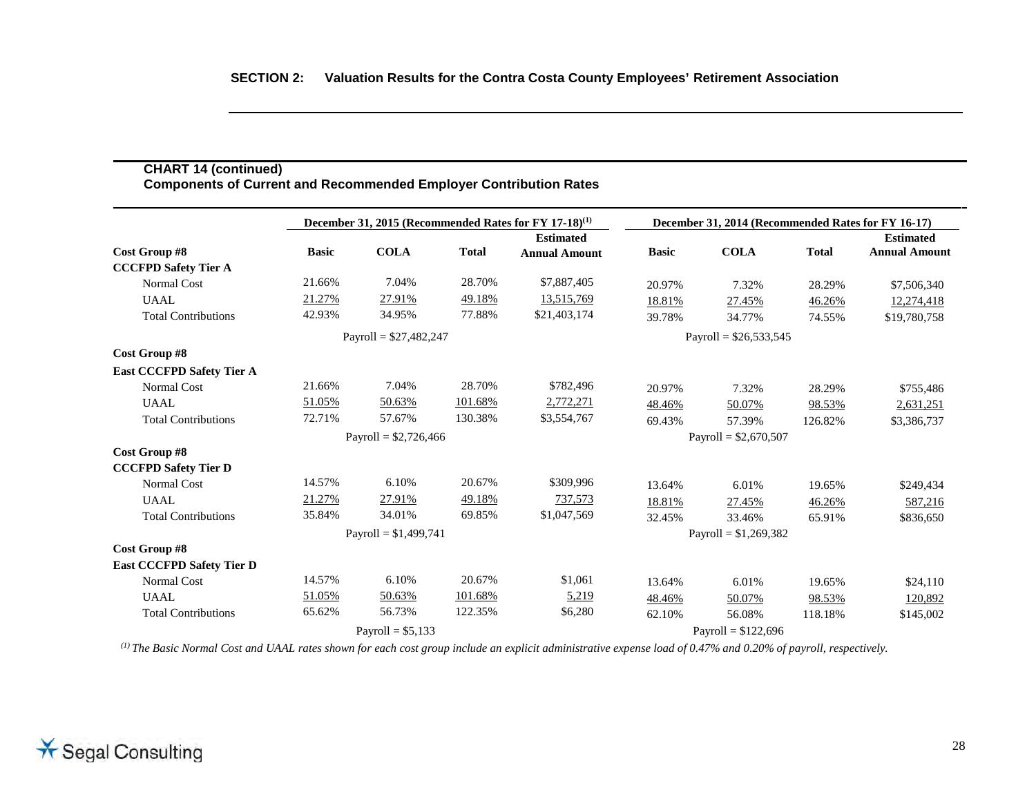## SECTION 2: Valuation Results for the Contra Costa County Employees' Retirement Association

### CHART 14 (continued)
### Components of Current and Recommended Employer Contribution Rates

| | December 31, 2015 (Recommended Rates for FY 17-18)[1] | | | | December 31, 2014 (Recommended Rates for FY 16-17) | | | |
|---|---|---|---|---|---|---|---|---|
| **Cost Group #8** | **Basic** | **COLA** | **Total** | **Estimated Annual Amount** | **Basic** | **COLA** | **Total** | **Estimated Annual Amount** |
| **CCCFPD Safety Tier A** | | | | | | | | |
| Normal Cost | 21.66% | 7.04% | 28.70% | $7,887,405 | 20.97% | 7.32% | 28.29% | $7,506,340 |
| UAAL | 21.27% | 27.91% | 49.18% | 13,515,769 | 18.81% | 27.45% | 46.26% | 12,274,418 |
| Total Contributions | 42.93% | 34.95% | 77.88% | $21,403,174 | 39.78% | 34.77% | 74.55% | $19,780,758 |
| | Payroll = $27,482,247 | | | | Payroll = $26,533,545 | | | |
| **Cost Group #8** | | | | | | | | |
| **East CCCFPD Safety Tier A** | | | | | | | | |
| Normal Cost | 21.66% | 7.04% | 28.70% | $782,496 | 20.97% | 7.32% | 28.29% | $755,486 |
| UAAL | 51.05% | 50.63% | 101.68% | 2,772,271 | 48.46% | 50.07% | 98.53% | 2,631,251 |
| Total Contributions | 72.71% | 57.67% | 130.38% | $3,554,767 | 69.43% | 57.39% | 126.82% | $3,386,737 |
| | Payroll = $2,726,466 | | | | Payroll = $2,670,507 | | | |
| **Cost Group #8** | | | | | | | | |
| **CCCFPD Safety Tier D** | | | | | | | | |
| Normal Cost | 14.57% | 6.10% | 20.67% | $309,996 | 13.64% | 6.01% | 19.65% | $249,434 |
| UAAL | 21.27% | 27.91% | 49.18% | 737,573 | 18.81% | 27.45% | 46.26% | 587,216 |
| Total Contributions | 35.84% | 34.01% | 69.85% | $1,047,569 | 32.45% | 33.46% | 65.91% | $836,650 |
| | Payroll = $1,499,741 | | | | Payroll = $1,269,382 | | | |
| **Cost Group #8** | | | | | | | | |
| **East CCCFPD Safety Tier D** | | | | | | | | |
| Normal Cost | 14.57% | 6.10% | 20.67% | $1,061 | 13.64% | 6.01% | 19.65% | $24,110 |
| UAAL | 51.05% | 50.63% | 101.68% | 5,219 | 48.46% | 50.07% | 98.53% | 120,892 |
| Total Contributions | 65.62% | 56.73% | 122.35% | $6,280 | 62.10% | 56.08% | 118.18% | $145,002 |
| | Payroll = $5,133 | | | | Payroll = $122,696 | | | |

*[1] The Basic Normal Cost and UAAL rates shown for each cost group include an explicit administrative expense load of 0.47% and 0.20% of payroll, respectively.*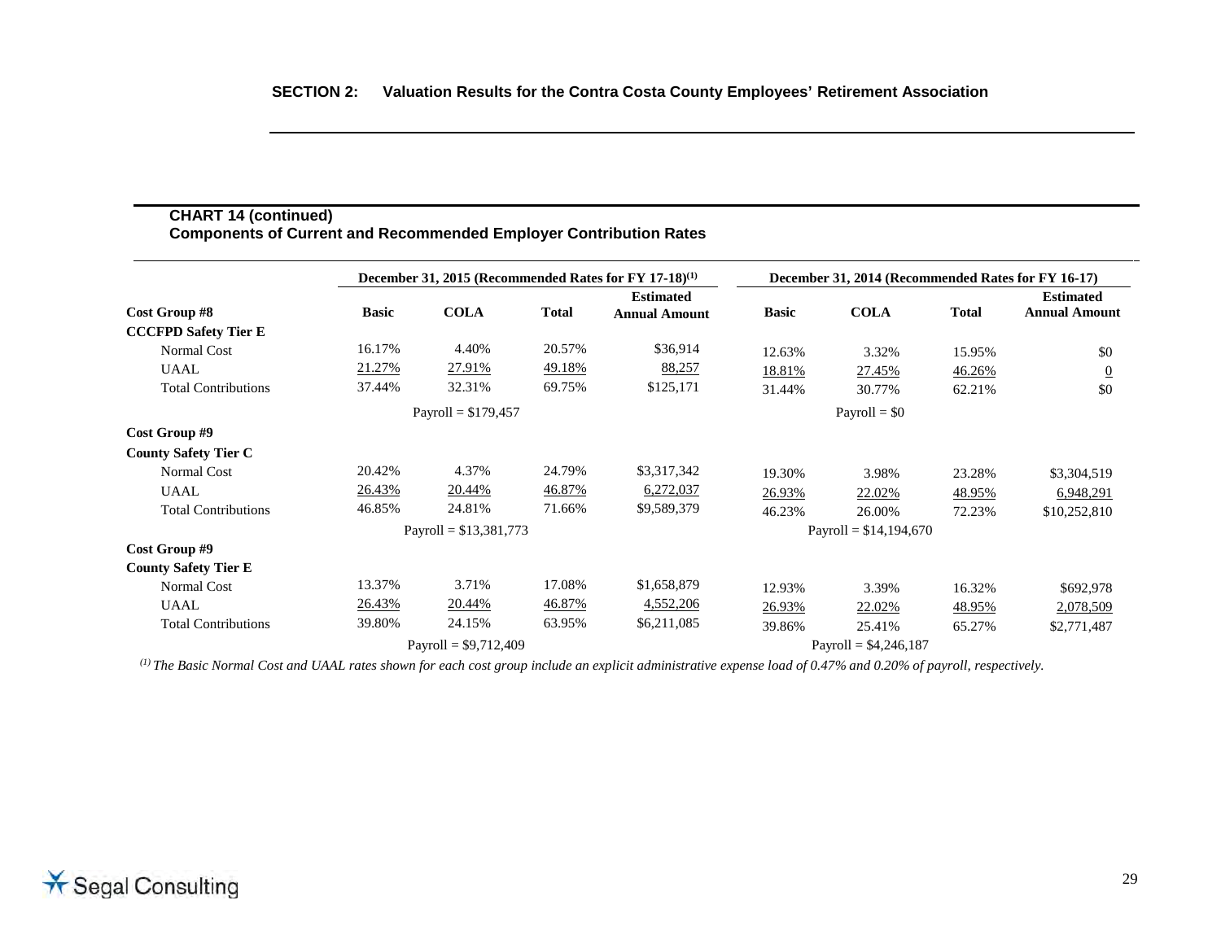**CHART 14 (continued)**
**Components of Current and Recommended Employer Contribution Rates**

| | December 31, 2015 (Recommended Rates for FY 17-18)[1] | | | | December 31, 2014 (Recommended Rates for FY 16-17) | | | |
|---|---|---|---|---|---|---|---|---|
| **Cost Group #8** | **Basic** | **COLA** | **Total** | **Estimated Annual Amount** | **Basic** | **COLA** | **Total** | **Estimated Annual Amount** |
| **CCCFPD Safety Tier E** | | | | | | | | |
| Normal Cost | 16.17% | 4.40% | 20.57% | $36,914 | 12.63% | 3.32% | 15.95% | $0 |
| UAAL | 21.27% | 27.91% | 49.18% | 88,257 | 18.81% | 27.45% | 46.26% | 0 |
| Total Contributions | 37.44% | 32.31% | 69.75% | $125,171 | 31.44% | 30.77% | 62.21% | $0 |
| | Payroll = $179,457 | | | | Payroll = $0 | | | |
| **Cost Group #9** | | | | | | | | |
| **County Safety Tier C** | | | | | | | | |
| Normal Cost | 20.42% | 4.37% | 24.79% | $3,317,342 | 19.30% | 3.98% | 23.28% | $3,304,519 |
| UAAL | 26.43% | 20.44% | 46.87% | 6,272,037 | 26.93% | 22.02% | 48.95% | 6,948,291 |
| Total Contributions | 46.85% | 24.81% | 71.66% | $9,589,379 | 46.23% | 26.00% | 72.23% | $10,252,810 |
| | Payroll = $13,381,773 | | | | Payroll = $14,194,670 | | | |
| **Cost Group #9** | | | | | | | | |
| **County Safety Tier E** | | | | | | | | |
| Normal Cost | 13.37% | 3.71% | 17.08% | $1,658,879 | 12.93% | 3.39% | 16.32% | $692,978 |
| UAAL | 26.43% | 20.44% | 46.87% | 4,552,206 | 26.93% | 22.02% | 48.95% | 2,078,509 |
| Total Contributions | 39.80% | 24.15% | 63.95% | $6,211,085 | 39.86% | 25.41% | 65.27% | $2,771,487 |
| | Payroll = $9,712,409 | | | | Payroll = $4,246,187 | | | |

[1] *The Basic Normal Cost and UAAL rates shown for each cost group include an explicit administrative expense load of 0.47% and 0.20% of payroll, respectively.*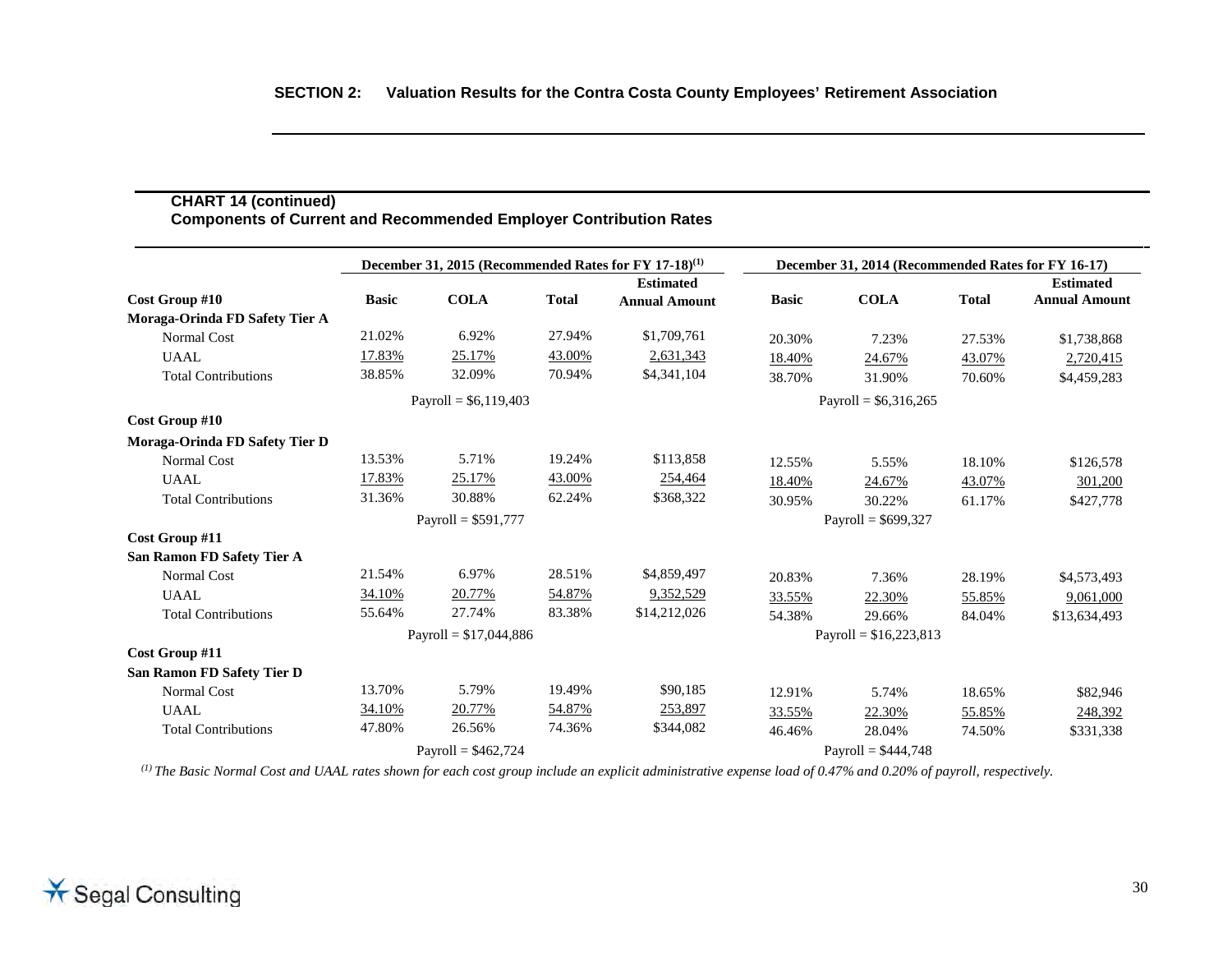## SECTION 2: Valuation Results for the Contra Costa County Employees' Retirement Association

### CHART 14 (continued)
### Components of Current and Recommended Employer Contribution Rates

| | December 31, 2015 (Recommended Rates for FY 17-18)[1] | | | | December 31, 2014 (Recommended Rates for FY 16-17) | | | |
|---|---|---|---|---|---|---|---|---|
| **Cost Group #10** | **Basic** | **COLA** | **Total** | **Estimated Annual Amount** | **Basic** | **COLA** | **Total** | **Estimated Annual Amount** |
| **Moraga-Orinda FD Safety Tier A** | | | | | | | | |
| Normal Cost | 21.02% | 6.92% | 27.94% | $1,709,761 | 20.30% | 7.23% | 27.53% | $1,738,868 |
| UAAL | 17.83% | 25.17% | 43.00% | 2,631,343 | 18.40% | 24.67% | 43.07% | 2,720,415 |
| Total Contributions | 38.85% | 32.09% | 70.94% | $4,341,104 | 38.70% | 31.90% | 70.60% | $4,459,283 |
| | Payroll = $6,119,403 | | | | Payroll = $6,316,265 | | | |
| **Cost Group #10** | | | | | | | | |
| **Moraga-Orinda FD Safety Tier D** | | | | | | | | |
| Normal Cost | 13.53% | 5.71% | 19.24% | $113,858 | 12.55% | 5.55% | 18.10% | $126,578 |
| UAAL | 17.83% | 25.17% | 43.00% | 254,464 | 18.40% | 24.67% | 43.07% | 301,200 |
| Total Contributions | 31.36% | 30.88% | 62.24% | $368,322 | 30.95% | 30.22% | 61.17% | $427,778 |
| | Payroll = $591,777 | | | | Payroll = $699,327 | | | |
| **Cost Group #11** | | | | | | | | |
| **San Ramon FD Safety Tier A** | | | | | | | | |
| Normal Cost | 21.54% | 6.97% | 28.51% | $4,859,497 | 20.83% | 7.36% | 28.19% | $4,573,493 |
| UAAL | 34.10% | 20.77% | 54.87% | 9,352,529 | 33.55% | 22.30% | 55.85% | 9,061,000 |
| Total Contributions | 55.64% | 27.74% | 83.38% | $14,212,026 | 54.38% | 29.66% | 84.04% | $13,634,493 |
| | Payroll = $17,044,886 | | | | Payroll = $16,223,813 | | | |
| **Cost Group #11** | | | | | | | | |
| **San Ramon FD Safety Tier D** | | | | | | | | |
| Normal Cost | 13.70% | 5.79% | 19.49% | $90,185 | 12.91% | 5.74% | 18.65% | $82,946 |
| UAAL | 34.10% | 20.77% | 54.87% | 253,897 | 33.55% | 22.30% | 55.85% | 248,392 |
| Total Contributions | 47.80% | 26.56% | 74.36% | $344,082 | 46.46% | 28.04% | 74.50% | $331,338 |
| | Payroll = $462,724 | | | | Payroll = $444,748 | | | |

*[1] The Basic Normal Cost and UAAL rates shown for each cost group include an explicit administrative expense load of 0.47% and 0.20% of payroll, respectively.*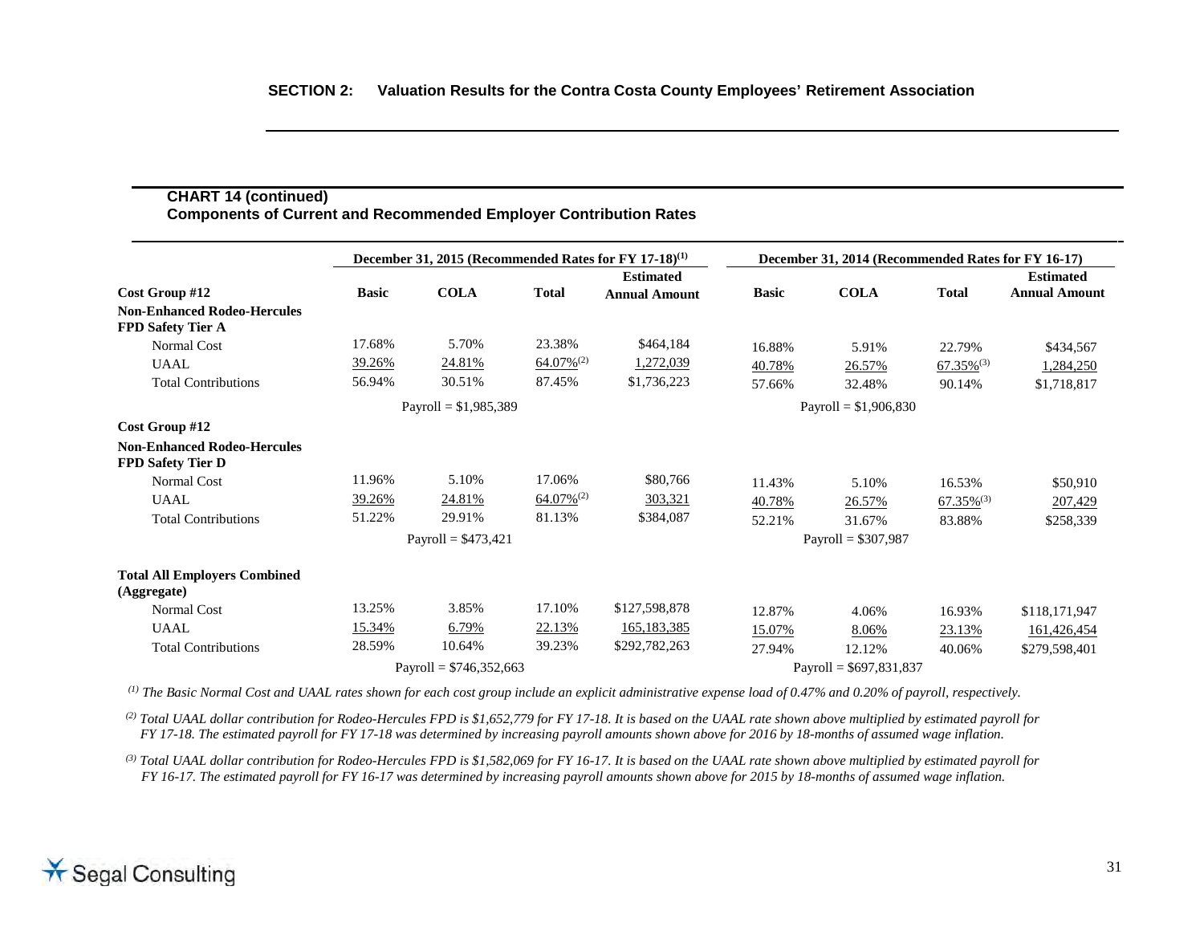**CHART 14 (continued)**
**Components of Current and Recommended Employer Contribution Rates**

| | December 31, 2015 (Recommended Rates for FY 17-18)[1] | | | | December 31, 2014 (Recommended Rates for FY 16-17) | | | |
|---|---|---|---|---|---|---|---|---|
| **Cost Group #12** | **Basic** | **COLA** | **Total** | **Estimated Annual Amount** | **Basic** | **COLA** | **Total** | **Estimated Annual Amount** |
| **Non-Enhanced Rodeo-Hercules FPD Safety Tier A** | | | | | | | | |
| Normal Cost | 17.68% | 5.70% | 23.38% | $464,184 | 16.88% | 5.91% | 22.79% | $434,567 |
| UAAL | 39.26% | 24.81% | 64.07%[2] | 1,272,039 | 40.78% | 26.57% | 67.35%[3] | 1,284,250 |
| Total Contributions | 56.94% | 30.51% | 87.45% | $1,736,223 | 57.66% | 32.48% | 90.14% | $1,718,817 |
| | Payroll = $1,985,389 | | | | Payroll = $1,906,830 | | | |
| **Cost Group #12** | | | | | | | | |
| **Non-Enhanced Rodeo-Hercules FPD Safety Tier D** | | | | | | | | |
| Normal Cost | 11.96% | 5.10% | 17.06% | $80,766 | 11.43% | 5.10% | 16.53% | $50,910 |
| UAAL | 39.26% | 24.81% | 64.07%[2] | 303,321 | 40.78% | 26.57% | 67.35%[3] | 207,429 |
| Total Contributions | 51.22% | 29.91% | 81.13% | $384,087 | 52.21% | 31.67% | 83.88% | $258,339 |
| | Payroll = $473,421 | | | | Payroll = $307,987 | | | |
| **Total All Employers Combined (Aggregate)** | | | | | | | | |
| Normal Cost | 13.25% | 3.85% | 17.10% | $127,598,878 | 12.87% | 4.06% | 16.93% | $118,171,947 |
| UAAL | 15.34% | 6.79% | 22.13% | 165,183,385 | 15.07% | 8.06% | 23.13% | 161,426,454 |
| Total Contributions | 28.59% | 10.64% | 39.23% | $292,782,263 | 27.94% | 12.12% | 40.06% | $279,598,401 |
| | Payroll = $746,352,663 | | | | Payroll = $697,831,837 | | | |

*[1] The Basic Normal Cost and UAAL rates shown for each cost group include an explicit administrative expense load of 0.47% and 0.20% of payroll, respectively.*

*[2] Total UAAL dollar contribution for Rodeo-Hercules FPD is $1,652,779 for FY 17-18. It is based on the UAAL rate shown above multiplied by estimated payroll for FY 17-18. The estimated payroll for FY 17-18 was determined by increasing payroll amounts shown above for 2016 by 18-months of assumed wage inflation.*

*[3] Total UAAL dollar contribution for Rodeo-Hercules FPD is $1,582,069 for FY 16-17. It is based on the UAAL rate shown above multiplied by estimated payroll for FY 16-17. The estimated payroll for FY 16-17 was determined by increasing payroll amounts shown above for 2015 by 18-months of assumed wage inflation.*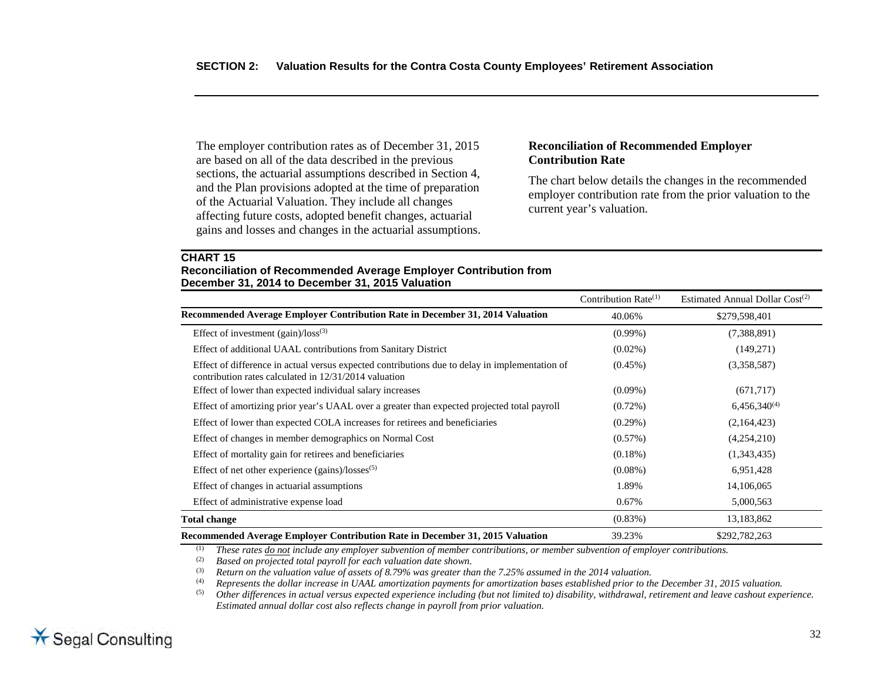## SECTION 2: Valuation Results for the Contra Costa County Employees' Retirement Association

The employer contribution rates as of December 31, 2015 are based on all of the data described in the previous sections, the actuarial assumptions described in Section 4, and the Plan provisions adopted at the time of preparation of the Actuarial Valuation. They include all changes affecting future costs, adopted benefit changes, actuarial gains and losses and changes in the actuarial assumptions.

**Reconciliation of Recommended Employer Contribution Rate**

The chart below details the changes in the recommended employer contribution rate from the prior valuation to the current year's valuation.

**CHART 15**
**Reconciliation of Recommended Average Employer Contribution from December 31, 2014 to December 31, 2015 Valuation**

| | Contribution Rate[(1)] | Estimated Annual Dollar Cost[(2)] |
|---|---|---|
| **Recommended Average Employer Contribution Rate in December 31, 2014 Valuation** | 40.06% | $279,598,401 |
| Effect of investment (gain)/loss[(3)] | (0.99%) | (7,388,891) |
| Effect of additional UAAL contributions from Sanitary District | (0.02%) | (149,271) |
| Effect of difference in actual versus expected contributions due to delay in implementation of contribution rates calculated in 12/31/2014 valuation | (0.45%) | (3,358,587) |
| Effect of lower than expected individual salary increases | (0.09%) | (671,717) |
| Effect of amortizing prior year's UAAL over a greater than expected projected total payroll | (0.72%) | 6,456,340[(4)] |
| Effect of lower than expected COLA increases for retirees and beneficiaries | (0.29%) | (2,164,423) |
| Effect of changes in member demographics on Normal Cost | (0.57%) | (4,254,210) |
| Effect of mortality gain for retirees and beneficiaries | (0.18%) | (1,343,435) |
| Effect of net other experience (gains)/losses[(5)] | (0.08%) | 6,951,428 |
| Effect of changes in actuarial assumptions | 1.89% | 14,106,065 |
| Effect of administrative expense load | 0.67% | 5,000,563 |
| **Total change** | (0.83%) | 13,183,862 |
| **Recommended Average Employer Contribution Rate in December 31, 2015 Valuation** | 39.23% | $292,782,263 |

(1) *These rates do not include any employer subvention of member contributions, or member subvention of employer contributions.*

(2) *Based on projected total payroll for each valuation date shown.*

(3) *Return on the valuation value of assets of 8.79% was greater than the 7.25% assumed in the 2014 valuation.*

(4) *Represents the dollar increase in UAAL amortization payments for amortization bases established prior to the December 31, 2015 valuation.*

(5) *Other differences in actual versus expected experience including (but not limited to) disability, withdrawal, retirement and leave cashout experience. Estimated annual dollar cost also reflects change in payroll from prior valuation.*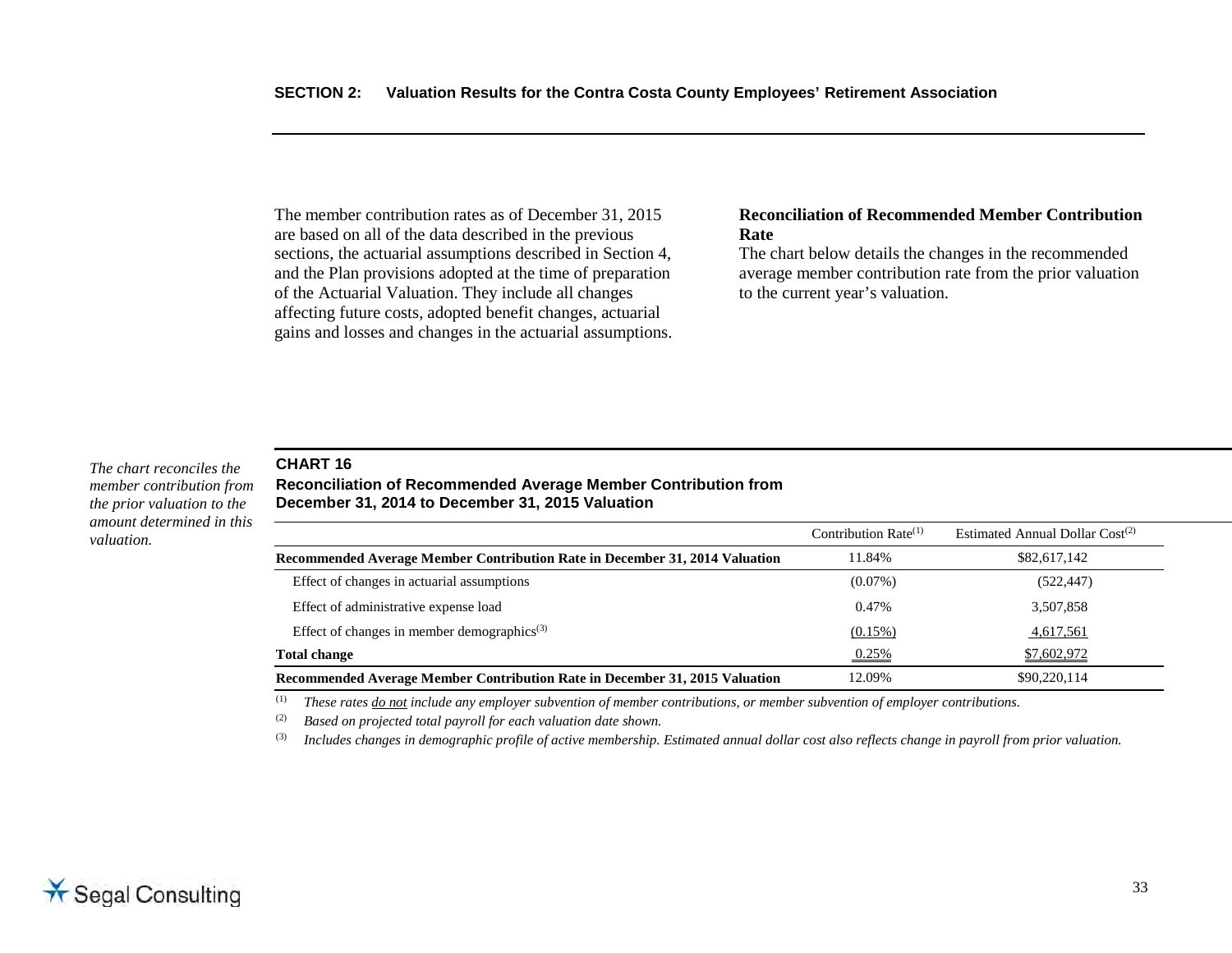The member contribution rates as of December 31, 2015 are based on all of the data described in the previous sections, the actuarial assumptions described in Section 4, and the Plan provisions adopted at the time of preparation of the Actuarial Valuation. They include all changes affecting future costs, adopted benefit changes, actuarial gains and losses and changes in the actuarial assumptions.

**Reconciliation of Recommended Member Contribution Rate**

The chart below details the changes in the recommended average member contribution rate from the prior valuation to the current year's valuation.

*The chart reconciles the member contribution from the prior valuation to the amount determined in this valuation.*

**CHART 16**

**Reconciliation of Recommended Average Member Contribution from December 31, 2014 to December 31, 2015 Valuation**

| | Contribution Rate[1] | Estimated Annual Dollar Cost[2] |
|---|---|---|
| **Recommended Average Member Contribution Rate in December 31, 2014 Valuation** | 11.84% | $82,617,142 |
| Effect of changes in actuarial assumptions | (0.07%) | (522,447) |
| Effect of administrative expense load | 0.47% | 3,507,858 |
| Effect of changes in member demographics[3] | (0.15%) | 4,617,561 |
| **Total change** | 0.25% | $7,602,972 |
| **Recommended Average Member Contribution Rate in December 31, 2015 Valuation** | 12.09% | $90,220,114 |

[1] *These rates do not include any employer subvention of member contributions, or member subvention of employer contributions.*

[2] *Based on projected total payroll for each valuation date shown.*

[3] *Includes changes in demographic profile of active membership. Estimated annual dollar cost also reflects change in payroll from prior valuation.*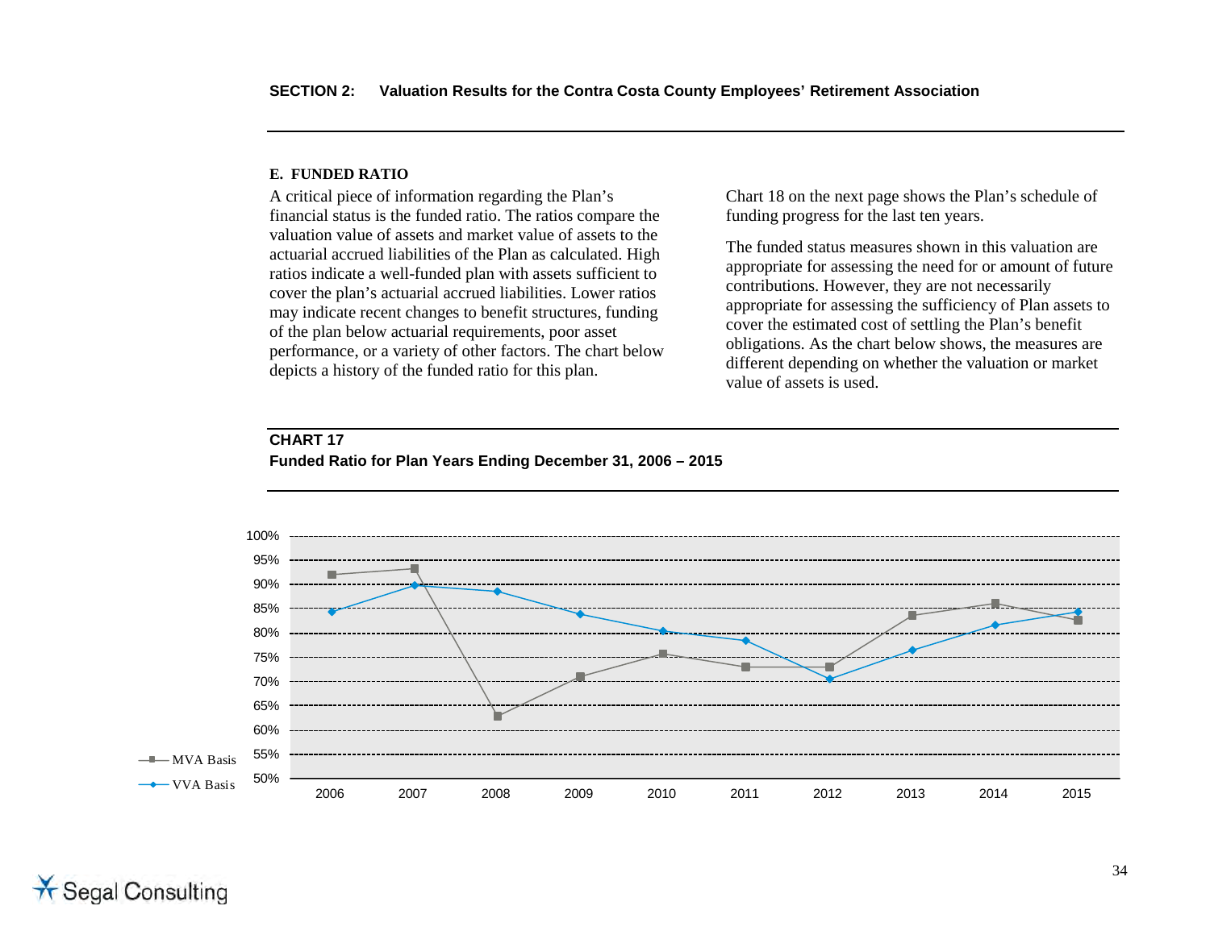### E. FUNDED RATIO

A critical piece of information regarding the Plan's financial status is the funded ratio. The ratios compare the valuation value of assets and market value of assets to the actuarial accrued liabilities of the Plan as calculated. High ratios indicate a well-funded plan with assets sufficient to cover the plan's actuarial accrued liabilities. Lower ratios may indicate recent changes to benefit structures, funding of the plan below actuarial requirements, poor asset performance, or a variety of other factors. The chart below depicts a history of the funded ratio for this plan.

Chart 18 on the next page shows the Plan's schedule of funding progress for the last ten years.

The funded status measures shown in this valuation are appropriate for assessing the need for or amount of future contributions. However, they are not necessarily appropriate for assessing the sufficiency of Plan assets to cover the estimated cost of settling the Plan's benefit obligations. As the chart below shows, the measures are different depending on whether the valuation or market value of assets is used.

**CHART 17**

**Funded Ratio for Plan Years Ending December 31, 2006 – 2015**

MVA Basis

VVA Basis

100%
95%
90%
85%
80%
75%
70%
65%
60%
55%
50%

2006 2007 2008 2009 2010 2011 2012 2013 2014 2015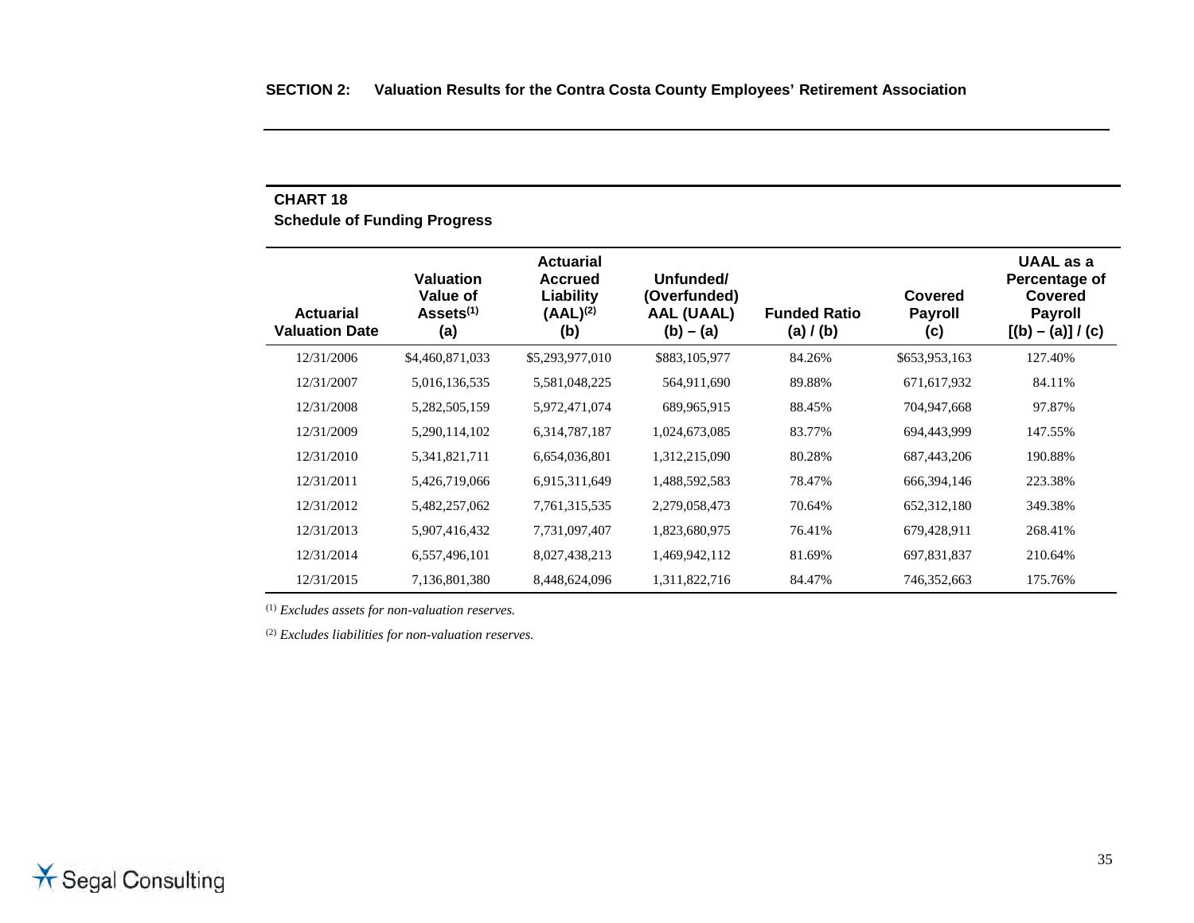**CHART 18**
**Schedule of Funding Progress**

| Actuarial Valuation Date | Valuation Value of Assets[(1)] (a) | Actuarial Accrued Liability (AAL)[(2)] (b) | Unfunded/ (Overfunded) AAL (UAAL) (b) – (a) | Funded Ratio (a) / (b) | Covered Payroll (c) | UAAL as a Percentage of Covered Payroll [(b) – (a)] / (c) |
|---|---|---|---|---|---|---|
| 12/31/2006 | $4,460,871,033 | $5,293,977,010 | $883,105,977 | 84.26% | $653,953,163 | 127.40% |
| 12/31/2007 | 5,016,136,535 | 5,581,048,225 | 564,911,690 | 89.88% | 671,617,932 | 84.11% |
| 12/31/2008 | 5,282,505,159 | 5,972,471,074 | 689,965,915 | 88.45% | 704,947,668 | 97.87% |
| 12/31/2009 | 5,290,114,102 | 6,314,787,187 | 1,024,673,085 | 83.77% | 694,443,999 | 147.55% |
| 12/31/2010 | 5,341,821,711 | 6,654,036,801 | 1,312,215,090 | 80.28% | 687,443,206 | 190.88% |
| 12/31/2011 | 5,426,719,066 | 6,915,311,649 | 1,488,592,583 | 78.47% | 666,394,146 | 223.38% |
| 12/31/2012 | 5,482,257,062 | 7,761,315,535 | 2,279,058,473 | 70.64% | 652,312,180 | 349.38% |
| 12/31/2013 | 5,907,416,432 | 7,731,097,407 | 1,823,680,975 | 76.41% | 679,428,911 | 268.41% |
| 12/31/2014 | 6,557,496,101 | 8,027,438,213 | 1,469,942,112 | 81.69% | 697,831,837 | 210.64% |
| 12/31/2015 | 7,136,801,380 | 8,448,624,096 | 1,311,822,716 | 84.47% | 746,352,663 | 175.76% |

(1) *Excludes assets for non-valuation reserves.*

(2) *Excludes liabilities for non-valuation reserves.*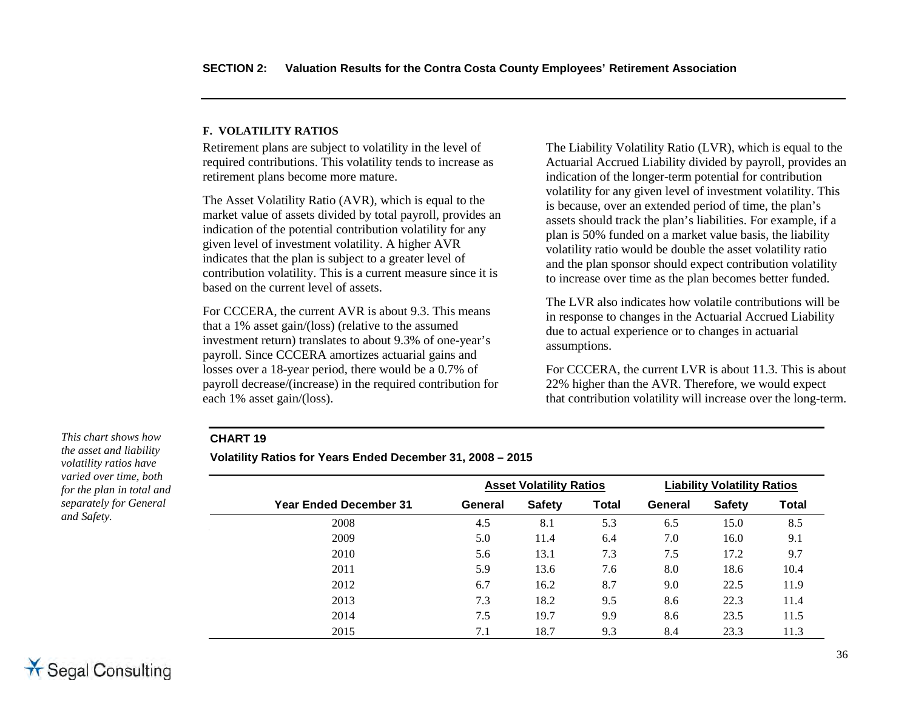### F. VOLATILITY RATIOS

Retirement plans are subject to volatility in the level of required contributions. This volatility tends to increase as retirement plans become more mature.

The Asset Volatility Ratio (AVR), which is equal to the market value of assets divided by total payroll, provides an indication of the potential contribution volatility for any given level of investment volatility. A higher AVR indicates that the plan is subject to a greater level of contribution volatility. This is a current measure since it is based on the current level of assets.

For CCCERA, the current AVR is about 9.3. This means that a 1% asset gain/(loss) (relative to the assumed investment return) translates to about 9.3% of one-year's payroll. Since CCCERA amortizes actuarial gains and losses over a 18-year period, there would be a 0.7% of payroll decrease/(increase) in the required contribution for each 1% asset gain/(loss).

The Liability Volatility Ratio (LVR), which is equal to the Actuarial Accrued Liability divided by payroll, provides an indication of the longer-term potential for contribution volatility for any given level of investment volatility. This is because, over an extended period of time, the plan's assets should track the plan's liabilities. For example, if a plan is 50% funded on a market value basis, the liability volatility ratio would be double the asset volatility ratio and the plan sponsor should expect contribution volatility to increase over time as the plan becomes better funded.

The LVR also indicates how volatile contributions will be in response to changes in the Actuarial Accrued Liability due to actual experience or to changes in actuarial assumptions.

For CCCERA, the current LVR is about 11.3. This is about 22% higher than the AVR. Therefore, we would expect that contribution volatility will increase over the long-term.

*This chart shows how the asset and liability volatility ratios have varied over time, both for the plan in total and separately for General and Safety.*

**CHART 19**

**Volatility Ratios for Years Ended December 31, 2008 – 2015**

| | Asset Volatility Ratios | | | Liability Volatility Ratios | | |
|---|---|---|---|---|---|---|
| **Year Ended December 31** | **General** | **Safety** | **Total** | **General** | **Safety** | **Total** |
| 2008 | 4.5 | 8.1 | 5.3 | 6.5 | 15.0 | 8.5 |
| 2009 | 5.0 | 11.4 | 6.4 | 7.0 | 16.0 | 9.1 |
| 2010 | 5.6 | 13.1 | 7.3 | 7.5 | 17.2 | 9.7 |
| 2011 | 5.9 | 13.6 | 7.6 | 8.0 | 18.6 | 10.4 |
| 2012 | 6.7 | 16.2 | 8.7 | 9.0 | 22.5 | 11.9 |
| 2013 | 7.3 | 18.2 | 9.5 | 8.6 | 22.3 | 11.4 |
| 2014 | 7.5 | 19.7 | 9.9 | 8.6 | 23.5 | 11.5 |
| 2015 | 7.1 | 18.7 | 9.3 | 8.4 | 23.3 | 11.3 |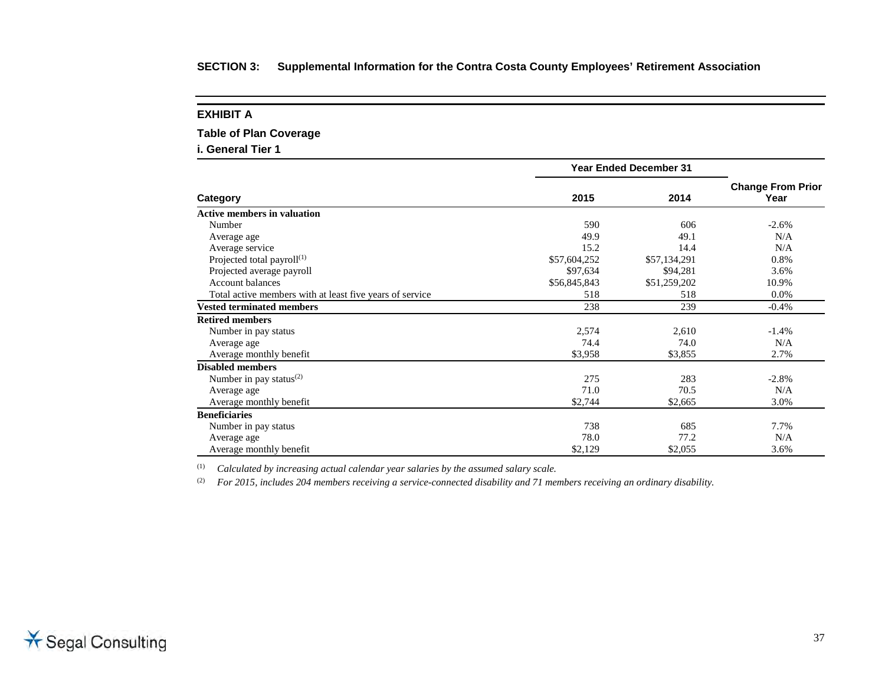**SECTION 3: Supplemental Information for the Contra Costa County Employees' Retirement Association**

## EXHIBIT A

### Table of Plan Coverage

#### i. General Tier 1

| Category | Year Ended December 31 2015 | Year Ended December 31 2014 | Change From Prior Year |
|---|---|---|---|
| **Active members in valuation** | | | |
| Number | 590 | 606 | -2.6% |
| Average age | 49.9 | 49.1 | N/A |
| Average service | 15.2 | 14.4 | N/A |
| Projected total payroll[1] | $57,604,252 | $57,134,291 | 0.8% |
| Projected average payroll | $97,634 | $94,281 | 3.6% |
| Account balances | $56,845,843 | $51,259,202 | 10.9% |
| Total active members with at least five years of service | 518 | 518 | 0.0% |
| **Vested terminated members** | 238 | 239 | -0.4% |
| **Retired members** | | | |
| Number in pay status | 2,574 | 2,610 | -1.4% |
| Average age | 74.4 | 74.0 | N/A |
| Average monthly benefit | $3,958 | $3,855 | 2.7% |
| **Disabled members** | | | |
| Number in pay status[2] | 275 | 283 | -2.8% |
| Average age | 71.0 | 70.5 | N/A |
| Average monthly benefit | $2,744 | $2,665 | 3.0% |
| **Beneficiaries** | | | |
| Number in pay status | 738 | 685 | 7.7% |
| Average age | 78.0 | 77.2 | N/A |
| Average monthly benefit | $2,129 | $2,055 | 3.6% |

[1] *Calculated by increasing actual calendar year salaries by the assumed salary scale.*

[2] *For 2015, includes 204 members receiving a service-connected disability and 71 members receiving an ordinary disability.*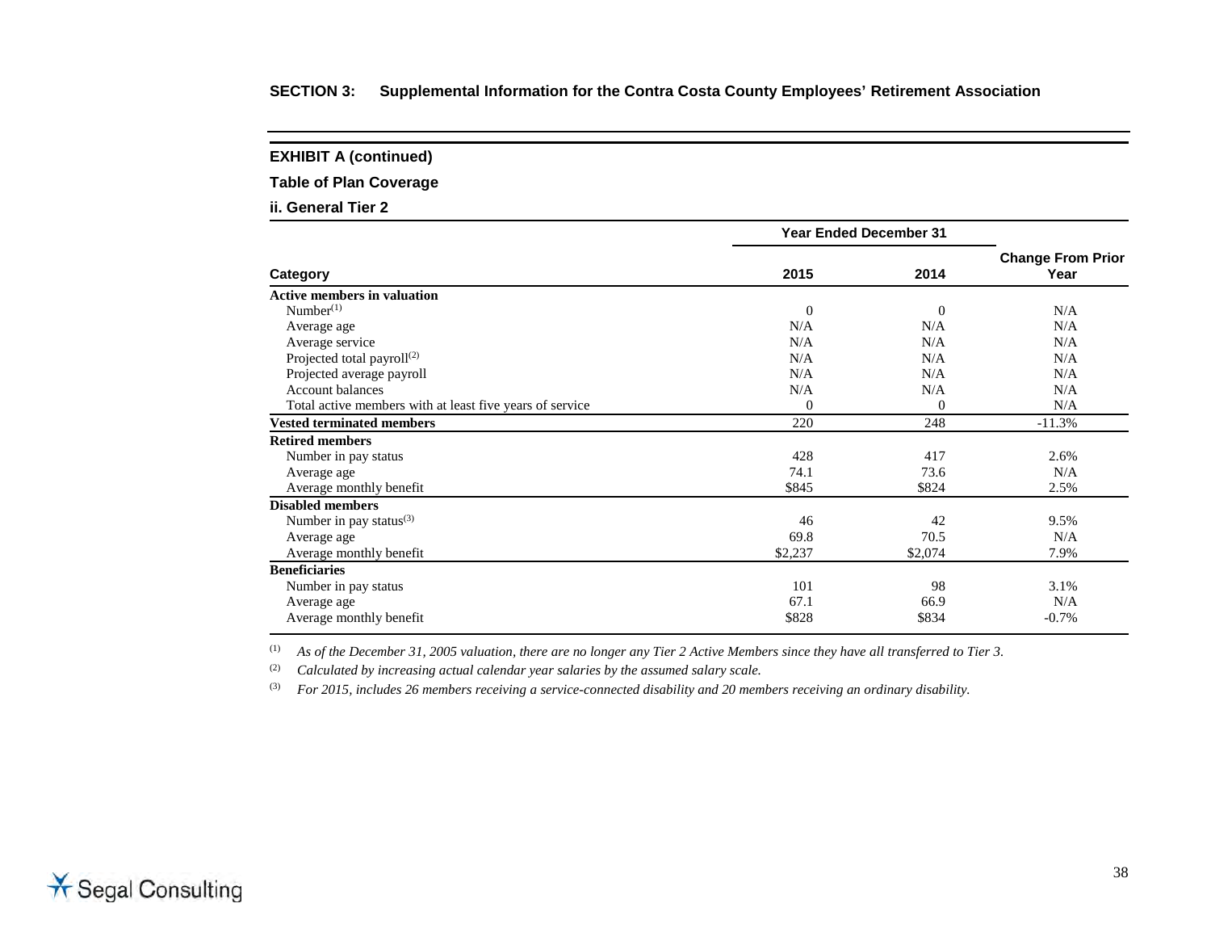**SECTION 3: Supplemental Information for the Contra Costa County Employees' Retirement Association**

**EXHIBIT A (continued)**

**Table of Plan Coverage**

**ii. General Tier 2**

| Category | Year Ended December 31 | | Change From Prior Year |
|---|---|---|---|
| | 2015 | 2014 | |
| **Active members in valuation** | | | |
| Number[1] | 0 | 0 | N/A |
| Average age | N/A | N/A | N/A |
| Average service | N/A | N/A | N/A |
| Projected total payroll[2] | N/A | N/A | N/A |
| Projected average payroll | N/A | N/A | N/A |
| Account balances | N/A | N/A | N/A |
| Total active members with at least five years of service | 0 | 0 | N/A |
| **Vested terminated members** | 220 | 248 | -11.3% |
| **Retired members** | | | |
| Number in pay status | 428 | 417 | 2.6% |
| Average age | 74.1 | 73.6 | N/A |
| Average monthly benefit | $845 | $824 | 2.5% |
| **Disabled members** | | | |
| Number in pay status[3] | 46 | 42 | 9.5% |
| Average age | 69.8 | 70.5 | N/A |
| Average monthly benefit | $2,237 | $2,074 | 7.9% |
| **Beneficiaries** | | | |
| Number in pay status | 101 | 98 | 3.1% |
| Average age | 67.1 | 66.9 | N/A |
| Average monthly benefit | $828 | $834 | -0.7% |

(1) *As of the December 31, 2005 valuation, there are no longer any Tier 2 Active Members since they have all transferred to Tier 3.*

(2) *Calculated by increasing actual calendar year salaries by the assumed salary scale.*

(3) *For 2015, includes 26 members receiving a service-connected disability and 20 members receiving an ordinary disability.*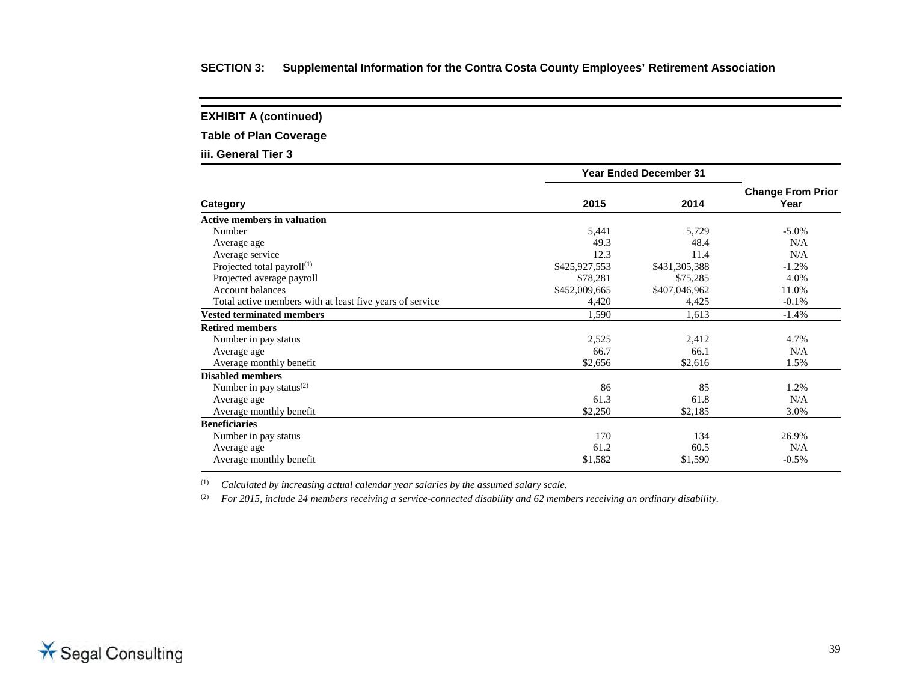## SECTION 3: Supplemental Information for the Contra Costa County Employees' Retirement Association

### EXHIBIT A (continued)

### Table of Plan Coverage

### iii. General Tier 3

| Category | Year Ended December 31 2015 | Year Ended December 31 2014 | Change From Prior Year |
|---|---|---|---|
| **Active members in valuation** | | | |
| Number | 5,441 | 5,729 | -5.0% |
| Average age | 49.3 | 48.4 | N/A |
| Average service | 12.3 | 11.4 | N/A |
| Projected total payroll[(1)] | $425,927,553 | $431,305,388 | -1.2% |
| Projected average payroll | $78,281 | $75,285 | 4.0% |
| Account balances | $452,009,665 | $407,046,962 | 11.0% |
| Total active members with at least five years of service | 4,420 | 4,425 | -0.1% |
| **Vested terminated members** | 1,590 | 1,613 | -1.4% |
| **Retired members** | | | |
| Number in pay status | 2,525 | 2,412 | 4.7% |
| Average age | 66.7 | 66.1 | N/A |
| Average monthly benefit | $2,656 | $2,616 | 1.5% |
| **Disabled members** | | | |
| Number in pay status[(2)] | 86 | 85 | 1.2% |
| Average age | 61.3 | 61.8 | N/A |
| Average monthly benefit | $2,250 | $2,185 | 3.0% |
| **Beneficiaries** | | | |
| Number in pay status | 170 | 134 | 26.9% |
| Average age | 61.2 | 60.5 | N/A |
| Average monthly benefit | $1,582 | $1,590 | -0.5% |

(1) *Calculated by increasing actual calendar year salaries by the assumed salary scale.*

(2) *For 2015, include 24 members receiving a service-connected disability and 62 members receiving an ordinary disability.*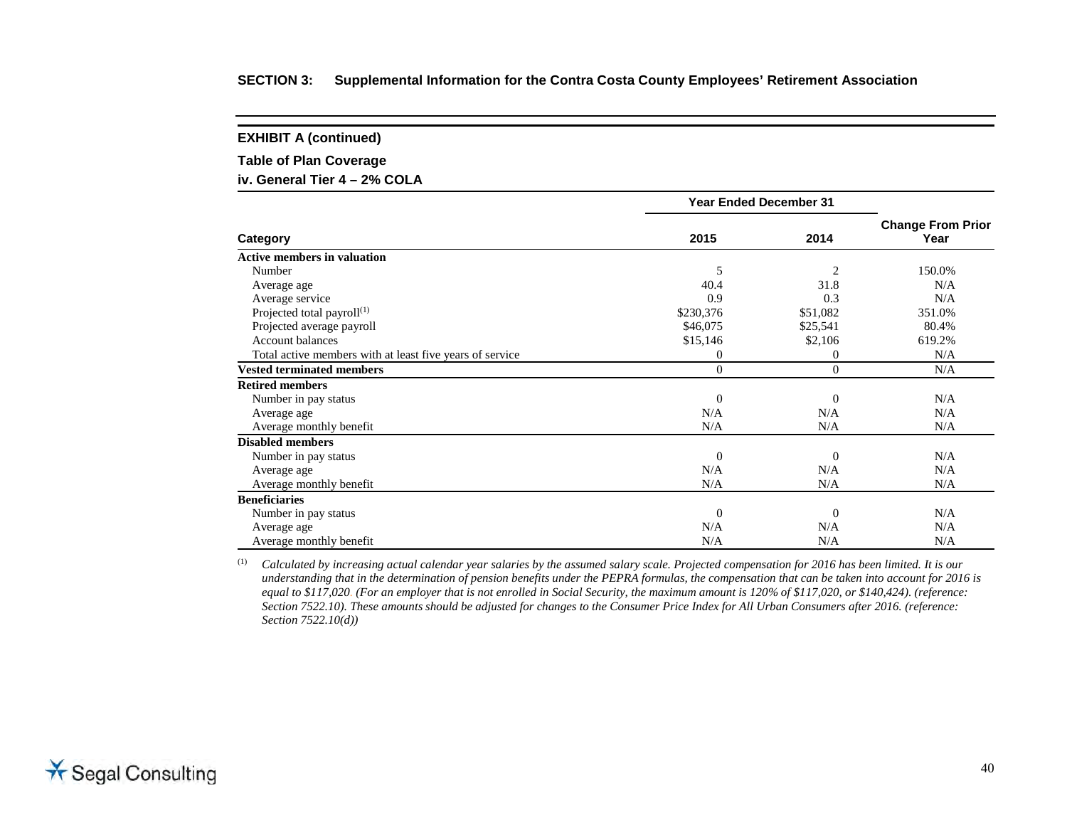## SECTION 3: Supplemental Information for the Contra Costa County Employees' Retirement Association

### EXHIBIT A (continued)

**Table of Plan Coverage**

**iv. General Tier 4 – 2% COLA**

| Category | Year Ended December 31 | | Change From Prior Year |
|---|---|---|---|
| | 2015 | 2014 | |
| **Active members in valuation** | | | |
| Number | 5 | 2 | 150.0% |
| Average age | 40.4 | 31.8 | N/A |
| Average service | 0.9 | 0.3 | N/A |
| Projected total payroll[(1)] | $230,376 | $51,082 | 351.0% |
| Projected average payroll | $46,075 | $25,541 | 80.4% |
| Account balances | $15,146 | $2,106 | 619.2% |
| Total active members with at least five years of service | 0 | 0 | N/A |
| **Vested terminated members** | 0 | 0 | N/A |
| **Retired members** | | | |
| Number in pay status | 0 | 0 | N/A |
| Average age | N/A | N/A | N/A |
| Average monthly benefit | N/A | N/A | N/A |
| **Disabled members** | | | |
| Number in pay status | 0 | 0 | N/A |
| Average age | N/A | N/A | N/A |
| Average monthly benefit | N/A | N/A | N/A |
| **Beneficiaries** | | | |
| Number in pay status | 0 | 0 | N/A |
| Average age | N/A | N/A | N/A |
| Average monthly benefit | N/A | N/A | N/A |

(1) *Calculated by increasing actual calendar year salaries by the assumed salary scale. Projected compensation for 2016 has been limited. It is our understanding that in the determination of pension benefits under the PEPRA formulas, the compensation that can be taken into account for 2016 is equal to $117,020. (For an employer that is not enrolled in Social Security, the maximum amount is 120% of $117,020, or $140,424). (reference: Section 7522.10). These amounts should be adjusted for changes to the Consumer Price Index for All Urban Consumers after 2016. (reference: Section 7522.10(d))*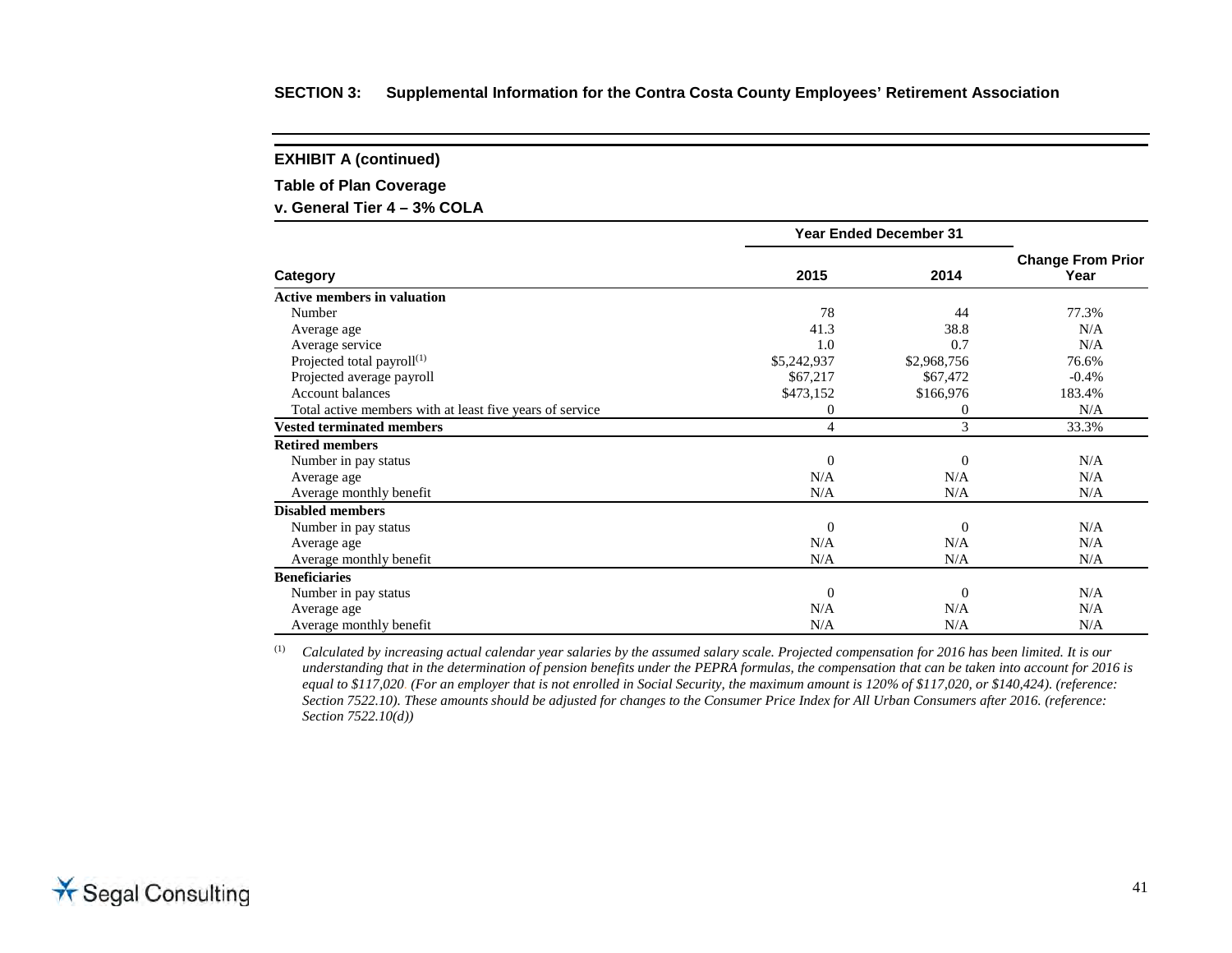## SECTION 3: Supplemental Information for the Contra Costa County Employees' Retirement Association

### EXHIBIT A (continued)

### Table of Plan Coverage

### v. General Tier 4 – 3% COLA

| Category | Year Ended December 31 2015 | Year Ended December 31 2014 | Change From Prior Year |
|---|---|---|---|
| **Active members in valuation** | | | |
| Number | 78 | 44 | 77.3% |
| Average age | 41.3 | 38.8 | N/A |
| Average service | 1.0 | 0.7 | N/A |
| Projected total payroll[1] | $5,242,937 | $2,968,756 | 76.6% |
| Projected average payroll | $67,217 | $67,472 | -0.4% |
| Account balances | $473,152 | $166,976 | 183.4% |
| Total active members with at least five years of service | 0 | 0 | N/A |
| **Vested terminated members** | 4 | 3 | 33.3% |
| **Retired members** | | | |
| Number in pay status | 0 | 0 | N/A |
| Average age | N/A | N/A | N/A |
| Average monthly benefit | N/A | N/A | N/A |
| **Disabled members** | | | |
| Number in pay status | 0 | 0 | N/A |
| Average age | N/A | N/A | N/A |
| Average monthly benefit | N/A | N/A | N/A |
| **Beneficiaries** | | | |
| Number in pay status | 0 | 0 | N/A |
| Average age | N/A | N/A | N/A |
| Average monthly benefit | N/A | N/A | N/A |

[1] *Calculated by increasing actual calendar year salaries by the assumed salary scale. Projected compensation for 2016 has been limited. It is our understanding that in the determination of pension benefits under the PEPRA formulas, the compensation that can be taken into account for 2016 is equal to $117,020. (For an employer that is not enrolled in Social Security, the maximum amount is 120% of $117,020, or $140,424). (reference: Section 7522.10). These amounts should be adjusted for changes to the Consumer Price Index for All Urban Consumers after 2016. (reference: Section 7522.10(d))*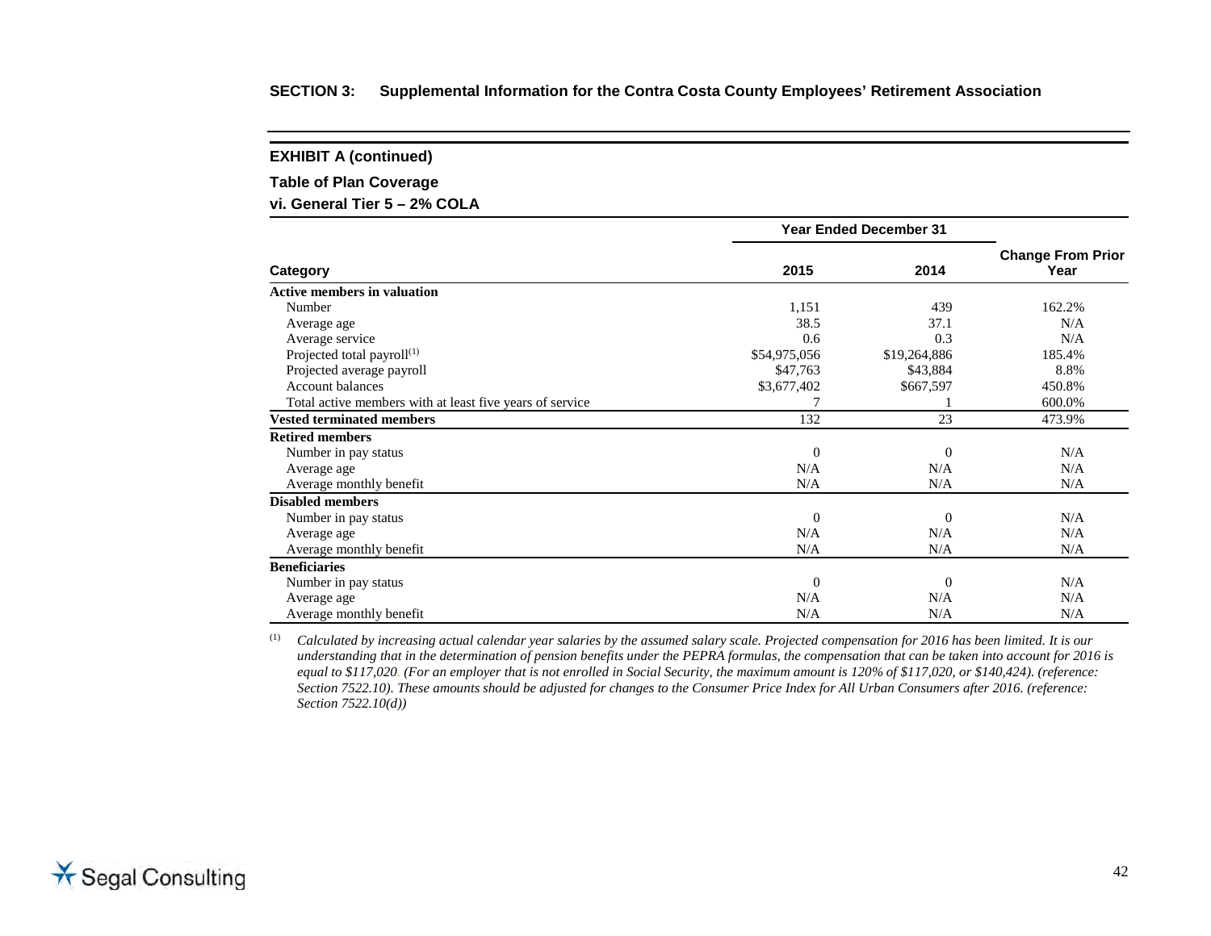**SECTION 3: Supplemental Information for the Contra Costa County Employees' Retirement Association**

**EXHIBIT A (continued)**

**Table of Plan Coverage**

**vi. General Tier 5 – 2% COLA**

| Category | Year Ended December 31 2015 | Year Ended December 31 2014 | Change From Prior Year |
|---|---|---|---|
| **Active members in valuation** | | | |
| Number | 1,151 | 439 | 162.2% |
| Average age | 38.5 | 37.1 | N/A |
| Average service | 0.6 | 0.3 | N/A |
| Projected total payroll[(1)] | $54,975,056 | $19,264,886 | 185.4% |
| Projected average payroll | $47,763 | $43,884 | 8.8% |
| Account balances | $3,677,402 | $667,597 | 450.8% |
| Total active members with at least five years of service | 7 | 1 | 600.0% |
| **Vested terminated members** | 132 | 23 | 473.9% |
| **Retired members** | | | |
| Number in pay status | 0 | 0 | N/A |
| Average age | N/A | N/A | N/A |
| Average monthly benefit | N/A | N/A | N/A |
| **Disabled members** | | | |
| Number in pay status | 0 | 0 | N/A |
| Average age | N/A | N/A | N/A |
| Average monthly benefit | N/A | N/A | N/A |
| **Beneficiaries** | | | |
| Number in pay status | 0 | 0 | N/A |
| Average age | N/A | N/A | N/A |
| Average monthly benefit | N/A | N/A | N/A |

(1) *Calculated by increasing actual calendar year salaries by the assumed salary scale. Projected compensation for 2016 has been limited. It is our understanding that in the determination of pension benefits under the PEPRA formulas, the compensation that can be taken into account for 2016 is equal to $117,020. (For an employer that is not enrolled in Social Security, the maximum amount is 120% of $117,020, or $140,424). (reference: Section 7522.10). These amounts should be adjusted for changes to the Consumer Price Index for All Urban Consumers after 2016. (reference: Section 7522.10(d))*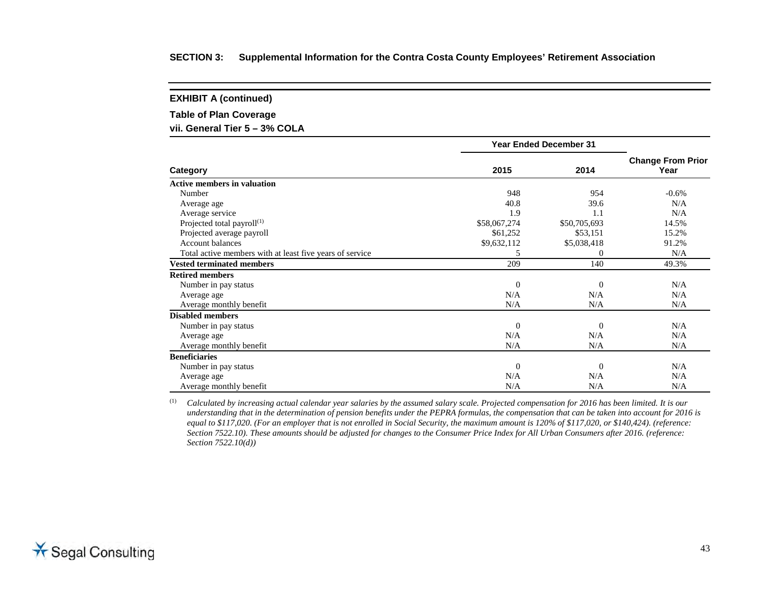**SECTION 3: Supplemental Information for the Contra Costa County Employees' Retirement Association**

### EXHIBIT A (continued)

#### Table of Plan Coverage

#### vii. General Tier 5 – 3% COLA

| Category | Year Ended December 31 2015 | Year Ended December 31 2014 | Change From Prior Year |
|---|---|---|---|
| **Active members in valuation** | | | |
| Number | 948 | 954 | -0.6% |
| Average age | 40.8 | 39.6 | N/A |
| Average service | 1.9 | 1.1 | N/A |
| Projected total payroll[(1)] | $58,067,274 | $50,705,693 | 14.5% |
| Projected average payroll | $61,252 | $53,151 | 15.2% |
| Account balances | $9,632,112 | $5,038,418 | 91.2% |
| Total active members with at least five years of service | 5 | 0 | N/A |
| **Vested terminated members** | 209 | 140 | 49.3% |
| **Retired members** | | | |
| Number in pay status | 0 | 0 | N/A |
| Average age | N/A | N/A | N/A |
| Average monthly benefit | N/A | N/A | N/A |
| **Disabled members** | | | |
| Number in pay status | 0 | 0 | N/A |
| Average age | N/A | N/A | N/A |
| Average monthly benefit | N/A | N/A | N/A |
| **Beneficiaries** | | | |
| Number in pay status | 0 | 0 | N/A |
| Average age | N/A | N/A | N/A |
| Average monthly benefit | N/A | N/A | N/A |

(1) *Calculated by increasing actual calendar year salaries by the assumed salary scale. Projected compensation for 2016 has been limited. It is our understanding that in the determination of pension benefits under the PEPRA formulas, the compensation that can be taken into account for 2016 is equal to $117,020. (For an employer that is not enrolled in Social Security, the maximum amount is 120% of $117,020, or $140,424). (reference: Section 7522.10). These amounts should be adjusted for changes to the Consumer Price Index for All Urban Consumers after 2016. (reference: Section 7522.10(d))*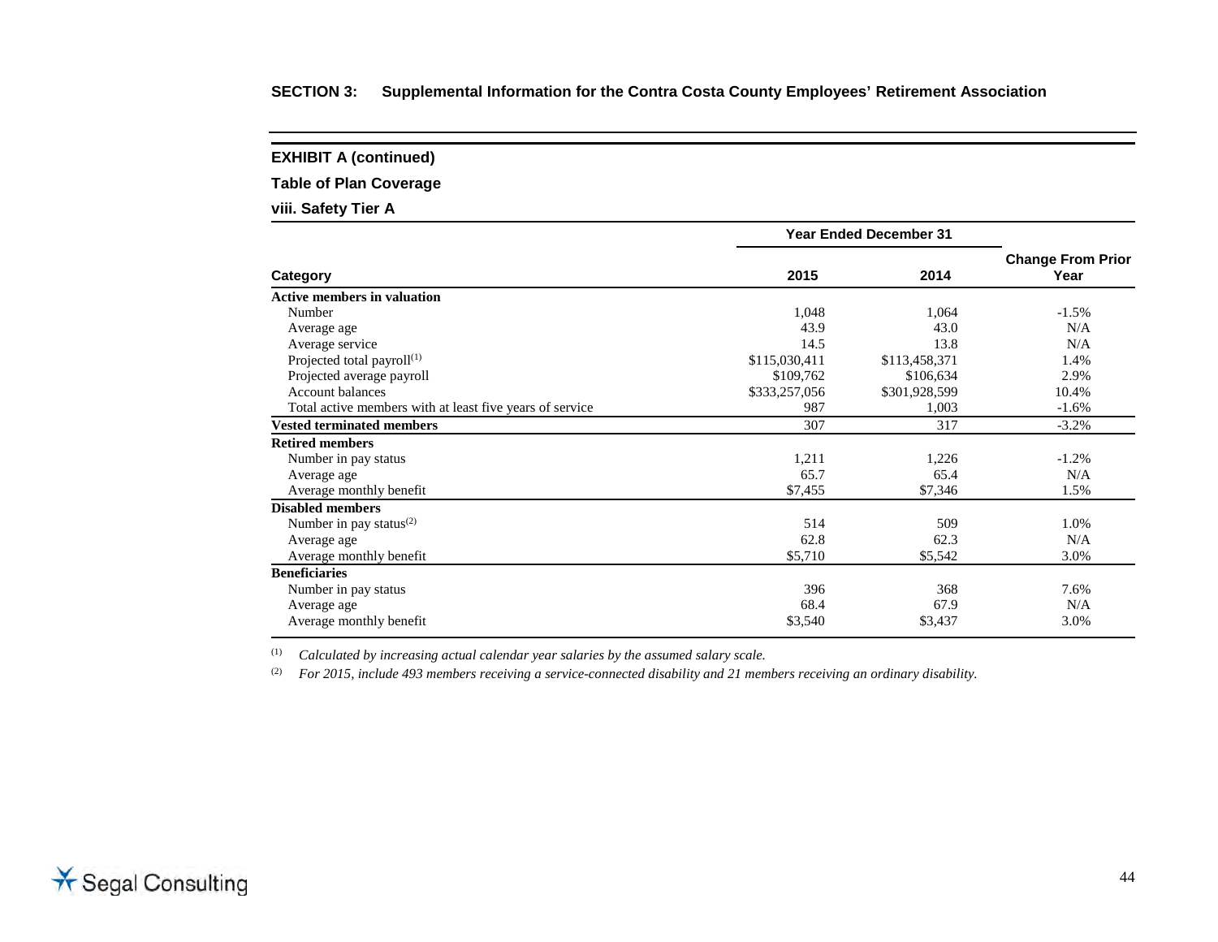## SECTION 3: Supplemental Information for the Contra Costa County Employees' Retirement Association

### EXHIBIT A (continued)

### Table of Plan Coverage

### viii. Safety Tier A

| Category | Year Ended December 31 | | Change From Prior Year |
|---|---|---|---|
| | 2015 | 2014 | |
| **Active members in valuation** | | | |
| Number | 1,048 | 1,064 | -1.5% |
| Average age | 43.9 | 43.0 | N/A |
| Average service | 14.5 | 13.8 | N/A |
| Projected total payroll[1] | $115,030,411 | $113,458,371 | 1.4% |
| Projected average payroll | $109,762 | $106,634 | 2.9% |
| Account balances | $333,257,056 | $301,928,599 | 10.4% |
| Total active members with at least five years of service | 987 | 1,003 | -1.6% |
| **Vested terminated members** | 307 | 317 | -3.2% |
| **Retired members** | | | |
| Number in pay status | 1,211 | 1,226 | -1.2% |
| Average age | 65.7 | 65.4 | N/A |
| Average monthly benefit | $7,455 | $7,346 | 1.5% |
| **Disabled members** | | | |
| Number in pay status[2] | 514 | 509 | 1.0% |
| Average age | 62.8 | 62.3 | N/A |
| Average monthly benefit | $5,710 | $5,542 | 3.0% |
| **Beneficiaries** | | | |
| Number in pay status | 396 | 368 | 7.6% |
| Average age | 68.4 | 67.9 | N/A |
| Average monthly benefit | $3,540 | $3,437 | 3.0% |

[1] *Calculated by increasing actual calendar year salaries by the assumed salary scale.*

[2] *For 2015, include 493 members receiving a service-connected disability and 21 members receiving an ordinary disability.*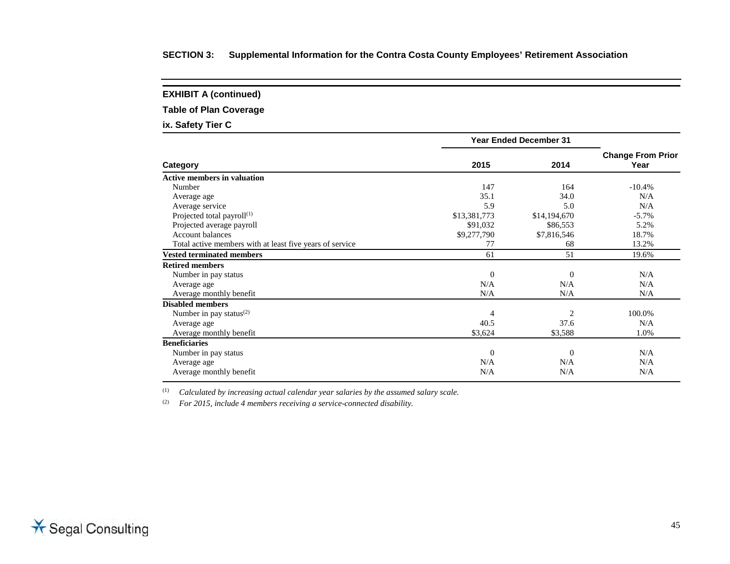## SECTION 3: Supplemental Information for the Contra Costa County Employees' Retirement Association

### EXHIBIT A (continued)

### Table of Plan Coverage

### ix. Safety Tier C

| Category | Year Ended December 31 | | Change From Prior Year |
|---|---|---|---|
| | 2015 | 2014 | |
| **Active members in valuation** | | | |
| Number | 147 | 164 | -10.4% |
| Average age | 35.1 | 34.0 | N/A |
| Average service | 5.9 | 5.0 | N/A |
| Projected total payroll[(1)] | $13,381,773 | $14,194,670 | -5.7% |
| Projected average payroll | $91,032 | $86,553 | 5.2% |
| Account balances | $9,277,790 | $7,816,546 | 18.7% |
| Total active members with at least five years of service | 77 | 68 | 13.2% |
| **Vested terminated members** | 61 | 51 | 19.6% |
| **Retired members** | | | |
| Number in pay status | 0 | 0 | N/A |
| Average age | N/A | N/A | N/A |
| Average monthly benefit | N/A | N/A | N/A |
| **Disabled members** | | | |
| Number in pay status[(2)] | 4 | 2 | 100.0% |
| Average age | 40.5 | 37.6 | N/A |
| Average monthly benefit | $3,624 | $3,588 | 1.0% |
| **Beneficiaries** | | | |
| Number in pay status | 0 | 0 | N/A |
| Average age | N/A | N/A | N/A |
| Average monthly benefit | N/A | N/A | N/A |

(1) *Calculated by increasing actual calendar year salaries by the assumed salary scale.*

(2) *For 2015, include 4 members receiving a service-connected disability.*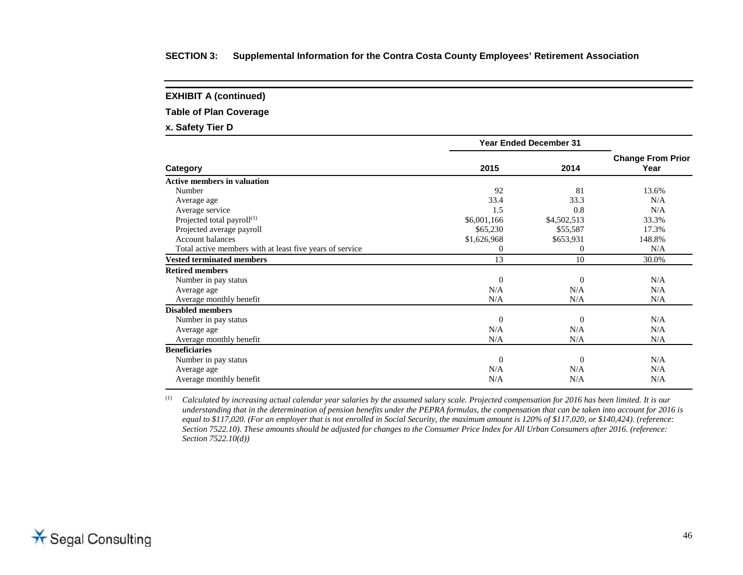## SECTION 3: Supplemental Information for the Contra Costa County Employees' Retirement Association

### EXHIBIT A (continued)

**Table of Plan Coverage**

**x. Safety Tier D**

| Category | Year Ended December 31 2015 | Year Ended December 31 2014 | Change From Prior Year |
|---|---|---|---|
| **Active members in valuation** | | | |
| Number | 92 | 81 | 13.6% |
| Average age | 33.4 | 33.3 | N/A |
| Average service | 1.5 | 0.8 | N/A |
| Projected total payroll(1) | \$6,001,166 | \$4,502,513 | 33.3% |
| Projected average payroll | \$65,230 | \$55,587 | 17.3% |
| Account balances | \$1,626,968 | \$653,931 | 148.8% |
| Total active members with at least five years of service | 0 | 0 | N/A |
| **Vested terminated members** | 13 | 10 | 30.0% |
| **Retired members** | | | |
| Number in pay status | 0 | 0 | N/A |
| Average age | N/A | N/A | N/A |
| Average monthly benefit | N/A | N/A | N/A |
| **Disabled members** | | | |
| Number in pay status | 0 | 0 | N/A |
| Average age | N/A | N/A | N/A |
| Average monthly benefit | N/A | N/A | N/A |
| **Beneficiaries** | | | |
| Number in pay status | 0 | 0 | N/A |
| Average age | N/A | N/A | N/A |
| Average monthly benefit | N/A | N/A | N/A |

(1) *Calculated by increasing actual calendar year salaries by the assumed salary scale. Projected compensation for 2016 has been limited. It is our understanding that in the determination of pension benefits under the PEPRA formulas, the compensation that can be taken into account for 2016 is equal to \$117,020. (For an employer that is not enrolled in Social Security, the maximum amount is 120% of \$117,020, or \$140,424). (reference: Section 7522.10). These amounts should be adjusted for changes to the Consumer Price Index for All Urban Consumers after 2016. (reference: Section 7522.10(d))*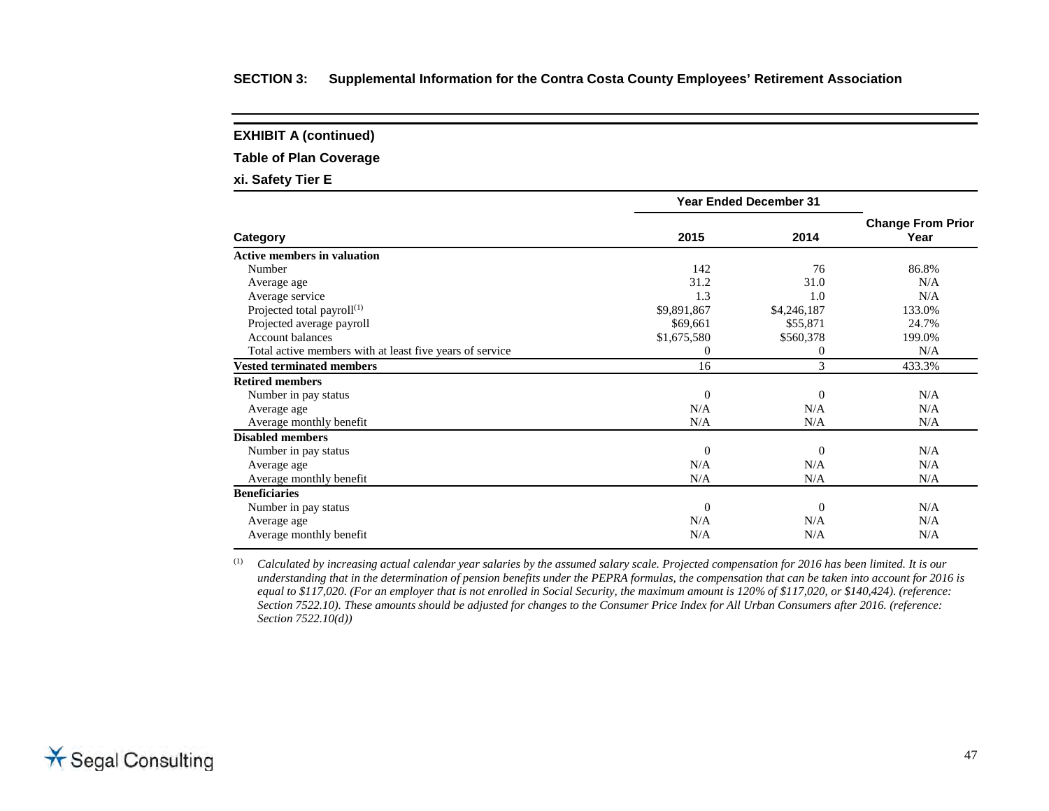**SECTION 3: Supplemental Information for the Contra Costa County Employees' Retirement Association**

## EXHIBIT A (continued)

### Table of Plan Coverage

### xi. Safety Tier E

| Category | Year Ended December 31 | | Change From Prior Year |
|---|---|---|---|
| | 2015 | 2014 | |
| **Active members in valuation** | | | |
| Number | 142 | 76 | 86.8% |
| Average age | 31.2 | 31.0 | N/A |
| Average service | 1.3 | 1.0 | N/A |
| Projected total payroll[1] | $9,891,867 | $4,246,187 | 133.0% |
| Projected average payroll | $69,661 | $55,871 | 24.7% |
| Account balances | $1,675,580 | $560,378 | 199.0% |
| Total active members with at least five years of service | 0 | 0 | N/A |
| **Vested terminated members** | 16 | 3 | 433.3% |
| **Retired members** | | | |
| Number in pay status | 0 | 0 | N/A |
| Average age | N/A | N/A | N/A |
| Average monthly benefit | N/A | N/A | N/A |
| **Disabled members** | | | |
| Number in pay status | 0 | 0 | N/A |
| Average age | N/A | N/A | N/A |
| Average monthly benefit | N/A | N/A | N/A |
| **Beneficiaries** | | | |
| Number in pay status | 0 | 0 | N/A |
| Average age | N/A | N/A | N/A |
| Average monthly benefit | N/A | N/A | N/A |

[1] *Calculated by increasing actual calendar year salaries by the assumed salary scale. Projected compensation for 2016 has been limited. It is our understanding that in the determination of pension benefits under the PEPRA formulas, the compensation that can be taken into account for 2016 is equal to $117,020. (For an employer that is not enrolled in Social Security, the maximum amount is 120% of $117,020, or $140,424). (reference: Section 7522.10). These amounts should be adjusted for changes to the Consumer Price Index for All Urban Consumers after 2016. (reference: Section 7522.10(d))*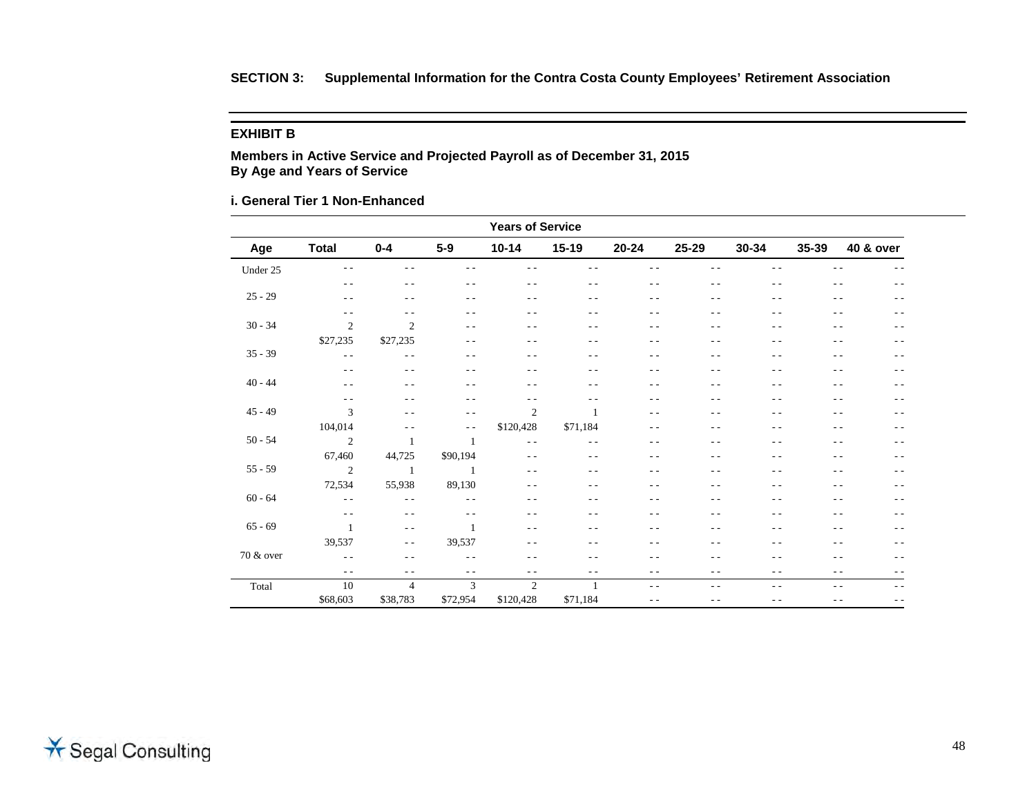**SECTION 3: Supplemental Information for the Contra Costa County Employees' Retirement Association**

## EXHIBIT B

### Members in Active Service and Projected Payroll as of December 31, 2015
### By Age and Years of Service

#### i. General Tier 1 Non-Enhanced

| | | Years of Service | | | | | | | | | |
|---|---|---|---|---|---|---|---|---|---|---|---|
| **Age** | **Total** | **0-4** | **5-9** | **10-14** | **15-19** | **20-24** | **25-29** | **30-34** | **35-39** | **40 & over** |
| Under 25 | - - | - - | - - | - - | - - | - - | - - | - - | - - | - - |
| | - - | - - | - - | - - | - - | - - | - - | - - | - - | - - |
| 25 - 29 | - - | - - | - - | - - | - - | - - | - - | - - | - - | - - |
| | - - | - - | - - | - - | - - | - - | - - | - - | - - | - - |
| 30 - 34 | 2 | 2 | - - | - - | - - | - - | - - | - - | - - | - - |
| | $27,235 | $27,235 | - - | - - | - - | - - | - - | - - | - - | - - |
| 35 - 39 | - - | - - | - - | - - | - - | - - | - - | - - | - - | - - |
| | - - | - - | - - | - - | - - | - - | - - | - - | - - | - - |
| 40 - 44 | - - | - - | - - | - - | - - | - - | - - | - - | - - | - - |
| | - - | - - | - - | - - | - - | - - | - - | - - | - - | - - |
| 45 - 49 | 3 | - - | - - | 2 | 1 | - - | - - | - - | - - | - - |
| | 104,014 | - - | - - | $120,428 | $71,184 | - - | - - | - - | - - | - - |
| 50 - 54 | 2 | 1 | 1 | - - | - - | - - | - - | - - | - - | - - |
| | 67,460 | 44,725 | $90,194 | - - | - - | - - | - - | - - | - - | - - |
| 55 - 59 | 2 | 1 | 1 | - - | - - | - - | - - | - - | - - | - - |
| | 72,534 | 55,938 | 89,130 | - - | - - | - - | - - | - - | - - | - - |
| 60 - 64 | - - | - - | - - | - - | - - | - - | - - | - - | - - | - - |
| | - - | - - | - - | - - | - - | - - | - - | - - | - - | - - |
| 65 - 69 | 1 | - - | 1 | - - | - - | - - | - - | - - | - - | - - |
| | 39,537 | - - | 39,537 | - - | - - | - - | - - | - - | - - | - - |
| 70 & over | - - | - - | - - | - - | - - | - - | - - | - - | - - | - - |
| | - - | - - | - - | - - | - - | - - | - - | - - | - - | - - |
| Total | 10 | 4 | 3 | 2 | 1 | - - | - - | - - | - - | - - |
| | $68,603 | $38,783 | $72,954 | $120,428 | $71,184 | - - | - - | - - | - - | - - |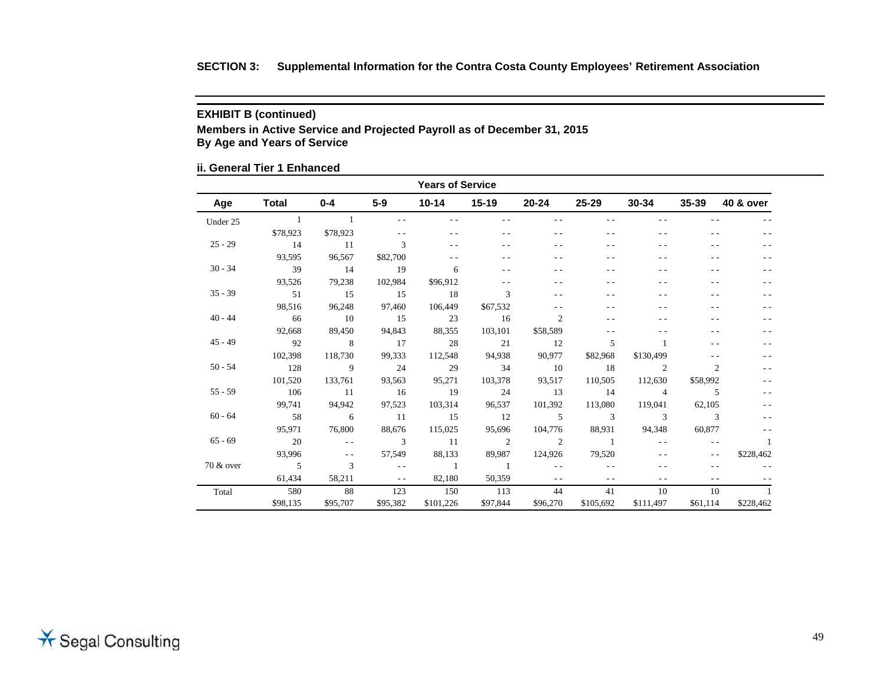**SECTION 3: Supplemental Information for the Contra Costa County Employees' Retirement Association**

## EXHIBIT B (continued)

### Members in Active Service and Projected Payroll as of December 31, 2015
### By Age and Years of Service

#### ii. General Tier 1 Enhanced

| | | Years of Service | | | | | | | | |
|---|---|---|---|---|---|---|---|---|---|---|
| Age | Total | 0-4 | 5-9 | 10-14 | 15-19 | 20-24 | 25-29 | 30-34 | 35-39 | 40 & over |
| Under 25 | 1 | 1 | - - | - - | - - | - - | - - | - - | - - | - - |
| | $78,923 | $78,923 | - - | - - | - - | - - | - - | - - | - - | - - |
| 25 - 29 | 14 | 11 | 3 | - - | - - | - - | - - | - - | - - | - - |
| | 93,595 | 96,567 | $82,700 | - - | - - | - - | - - | - - | - - | - - |
| 30 - 34 | 39 | 14 | 19 | 6 | - - | - - | - - | - - | - - | - - |
| | 93,526 | 79,238 | 102,984 | $96,912 | - - | - - | - - | - - | - - | - - |
| 35 - 39 | 51 | 15 | 15 | 18 | 3 | - - | - - | - - | - - | - - |
| | 98,516 | 96,248 | 97,460 | 106,449 | $67,532 | - - | - - | - - | - - | - - |
| 40 - 44 | 66 | 10 | 15 | 23 | 16 | 2 | - - | - - | - - | - - |
| | 92,668 | 89,450 | 94,843 | 88,355 | 103,101 | $58,589 | - - | - - | - - | - - |
| 45 - 49 | 92 | 8 | 17 | 28 | 21 | 12 | 5 | 1 | - - | - - |
| | 102,398 | 118,730 | 99,333 | 112,548 | 94,938 | 90,977 | $82,968 | $130,499 | - - | - - |
| 50 - 54 | 128 | 9 | 24 | 29 | 34 | 10 | 18 | 2 | 2 | - - |
| | 101,520 | 133,761 | 93,563 | 95,271 | 103,378 | 93,517 | 110,505 | 112,630 | $58,992 | - - |
| 55 - 59 | 106 | 11 | 16 | 19 | 24 | 13 | 14 | 4 | 5 | - - |
| | 99,741 | 94,942 | 97,523 | 103,314 | 96,537 | 101,392 | 113,080 | 119,041 | 62,105 | - - |
| 60 - 64 | 58 | 6 | 11 | 15 | 12 | 5 | 3 | 3 | 3 | - - |
| | 95,971 | 76,800 | 88,676 | 115,025 | 95,696 | 104,776 | 88,931 | 94,348 | 60,877 | - - |
| 65 - 69 | 20 | - - | 3 | 11 | 2 | 2 | 1 | - - | - - | 1 |
| | 93,996 | - - | 57,549 | 88,133 | 89,987 | 124,926 | 79,520 | - - | - - | $228,462 |
| 70 & over | 5 | 3 | - - | 1 | 1 | - - | - - | - - | - - | - - |
| | 61,434 | 58,211 | - - | 82,180 | 50,359 | - - | - - | - - | - - | - - |
| Total | 580 | 88 | 123 | 150 | 113 | 44 | 41 | 10 | 10 | 1 |
| | $98,135 | $95,707 | $95,382 | $101,226 | $97,844 | $96,270 | $105,692 | $111,497 | $61,114 | $228,462 |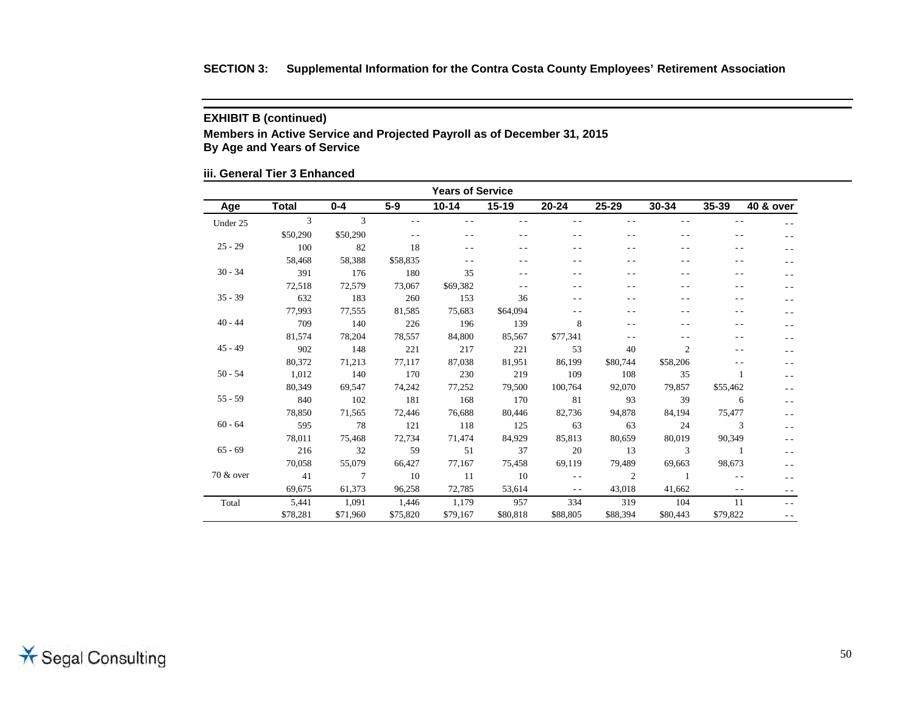**SECTION 3: Supplemental Information for the Contra Costa County Employees' Retirement Association**

**EXHIBIT B (continued)**

**Members in Active Service and Projected Payroll as of December 31, 2015**
**By Age and Years of Service**

**iii. General Tier 3 Enhanced**

| | | Years of Service | | | | | | | | |
|---|---|---|---|---|---|---|---|---|---|---|
| **Age** | **Total** | **0-4** | **5-9** | **10-14** | **15-19** | **20-24** | **25-29** | **30-34** | **35-39** | **40 & over** |
| Under 25 | 3 | 3 | - - | - - | - - | - - | - - | - - | - - | - - |
| | $50,290 | $50,290 | - - | - - | - - | - - | - - | - - | - - | - - |
| 25 - 29 | 100 | 82 | 18 | - - | - - | - - | - - | - - | - - | - - |
| | 58,468 | 58,388 | $58,835 | - - | - - | - - | - - | - - | - - | - - |
| 30 - 34 | 391 | 176 | 180 | 35 | - - | - - | - - | - - | - - | - - |
| | 72,518 | 72,579 | 73,067 | $69,382 | - - | - - | - - | - - | - - | - - |
| 35 - 39 | 632 | 183 | 260 | 153 | 36 | - - | - - | - - | - - | - - |
| | 77,993 | 77,555 | 81,585 | 75,683 | $64,094 | - - | - - | - - | - - | - - |
| 40 - 44 | 709 | 140 | 226 | 196 | 139 | 8 | - - | - - | - - | - - |
| | 81,574 | 78,204 | 78,557 | 84,800 | 85,567 | $77,341 | - - | - - | - - | - - |
| 45 - 49 | 902 | 148 | 221 | 217 | 221 | 53 | 40 | 2 | - - | - - |
| | 80,372 | 71,213 | 77,117 | 87,038 | 81,951 | 86,199 | $80,744 | $58,206 | - - | - - |
| 50 - 54 | 1,012 | 140 | 170 | 230 | 219 | 109 | 108 | 35 | 1 | - - |
| | 80,349 | 69,547 | 74,242 | 77,252 | 79,500 | 100,764 | 92,070 | 79,857 | $55,462 | - - |
| 55 - 59 | 840 | 102 | 181 | 168 | 170 | 81 | 93 | 39 | 6 | - - |
| | 78,850 | 71,565 | 72,446 | 76,688 | 80,446 | 82,736 | 94,878 | 84,194 | 75,477 | - - |
| 60 - 64 | 595 | 78 | 121 | 118 | 125 | 63 | 63 | 24 | 3 | - - |
| | 78,011 | 75,468 | 72,734 | 71,474 | 84,929 | 85,813 | 80,659 | 80,019 | 90,349 | - - |
| 65 - 69 | 216 | 32 | 59 | 51 | 37 | 20 | 13 | 3 | 1 | - - |
| | 70,058 | 55,079 | 66,427 | 77,167 | 75,458 | 69,119 | 79,489 | 69,663 | 98,673 | - - |
| 70 & over | 41 | 7 | 10 | 11 | 10 | - - | 2 | 1 | - - | - - |
| | 69,675 | 61,373 | 96,258 | 72,785 | 53,614 | - - | 43,018 | 41,662 | - - | - - |
| Total | 5,441 | 1,091 | 1,446 | 1,179 | 957 | 334 | 319 | 104 | 11 | - - |
| | $78,281 | $71,960 | $75,820 | $79,167 | $80,818 | $88,805 | $88,394 | $80,443 | $79,822 | - - |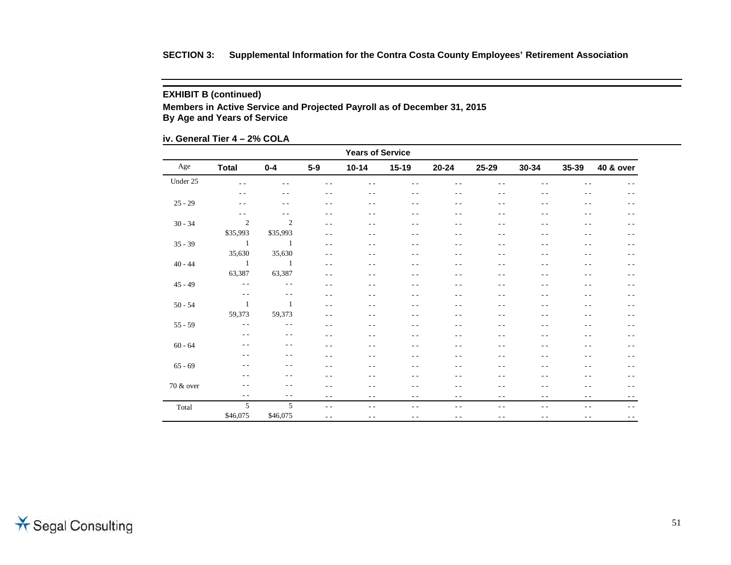**SECTION 3: Supplemental Information for the Contra Costa County Employees' Retirement Association**

### EXHIBIT B (continued)

**Members in Active Service and Projected Payroll as of December 31, 2015**
**By Age and Years of Service**

**iv. General Tier 4 – 2% COLA**

| | | Years of Service | | | | | | | | |
|---|---|---|---|---|---|---|---|---|---|---|
| Age | Total | 0-4 | 5-9 | 10-14 | 15-19 | 20-24 | 25-29 | 30-34 | 35-39 | 40 & over |
| Under 25 | - - | - - | - - | - - | - - | - - | - - | - - | - - | - - |
| | - - | - - | - - | - - | - - | - - | - - | - - | - - | - - |
| 25 - 29 | - - | - - | - - | - - | - - | - - | - - | - - | - - | - - |
| | - - | - - | - - | - - | - - | - - | - - | - - | - - | - - |
| 30 - 34 | 2 | 2 | - - | - - | - - | - - | - - | - - | - - | - - |
| | $35,993 | $35,993 | - - | - - | - - | - - | - - | - - | - - | - - |
| 35 - 39 | 1 | 1 | - - | - - | - - | - - | - - | - - | - - | - - |
| | 35,630 | 35,630 | - - | - - | - - | - - | - - | - - | - - | - - |
| 40 - 44 | 1 | 1 | - - | - - | - - | - - | - - | - - | - - | - - |
| | 63,387 | 63,387 | - - | - - | - - | - - | - - | - - | - - | - - |
| 45 - 49 | - - | - - | - - | - - | - - | - - | - - | - - | - - | - - |
| | - - | - - | - - | - - | - - | - - | - - | - - | - - | - - |
| 50 - 54 | 1 | 1 | - - | - - | - - | - - | - - | - - | - - | - - |
| | 59,373 | 59,373 | - - | - - | - - | - - | - - | - - | - - | - - |
| 55 - 59 | - - | - - | - - | - - | - - | - - | - - | - - | - - | - - |
| | - - | - - | - - | - - | - - | - - | - - | - - | - - | - - |
| 60 - 64 | - - | - - | - - | - - | - - | - - | - - | - - | - - | - - |
| | - - | - - | - - | - - | - - | - - | - - | - - | - - | - - |
| 65 - 69 | - - | - - | - - | - - | - - | - - | - - | - - | - - | - - |
| | - - | - - | - - | - - | - - | - - | - - | - - | - - | - - |
| 70 & over | - - | - - | - - | - - | - - | - - | - - | - - | - - | - - |
| | - - | - - | - - | - - | - - | - - | - - | - - | - - | - - |
| Total | 5 | 5 | - - | - - | - - | - - | - - | - - | - - | - - |
| | $46,075 | $46,075 | - - | - - | - - | - - | - - | - - | - - | - - |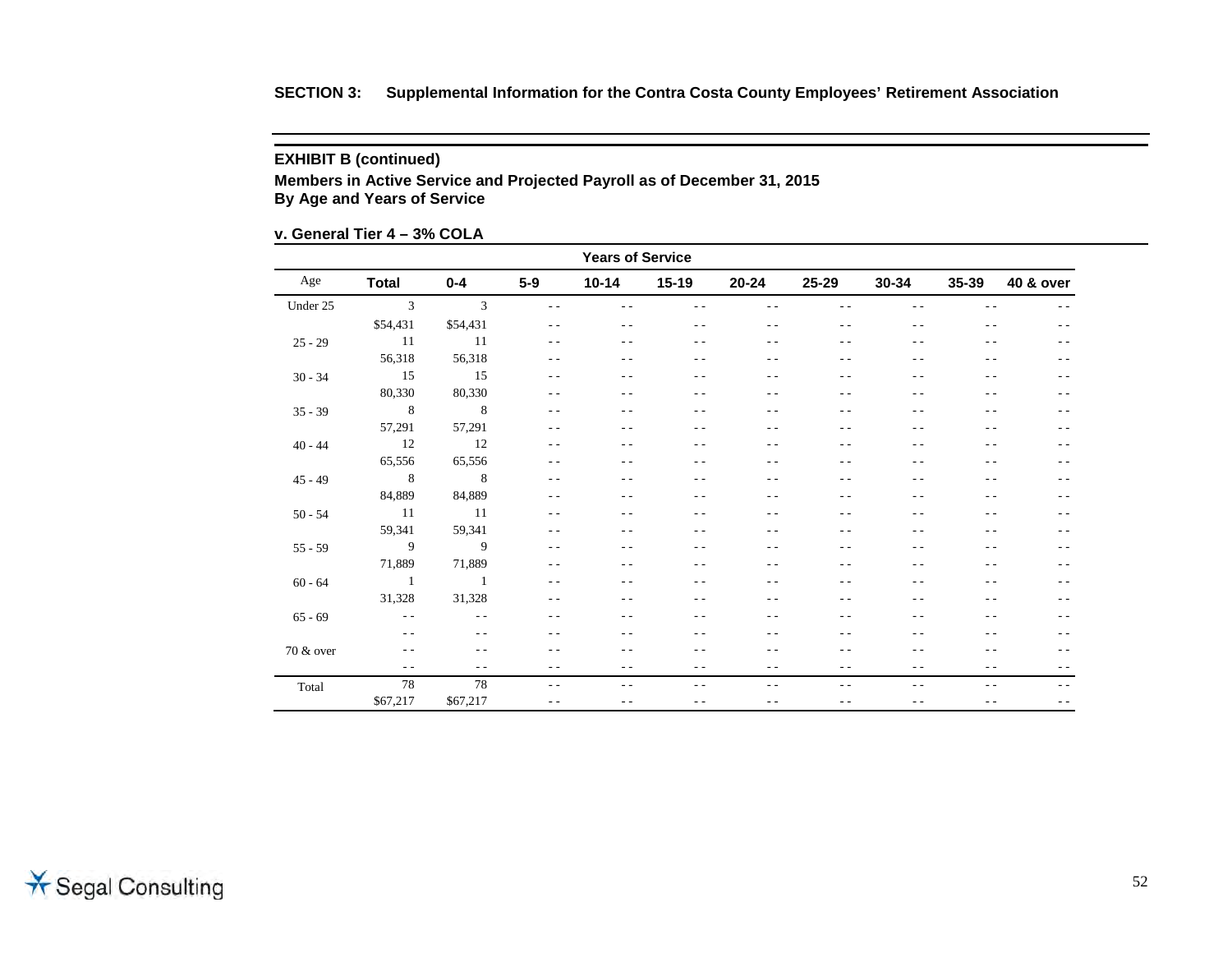## SECTION 3: Supplemental Information for the Contra Costa County Employees' Retirement Association

### EXHIBIT B (continued)

**Members in Active Service and Projected Payroll as of December 31, 2015**
**By Age and Years of Service**

**v. General Tier 4 – 3% COLA**

| | | Years of Service | | | | | | | | |
|---|---|---|---|---|---|---|---|---|---|---|
| Age | Total | 0-4 | 5-9 | 10-14 | 15-19 | 20-24 | 25-29 | 30-34 | 35-39 | 40 & over |
| Under 25 | 3 | 3 | - - | - - | - - | - - | - - | - - | - - | - - |
| | $54,431 | $54,431 | - - | - - | - - | - - | - - | - - | - - | - - |
| 25 - 29 | 11 | 11 | - - | - - | - - | - - | - - | - - | - - | - - |
| | 56,318 | 56,318 | - - | - - | - - | - - | - - | - - | - - | - - |
| 30 - 34 | 15 | 15 | - - | - - | - - | - - | - - | - - | - - | - - |
| | 80,330 | 80,330 | - - | - - | - - | - - | - - | - - | - - | - - |
| 35 - 39 | 8 | 8 | - - | - - | - - | - - | - - | - - | - - | - - |
| | 57,291 | 57,291 | - - | - - | - - | - - | - - | - - | - - | - - |
| 40 - 44 | 12 | 12 | - - | - - | - - | - - | - - | - - | - - | - - |
| | 65,556 | 65,556 | - - | - - | - - | - - | - - | - - | - - | - - |
| 45 - 49 | 8 | 8 | - - | - - | - - | - - | - - | - - | - - | - - |
| | 84,889 | 84,889 | - - | - - | - - | - - | - - | - - | - - | - - |
| 50 - 54 | 11 | 11 | - - | - - | - - | - - | - - | - - | - - | - - |
| | 59,341 | 59,341 | - - | - - | - - | - - | - - | - - | - - | - - |
| 55 - 59 | 9 | 9 | - - | - - | - - | - - | - - | - - | - - | - - |
| | 71,889 | 71,889 | - - | - - | - - | - - | - - | - - | - - | - - |
| 60 - 64 | 1 | 1 | - - | - - | - - | - - | - - | - - | - - | - - |
| | 31,328 | 31,328 | - - | - - | - - | - - | - - | - - | - - | - - |
| 65 - 69 | - - | - - | - - | - - | - - | - - | - - | - - | - - | - - |
| | - - | - - | - - | - - | - - | - - | - - | - - | - - | - - |
| 70 & over | - - | - - | - - | - - | - - | - - | - - | - - | - - | - - |
| | - - | - - | - - | - - | - - | - - | - - | - - | - - | - - |
| Total | 78 | 78 | - - | - - | - - | - - | - - | - - | - - | - - |
| | $67,217 | $67,217 | - - | - - | - - | - - | - - | - - | - - | - - |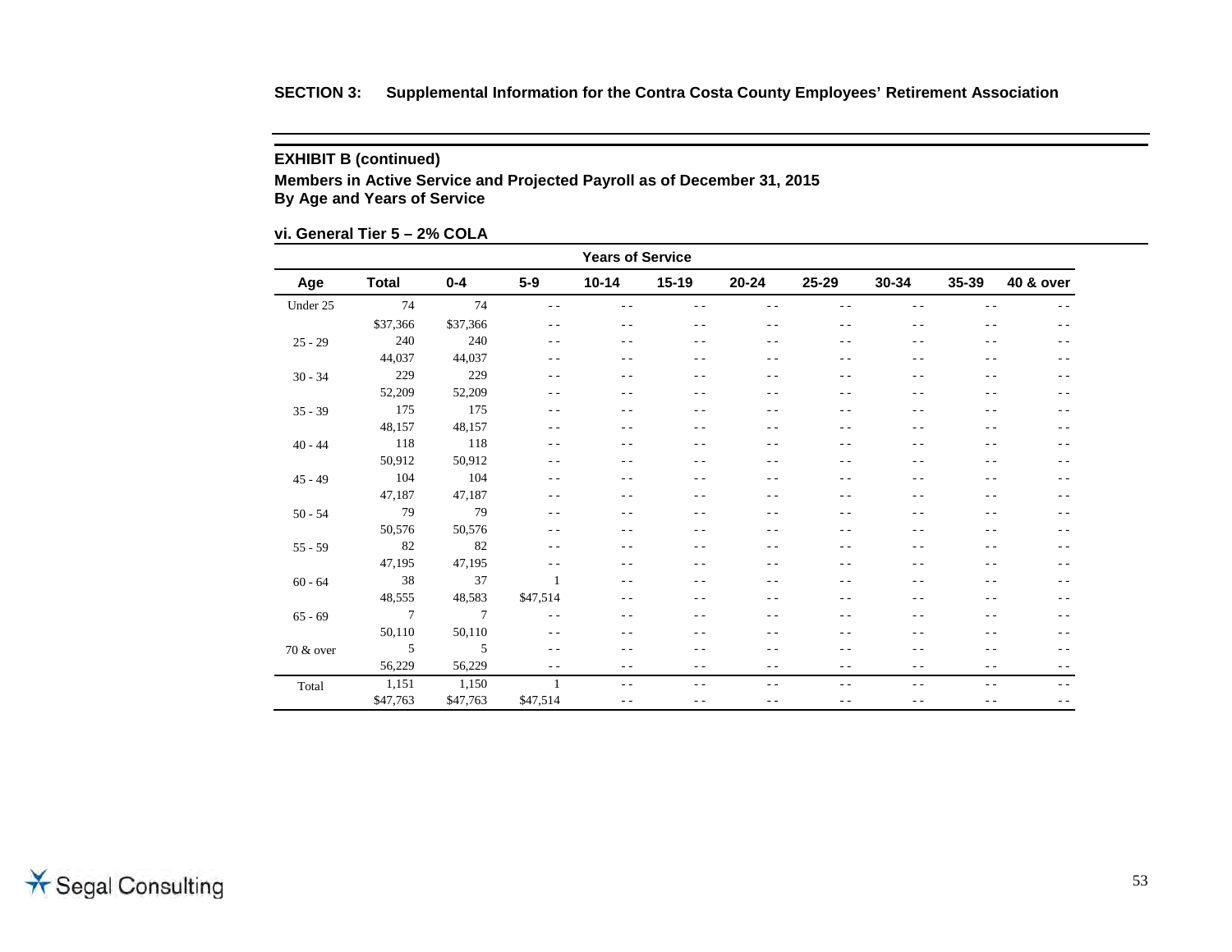**SECTION 3: Supplemental Information for the Contra Costa County Employees' Retirement Association**

## EXHIBIT B (continued)

### Members in Active Service and Projected Payroll as of December 31, 2015
### By Age and Years of Service

**vi. General Tier 5 – 2% COLA**

| | | Years of Service | | | | | | | | |
|---|---|---|---|---|---|---|---|---|---|---|
| **Age** | **Total** | **0-4** | **5-9** | **10-14** | **15-19** | **20-24** | **25-29** | **30-34** | **35-39** | **40 & over** |
| Under 25 | 74 | 74 | - - | - - | - - | - - | - - | - - | - - | - - |
| | $37,366 | $37,366 | - - | - - | - - | - - | - - | - - | - - | - - |
| 25 - 29 | 240 | 240 | - - | - - | - - | - - | - - | - - | - - | - - |
| | 44,037 | 44,037 | - - | - - | - - | - - | - - | - - | - - | - - |
| 30 - 34 | 229 | 229 | - - | - - | - - | - - | - - | - - | - - | - - |
| | 52,209 | 52,209 | - - | - - | - - | - - | - - | - - | - - | - - |
| 35 - 39 | 175 | 175 | - - | - - | - - | - - | - - | - - | - - | - - |
| | 48,157 | 48,157 | - - | - - | - - | - - | - - | - - | - - | - - |
| 40 - 44 | 118 | 118 | - - | - - | - - | - - | - - | - - | - - | - - |
| | 50,912 | 50,912 | - - | - - | - - | - - | - - | - - | - - | - - |
| 45 - 49 | 104 | 104 | - - | - - | - - | - - | - - | - - | - - | - - |
| | 47,187 | 47,187 | - - | - - | - - | - - | - - | - - | - - | - - |
| 50 - 54 | 79 | 79 | - - | - - | - - | - - | - - | - - | - - | - - |
| | 50,576 | 50,576 | - - | - - | - - | - - | - - | - - | - - | - - |
| 55 - 59 | 82 | 82 | - - | - - | - - | - - | - - | - - | - - | - - |
| | 47,195 | 47,195 | - - | - - | - - | - - | - - | - - | - - | - - |
| 60 - 64 | 38 | 37 | 1 | - - | - - | - - | - - | - - | - - | - - |
| | 48,555 | 48,583 | $47,514 | - - | - - | - - | - - | - - | - - | - - |
| 65 - 69 | 7 | 7 | - - | - - | - - | - - | - - | - - | - - | - - |
| | 50,110 | 50,110 | - - | - - | - - | - - | - - | - - | - - | - - |
| 70 & over | 5 | 5 | - - | - - | - - | - - | - - | - - | - - | - - |
| | 56,229 | 56,229 | - - | - - | - - | - - | - - | - - | - - | - - |
| Total | 1,151 | 1,150 | 1 | - - | - - | - - | - - | - - | - - | - - |
| | $47,763 | $47,763 | $47,514 | - - | - - | - - | - - | - - | - - | - - |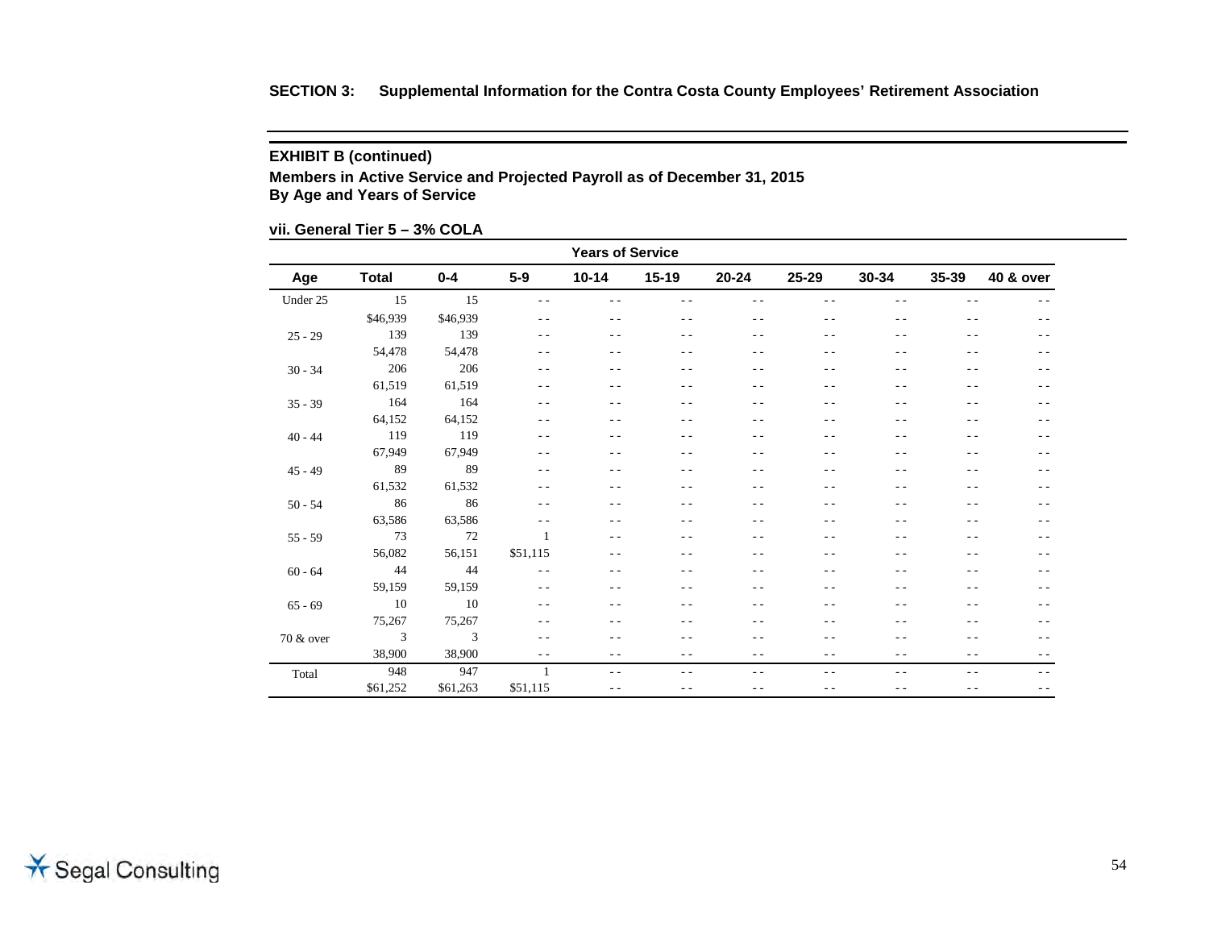**SECTION 3: Supplemental Information for the Contra Costa County Employees' Retirement Association**

**EXHIBIT B (continued)**

**Members in Active Service and Projected Payroll as of December 31, 2015**
**By Age and Years of Service**

**vii. General Tier 5 – 3% COLA**

| | | Years of Service | | | | | | | | |
|---|---|---|---|---|---|---|---|---|---|---|
| **Age** | **Total** | **0-4** | **5-9** | **10-14** | **15-19** | **20-24** | **25-29** | **30-34** | **35-39** | **40 & over** |
| Under 25 | 15 | 15 | - - | - - | - - | - - | - - | - - | - - | - - |
| | $46,939 | $46,939 | - - | - - | - - | - - | - - | - - | - - | - - |
| 25 - 29 | 139 | 139 | - - | - - | - - | - - | - - | - - | - - | - - |
| | 54,478 | 54,478 | - - | - - | - - | - - | - - | - - | - - | - - |
| 30 - 34 | 206 | 206 | - - | - - | - - | - - | - - | - - | - - | - - |
| | 61,519 | 61,519 | - - | - - | - - | - - | - - | - - | - - | - - |
| 35 - 39 | 164 | 164 | - - | - - | - - | - - | - - | - - | - - | - - |
| | 64,152 | 64,152 | - - | - - | - - | - - | - - | - - | - - | - - |
| 40 - 44 | 119 | 119 | - - | - - | - - | - - | - - | - - | - - | - - |
| | 67,949 | 67,949 | - - | - - | - - | - - | - - | - - | - - | - - |
| 45 - 49 | 89 | 89 | - - | - - | - - | - - | - - | - - | - - | - - |
| | 61,532 | 61,532 | - - | - - | - - | - - | - - | - - | - - | - - |
| 50 - 54 | 86 | 86 | - - | - - | - - | - - | - - | - - | - - | - - |
| | 63,586 | 63,586 | - - | - - | - - | - - | - - | - - | - - | - - |
| 55 - 59 | 73 | 72 | 1 | - - | - - | - - | - - | - - | - - | - - |
| | 56,082 | 56,151 | $51,115 | - - | - - | - - | - - | - - | - - | - - |
| 60 - 64 | 44 | 44 | - - | - - | - - | - - | - - | - - | - - | - - |
| | 59,159 | 59,159 | - - | - - | - - | - - | - - | - - | - - | - - |
| 65 - 69 | 10 | 10 | - - | - - | - - | - - | - - | - - | - - | - - |
| | 75,267 | 75,267 | - - | - - | - - | - - | - - | - - | - - | - - |
| 70 & over | 3 | 3 | - - | - - | - - | - - | - - | - - | - - | - - |
| | 38,900 | 38,900 | - - | - - | - - | - - | - - | - - | - - | - - |
| Total | 948 | 947 | 1 | - - | - - | - - | - - | - - | - - | - - |
| | $61,252 | $61,263 | $51,115 | - - | - - | - - | - - | - - | - - | - - |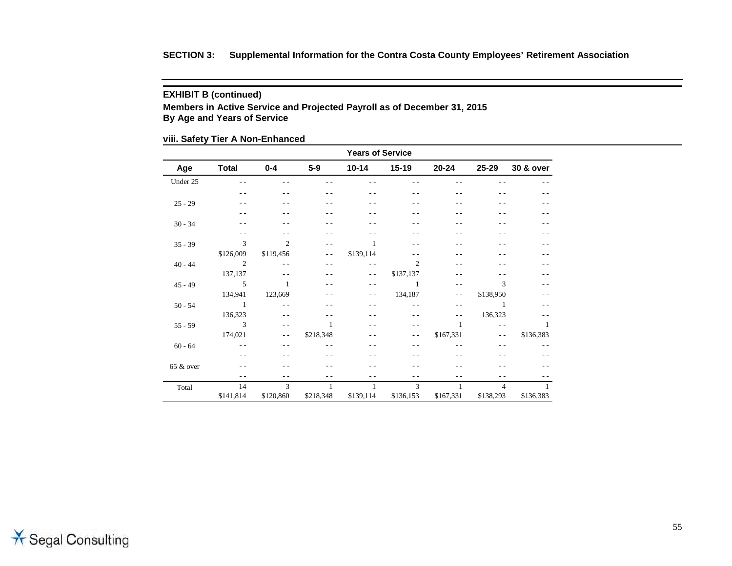**SECTION 3: Supplemental Information for the Contra Costa County Employees' Retirement Association**

**EXHIBIT B (continued)**

**Members in Active Service and Projected Payroll as of December 31, 2015**
**By Age and Years of Service**

**viii. Safety Tier A Non-Enhanced**

| | | Years of Service | | | | | | |
|---|---|---|---|---|---|---|---|---|
| **Age** | **Total** | **0-4** | **5-9** | **10-14** | **15-19** | **20-24** | **25-29** | **30 & over** |
| Under 25 | - - | - - | - - | - - | - - | - - | - - | - - |
| | - - | - - | - - | - - | - - | - - | - - | - - |
| 25 - 29 | - - | - - | - - | - - | - - | - - | - - | - - |
| | - - | - - | - - | - - | - - | - - | - - | - - |
| 30 - 34 | - - | - - | - - | - - | - - | - - | - - | - - |
| | - - | - - | - - | - - | - - | - - | - - | - - |
| 35 - 39 | 3 | 2 | - - | 1 | - - | - - | - - | - - |
| | $126,009 | $119,456 | - - | $139,114 | - - | - - | - - | - - |
| 40 - 44 | 2 | - - | - - | - - | 2 | - - | - - | - - |
| | 137,137 | - - | - - | - - | $137,137 | - - | - - | - - |
| 45 - 49 | 5 | 1 | - - | - - | 1 | - - | 3 | - - |
| | 134,941 | 123,669 | - - | - - | 134,187 | - - | $138,950 | - - |
| 50 - 54 | 1 | - - | - - | - - | - - | - - | 1 | - - |
| | 136,323 | - - | - - | - - | - - | - - | 136,323 | - - |
| 55 - 59 | 3 | - - | 1 | - - | - - | 1 | - - | 1 |
| | 174,021 | - - | $218,348 | - - | - - | $167,331 | - - | $136,383 |
| 60 - 64 | - - | - - | - - | - - | - - | - - | - - | - - |
| | - - | - - | - - | - - | - - | - - | - - | - - |
| 65 & over | - - | - - | - - | - - | - - | - - | - - | - - |
| | - - | - - | - - | - - | - - | - - | - - | - - |
| Total | 14 | 3 | 1 | 1 | 3 | 1 | 4 | 1 |
| | $141,814 | $120,860 | $218,348 | $139,114 | $136,153 | $167,331 | $138,293 | $136,383 |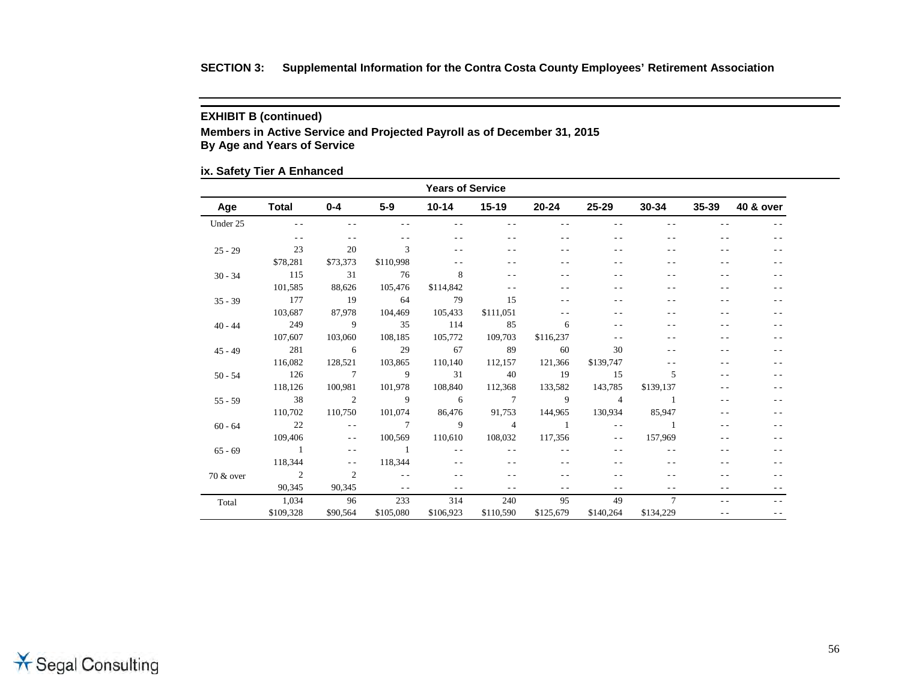**SECTION 3: Supplemental Information for the Contra Costa County Employees' Retirement Association**

### EXHIBIT B (continued)

### Members in Active Service and Projected Payroll as of December 31, 2015
### By Age and Years of Service

#### ix. Safety Tier A Enhanced

| | | Years of Service | | | | | | | | |
|---|---|---|---|---|---|---|---|---|---|---|
| **Age** | **Total** | **0-4** | **5-9** | **10-14** | **15-19** | **20-24** | **25-29** | **30-34** | **35-39** | **40 & over** |
| Under 25 | - - | - - | - - | - - | - - | - - | - - | - - | - - | - - |
| | - - | - - | - - | - - | - - | - - | - - | - - | - - | - - |
| 25 - 29 | 23 | 20 | 3 | - - | - - | - - | - - | - - | - - | - - |
| | $78,281 | $73,373 | $110,998 | - - | - - | - - | - - | - - | - - | - - |
| 30 - 34 | 115 | 31 | 76 | 8 | - - | - - | - - | - - | - - | - - |
| | 101,585 | 88,626 | 105,476 | $114,842 | - - | - - | - - | - - | - - | - - |
| 35 - 39 | 177 | 19 | 64 | 79 | 15 | - - | - - | - - | - - | - - |
| | 103,687 | 87,978 | 104,469 | 105,433 | $111,051 | - - | - - | - - | - - | - - |
| 40 - 44 | 249 | 9 | 35 | 114 | 85 | 6 | - - | - - | - - | - - |
| | 107,607 | 103,060 | 108,185 | 105,772 | 109,703 | $116,237 | - - | - - | - - | - - |
| 45 - 49 | 281 | 6 | 29 | 67 | 89 | 60 | 30 | - - | - - | - - |
| | 116,082 | 128,521 | 103,865 | 110,140 | 112,157 | 121,366 | $139,747 | - - | - - | - - |
| 50 - 54 | 126 | 7 | 9 | 31 | 40 | 19 | 15 | 5 | - - | - - |
| | 118,126 | 100,981 | 101,978 | 108,840 | 112,368 | 133,582 | 143,785 | $139,137 | - - | - - |
| 55 - 59 | 38 | 2 | 9 | 6 | 7 | 9 | 4 | 1 | - - | - - |
| | 110,702 | 110,750 | 101,074 | 86,476 | 91,753 | 144,965 | 130,934 | 85,947 | - - | - - |
| 60 - 64 | 22 | - - | 7 | 9 | 4 | 1 | - - | 1 | - - | - - |
| | 109,406 | - - | 100,569 | 110,610 | 108,032 | 117,356 | - - | 157,969 | - - | - - |
| 65 - 69 | 1 | - - | 1 | - - | - - | - - | - - | - - | - - | - - |
| | 118,344 | - - | 118,344 | - - | - - | - - | - - | - - | - - | - - |
| 70 & over | 2 | 2 | - - | - - | - - | - - | - - | - - | - - | - - |
| | 90,345 | 90,345 | - - | - - | - - | - - | - - | - - | - - | - - |
| Total | 1,034 | 96 | 233 | 314 | 240 | 95 | 49 | 7 | - - | - - |
| | $109,328 | $90,564 | $105,080 | $106,923 | $110,590 | $125,679 | $140,264 | $134,229 | - - | - - |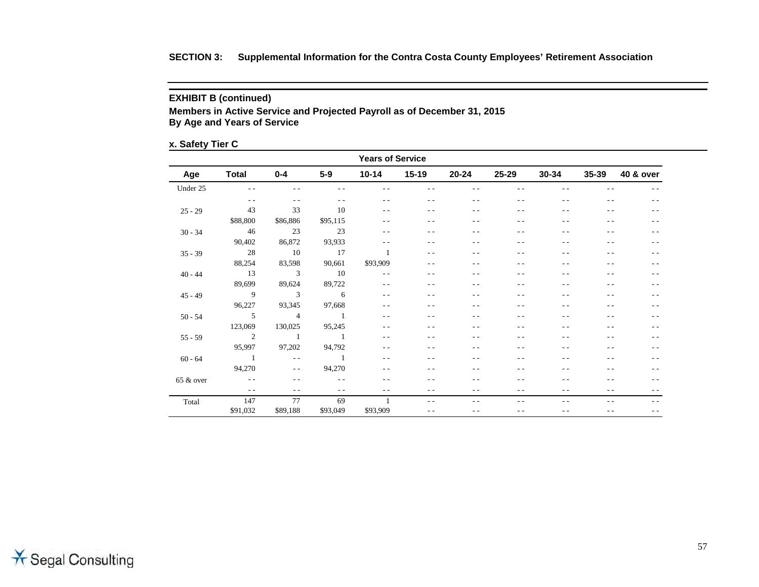**SECTION 3: Supplemental Information for the Contra Costa County Employees' Retirement Association**

### EXHIBIT B (continued)

**Members in Active Service and Projected Payroll as of December 31, 2015**
**By Age and Years of Service**

**x. Safety Tier C**

| | | Years of Service | | | | | | | | |
|---|---|---|---|---|---|---|---|---|---|---|
| **Age** | **Total** | **0-4** | **5-9** | **10-14** | **15-19** | **20-24** | **25-29** | **30-34** | **35-39** | **40 & over** |
| Under 25 | - - | - - | - - | - - | - - | - - | - - | - - | - - | - - |
| | - - | - - | - - | - - | - - | - - | - - | - - | - - | - - |
| 25 - 29 | 43 | 33 | 10 | - - | - - | - - | - - | - - | - - | - - |
| | $88,800 | $86,886 | $95,115 | - - | - - | - - | - - | - - | - - | - - |
| 30 - 34 | 46 | 23 | 23 | - - | - - | - - | - - | - - | - - | - - |
| | 90,402 | 86,872 | 93,933 | - - | - - | - - | - - | - - | - - | - - |
| 35 - 39 | 28 | 10 | 17 | 1 | - - | - - | - - | - - | - - | - - |
| | 88,254 | 83,598 | 90,661 | $93,909 | - - | - - | - - | - - | - - | - - |
| 40 - 44 | 13 | 3 | 10 | - - | - - | - - | - - | - - | - - | - - |
| | 89,699 | 89,624 | 89,722 | - - | - - | - - | - - | - - | - - | - - |
| 45 - 49 | 9 | 3 | 6 | - - | - - | - - | - - | - - | - - | - - |
| | 96,227 | 93,345 | 97,668 | - - | - - | - - | - - | - - | - - | - - |
| 50 - 54 | 5 | 4 | 1 | - - | - - | - - | - - | - - | - - | - - |
| | 123,069 | 130,025 | 95,245 | - - | - - | - - | - - | - - | - - | - - |
| 55 - 59 | 2 | 1 | 1 | - - | - - | - - | - - | - - | - - | - - |
| | 95,997 | 97,202 | 94,792 | - - | - - | - - | - - | - - | - - | - - |
| 60 - 64 | 1 | - - | 1 | - - | - - | - - | - - | - - | - - | - - |
| | 94,270 | - - | 94,270 | - - | - - | - - | - - | - - | - - | - - |
| 65 & over | - - | - - | - - | - - | - - | - - | - - | - - | - - | - - |
| | - - | - - | - - | - - | - - | - - | - - | - - | - - | - - |
| Total | 147 | 77 | 69 | 1 | - - | - - | - - | - - | - - | - - |
| | $91,032 | $89,188 | $93,049 | $93,909 | - - | - - | - - | - - | - - | - - |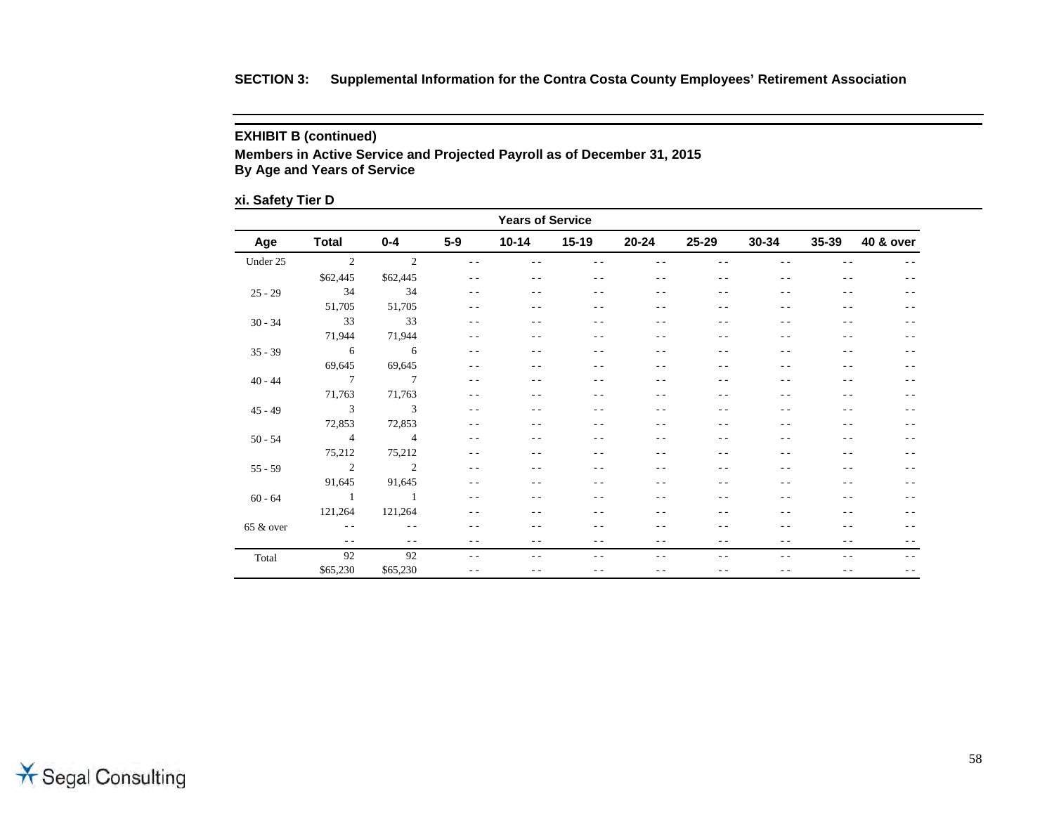**SECTION 3: Supplemental Information for the Contra Costa County Employees' Retirement Association**

**EXHIBIT B (continued)**

**Members in Active Service and Projected Payroll as of December 31, 2015**
**By Age and Years of Service**

**xi. Safety Tier D**

| | | Years of Service | | | | | | | | |
|---|---|---|---|---|---|---|---|---|---|---|
| **Age** | **Total** | **0-4** | **5-9** | **10-14** | **15-19** | **20-24** | **25-29** | **30-34** | **35-39** | **40 & over** |
| Under 25 | 2 | 2 | - - | - - | - - | - - | - - | - - | - - | - - |
| | $62,445 | $62,445 | - - | - - | - - | - - | - - | - - | - - | - - |
| 25 - 29 | 34 | 34 | - - | - - | - - | - - | - - | - - | - - | - - |
| | 51,705 | 51,705 | - - | - - | - - | - - | - - | - - | - - | - - |
| 30 - 34 | 33 | 33 | - - | - - | - - | - - | - - | - - | - - | - - |
| | 71,944 | 71,944 | - - | - - | - - | - - | - - | - - | - - | - - |
| 35 - 39 | 6 | 6 | - - | - - | - - | - - | - - | - - | - - | - - |
| | 69,645 | 69,645 | - - | - - | - - | - - | - - | - - | - - | - - |
| 40 - 44 | 7 | 7 | - - | - - | - - | - - | - - | - - | - - | - - |
| | 71,763 | 71,763 | - - | - - | - - | - - | - - | - - | - - | - - |
| 45 - 49 | 3 | 3 | - - | - - | - - | - - | - - | - - | - - | - - |
| | 72,853 | 72,853 | - - | - - | - - | - - | - - | - - | - - | - - |
| 50 - 54 | 4 | 4 | - - | - - | - - | - - | - - | - - | - - | - - |
| | 75,212 | 75,212 | - - | - - | - - | - - | - - | - - | - - | - - |
| 55 - 59 | 2 | 2 | - - | - - | - - | - - | - - | - - | - - | - - |
| | 91,645 | 91,645 | - - | - - | - - | - - | - - | - - | - - | - - |
| 60 - 64 | 1 | 1 | - - | - - | - - | - - | - - | - - | - - | - - |
| | 121,264 | 121,264 | - - | - - | - - | - - | - - | - - | - - | - - |
| 65 & over | - - | - - | - - | - - | - - | - - | - - | - - | - - | - - |
| | - - | - - | - - | - - | - - | - - | - - | - - | - - | - - |
| Total | 92 | 92 | - - | - - | - - | - - | - - | - - | - - | - - |
| | $65,230 | $65,230 | - - | - - | - - | - - | - - | - - | - - | - - |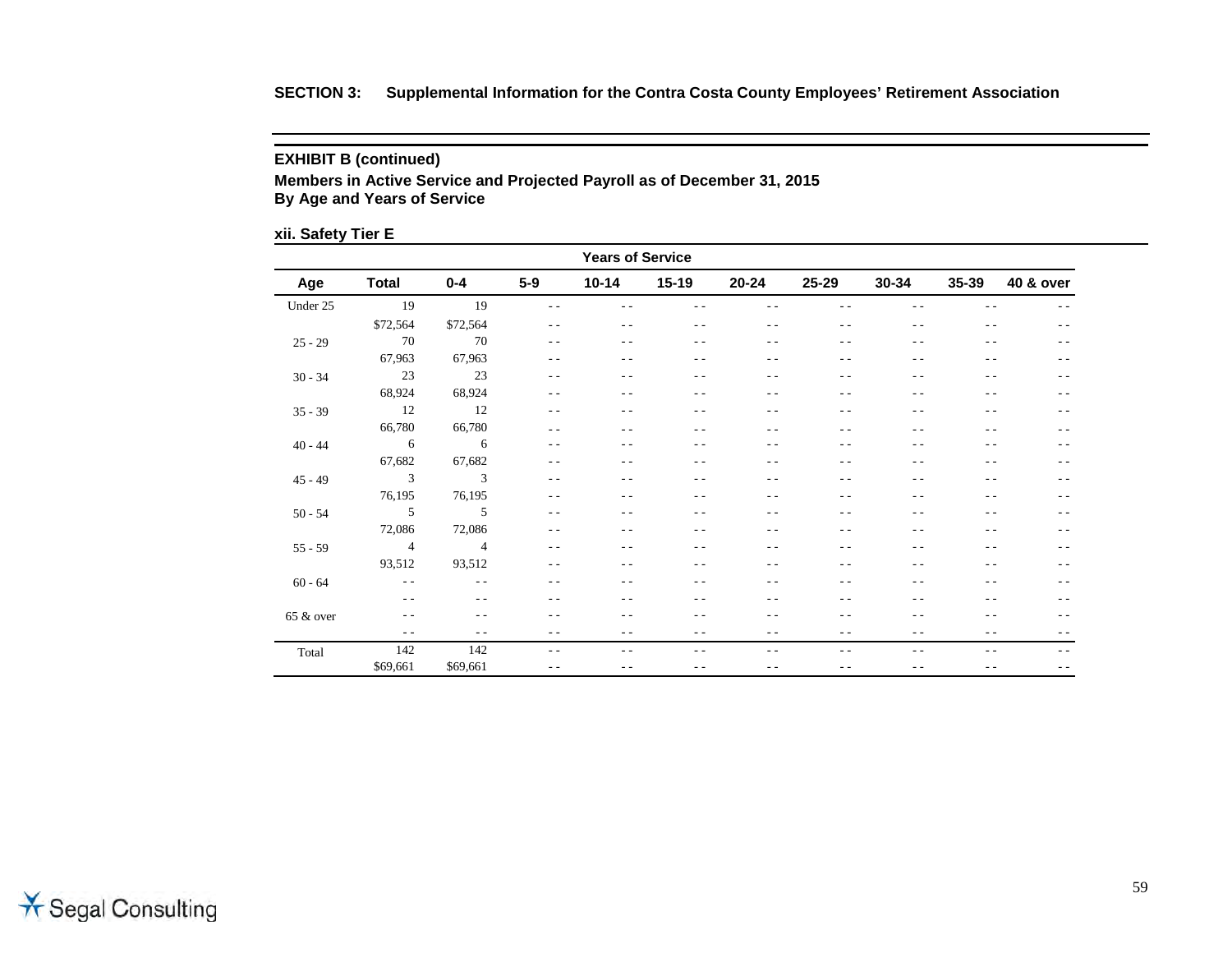**SECTION 3: Supplemental Information for the Contra Costa County Employees' Retirement Association**

**EXHIBIT B (continued)**

**Members in Active Service and Projected Payroll as of December 31, 2015**
**By Age and Years of Service**

**xii. Safety Tier E**

| | | Years of Service | | | | | | | | |
|---|---|---|---|---|---|---|---|---|---|---|
| **Age** | **Total** | **0-4** | **5-9** | **10-14** | **15-19** | **20-24** | **25-29** | **30-34** | **35-39** | **40 & over** |
| Under 25 | 19 | 19 | - - | - - | - - | - - | - - | - - | - - | - - |
| | $72,564 | $72,564 | - - | - - | - - | - - | - - | - - | - - | - - |
| 25 - 29 | 70 | 70 | - - | - - | - - | - - | - - | - - | - - | - - |
| | 67,963 | 67,963 | - - | - - | - - | - - | - - | - - | - - | - - |
| 30 - 34 | 23 | 23 | - - | - - | - - | - - | - - | - - | - - | - - |
| | 68,924 | 68,924 | - - | - - | - - | - - | - - | - - | - - | - - |
| 35 - 39 | 12 | 12 | - - | - - | - - | - - | - - | - - | - - | - - |
| | 66,780 | 66,780 | - - | - - | - - | - - | - - | - - | - - | - - |
| 40 - 44 | 6 | 6 | - - | - - | - - | - - | - - | - - | - - | - - |
| | 67,682 | 67,682 | - - | - - | - - | - - | - - | - - | - - | - - |
| 45 - 49 | 3 | 3 | - - | - - | - - | - - | - - | - - | - - | - - |
| | 76,195 | 76,195 | - - | - - | - - | - - | - - | - - | - - | - - |
| 50 - 54 | 5 | 5 | - - | - - | - - | - - | - - | - - | - - | - - |
| | 72,086 | 72,086 | - - | - - | - - | - - | - - | - - | - - | - - |
| 55 - 59 | 4 | 4 | - - | - - | - - | - - | - - | - - | - - | - - |
| | 93,512 | 93,512 | - - | - - | - - | - - | - - | - - | - - | - - |
| 60 - 64 | - - | - - | - - | - - | - - | - - | - - | - - | - - | - - |
| | - - | - - | - - | - - | - - | - - | - - | - - | - - | - - |
| 65 & over | - - | - - | - - | - - | - - | - - | - - | - - | - - | - - |
| | - - | - - | - - | - - | - - | - - | - - | - - | - - | - - |
| Total | 142 | 142 | - - | - - | - - | - - | - - | - - | - - | - - |
| | $69,661 | $69,661 | - - | - - | - - | - - | - - | - - | - - | - - |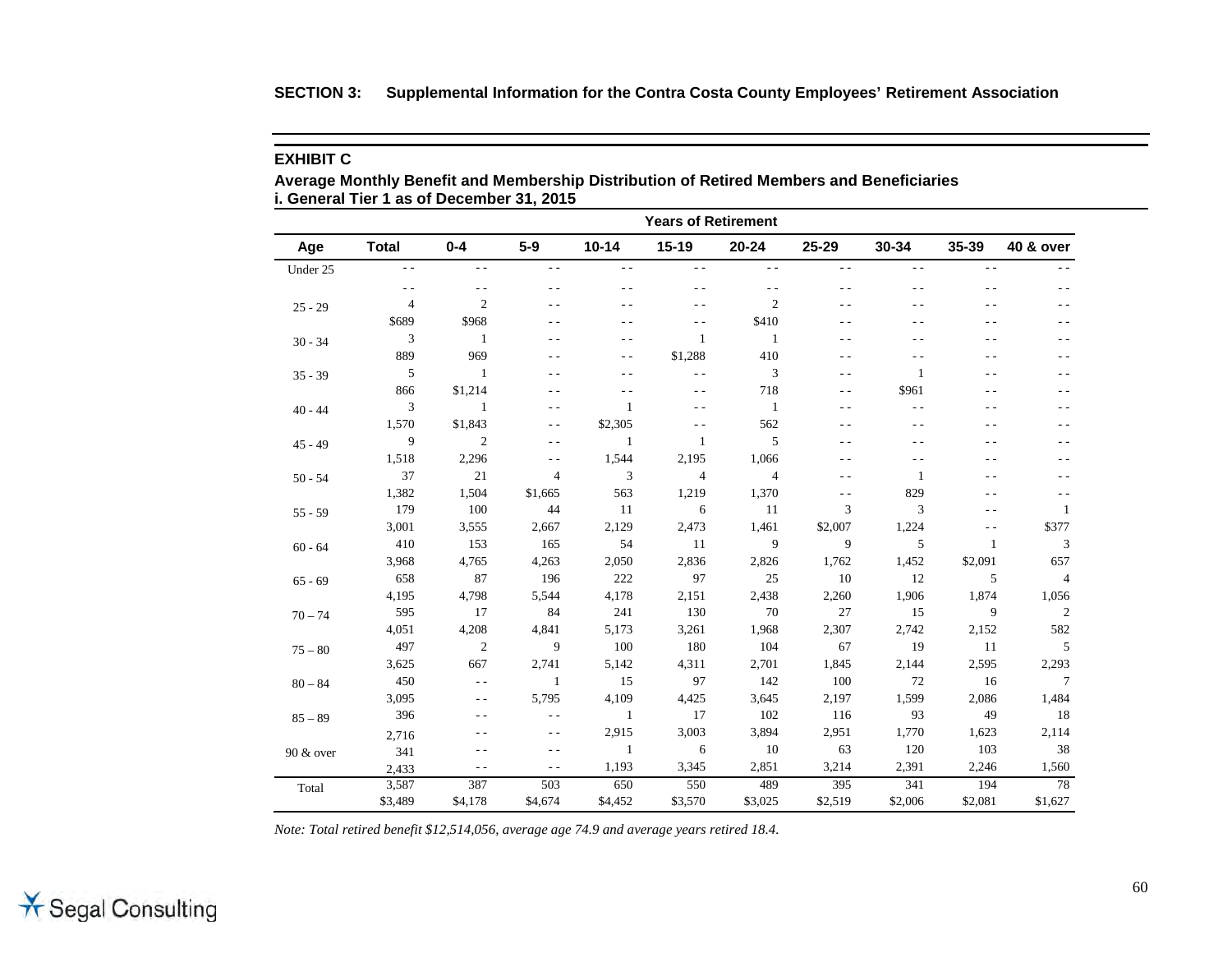**SECTION 3: Supplemental Information for the Contra Costa County Employees' Retirement Association**

**EXHIBIT C**

**Average Monthly Benefit and Membership Distribution of Retired Members and Beneficiaries**
**i. General Tier 1 as of December 31, 2015**

| | | Years of Retirement | | | | | | | | |
|---|---|---|---|---|---|---|---|---|---|---|
| **Age** | **Total** | **0-4** | **5-9** | **10-14** | **15-19** | **20-24** | **25-29** | **30-34** | **35-39** | **40 & over** |
| Under 25 | - - | - - | - - | - - | - - | - - | - - | - - | - - | - - |
| | - - | - - | - - | - - | - - | - - | - - | - - | - - | - - |
| 25 - 29 | 4 | 2 | - - | - - | - - | 2 | - - | - - | - - | - - |
| | $689 | $968 | - - | - - | - - | $410 | - - | - - | - - | - - |
| 30 - 34 | 3 | 1 | - - | - - | 1 | 1 | - - | - - | - - | - - |
| | 889 | 969 | - - | - - | $1,288 | 410 | - - | - - | - - | - - |
| 35 - 39 | 5 | 1 | - - | - - | - - | 3 | - - | 1 | - - | - - |
| | 866 | $1,214 | - - | - - | - - | 718 | - - | $961 | - - | - - |
| 40 - 44 | 3 | 1 | - - | 1 | - - | 1 | - - | - - | - - | - - |
| | 1,570 | $1,843 | - - | $2,305 | - - | 562 | - - | - - | - - | - - |
| 45 - 49 | 9 | 2 | - - | 1 | 1 | 5 | - - | - - | - - | - - |
| | 1,518 | 2,296 | - - | 1,544 | 2,195 | 1,066 | - - | - - | - - | - - |
| 50 - 54 | 37 | 21 | 4 | 3 | 4 | 4 | - - | 1 | - - | - - |
| | 1,382 | 1,504 | $1,665 | 563 | 1,219 | 1,370 | - - | 829 | - - | - - |
| 55 - 59 | 179 | 100 | 44 | 11 | 6 | 11 | 3 | 3 | - - | 1 |
| | 3,001 | 3,555 | 2,667 | 2,129 | 2,473 | 1,461 | $2,007 | 1,224 | - - | $377 |
| 60 - 64 | 410 | 153 | 165 | 54 | 11 | 9 | 9 | 5 | 1 | 3 |
| | 3,968 | 4,765 | 4,263 | 2,050 | 2,836 | 2,826 | 1,762 | 1,452 | $2,091 | 657 |
| 65 - 69 | 658 | 87 | 196 | 222 | 97 | 25 | 10 | 12 | 5 | 4 |
| | 4,195 | 4,798 | 5,544 | 4,178 | 2,151 | 2,438 | 2,260 | 1,906 | 1,874 | 1,056 |
| 70 – 74 | 595 | 17 | 84 | 241 | 130 | 70 | 27 | 15 | 9 | 2 |
| | 4,051 | 4,208 | 4,841 | 5,173 | 3,261 | 1,968 | 2,307 | 2,742 | 2,152 | 582 |
| 75 – 80 | 497 | 2 | 9 | 100 | 180 | 104 | 67 | 19 | 11 | 5 |
| | 3,625 | 667 | 2,741 | 5,142 | 4,311 | 2,701 | 1,845 | 2,144 | 2,595 | 2,293 |
| 80 – 84 | 450 | - - | 1 | 15 | 97 | 142 | 100 | 72 | 16 | 7 |
| | 3,095 | - - | 5,795 | 4,109 | 4,425 | 3,645 | 2,197 | 1,599 | 2,086 | 1,484 |
| 85 – 89 | 396 | - - | - - | 1 | 17 | 102 | 116 | 93 | 49 | 18 |
| | 2,716 | - - | - - | 2,915 | 3,003 | 3,894 | 2,951 | 1,770 | 1,623 | 2,114 |
| 90 & over | 341 | - - | - - | 1 | 6 | 10 | 63 | 120 | 103 | 38 |
| | 2,433 | - - | - - | 1,193 | 3,345 | 2,851 | 3,214 | 2,391 | 2,246 | 1,560 |
| Total | 3,587 | 387 | 503 | 650 | 550 | 489 | 395 | 341 | 194 | 78 |
| | $3,489 | $4,178 | $4,674 | $4,452 | $3,570 | $3,025 | $2,519 | $2,006 | $2,081 | $1,627 |

*Note: Total retired benefit $12,514,056, average age 74.9 and average years retired 18.4.*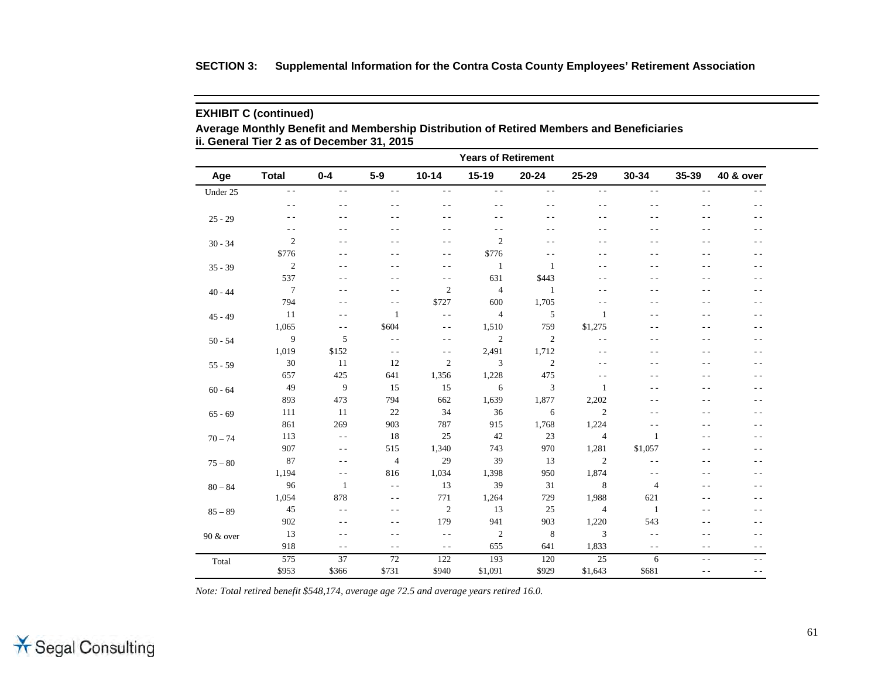**SECTION 3: Supplemental Information for the Contra Costa County Employees' Retirement Association**

**EXHIBIT C (continued)**

**Average Monthly Benefit and Membership Distribution of Retired Members and Beneficiaries**
**ii. General Tier 2 as of December 31, 2015**

| | | Years of Retirement | | | | | | | | |
|---|---|---|---|---|---|---|---|---|---|---|
| **Age** | **Total** | **0-4** | **5-9** | **10-14** | **15-19** | **20-24** | **25-29** | **30-34** | **35-39** | **40 & over** |
| Under 25 | - - | - - | - - | - - | - - | - - | - - | - - | - - | - - |
| | - - | - - | - - | - - | - - | - - | - - | - - | - - | - - |
| 25 - 29 | - - | - - | - - | - - | - - | - - | - - | - - | - - | - - |
| | - - | - - | - - | - - | - - | - - | - - | - - | - - | - - |
| 30 - 34 | 2 | - - | - - | - - | 2 | - - | - - | - - | - - | - - |
| | $776 | - - | - - | - - | $776 | - - | - - | - - | - - | - - |
| 35 - 39 | 2 | - - | - - | - - | 1 | 1 | - - | - - | - - | - - |
| | 537 | - - | - - | - - | 631 | $443 | - - | - - | - - | - - |
| 40 - 44 | 7 | - - | - - | 2 | 4 | 1 | - - | - - | - - | - - |
| | 794 | - - | - - | $727 | 600 | 1,705 | - - | - - | - - | - - |
| 45 - 49 | 11 | - - | 1 | - - | 4 | 5 | 1 | - - | - - | - - |
| | 1,065 | - - | $604 | - - | 1,510 | 759 | $1,275 | - - | - - | - - |
| 50 - 54 | 9 | 5 | - - | - - | 2 | 2 | - - | - - | - - | - - |
| | 1,019 | $152 | - - | - - | 2,491 | 1,712 | - - | - - | - - | - - |
| 55 - 59 | 30 | 11 | 12 | 2 | 3 | 2 | - - | - - | - - | - - |
| | 657 | 425 | 641 | 1,356 | 1,228 | 475 | - - | - - | - - | - - |
| 60 - 64 | 49 | 9 | 15 | 15 | 6 | 3 | 1 | - - | - - | - - |
| | 893 | 473 | 794 | 662 | 1,639 | 1,877 | 2,202 | - - | - - | - - |
| 65 - 69 | 111 | 11 | 22 | 34 | 36 | 6 | 2 | - - | - - | - - |
| | 861 | 269 | 903 | 787 | 915 | 1,768 | 1,224 | - - | - - | - - |
| 70 – 74 | 113 | - - | 18 | 25 | 42 | 23 | 4 | 1 | - - | - - |
| | 907 | - - | 515 | 1,340 | 743 | 970 | 1,281 | $1,057 | - - | - - |
| 75 – 80 | 87 | - - | 4 | 29 | 39 | 13 | 2 | - - | - - | - - |
| | 1,194 | - - | 816 | 1,034 | 1,398 | 950 | 1,874 | - - | - - | - - |
| 80 – 84 | 96 | 1 | - - | 13 | 39 | 31 | 8 | 4 | - - | - - |
| | 1,054 | 878 | - - | 771 | 1,264 | 729 | 1,988 | 621 | - - | - - |
| 85 – 89 | 45 | - - | - - | 2 | 13 | 25 | 4 | 1 | - - | - - |
| | 902 | - - | - - | 179 | 941 | 903 | 1,220 | 543 | - - | - - |
| 90 & over | 13 | - - | - - | - - | 2 | 8 | 3 | - - | - - | - - |
| | 918 | - - | - - | - - | 655 | 641 | 1,833 | - - | - - | - - |
| Total | 575 | 37 | 72 | 122 | 193 | 120 | 25 | 6 | - - | - - |
| | $953 | $366 | $731 | $940 | $1,091 | $929 | $1,643 | $681 | - - | - - |

*Note: Total retired benefit $548,174, average age 72.5 and average years retired 16.0.*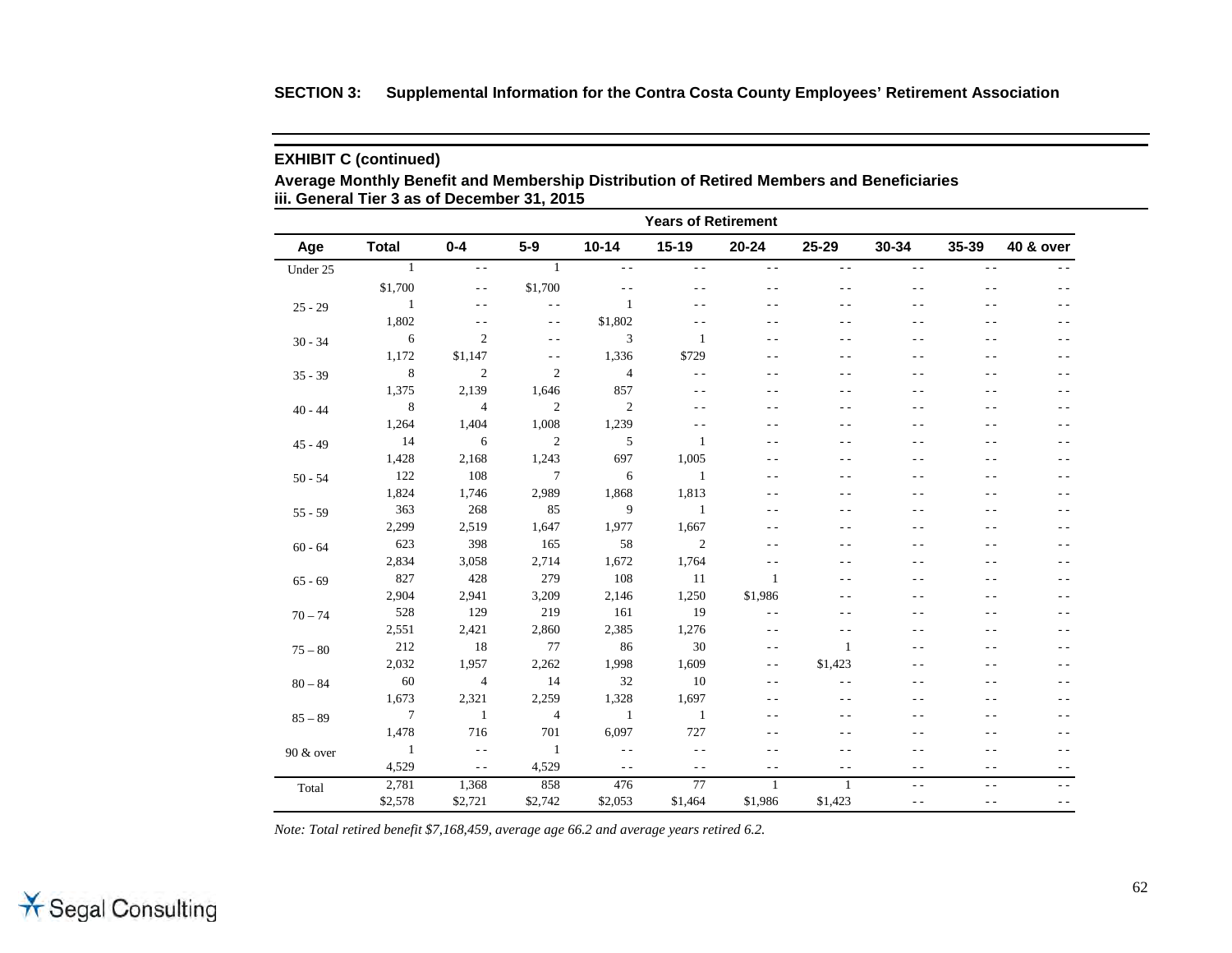**SECTION 3: Supplemental Information for the Contra Costa County Employees' Retirement Association**

**EXHIBIT C (continued)**

**Average Monthly Benefit and Membership Distribution of Retired Members and Beneficiaries**
**iii. General Tier 3 as of December 31, 2015**

| | | Years of Retirement | | | | | | | | |
|---|---|---|---|---|---|---|---|---|---|---|
| **Age** | **Total** | **0-4** | **5-9** | **10-14** | **15-19** | **20-24** | **25-29** | **30-34** | **35-39** | **40 & over** |
| Under 25 | 1 | - - | 1 | - - | - - | - - | - - | - - | - - | - - |
| | $1,700 | - - | $1,700 | - - | - - | - - | - - | - - | - - | - - |
| 25 - 29 | 1 | - - | - - | 1 | - - | - - | - - | - - | - - | - - |
| | 1,802 | - - | - - | $1,802 | - - | - - | - - | - - | - - | - - |
| 30 - 34 | 6 | 2 | - - | 3 | 1 | - - | - - | - - | - - | - - |
| | 1,172 | $1,147 | - - | 1,336 | $729 | - - | - - | - - | - - | - - |
| 35 - 39 | 8 | 2 | 2 | 4 | - - | - - | - - | - - | - - | - - |
| | 1,375 | 2,139 | 1,646 | 857 | - - | - - | - - | - - | - - | - - |
| 40 - 44 | 8 | 4 | 2 | 2 | - - | - - | - - | - - | - - | - - |
| | 1,264 | 1,404 | 1,008 | 1,239 | - - | - - | - - | - - | - - | - - |
| 45 - 49 | 14 | 6 | 2 | 5 | 1 | - - | - - | - - | - - | - - |
| | 1,428 | 2,168 | 1,243 | 697 | 1,005 | - - | - - | - - | - - | - - |
| 50 - 54 | 122 | 108 | 7 | 6 | 1 | - - | - - | - - | - - | - - |
| | 1,824 | 1,746 | 2,989 | 1,868 | 1,813 | - - | - - | - - | - - | - - |
| 55 - 59 | 363 | 268 | 85 | 9 | 1 | - - | - - | - - | - - | - - |
| | 2,299 | 2,519 | 1,647 | 1,977 | 1,667 | - - | - - | - - | - - | - - |
| 60 - 64 | 623 | 398 | 165 | 58 | 2 | - - | - - | - - | - - | - - |
| | 2,834 | 3,058 | 2,714 | 1,672 | 1,764 | - - | - - | - - | - - | - - |
| 65 - 69 | 827 | 428 | 279 | 108 | 11 | 1 | - - | - - | - - | - - |
| | 2,904 | 2,941 | 3,209 | 2,146 | 1,250 | $1,986 | - - | - - | - - | - - |
| 70 – 74 | 528 | 129 | 219 | 161 | 19 | - - | - - | - - | - - | - - |
| | 2,551 | 2,421 | 2,860 | 2,385 | 1,276 | - - | - - | - - | - - | - - |
| 75 – 80 | 212 | 18 | 77 | 86 | 30 | - - | 1 | - - | - - | - - |
| | 2,032 | 1,957 | 2,262 | 1,998 | 1,609 | - - | $1,423 | - - | - - | - - |
| 80 – 84 | 60 | 4 | 14 | 32 | 10 | - - | - - | - - | - - | - - |
| | 1,673 | 2,321 | 2,259 | 1,328 | 1,697 | - - | - - | - - | - - | - - |
| 85 – 89 | 7 | 1 | 4 | 1 | 1 | - - | - - | - - | - - | - - |
| | 1,478 | 716 | 701 | 6,097 | 727 | - - | - - | - - | - - | - - |
| 90 & over | 1 | - - | 1 | - - | - - | - - | - - | - - | - - | - - |
| | 4,529 | - - | 4,529 | - - | - - | - - | - - | - - | - - | - - |
| Total | 2,781 | 1,368 | 858 | 476 | 77 | 1 | 1 | - - | - - | - - |
| | $2,578 | $2,721 | $2,742 | $2,053 | $1,464 | $1,986 | $1,423 | - - | - - | - - |

*Note: Total retired benefit $7,168,459, average age 66.2 and average years retired 6.2.*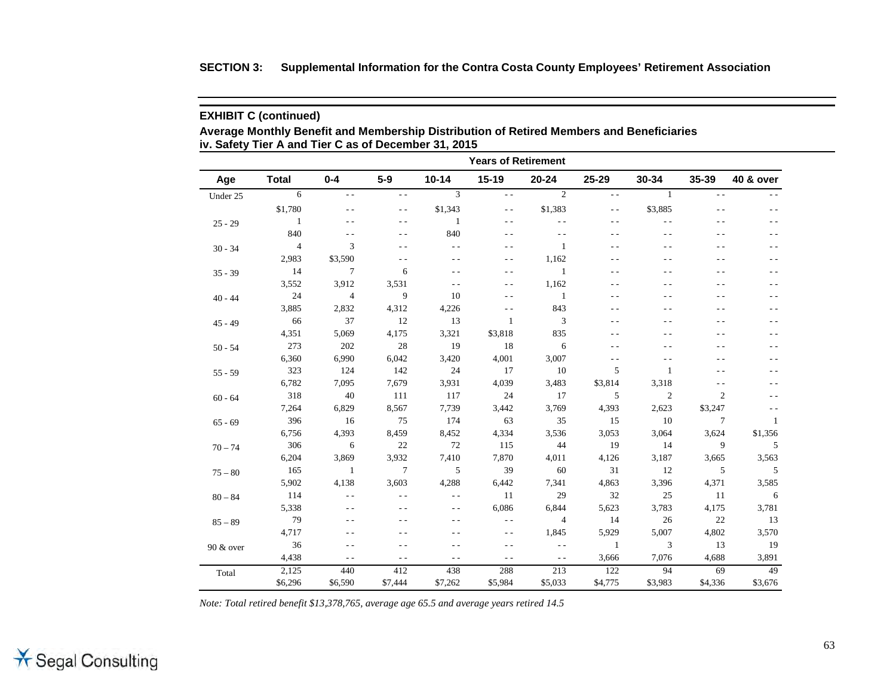**SECTION 3: Supplemental Information for the Contra Costa County Employees' Retirement Association**

**EXHIBIT C (continued)**

**Average Monthly Benefit and Membership Distribution of Retired Members and Beneficiaries**
**iv. Safety Tier A and Tier C as of December 31, 2015**

| | | Years of Retirement | | | | | | | | |
|---|---|---|---|---|---|---|---|---|---|---|
| **Age** | **Total** | **0-4** | **5-9** | **10-14** | **15-19** | **20-24** | **25-29** | **30-34** | **35-39** | **40 & over** |
| Under 25 | 6 | - - | - - | 3 | - - | 2 | - - | 1 | - - | - - |
| | $1,780 | - - | - - | $1,343 | - - | $1,383 | - - | $3,885 | - - | - - |
| 25 - 29 | 1 | - - | - - | 1 | - - | - - | - - | - - | - - | - - |
| | 840 | - - | - - | 840 | - - | - - | - - | - - | - - | - - |
| 30 - 34 | 4 | 3 | - - | - - | - - | 1 | - - | - - | - - | - - |
| | 2,983 | $3,590 | - - | - - | - - | 1,162 | - - | - - | - - | - - |
| 35 - 39 | 14 | 7 | 6 | - - | - - | 1 | - - | - - | - - | - - |
| | 3,552 | 3,912 | 3,531 | - - | - - | 1,162 | - - | - - | - - | - - |
| 40 - 44 | 24 | 4 | 9 | 10 | - - | 1 | - - | - - | - - | - - |
| | 3,885 | 2,832 | 4,312 | 4,226 | - - | 843 | - - | - - | - - | - - |
| 45 - 49 | 66 | 37 | 12 | 13 | 1 | 3 | - - | - - | - - | - - |
| | 4,351 | 5,069 | 4,175 | 3,321 | $3,818 | 835 | - - | - - | - - | - - |
| 50 - 54 | 273 | 202 | 28 | 19 | 18 | 6 | - - | - - | - - | - - |
| | 6,360 | 6,990 | 6,042 | 3,420 | 4,001 | 3,007 | - - | - - | - - | - - |
| 55 - 59 | 323 | 124 | 142 | 24 | 17 | 10 | 5 | 1 | - - | - - |
| | 6,782 | 7,095 | 7,679 | 3,931 | 4,039 | 3,483 | $3,814 | 3,318 | - - | - - |
| 60 - 64 | 318 | 40 | 111 | 117 | 24 | 17 | 5 | 2 | 2 | - - |
| | 7,264 | 6,829 | 8,567 | 7,739 | 3,442 | 3,769 | 4,393 | 2,623 | $3,247 | - - |
| 65 - 69 | 396 | 16 | 75 | 174 | 63 | 35 | 15 | 10 | 7 | 1 |
| | 6,756 | 4,393 | 8,459 | 8,452 | 4,334 | 3,536 | 3,053 | 3,064 | 3,624 | $1,356 |
| 70 – 74 | 306 | 6 | 22 | 72 | 115 | 44 | 19 | 14 | 9 | 5 |
| | 6,204 | 3,869 | 3,932 | 7,410 | 7,870 | 4,011 | 4,126 | 3,187 | 3,665 | 3,563 |
| 75 – 80 | 165 | 1 | 7 | 5 | 39 | 60 | 31 | 12 | 5 | 5 |
| | 5,902 | 4,138 | 3,603 | 4,288 | 6,442 | 7,341 | 4,863 | 3,396 | 4,371 | 3,585 |
| 80 – 84 | 114 | - - | - - | - - | 11 | 29 | 32 | 25 | 11 | 6 |
| | 5,338 | - - | - - | - - | 6,086 | 6,844 | 5,623 | 3,783 | 4,175 | 3,781 |
| 85 – 89 | 79 | - - | - - | - - | - - | 4 | 14 | 26 | 22 | 13 |
| | 4,717 | - - | - - | - - | - - | 1,845 | 5,929 | 5,007 | 4,802 | 3,570 |
| 90 & over | 36 | - - | - - | - - | - - | - - | 1 | 3 | 13 | 19 |
| | 4,438 | - - | - - | - - | - - | - - | 3,666 | 7,076 | 4,688 | 3,891 |
| Total | 2,125 | 440 | 412 | 438 | 288 | 213 | 122 | 94 | 69 | 49 |
| | $6,296 | $6,590 | $7,444 | $7,262 | $5,984 | $5,033 | $4,775 | $3,983 | $4,336 | $3,676 |

*Note: Total retired benefit $13,378,765, average age 65.5 and average years retired 14.5*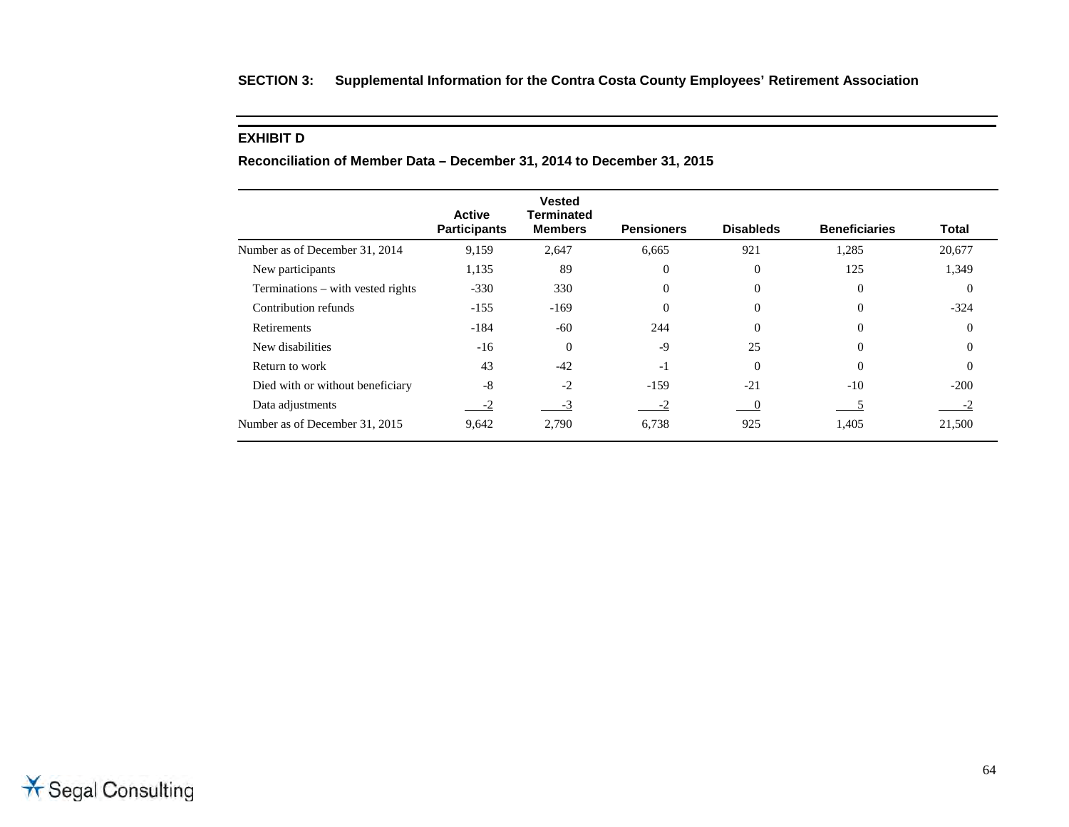**SECTION 3: Supplemental Information for the Contra Costa County Employees' Retirement Association**

**EXHIBIT D**

**Reconciliation of Member Data – December 31, 2014 to December 31, 2015**

| | Active Participants | Vested Terminated Members | Pensioners | Disableds | Beneficiaries | Total |
|---|---|---|---|---|---|---|
| Number as of December 31, 2014 | 9,159 | 2,647 | 6,665 | 921 | 1,285 | 20,677 |
| New participants | 1,135 | 89 | 0 | 0 | 125 | 1,349 |
| Terminations – with vested rights | -330 | 330 | 0 | 0 | 0 | 0 |
| Contribution refunds | -155 | -169 | 0 | 0 | 0 | -324 |
| Retirements | -184 | -60 | 244 | 0 | 0 | 0 |
| New disabilities | -16 | 0 | -9 | 25 | 0 | 0 |
| Return to work | 43 | -42 | -1 | 0 | 0 | 0 |
| Died with or without beneficiary | -8 | -2 | -159 | -21 | -10 | -200 |
| Data adjustments | -2 | -3 | -2 | 0 | 5 | -2 |
| Number as of December 31, 2015 | 9,642 | 2,790 | 6,738 | 925 | 1,405 | 21,500 |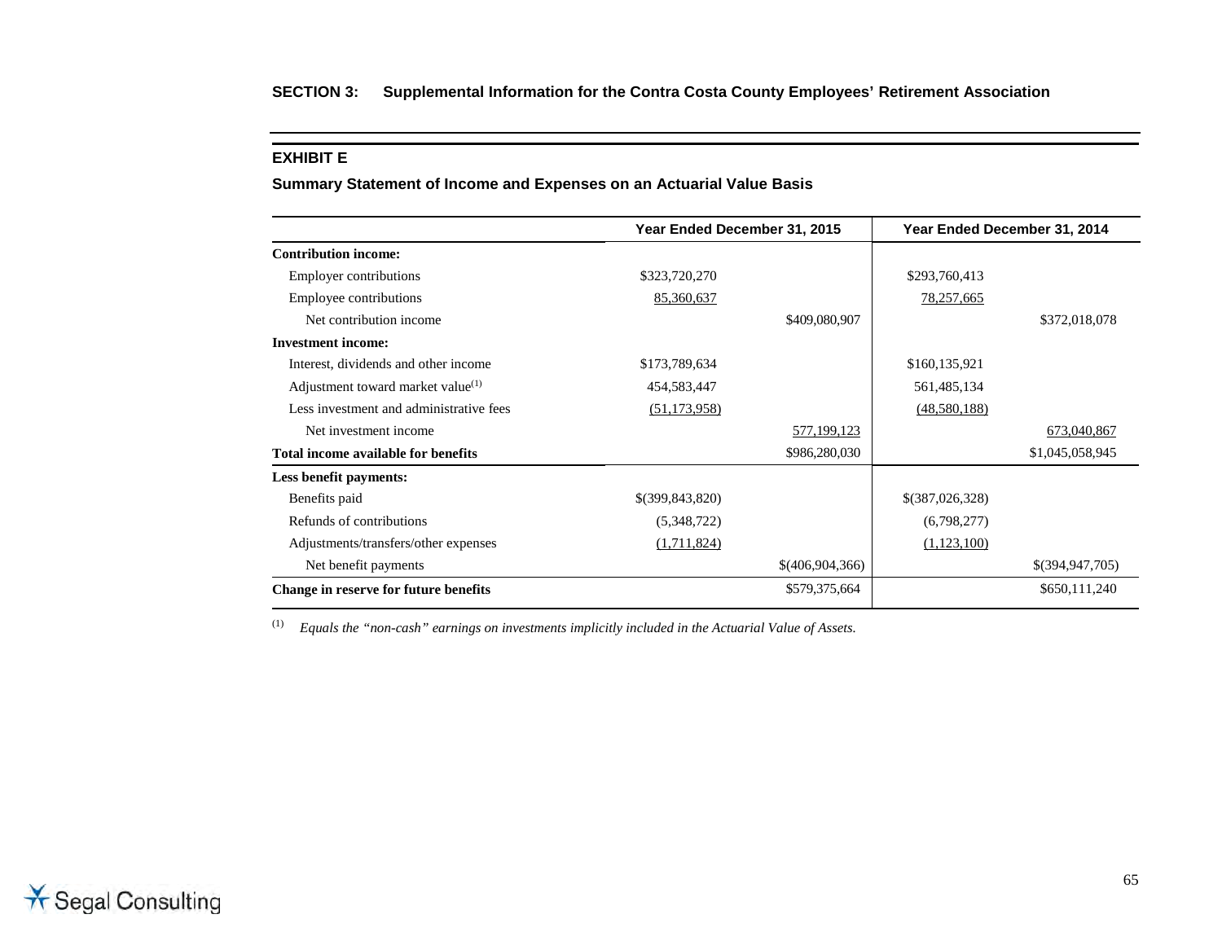**SECTION 3: Supplemental Information for the Contra Costa County Employees' Retirement Association**

## EXHIBIT E

### Summary Statement of Income and Expenses on an Actuarial Value Basis

| | Year Ended December 31, 2015 | | Year Ended December 31, 2014 | |
|---|---|---|---|---|
| **Contribution income:** | | | | |
| Employer contributions | $323,720,270 | | $293,760,413 | |
| Employee contributions | 85,360,637 | | 78,257,665 | |
| Net contribution income | | $409,080,907 | | $372,018,078 |
| **Investment income:** | | | | |
| Interest, dividends and other income | $173,789,634 | | $160,135,921 | |
| Adjustment toward market value[1] | 454,583,447 | | 561,485,134 | |
| Less investment and administrative fees | (51,173,958) | | (48,580,188) | |
| Net investment income | | 577,199,123 | | 673,040,867 |
| **Total income available for benefits** | | $986,280,030 | | $1,045,058,945 |
| **Less benefit payments:** | | | | |
| Benefits paid | $(399,843,820) | | $(387,026,328) | |
| Refunds of contributions | (5,348,722) | | (6,798,277) | |
| Adjustments/transfers/other expenses | (1,711,824) | | (1,123,100) | |
| Net benefit payments | | $(406,904,366) | | $(394,947,705) |
| **Change in reserve for future benefits** | | $579,375,664 | | $650,111,240 |

[1] *Equals the "non-cash" earnings on investments implicitly included in the Actuarial Value of Assets.*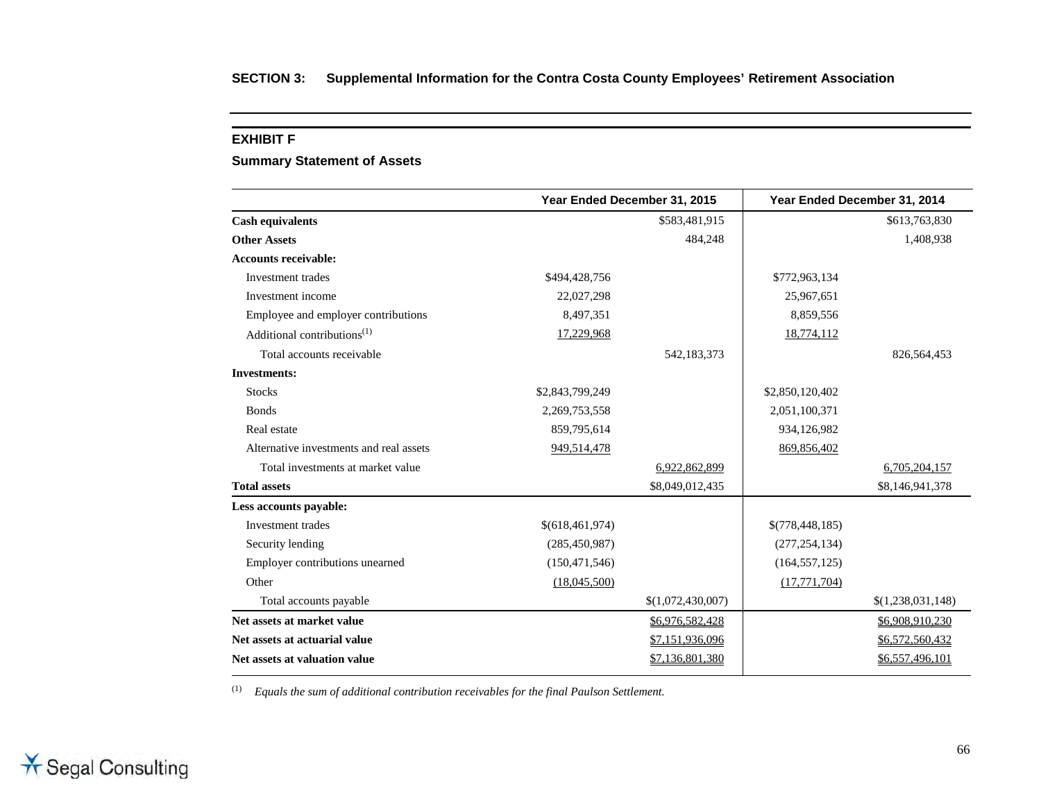**SECTION 3: Supplemental Information for the Contra Costa County Employees' Retirement Association**

### EXHIBIT F

### Summary Statement of Assets

| | Year Ended December 31, 2015 | | Year Ended December 31, 2014 | |
|---|---|---|---|---|
| **Cash equivalents** | | $583,481,915 | | $613,763,830 |
| **Other Assets** | | 484,248 | | 1,408,938 |
| **Accounts receivable:** | | | | |
| Investment trades | $494,428,756 | | $772,963,134 | |
| Investment income | 22,027,298 | | 25,967,651 | |
| Employee and employer contributions | 8,497,351 | | 8,859,556 | |
| Additional contributions[1] | 17,229,968 | | 18,774,112 | |
| Total accounts receivable | | 542,183,373 | | 826,564,453 |
| **Investments:** | | | | |
| Stocks | $2,843,799,249 | | $2,850,120,402 | |
| Bonds | 2,269,753,558 | | 2,051,100,371 | |
| Real estate | 859,795,614 | | 934,126,982 | |
| Alternative investments and real assets | 949,514,478 | | 869,856,402 | |
| Total investments at market value | | 6,922,862,899 | | 6,705,204,157 |
| **Total assets** | | $8,049,012,435 | | $8,146,941,378 |
| **Less accounts payable:** | | | | |
| Investment trades | $(618,461,974) | | $(778,448,185) | |
| Security lending | (285,450,987) | | (277,254,134) | |
| Employer contributions unearned | (150,471,546) | | (164,557,125) | |
| Other | (18,045,500) | | (17,771,704) | |
| Total accounts payable | | $(1,072,430,007) | | $(1,238,031,148) |
| **Net assets at market value** | | $6,976,582,428 | | $6,908,910,230 |
| **Net assets at actuarial value** | | $7,151,936,096 | | $6,572,560,432 |
| **Net assets at valuation value** | | $7,136,801,380 | | $6,557,496,101 |

[1] *Equals the sum of additional contribution receivables for the final Paulson Settlement.*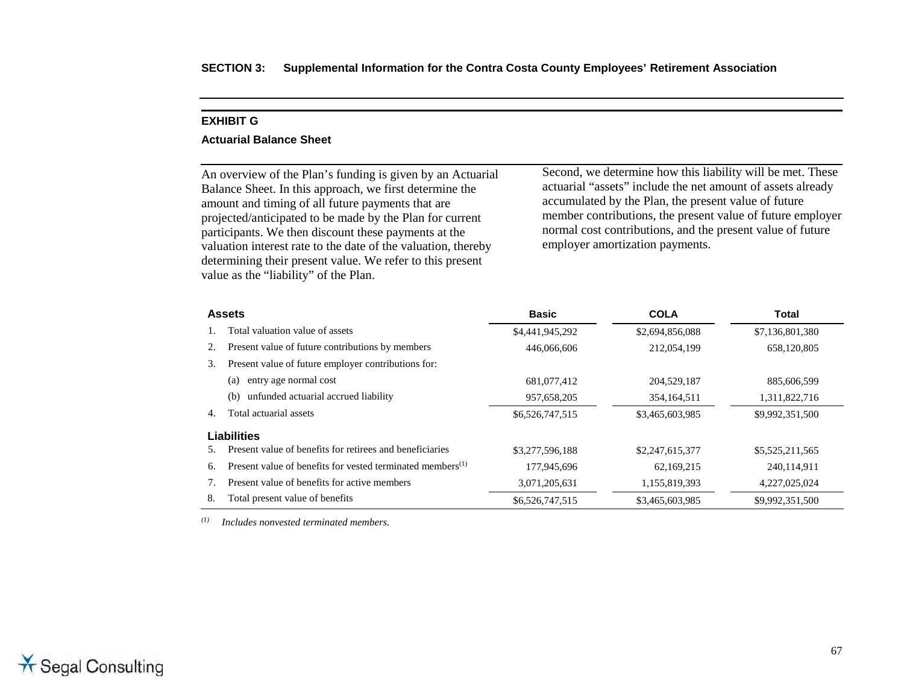### EXHIBIT G

**Actuarial Balance Sheet**

An overview of the Plan's funding is given by an Actuarial Balance Sheet. In this approach, we first determine the amount and timing of all future payments that are projected/anticipated to be made by the Plan for current participants. We then discount these payments at the valuation interest rate to the date of the valuation, thereby determining their present value. We refer to this present value as the "liability" of the Plan.

Second, we determine how this liability will be met. These actuarial "assets" include the net amount of assets already accumulated by the Plan, the present value of future member contributions, the present value of future employer normal cost contributions, and the present value of future employer amortization payments.

| **Assets** | **Basic** | **COLA** | **Total** |
|---|---|---|---|
| 1. Total valuation value of assets | $4,441,945,292 | $2,694,856,088 | $7,136,801,380 |
| 2. Present value of future contributions by members | 446,066,606 | 212,054,199 | 658,120,805 |
| 3. Present value of future employer contributions for: | | | |
| (a) entry age normal cost | 681,077,412 | 204,529,187 | 885,606,599 |
| (b) unfunded actuarial accrued liability | 957,658,205 | 354,164,511 | 1,311,822,716 |
| 4. Total actuarial assets | $6,526,747,515 | $3,465,603,985 | $9,992,351,500 |
| **Liabilities** | | | |
| 5. Present value of benefits for retirees and beneficiaries | $3,277,596,188 | $2,247,615,377 | $5,525,211,565 |
| 6. Present value of benefits for vested terminated members[1] | 177,945,696 | 62,169,215 | 240,114,911 |
| 7. Present value of benefits for active members | 3,071,205,631 | 1,155,819,393 | 4,227,025,024 |
| 8. Total present value of benefits | $6,526,747,515 | $3,465,603,985 | $9,992,351,500 |

[1] *Includes nonvested terminated members.*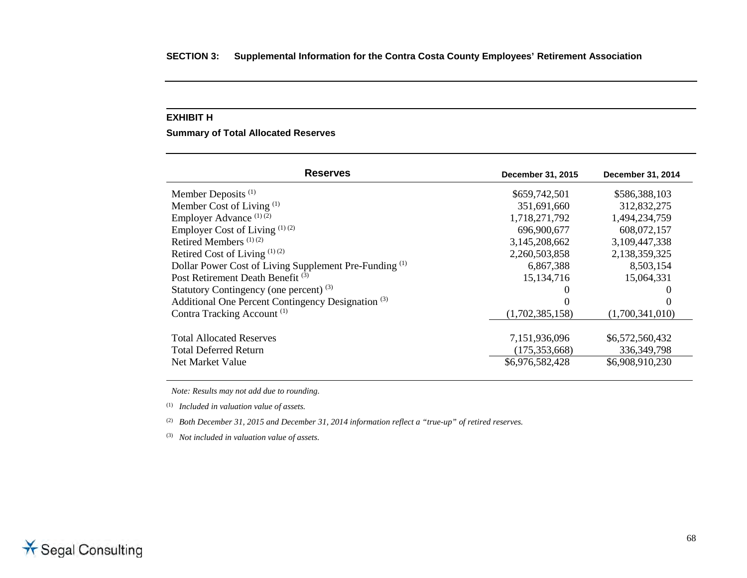**SECTION 3: Supplemental Information for the Contra Costa County Employees' Retirement Association**

### EXHIBIT H

**Summary of Total Allocated Reserves**

| Reserves | December 31, 2015 | December 31, 2014 |
|---|---|---|
| Member Deposits [(1)] | $659,742,501 | $586,388,103 |
| Member Cost of Living [(1)] | 351,691,660 | 312,832,275 |
| Employer Advance [(1) (2)] | 1,718,271,792 | 1,494,234,759 |
| Employer Cost of Living [(1) (2)] | 696,900,677 | 608,072,157 |
| Retired Members [(1) (2)] | 3,145,208,662 | 3,109,447,338 |
| Retired Cost of Living [(1) (2)] | 2,260,503,858 | 2,138,359,325 |
| Dollar Power Cost of Living Supplement Pre-Funding [(1)] | 6,867,388 | 8,503,154 |
| Post Retirement Death Benefit [(3)] | 15,134,716 | 15,064,331 |
| Statutory Contingency (one percent) [(3)] | 0 | 0 |
| Additional One Percent Contingency Designation [(3)] | 0 | 0 |
| Contra Tracking Account [(1)] | (1,702,385,158) | (1,700,341,010) |
| Total Allocated Reserves | 7,151,936,096 | $6,572,560,432 |
| Total Deferred Return | (175,353,668) | 336,349,798 |
| Net Market Value | $6,976,582,428 | $6,908,910,230 |

*Note: Results may not add due to rounding.*

(1) *Included in valuation value of assets.*

(2) *Both December 31, 2015 and December 31, 2014 information reflect a "true-up" of retired reserves.*

(3) *Not included in valuation value of assets.*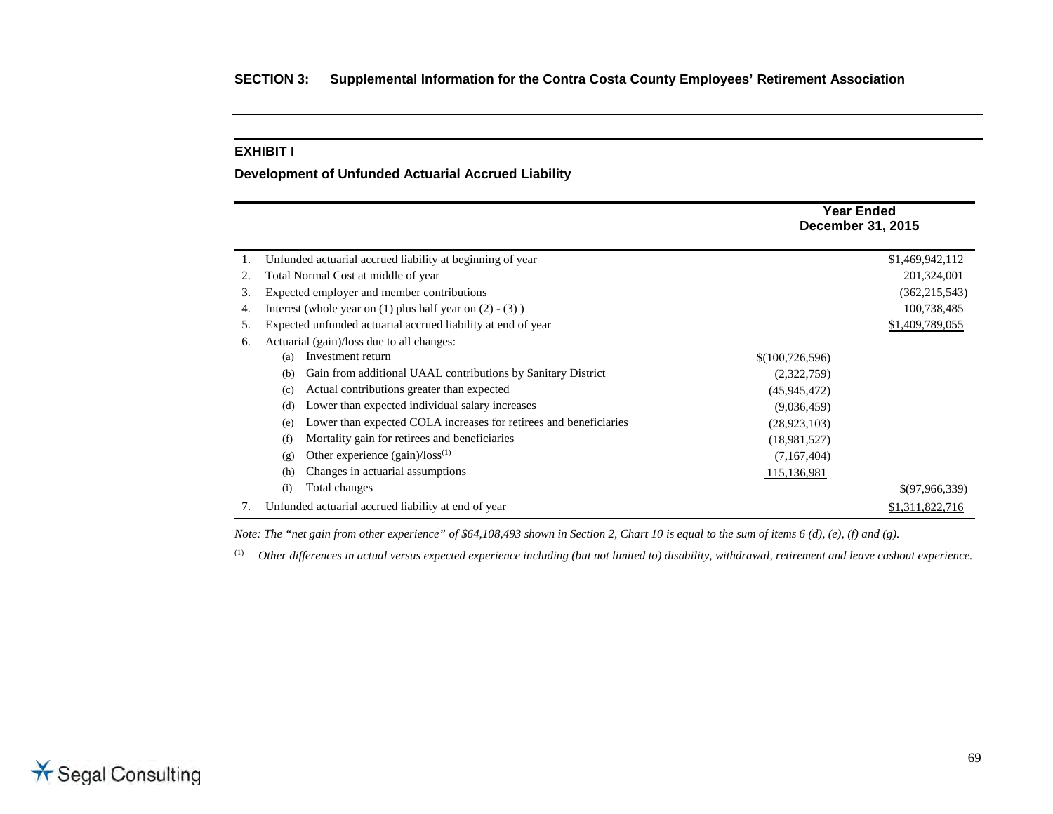**SECTION 3: Supplemental Information for the Contra Costa County Employees' Retirement Association**

## EXHIBIT I

### Development of Unfunded Actuarial Accrued Liability

| | | | Year Ended December 31, 2015 |
|---|---|---|---|
| 1. | Unfunded actuarial accrued liability at beginning of year | | $1,469,942,112 |
| 2. | Total Normal Cost at middle of year | | 201,324,001 |
| 3. | Expected employer and member contributions | | (362,215,543) |
| 4. | Interest (whole year on (1) plus half year on (2) - (3) ) | | 100,738,485 |
| 5. | Expected unfunded actuarial accrued liability at end of year | | $1,409,789,055 |
| 6. | Actuarial (gain)/loss due to all changes: | | |
| | (a) Investment return | $(100,726,596) | |
| | (b) Gain from additional UAAL contributions by Sanitary District | (2,322,759) | |
| | (c) Actual contributions greater than expected | (45,945,472) | |
| | (d) Lower than expected individual salary increases | (9,036,459) | |
| | (e) Lower than expected COLA increases for retirees and beneficiaries | (28,923,103) | |
| | (f) Mortality gain for retirees and beneficiaries | (18,981,527) | |
| | (g) Other experience (gain)/loss[1] | (7,167,404) | |
| | (h) Changes in actuarial assumptions | 115,136,981 | |
| | (i) Total changes | | $(97,966,339) |
| 7. | Unfunded actuarial accrued liability at end of year | | $1,311,822,716 |

*Note: The "net gain from other experience" of $64,108,493 shown in Section 2, Chart 10 is equal to the sum of items 6 (d), (e), (f) and (g).*

[1] *Other differences in actual versus expected experience including (but not limited to) disability, withdrawal, retirement and leave cashout experience.*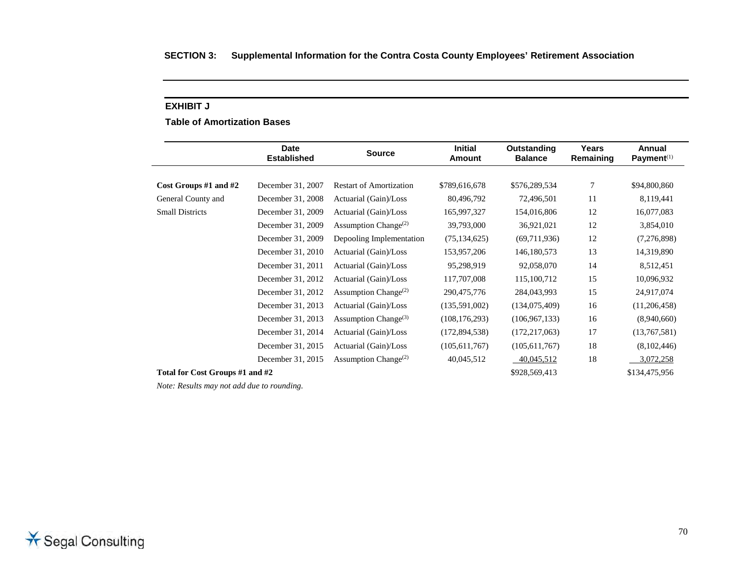**SECTION 3: Supplemental Information for the Contra Costa County Employees' Retirement Association**

### EXHIBIT J

### Table of Amortization Bases

| | Date Established | Source | Initial Amount | Outstanding Balance | Years Remaining | Annual Payment[1] |
|---|---|---|---|---|---|---|
| **Cost Groups #1 and #2** | December 31, 2007 | Restart of Amortization | $789,616,678 | $576,289,534 | 7 | $94,800,860 |
| General County and | December 31, 2008 | Actuarial (Gain)/Loss | 80,496,792 | 72,496,501 | 11 | 8,119,441 |
| Small Districts | December 31, 2009 | Actuarial (Gain)/Loss | 165,997,327 | 154,016,806 | 12 | 16,077,083 |
| | December 31, 2009 | Assumption Change[2] | 39,793,000 | 36,921,021 | 12 | 3,854,010 |
| | December 31, 2009 | Depooling Implementation | (75,134,625) | (69,711,936) | 12 | (7,276,898) |
| | December 31, 2010 | Actuarial (Gain)/Loss | 153,957,206 | 146,180,573 | 13 | 14,319,890 |
| | December 31, 2011 | Actuarial (Gain)/Loss | 95,298,919 | 92,058,070 | 14 | 8,512,451 |
| | December 31, 2012 | Actuarial (Gain)/Loss | 117,707,008 | 115,100,712 | 15 | 10,096,932 |
| | December 31, 2012 | Assumption Change[2] | 290,475,776 | 284,043,993 | 15 | 24,917,074 |
| | December 31, 2013 | Actuarial (Gain)/Loss | (135,591,002) | (134,075,409) | 16 | (11,206,458) |
| | December 31, 2013 | Assumption Change[3] | (108,176,293) | (106,967,133) | 16 | (8,940,660) |
| | December 31, 2014 | Actuarial (Gain)/Loss | (172,894,538) | (172,217,063) | 17 | (13,767,581) |
| | December 31, 2015 | Actuarial (Gain)/Loss | (105,611,767) | (105,611,767) | 18 | (8,102,446) |
| | December 31, 2015 | Assumption Change[2] | 40,045,512 | 40,045,512 | 18 | 3,072,258 |
| **Total for Cost Groups #1 and #2** | | | | $928,569,413 | | $134,475,956 |

*Note: Results may not add due to rounding.*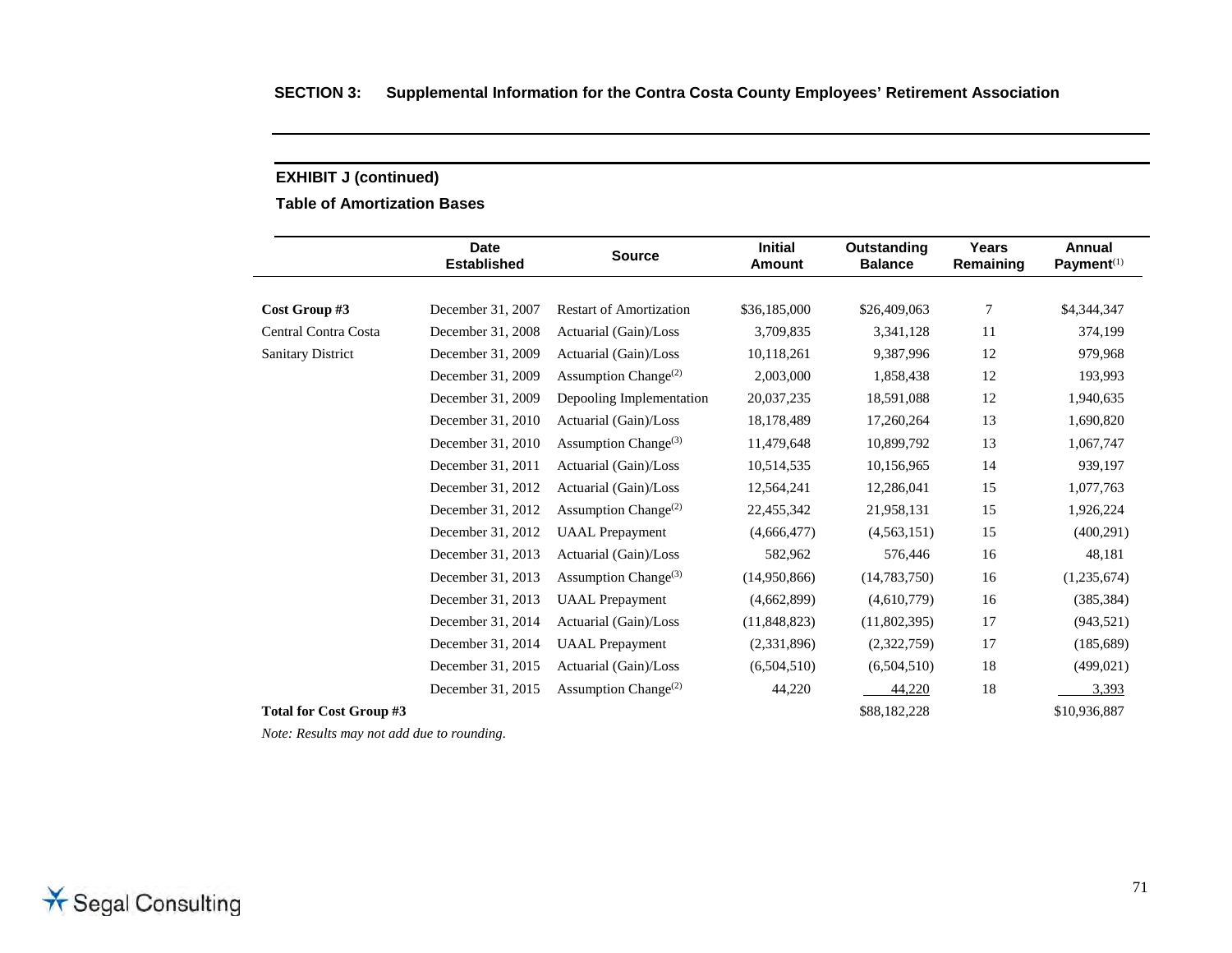**SECTION 3: Supplemental Information for the Contra Costa County Employees' Retirement Association**

**EXHIBIT J (continued)**

**Table of Amortization Bases**

| | Date Established | Source | Initial Amount | Outstanding Balance | Years Remaining | Annual Payment(1) |
|---|---|---|---|---|---|---|
| **Cost Group #3** | December 31, 2007 | Restart of Amortization | $36,185,000 | $26,409,063 | 7 | $4,344,347 |
| Central Contra Costa | December 31, 2008 | Actuarial (Gain)/Loss | 3,709,835 | 3,341,128 | 11 | 374,199 |
| Sanitary District | December 31, 2009 | Actuarial (Gain)/Loss | 10,118,261 | 9,387,996 | 12 | 979,968 |
| | December 31, 2009 | Assumption Change(2) | 2,003,000 | 1,858,438 | 12 | 193,993 |
| | December 31, 2009 | Depooling Implementation | 20,037,235 | 18,591,088 | 12 | 1,940,635 |
| | December 31, 2010 | Actuarial (Gain)/Loss | 18,178,489 | 17,260,264 | 13 | 1,690,820 |
| | December 31, 2010 | Assumption Change(3) | 11,479,648 | 10,899,792 | 13 | 1,067,747 |
| | December 31, 2011 | Actuarial (Gain)/Loss | 10,514,535 | 10,156,965 | 14 | 939,197 |
| | December 31, 2012 | Actuarial (Gain)/Loss | 12,564,241 | 12,286,041 | 15 | 1,077,763 |
| | December 31, 2012 | Assumption Change(2) | 22,455,342 | 21,958,131 | 15 | 1,926,224 |
| | December 31, 2012 | UAAL Prepayment | (4,666,477) | (4,563,151) | 15 | (400,291) |
| | December 31, 2013 | Actuarial (Gain)/Loss | 582,962 | 576,446 | 16 | 48,181 |
| | December 31, 2013 | Assumption Change(3) | (14,950,866) | (14,783,750) | 16 | (1,235,674) |
| | December 31, 2013 | UAAL Prepayment | (4,662,899) | (4,610,779) | 16 | (385,384) |
| | December 31, 2014 | Actuarial (Gain)/Loss | (11,848,823) | (11,802,395) | 17 | (943,521) |
| | December 31, 2014 | UAAL Prepayment | (2,331,896) | (2,322,759) | 17 | (185,689) |
| | December 31, 2015 | Actuarial (Gain)/Loss | (6,504,510) | (6,504,510) | 18 | (499,021) |
| | December 31, 2015 | Assumption Change(2) | 44,220 | 44,220 | 18 | 3,393 |
| **Total for Cost Group #3** | | | | $88,182,228 | | $10,936,887 |

*Note: Results may not add due to rounding.*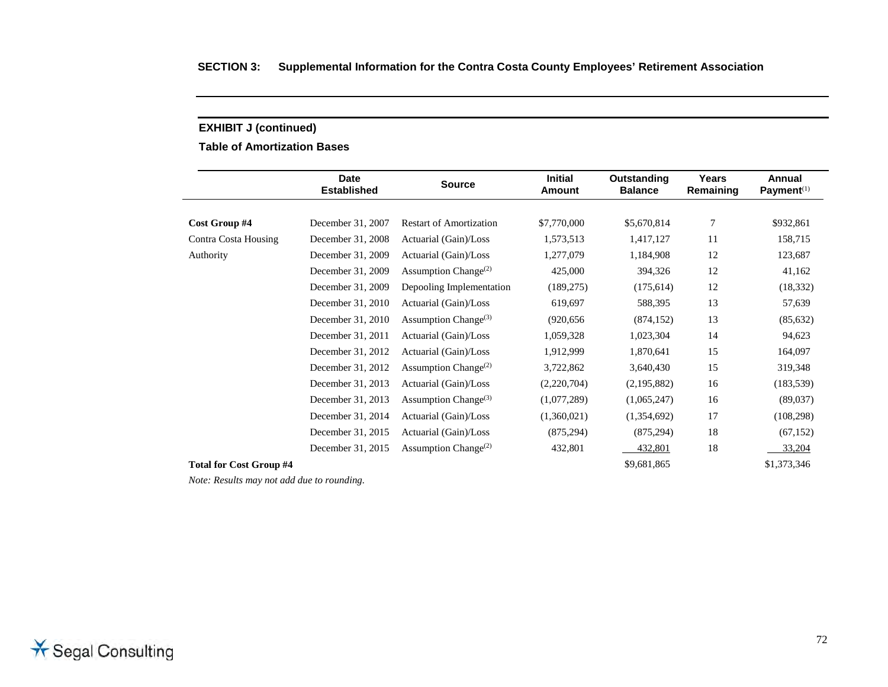SECTION 3: Supplemental Information for the Contra Costa County Employees' Retirement Association

**EXHIBIT J (continued)**

**Table of Amortization Bases**

| | Date Established | Source | Initial Amount | Outstanding Balance | Years Remaining | Annual Payment[1] |
|---|---|---|---|---|---|---|
| **Cost Group #4** | December 31, 2007 | Restart of Amortization | $7,770,000 | $5,670,814 | 7 | $932,861 |
| Contra Costa Housing | December 31, 2008 | Actuarial (Gain)/Loss | 1,573,513 | 1,417,127 | 11 | 158,715 |
| Authority | December 31, 2009 | Actuarial (Gain)/Loss | 1,277,079 | 1,184,908 | 12 | 123,687 |
| | December 31, 2009 | Assumption Change[2] | 425,000 | 394,326 | 12 | 41,162 |
| | December 31, 2009 | Depooling Implementation | (189,275) | (175,614) | 12 | (18,332) |
| | December 31, 2010 | Actuarial (Gain)/Loss | 619,697 | 588,395 | 13 | 57,639 |
| | December 31, 2010 | Assumption Change[3] | (920,656 | (874,152) | 13 | (85,632) |
| | December 31, 2011 | Actuarial (Gain)/Loss | 1,059,328 | 1,023,304 | 14 | 94,623 |
| | December 31, 2012 | Actuarial (Gain)/Loss | 1,912,999 | 1,870,641 | 15 | 164,097 |
| | December 31, 2012 | Assumption Change[2] | 3,722,862 | 3,640,430 | 15 | 319,348 |
| | December 31, 2013 | Actuarial (Gain)/Loss | (2,220,704) | (2,195,882) | 16 | (183,539) |
| | December 31, 2013 | Assumption Change[3] | (1,077,289) | (1,065,247) | 16 | (89,037) |
| | December 31, 2014 | Actuarial (Gain)/Loss | (1,360,021) | (1,354,692) | 17 | (108,298) |
| | December 31, 2015 | Actuarial (Gain)/Loss | (875,294) | (875,294) | 18 | (67,152) |
| | December 31, 2015 | Assumption Change[2] | 432,801 | 432,801 | 18 | 33,204 |
| **Total for Cost Group #4** | | | | $9,681,865 | | $1,373,346 |

*Note: Results may not add due to rounding.*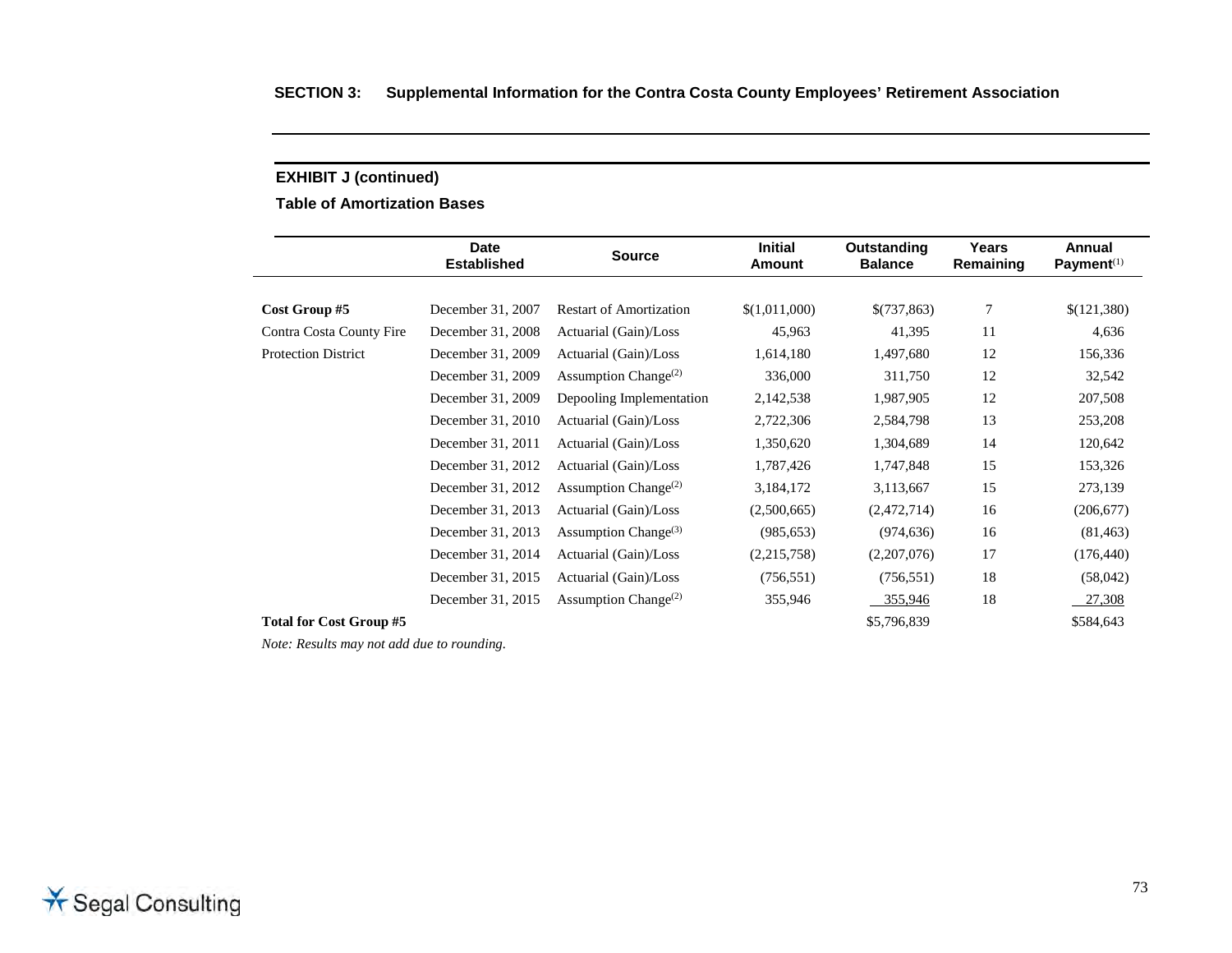**SECTION 3: Supplemental Information for the Contra Costa County Employees' Retirement Association**

**EXHIBIT J (continued)**

**Table of Amortization Bases**

| | Date Established | Source | Initial Amount | Outstanding Balance | Years Remaining | Annual Payment[1] |
|---|---|---|---|---|---|---|
| **Cost Group #5** | December 31, 2007 | Restart of Amortization | $(1,011,000) | $(737,863) | 7 | $(121,380) |
| Contra Costa County Fire | December 31, 2008 | Actuarial (Gain)/Loss | 45,963 | 41,395 | 11 | 4,636 |
| Protection District | December 31, 2009 | Actuarial (Gain)/Loss | 1,614,180 | 1,497,680 | 12 | 156,336 |
| | December 31, 2009 | Assumption Change[2] | 336,000 | 311,750 | 12 | 32,542 |
| | December 31, 2009 | Depooling Implementation | 2,142,538 | 1,987,905 | 12 | 207,508 |
| | December 31, 2010 | Actuarial (Gain)/Loss | 2,722,306 | 2,584,798 | 13 | 253,208 |
| | December 31, 2011 | Actuarial (Gain)/Loss | 1,350,620 | 1,304,689 | 14 | 120,642 |
| | December 31, 2012 | Actuarial (Gain)/Loss | 1,787,426 | 1,747,848 | 15 | 153,326 |
| | December 31, 2012 | Assumption Change[2] | 3,184,172 | 3,113,667 | 15 | 273,139 |
| | December 31, 2013 | Actuarial (Gain)/Loss | (2,500,665) | (2,472,714) | 16 | (206,677) |
| | December 31, 2013 | Assumption Change[3] | (985,653) | (974,636) | 16 | (81,463) |
| | December 31, 2014 | Actuarial (Gain)/Loss | (2,215,758) | (2,207,076) | 17 | (176,440) |
| | December 31, 2015 | Actuarial (Gain)/Loss | (756,551) | (756,551) | 18 | (58,042) |
| | December 31, 2015 | Assumption Change[2] | 355,946 | 355,946 | 18 | 27,308 |
| **Total for Cost Group #5** | | | | $5,796,839 | | $584,643 |

*Note: Results may not add due to rounding.*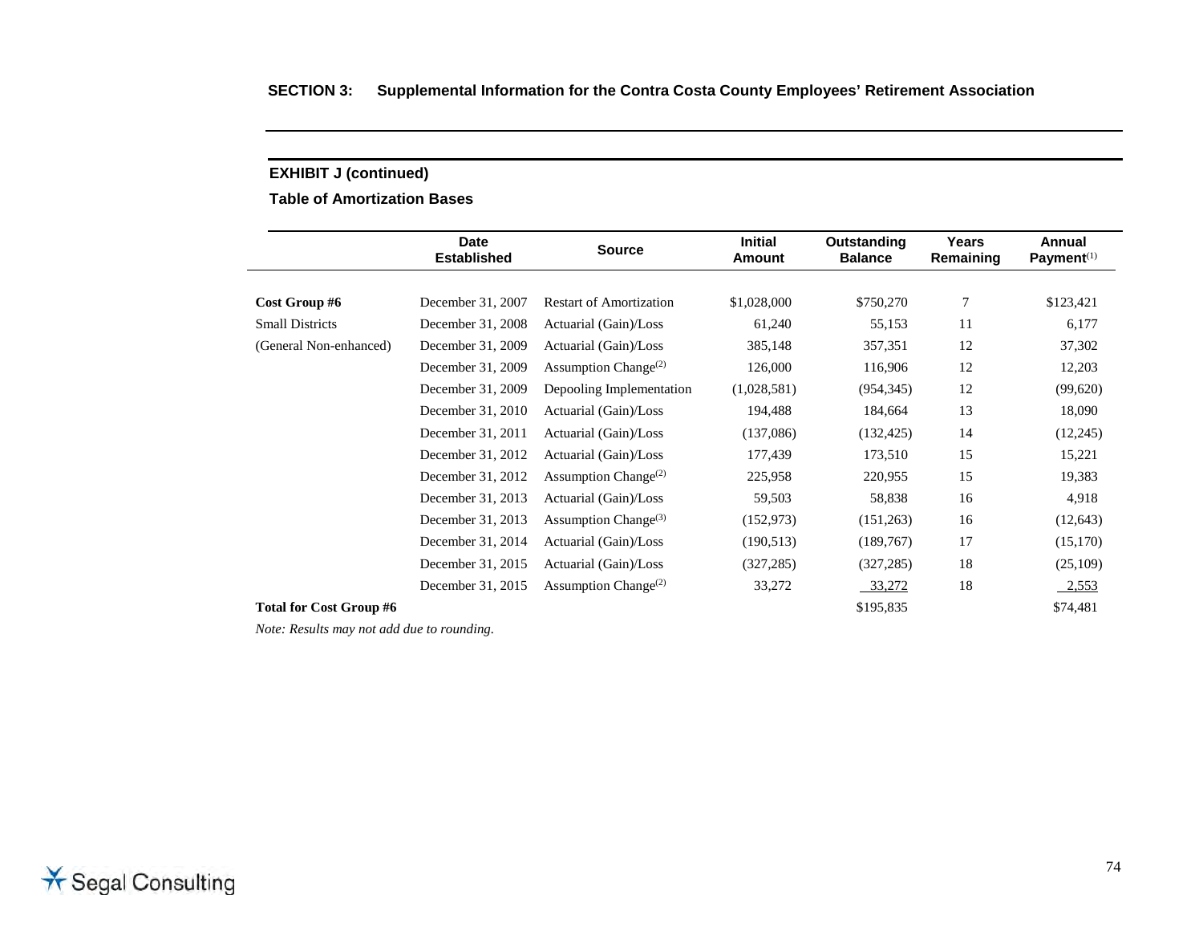**EXHIBIT J (continued)**

**Table of Amortization Bases**

| | Date Established | Source | Initial Amount | Outstanding Balance | Years Remaining | Annual Payment[(1)] |
|---|---|---|---|---|---|---|
| **Cost Group #6** | December 31, 2007 | Restart of Amortization | $1,028,000 | $750,270 | 7 | $123,421 |
| Small Districts | December 31, 2008 | Actuarial (Gain)/Loss | 61,240 | 55,153 | 11 | 6,177 |
| (General Non-enhanced) | December 31, 2009 | Actuarial (Gain)/Loss | 385,148 | 357,351 | 12 | 37,302 |
| | December 31, 2009 | Assumption Change[(2)] | 126,000 | 116,906 | 12 | 12,203 |
| | December 31, 2009 | Depooling Implementation | (1,028,581) | (954,345) | 12 | (99,620) |
| | December 31, 2010 | Actuarial (Gain)/Loss | 194,488 | 184,664 | 13 | 18,090 |
| | December 31, 2011 | Actuarial (Gain)/Loss | (137,086) | (132,425) | 14 | (12,245) |
| | December 31, 2012 | Actuarial (Gain)/Loss | 177,439 | 173,510 | 15 | 15,221 |
| | December 31, 2012 | Assumption Change[(2)] | 225,958 | 220,955 | 15 | 19,383 |
| | December 31, 2013 | Actuarial (Gain)/Loss | 59,503 | 58,838 | 16 | 4,918 |
| | December 31, 2013 | Assumption Change[(3)] | (152,973) | (151,263) | 16 | (12,643) |
| | December 31, 2014 | Actuarial (Gain)/Loss | (190,513) | (189,767) | 17 | (15,170) |
| | December 31, 2015 | Actuarial (Gain)/Loss | (327,285) | (327,285) | 18 | (25,109) |
| | December 31, 2015 | Assumption Change[(2)] | 33,272 | 33,272 | 18 | 2,553 |
| **Total for Cost Group #6** | | | | $195,835 | | $74,481 |

*Note: Results may not add due to rounding.*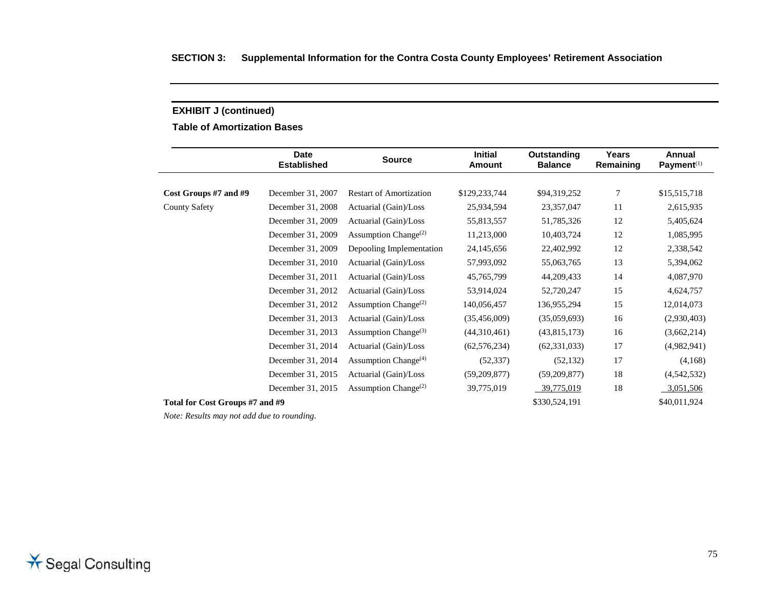**SECTION 3: Supplemental Information for the Contra Costa County Employees' Retirement Association**

**EXHIBIT J (continued)**

**Table of Amortization Bases**

| | Date Established | Source | Initial Amount | Outstanding Balance | Years Remaining | Annual Payment[1] |
|---|---|---|---|---|---|---|
| **Cost Groups #7 and #9** | December 31, 2007 | Restart of Amortization | $129,233,744 | $94,319,252 | 7 | $15,515,718 |
| County Safety | December 31, 2008 | Actuarial (Gain)/Loss | 25,934,594 | 23,357,047 | 11 | 2,615,935 |
| | December 31, 2009 | Actuarial (Gain)/Loss | 55,813,557 | 51,785,326 | 12 | 5,405,624 |
| | December 31, 2009 | Assumption Change[2] | 11,213,000 | 10,403,724 | 12 | 1,085,995 |
| | December 31, 2009 | Depooling Implementation | 24,145,656 | 22,402,992 | 12 | 2,338,542 |
| | December 31, 2010 | Actuarial (Gain)/Loss | 57,993,092 | 55,063,765 | 13 | 5,394,062 |
| | December 31, 2011 | Actuarial (Gain)/Loss | 45,765,799 | 44,209,433 | 14 | 4,087,970 |
| | December 31, 2012 | Actuarial (Gain)/Loss | 53,914,024 | 52,720,247 | 15 | 4,624,757 |
| | December 31, 2012 | Assumption Change[2] | 140,056,457 | 136,955,294 | 15 | 12,014,073 |
| | December 31, 2013 | Actuarial (Gain)/Loss | (35,456,009) | (35,059,693) | 16 | (2,930,403) |
| | December 31, 2013 | Assumption Change[3] | (44,310,461) | (43,815,173) | 16 | (3,662,214) |
| | December 31, 2014 | Actuarial (Gain)/Loss | (62,576,234) | (62,331,033) | 17 | (4,982,941) |
| | December 31, 2014 | Assumption Change[4] | (52,337) | (52,132) | 17 | (4,168) |
| | December 31, 2015 | Actuarial (Gain)/Loss | (59,209,877) | (59,209,877) | 18 | (4,542,532) |
| | December 31, 2015 | Assumption Change[2] | 39,775,019 | 39,775,019 | 18 | 3,051,506 |
| **Total for Cost Groups #7 and #9** | | | | $330,524,191 | | $40,011,924 |

*Note: Results may not add due to rounding.*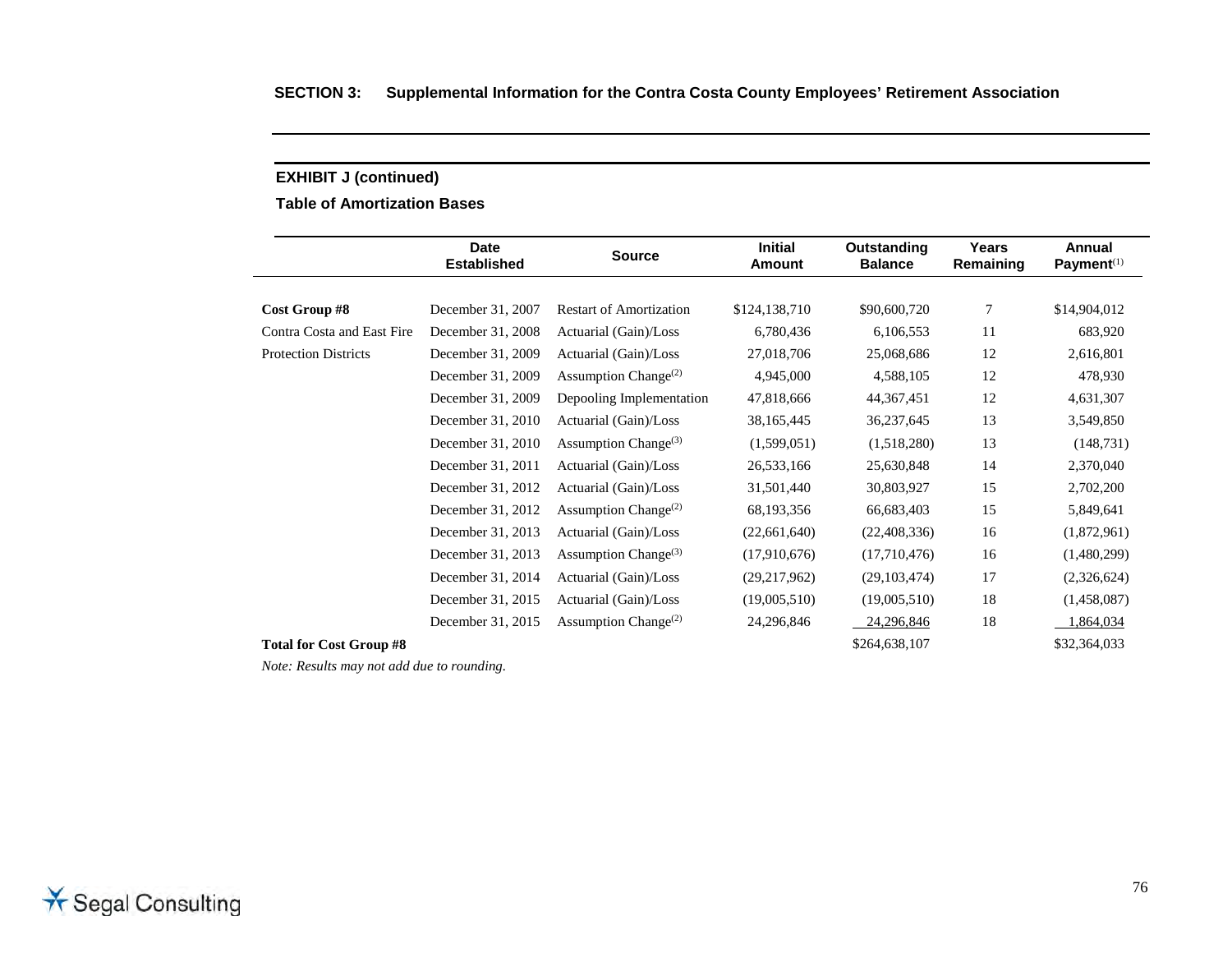**SECTION 3: Supplemental Information for the Contra Costa County Employees' Retirement Association**

**EXHIBIT J (continued)**

**Table of Amortization Bases**

| | Date Established | Source | Initial Amount | Outstanding Balance | Years Remaining | Annual Payment[1] |
|---|---|---|---|---|---|---|
| **Cost Group #8** | December 31, 2007 | Restart of Amortization | $124,138,710 | $90,600,720 | 7 | $14,904,012 |
| Contra Costa and East Fire | December 31, 2008 | Actuarial (Gain)/Loss | 6,780,436 | 6,106,553 | 11 | 683,920 |
| Protection Districts | December 31, 2009 | Actuarial (Gain)/Loss | 27,018,706 | 25,068,686 | 12 | 2,616,801 |
| | December 31, 2009 | Assumption Change[2] | 4,945,000 | 4,588,105 | 12 | 478,930 |
| | December 31, 2009 | Depooling Implementation | 47,818,666 | 44,367,451 | 12 | 4,631,307 |
| | December 31, 2010 | Actuarial (Gain)/Loss | 38,165,445 | 36,237,645 | 13 | 3,549,850 |
| | December 31, 2010 | Assumption Change[3] | (1,599,051) | (1,518,280) | 13 | (148,731) |
| | December 31, 2011 | Actuarial (Gain)/Loss | 26,533,166 | 25,630,848 | 14 | 2,370,040 |
| | December 31, 2012 | Actuarial (Gain)/Loss | 31,501,440 | 30,803,927 | 15 | 2,702,200 |
| | December 31, 2012 | Assumption Change[2] | 68,193,356 | 66,683,403 | 15 | 5,849,641 |
| | December 31, 2013 | Actuarial (Gain)/Loss | (22,661,640) | (22,408,336) | 16 | (1,872,961) |
| | December 31, 2013 | Assumption Change[3] | (17,910,676) | (17,710,476) | 16 | (1,480,299) |
| | December 31, 2014 | Actuarial (Gain)/Loss | (29,217,962) | (29,103,474) | 17 | (2,326,624) |
| | December 31, 2015 | Actuarial (Gain)/Loss | (19,005,510) | (19,005,510) | 18 | (1,458,087) |
| | December 31, 2015 | Assumption Change[2] | 24,296,846 | 24,296,846 | 18 | 1,864,034 |
| **Total for Cost Group #8** | | | | $264,638,107 | | $32,364,033 |

*Note: Results may not add due to rounding.*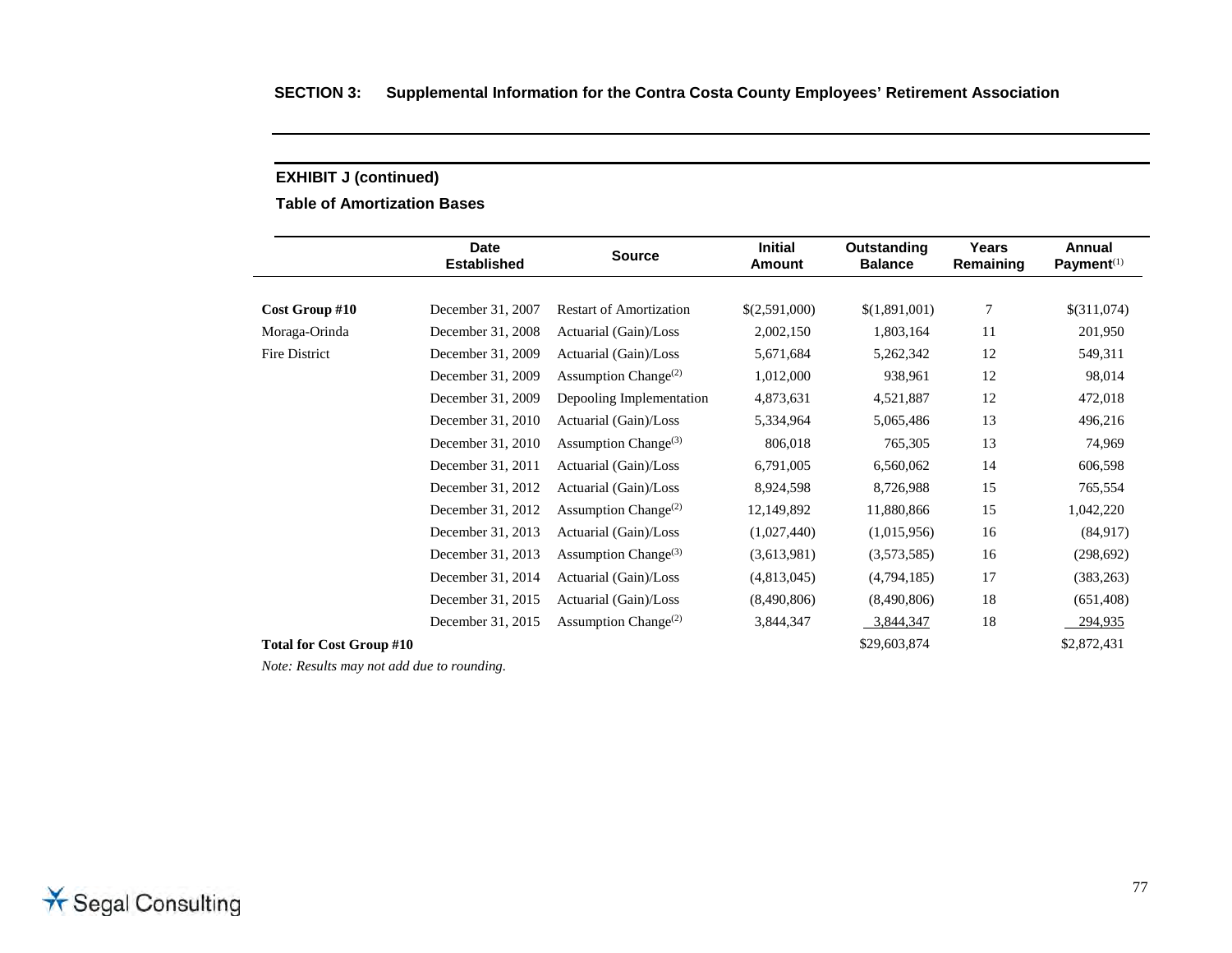**EXHIBIT J (continued)**

**Table of Amortization Bases**

| | Date Established | Source | Initial Amount | Outstanding Balance | Years Remaining | Annual Payment[1] |
|---|---|---|---|---|---|---|
| **Cost Group #10** | December 31, 2007 | Restart of Amortization | $(2,591,000) | $(1,891,001) | 7 | $(311,074) |
| Moraga-Orinda | December 31, 2008 | Actuarial (Gain)/Loss | 2,002,150 | 1,803,164 | 11 | 201,950 |
| Fire District | December 31, 2009 | Actuarial (Gain)/Loss | 5,671,684 | 5,262,342 | 12 | 549,311 |
| | December 31, 2009 | Assumption Change[2] | 1,012,000 | 938,961 | 12 | 98,014 |
| | December 31, 2009 | Depooling Implementation | 4,873,631 | 4,521,887 | 12 | 472,018 |
| | December 31, 2010 | Actuarial (Gain)/Loss | 5,334,964 | 5,065,486 | 13 | 496,216 |
| | December 31, 2010 | Assumption Change[3] | 806,018 | 765,305 | 13 | 74,969 |
| | December 31, 2011 | Actuarial (Gain)/Loss | 6,791,005 | 6,560,062 | 14 | 606,598 |
| | December 31, 2012 | Actuarial (Gain)/Loss | 8,924,598 | 8,726,988 | 15 | 765,554 |
| | December 31, 2012 | Assumption Change[2] | 12,149,892 | 11,880,866 | 15 | 1,042,220 |
| | December 31, 2013 | Actuarial (Gain)/Loss | (1,027,440) | (1,015,956) | 16 | (84,917) |
| | December 31, 2013 | Assumption Change[3] | (3,613,981) | (3,573,585) | 16 | (298,692) |
| | December 31, 2014 | Actuarial (Gain)/Loss | (4,813,045) | (4,794,185) | 17 | (383,263) |
| | December 31, 2015 | Actuarial (Gain)/Loss | (8,490,806) | (8,490,806) | 18 | (651,408) |
| | December 31, 2015 | Assumption Change[2] | 3,844,347 | 3,844,347 | 18 | 294,935 |
| **Total for Cost Group #10** | | | | $29,603,874 | | $2,872,431 |

*Note: Results may not add due to rounding.*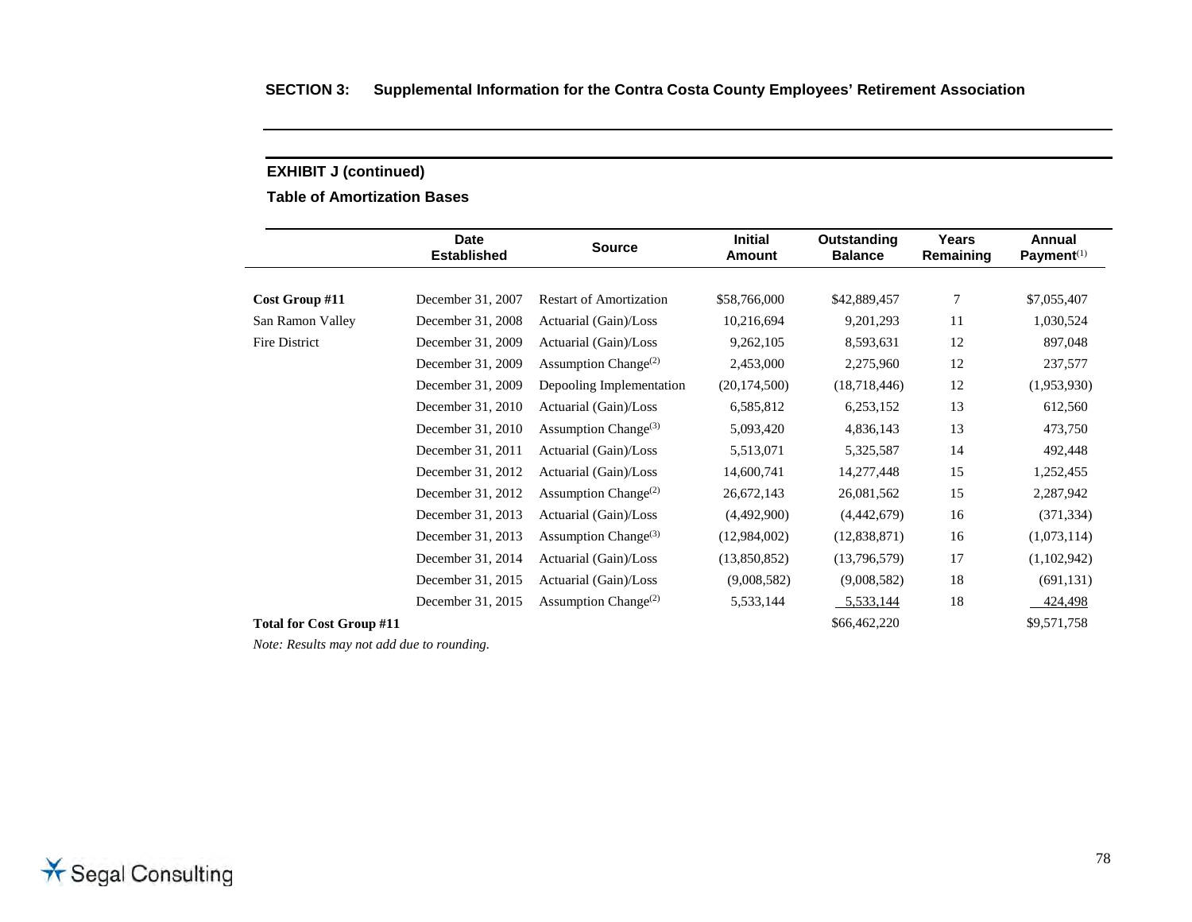**SECTION 3: Supplemental Information for the Contra Costa County Employees' Retirement Association**

**EXHIBIT J (continued)**

**Table of Amortization Bases**

| | Date Established | Source | Initial Amount | Outstanding Balance | Years Remaining | Annual Payment[1] |
|---|---|---|---|---|---|---|
| **Cost Group #11** | December 31, 2007 | Restart of Amortization | $58,766,000 | $42,889,457 | 7 | $7,055,407 |
| San Ramon Valley | December 31, 2008 | Actuarial (Gain)/Loss | 10,216,694 | 9,201,293 | 11 | 1,030,524 |
| Fire District | December 31, 2009 | Actuarial (Gain)/Loss | 9,262,105 | 8,593,631 | 12 | 897,048 |
| | December 31, 2009 | Assumption Change[2] | 2,453,000 | 2,275,960 | 12 | 237,577 |
| | December 31, 2009 | Depooling Implementation | (20,174,500) | (18,718,446) | 12 | (1,953,930) |
| | December 31, 2010 | Actuarial (Gain)/Loss | 6,585,812 | 6,253,152 | 13 | 612,560 |
| | December 31, 2010 | Assumption Change[3] | 5,093,420 | 4,836,143 | 13 | 473,750 |
| | December 31, 2011 | Actuarial (Gain)/Loss | 5,513,071 | 5,325,587 | 14 | 492,448 |
| | December 31, 2012 | Actuarial (Gain)/Loss | 14,600,741 | 14,277,448 | 15 | 1,252,455 |
| | December 31, 2012 | Assumption Change[2] | 26,672,143 | 26,081,562 | 15 | 2,287,942 |
| | December 31, 2013 | Actuarial (Gain)/Loss | (4,492,900) | (4,442,679) | 16 | (371,334) |
| | December 31, 2013 | Assumption Change[3] | (12,984,002) | (12,838,871) | 16 | (1,073,114) |
| | December 31, 2014 | Actuarial (Gain)/Loss | (13,850,852) | (13,796,579) | 17 | (1,102,942) |
| | December 31, 2015 | Actuarial (Gain)/Loss | (9,008,582) | (9,008,582) | 18 | (691,131) |
| | December 31, 2015 | Assumption Change[2] | 5,533,144 | 5,533,144 | 18 | 424,498 |
| **Total for Cost Group #11** | | | | $66,462,220 | | $9,571,758 |

*Note: Results may not add due to rounding.*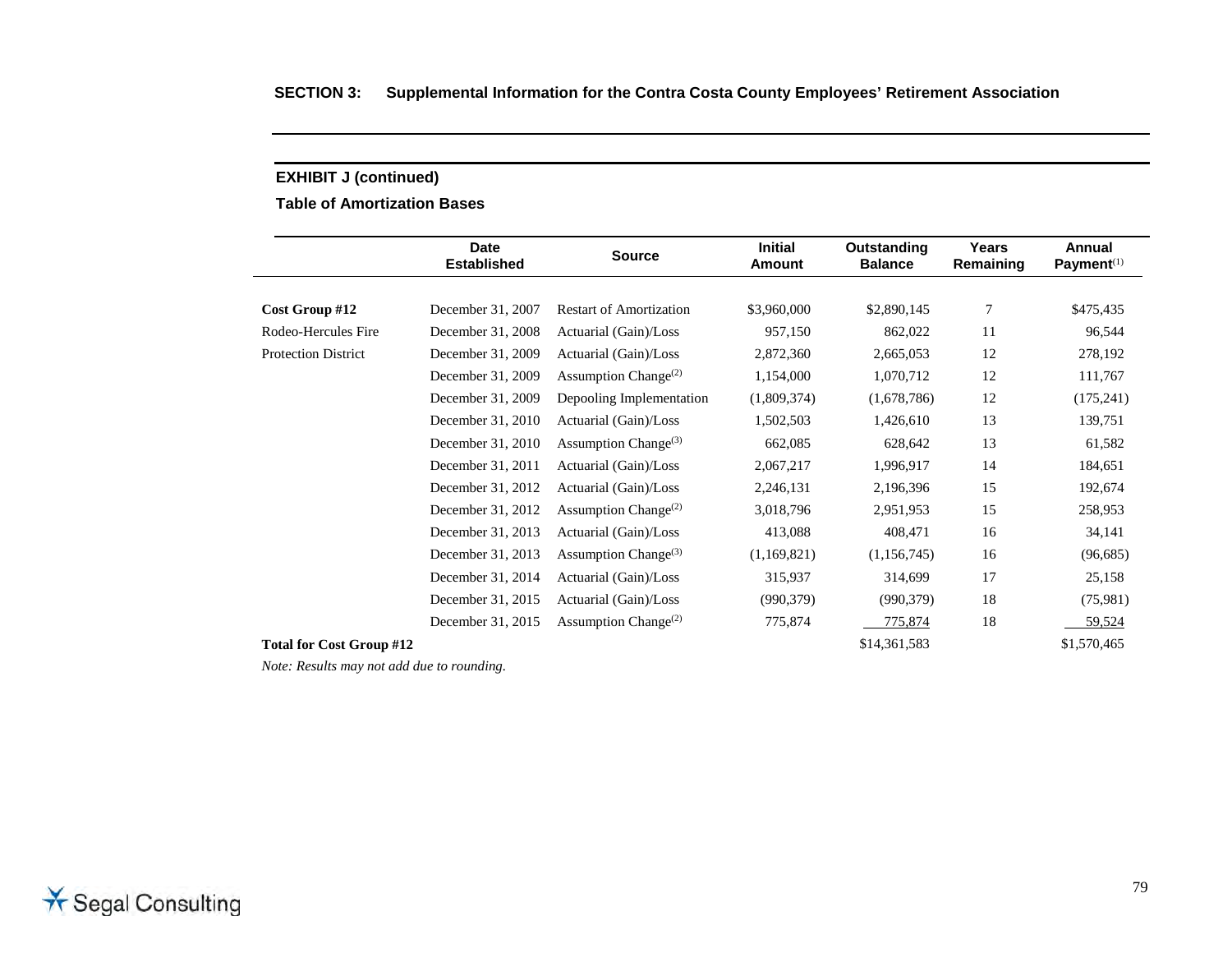## SECTION 3: Supplemental Information for the Contra Costa County Employees' Retirement Association

### EXHIBIT J (continued)

### Table of Amortization Bases

| | Date Established | Source | Initial Amount | Outstanding Balance | Years Remaining | Annual Payment(1) |
|---|---|---|---|---|---|---|
| **Cost Group #12** | December 31, 2007 | Restart of Amortization | $3,960,000 | $2,890,145 | 7 | $475,435 |
| Rodeo-Hercules Fire | December 31, 2008 | Actuarial (Gain)/Loss | 957,150 | 862,022 | 11 | 96,544 |
| Protection District | December 31, 2009 | Actuarial (Gain)/Loss | 2,872,360 | 2,665,053 | 12 | 278,192 |
| | December 31, 2009 | Assumption Change(2) | 1,154,000 | 1,070,712 | 12 | 111,767 |
| | December 31, 2009 | Depooling Implementation | (1,809,374) | (1,678,786) | 12 | (175,241) |
| | December 31, 2010 | Actuarial (Gain)/Loss | 1,502,503 | 1,426,610 | 13 | 139,751 |
| | December 31, 2010 | Assumption Change(3) | 662,085 | 628,642 | 13 | 61,582 |
| | December 31, 2011 | Actuarial (Gain)/Loss | 2,067,217 | 1,996,917 | 14 | 184,651 |
| | December 31, 2012 | Actuarial (Gain)/Loss | 2,246,131 | 2,196,396 | 15 | 192,674 |
| | December 31, 2012 | Assumption Change(2) | 3,018,796 | 2,951,953 | 15 | 258,953 |
| | December 31, 2013 | Actuarial (Gain)/Loss | 413,088 | 408,471 | 16 | 34,141 |
| | December 31, 2013 | Assumption Change(3) | (1,169,821) | (1,156,745) | 16 | (96,685) |
| | December 31, 2014 | Actuarial (Gain)/Loss | 315,937 | 314,699 | 17 | 25,158 |
| | December 31, 2015 | Actuarial (Gain)/Loss | (990,379) | (990,379) | 18 | (75,981) |
| | December 31, 2015 | Assumption Change(2) | 775,874 | 775,874 | 18 | 59,524 |
| **Total for Cost Group #12** | | | | $14,361,583 | | $1,570,465 |

*Note: Results may not add due to rounding.*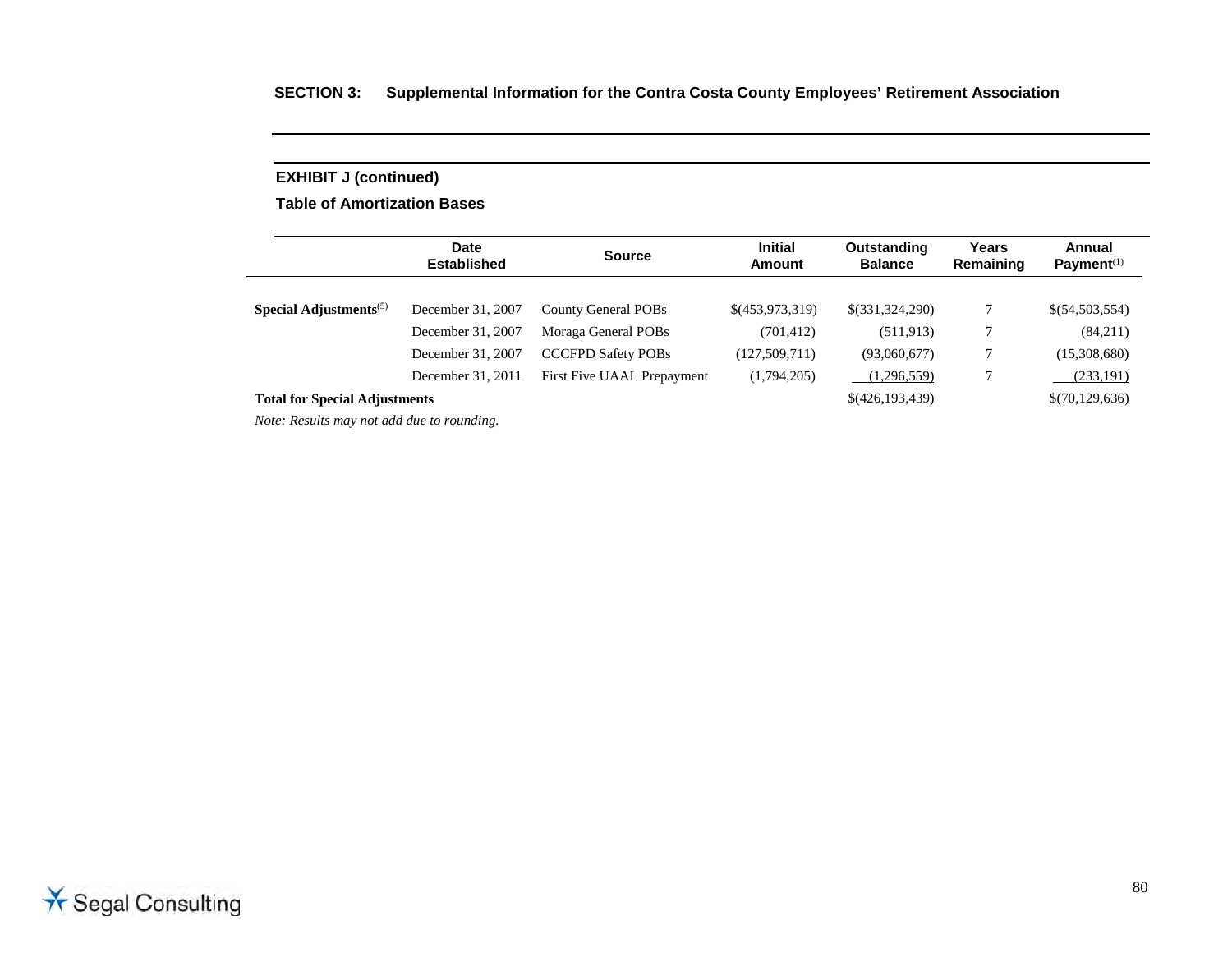## EXHIBIT J (continued)

### Table of Amortization Bases

| | Date Established | Source | Initial Amount | Outstanding Balance | Years Remaining | Annual Payment[1] |
|---|---|---|---|---|---|---|
| **Special Adjustments**[5] | December 31, 2007 | County General POBs | $(453,973,319) | $(331,324,290) | 7 | $(54,503,554) |
| | December 31, 2007 | Moraga General POBs | (701,412) | (511,913) | 7 | (84,211) |
| | December 31, 2007 | CCCFPD Safety POBs | (127,509,711) | (93,060,677) | 7 | (15,308,680) |
| | December 31, 2011 | First Five UAAL Prepayment | (1,794,205) | (1,296,559) | 7 | (233,191) |
| **Total for Special Adjustments** | | | | $(426,193,439) | | $(70,129,636) |

*Note: Results may not add due to rounding.*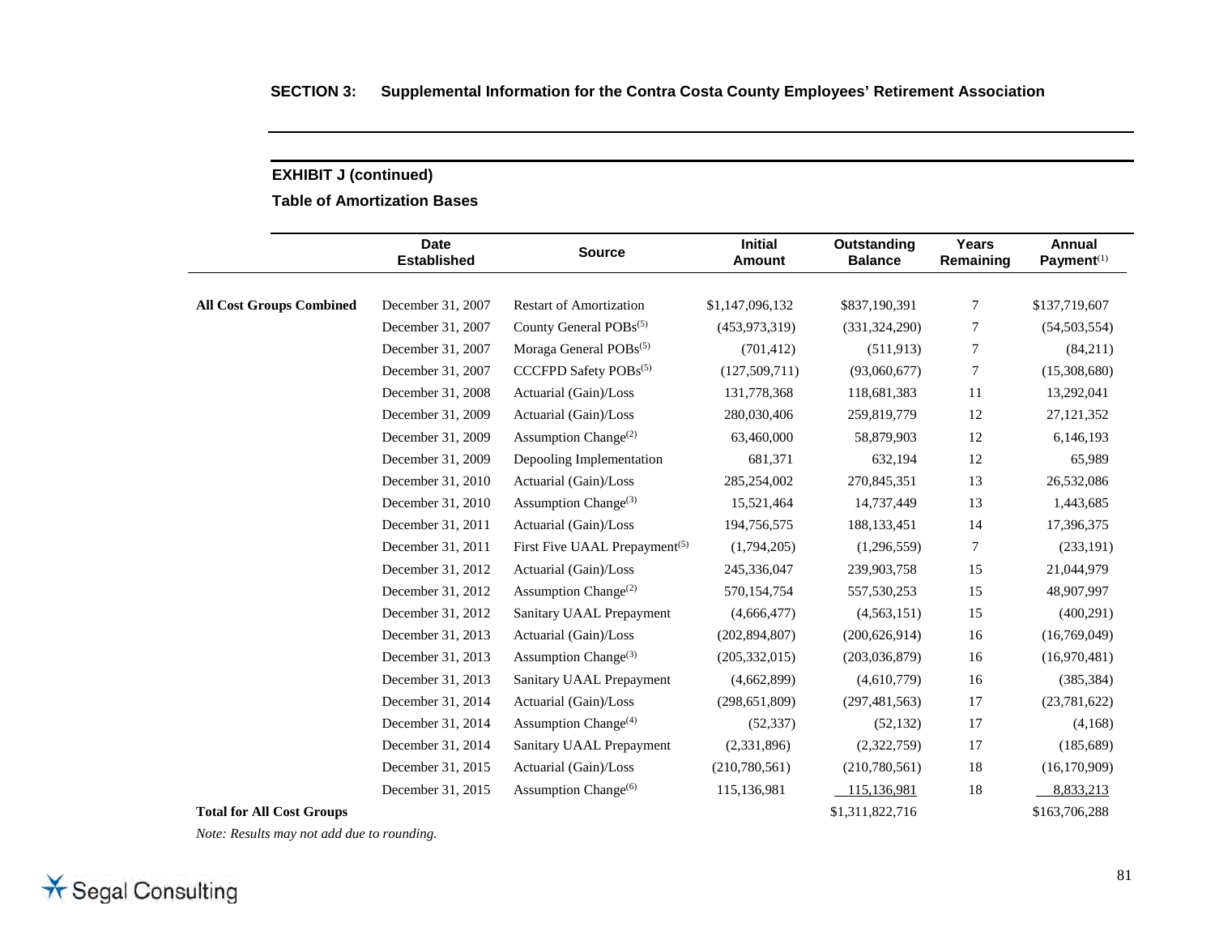## EXHIBIT J (continued)

### Table of Amortization Bases

| | Date Established | Source | Initial Amount | Outstanding Balance | Years Remaining | Annual Payment[1] |
|---|---|---|---|---|---|---|
| **All Cost Groups Combined** | December 31, 2007 | Restart of Amortization | $1,147,096,132 | $837,190,391 | 7 | $137,719,607 |
| | December 31, 2007 | County General POBs[5] | (453,973,319) | (331,324,290) | 7 | (54,503,554) |
| | December 31, 2007 | Moraga General POBs[5] | (701,412) | (511,913) | 7 | (84,211) |
| | December 31, 2007 | CCCFPD Safety POBs[5] | (127,509,711) | (93,060,677) | 7 | (15,308,680) |
| | December 31, 2008 | Actuarial (Gain)/Loss | 131,778,368 | 118,681,383 | 11 | 13,292,041 |
| | December 31, 2009 | Actuarial (Gain)/Loss | 280,030,406 | 259,819,779 | 12 | 27,121,352 |
| | December 31, 2009 | Assumption Change[2] | 63,460,000 | 58,879,903 | 12 | 6,146,193 |
| | December 31, 2009 | Depooling Implementation | 681,371 | 632,194 | 12 | 65,989 |
| | December 31, 2010 | Actuarial (Gain)/Loss | 285,254,002 | 270,845,351 | 13 | 26,532,086 |
| | December 31, 2010 | Assumption Change[3] | 15,521,464 | 14,737,449 | 13 | 1,443,685 |
| | December 31, 2011 | Actuarial (Gain)/Loss | 194,756,575 | 188,133,451 | 14 | 17,396,375 |
| | December 31, 2011 | First Five UAAL Prepayment[5] | (1,794,205) | (1,296,559) | 7 | (233,191) |
| | December 31, 2012 | Actuarial (Gain)/Loss | 245,336,047 | 239,903,758 | 15 | 21,044,979 |
| | December 31, 2012 | Assumption Change[2] | 570,154,754 | 557,530,253 | 15 | 48,907,997 |
| | December 31, 2012 | Sanitary UAAL Prepayment | (4,666,477) | (4,563,151) | 15 | (400,291) |
| | December 31, 2013 | Actuarial (Gain)/Loss | (202,894,807) | (200,626,914) | 16 | (16,769,049) |
| | December 31, 2013 | Assumption Change[3] | (205,332,015) | (203,036,879) | 16 | (16,970,481) |
| | December 31, 2013 | Sanitary UAAL Prepayment | (4,662,899) | (4,610,779) | 16 | (385,384) |
| | December 31, 2014 | Actuarial (Gain)/Loss | (298,651,809) | (297,481,563) | 17 | (23,781,622) |
| | December 31, 2014 | Assumption Change[4] | (52,337) | (52,132) | 17 | (4,168) |
| | December 31, 2014 | Sanitary UAAL Prepayment | (2,331,896) | (2,322,759) | 17 | (185,689) |
| | December 31, 2015 | Actuarial (Gain)/Loss | (210,780,561) | (210,780,561) | 18 | (16,170,909) |
| | December 31, 2015 | Assumption Change[6] | 115,136,981 | 115,136,981 | 18 | 8,833,213 |
| **Total for All Cost Groups** | | | | $1,311,822,716 | | $163,706,288 |

*Note: Results may not add due to rounding.*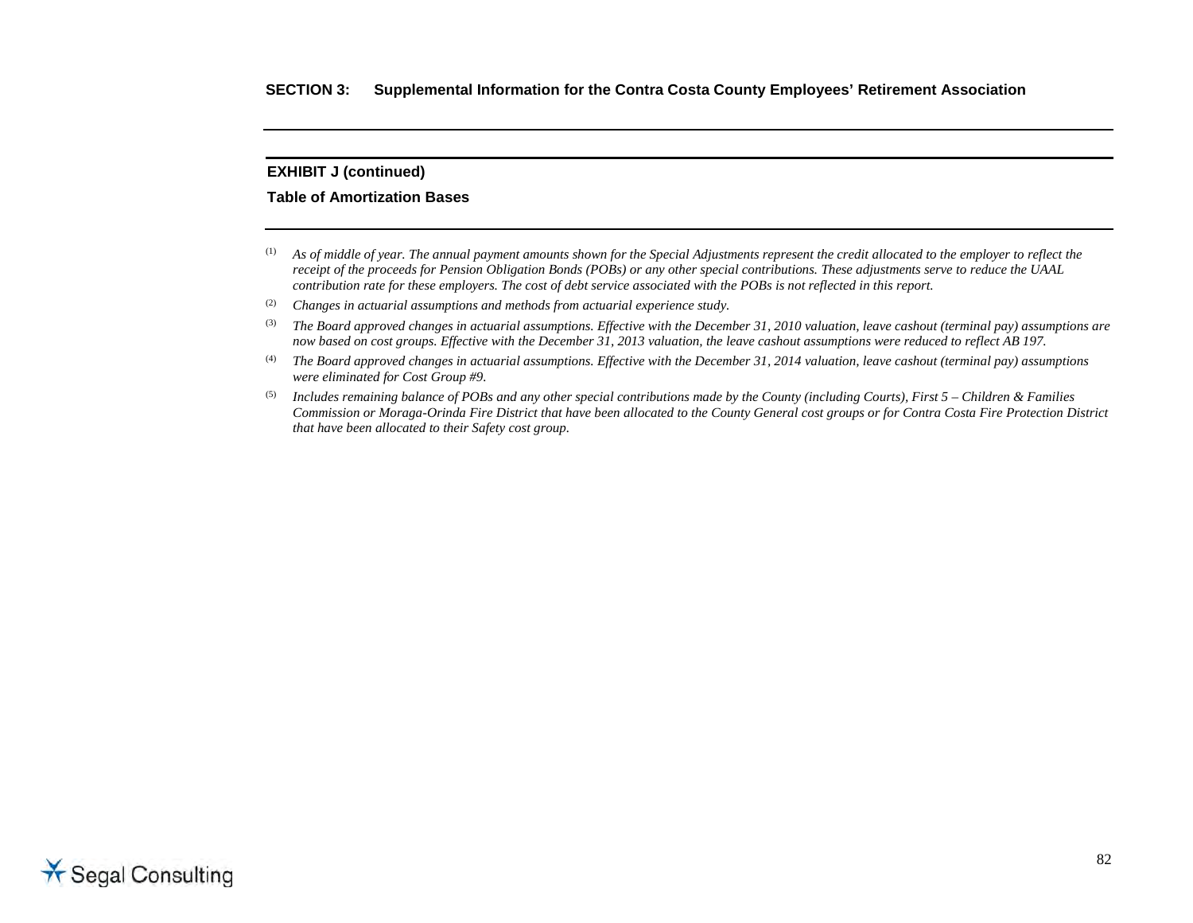**EXHIBIT J (continued)**

**Table of Amortization Bases**

(1) *As of middle of year. The annual payment amounts shown for the Special Adjustments represent the credit allocated to the employer to reflect the receipt of the proceeds for Pension Obligation Bonds (POBs) or any other special contributions. These adjustments serve to reduce the UAAL contribution rate for these employers. The cost of debt service associated with the POBs is not reflected in this report.*

(2) *Changes in actuarial assumptions and methods from actuarial experience study.*

(3) *The Board approved changes in actuarial assumptions. Effective with the December 31, 2010 valuation, leave cashout (terminal pay) assumptions are now based on cost groups. Effective with the December 31, 2013 valuation, the leave cashout assumptions were reduced to reflect AB 197.*

(4) *The Board approved changes in actuarial assumptions. Effective with the December 31, 2014 valuation, leave cashout (terminal pay) assumptions were eliminated for Cost Group #9.*

(5) *Includes remaining balance of POBs and any other special contributions made by the County (including Courts), First 5 – Children & Families Commission or Moraga-Orinda Fire District that have been allocated to the County General cost groups or for Contra Costa Fire Protection District that have been allocated to their Safety cost group.*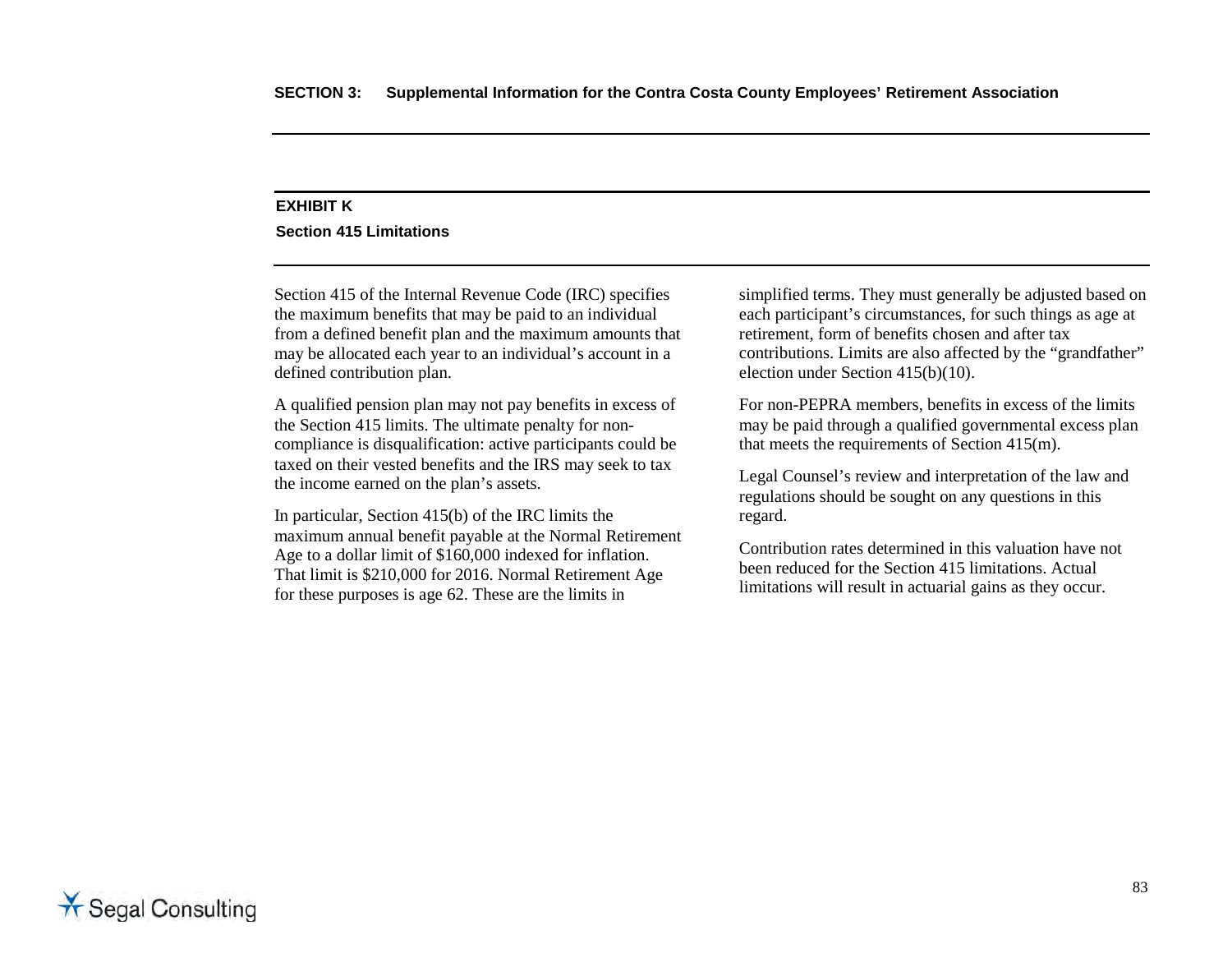## EXHIBIT K

### Section 415 Limitations

Section 415 of the Internal Revenue Code (IRC) specifies the maximum benefits that may be paid to an individual from a defined benefit plan and the maximum amounts that may be allocated each year to an individual's account in a defined contribution plan.

A qualified pension plan may not pay benefits in excess of the Section 415 limits. The ultimate penalty for non-compliance is disqualification: active participants could be taxed on their vested benefits and the IRS may seek to tax the income earned on the plan's assets.

In particular, Section 415(b) of the IRC limits the maximum annual benefit payable at the Normal Retirement Age to a dollar limit of $160,000 indexed for inflation. That limit is $210,000 for 2016. Normal Retirement Age for these purposes is age 62. These are the limits in simplified terms. They must generally be adjusted based on each participant's circumstances, for such things as age at retirement, form of benefits chosen and after tax contributions. Limits are also affected by the "grandfather" election under Section 415(b)(10).

For non-PEPRA members, benefits in excess of the limits may be paid through a qualified governmental excess plan that meets the requirements of Section 415(m).

Legal Counsel's review and interpretation of the law and regulations should be sought on any questions in this regard.

Contribution rates determined in this valuation have not been reduced for the Section 415 limitations. Actual limitations will result in actuarial gains as they occur.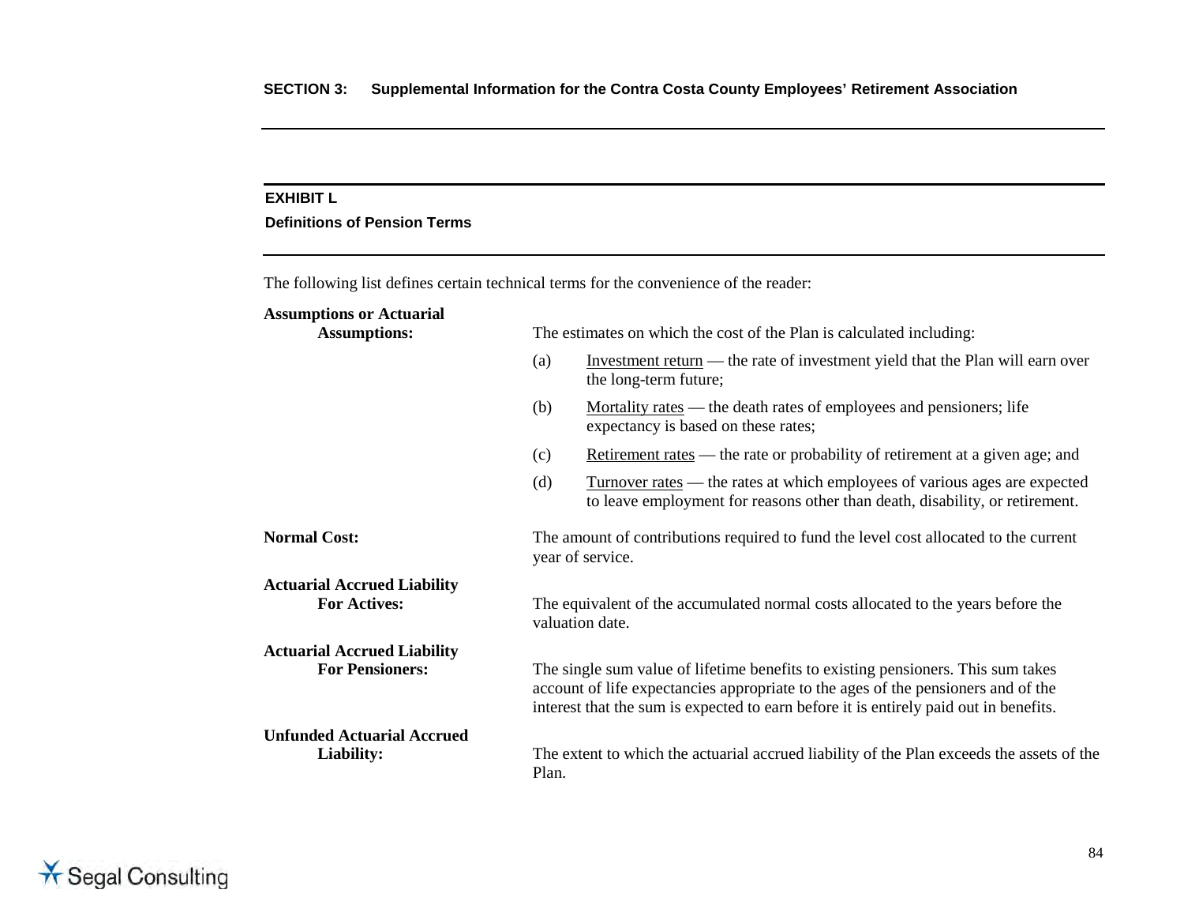## EXHIBIT L

### Definitions of Pension Terms

The following list defines certain technical terms for the convenience of the reader:

**Assumptions or Actuarial Assumptions:** The estimates on which the cost of the Plan is calculated including:

(a) Investment return — the rate of investment yield that the Plan will earn over the long-term future;

(b) Mortality rates — the death rates of employees and pensioners; life expectancy is based on these rates;

(c) Retirement rates — the rate or probability of retirement at a given age; and

(d) Turnover rates — the rates at which employees of various ages are expected to leave employment for reasons other than death, disability, or retirement.

**Normal Cost:** The amount of contributions required to fund the level cost allocated to the current year of service.

**Actuarial Accrued Liability For Actives:** The equivalent of the accumulated normal costs allocated to the years before the valuation date.

**Actuarial Accrued Liability For Pensioners:** The single sum value of lifetime benefits to existing pensioners. This sum takes account of life expectancies appropriate to the ages of the pensioners and of the interest that the sum is expected to earn before it is entirely paid out in benefits.

**Unfunded Actuarial Accrued Liability:** The extent to which the actuarial accrued liability of the Plan exceeds the assets of the Plan.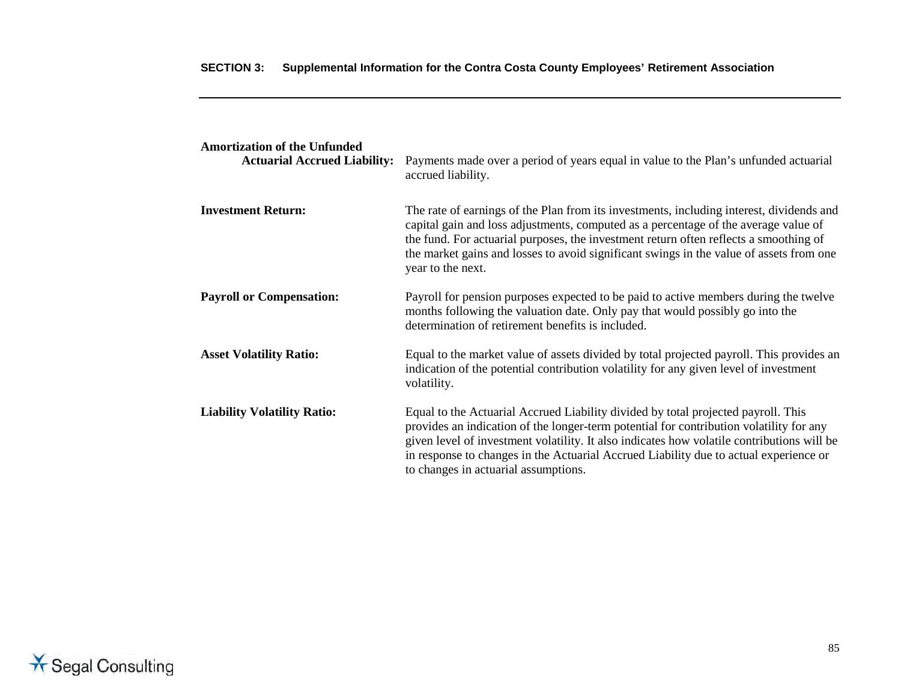**Amortization of the Unfunded Actuarial Accrued Liability:** Payments made over a period of years equal in value to the Plan's unfunded actuarial accrued liability.

**Investment Return:** The rate of earnings of the Plan from its investments, including interest, dividends and capital gain and loss adjustments, computed as a percentage of the average value of the fund. For actuarial purposes, the investment return often reflects a smoothing of the market gains and losses to avoid significant swings in the value of assets from one year to the next.

**Payroll or Compensation:** Payroll for pension purposes expected to be paid to active members during the twelve months following the valuation date. Only pay that would possibly go into the determination of retirement benefits is included.

**Asset Volatility Ratio:** Equal to the market value of assets divided by total projected payroll. This provides an indication of the potential contribution volatility for any given level of investment volatility.

**Liability Volatility Ratio:** Equal to the Actuarial Accrued Liability divided by total projected payroll. This provides an indication of the longer-term potential for contribution volatility for any given level of investment volatility. It also indicates how volatile contributions will be in response to changes in the Actuarial Accrued Liability due to actual experience or to changes in actuarial assumptions.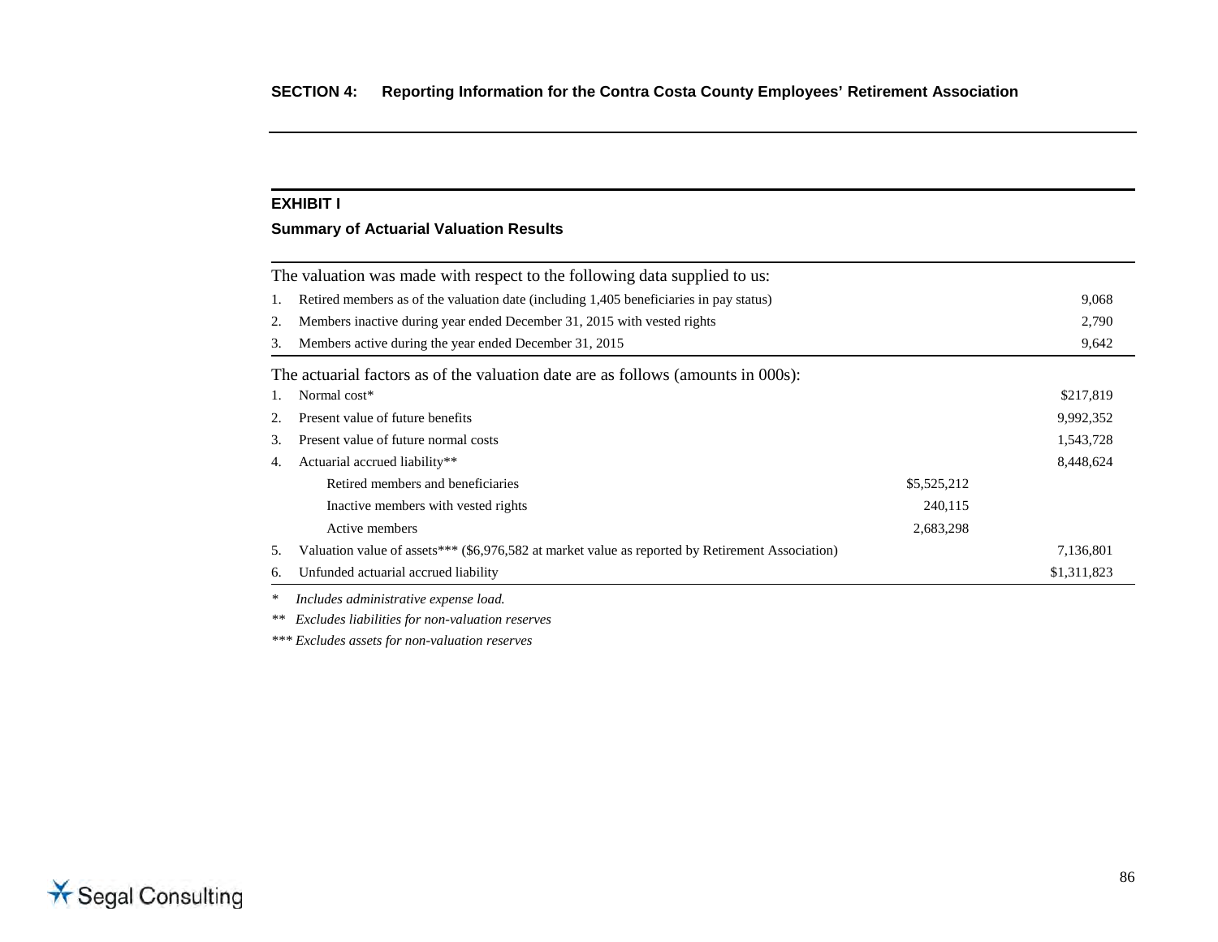## SECTION 4: Reporting Information for the Contra Costa County Employees' Retirement Association

### EXHIBIT I

**Summary of Actuarial Valuation Results**

| The valuation was made with respect to the following data supplied to us: | | |
|---|---|---|
| 1. Retired members as of the valuation date (including 1,405 beneficiaries in pay status) | | 9,068 |
| 2. Members inactive during year ended December 31, 2015 with vested rights | | 2,790 |
| 3. Members active during the year ended December 31, 2015 | | 9,642 |

| The actuarial factors as of the valuation date are as follows (amounts in 000s): | | |
|---|---|---|
| 1. Normal cost* | | $217,819 |
| 2. Present value of future benefits | | 9,992,352 |
| 3. Present value of future normal costs | | 1,543,728 |
| 4. Actuarial accrued liability** | | 8,448,624 |
| Retired members and beneficiaries | $5,525,212 | |
| Inactive members with vested rights | 240,115 | |
| Active members | 2,683,298 | |
| 5. Valuation value of assets*** ($6,976,582 at market value as reported by Retirement Association) | | 7,136,801 |
| 6. Unfunded actuarial accrued liability | | $1,311,823 |

\* *Includes administrative expense load.*

\*\* *Excludes liabilities for non-valuation reserves*

\*\*\* *Excludes assets for non-valuation reserves*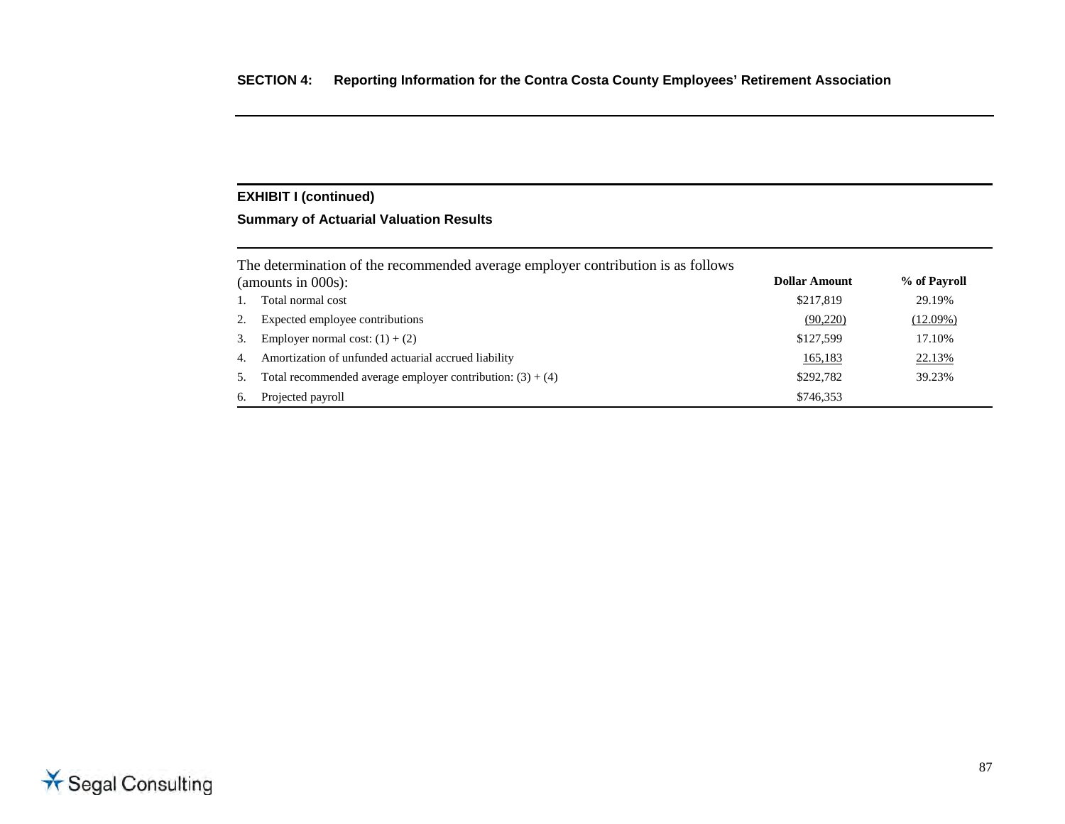## EXHIBIT I (continued)

### Summary of Actuarial Valuation Results

| The determination of the recommended average employer contribution is as follows (amounts in 000s): | Dollar Amount | % of Payroll |
|---|---|---|
| 1. Total normal cost | $217,819 | 29.19% |
| 2. Expected employee contributions | (90,220) | (12.09%) |
| 3. Employer normal cost: (1) + (2) | $127,599 | 17.10% |
| 4. Amortization of unfunded actuarial accrued liability | 165,183 | 22.13% |
| 5. Total recommended average employer contribution: (3) + (4) | $292,782 | 39.23% |
| 6. Projected payroll | $746,353 | |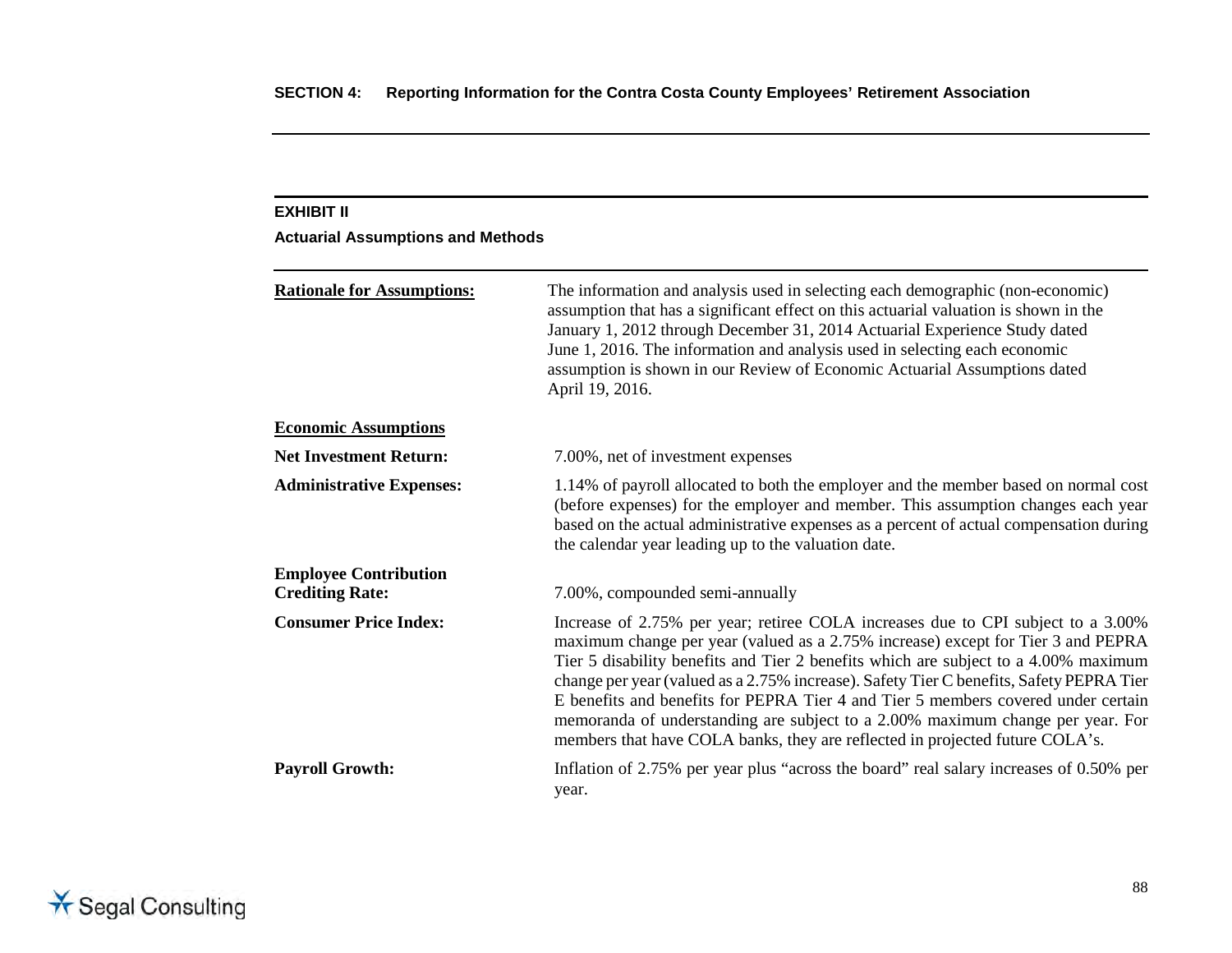**SECTION 4: Reporting Information for the Contra Costa County Employees' Retirement Association**

**EXHIBIT II**

**Actuarial Assumptions and Methods**

**Rationale for Assumptions:** The information and analysis used in selecting each demographic (non-economic) assumption that has a significant effect on this actuarial valuation is shown in the January 1, 2012 through December 31, 2014 Actuarial Experience Study dated June 1, 2016. The information and analysis used in selecting each economic assumption is shown in our Review of Economic Actuarial Assumptions dated April 19, 2016.

**Economic Assumptions**

**Net Investment Return:** 7.00%, net of investment expenses

**Administrative Expenses:** 1.14% of payroll allocated to both the employer and the member based on normal cost (before expenses) for the employer and member. This assumption changes each year based on the actual administrative expenses as a percent of actual compensation during the calendar year leading up to the valuation date.

**Employee Contribution Crediting Rate:** 7.00%, compounded semi-annually

**Consumer Price Index:** Increase of 2.75% per year; retiree COLA increases due to CPI subject to a 3.00% maximum change per year (valued as a 2.75% increase) except for Tier 3 and PEPRA Tier 5 disability benefits and Tier 2 benefits which are subject to a 4.00% maximum change per year (valued as a 2.75% increase). Safety Tier C benefits, Safety PEPRA Tier E benefits and benefits for PEPRA Tier 4 and Tier 5 members covered under certain memoranda of understanding are subject to a 2.00% maximum change per year. For members that have COLA banks, they are reflected in projected future COLA's.

**Payroll Growth:** Inflation of 2.75% per year plus "across the board" real salary increases of 0.50% per year.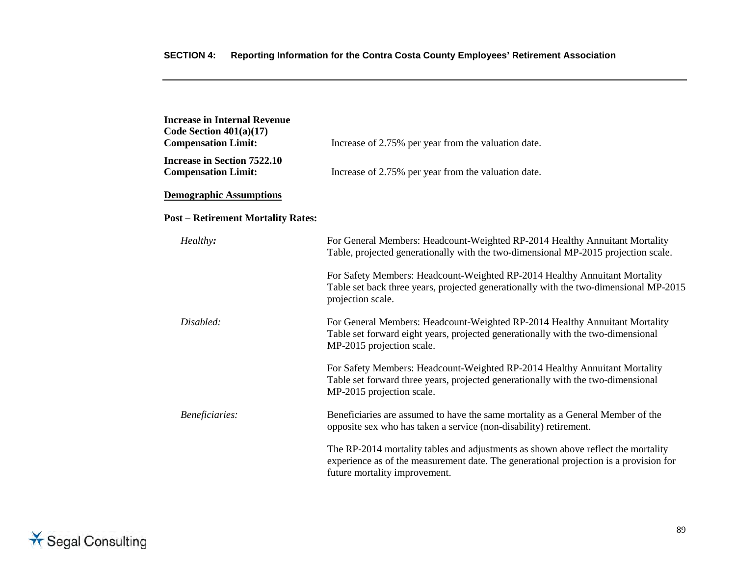**Increase in Internal Revenue Code Section 401(a)(17) Compensation Limit:** Increase of 2.75% per year from the valuation date.

**Increase in Section 7522.10 Compensation Limit:** Increase of 2.75% per year from the valuation date.

**Demographic Assumptions**

**Post – Retirement Mortality Rates:**

*Healthy:*

For General Members: Headcount-Weighted RP-2014 Healthy Annuitant Mortality Table, projected generationally with the two-dimensional MP-2015 projection scale.

For Safety Members: Headcount-Weighted RP-2014 Healthy Annuitant Mortality Table set back three years, projected generationally with the two-dimensional MP-2015 projection scale.

*Disabled:*

For General Members: Headcount-Weighted RP-2014 Healthy Annuitant Mortality Table set forward eight years, projected generationally with the two-dimensional MP-2015 projection scale.

For Safety Members: Headcount-Weighted RP-2014 Healthy Annuitant Mortality Table set forward three years, projected generationally with the two-dimensional MP-2015 projection scale.

*Beneficiaries:*

Beneficiaries are assumed to have the same mortality as a General Member of the opposite sex who has taken a service (non-disability) retirement.

The RP-2014 mortality tables and adjustments as shown above reflect the mortality experience as of the measurement date. The generational projection is a provision for future mortality improvement.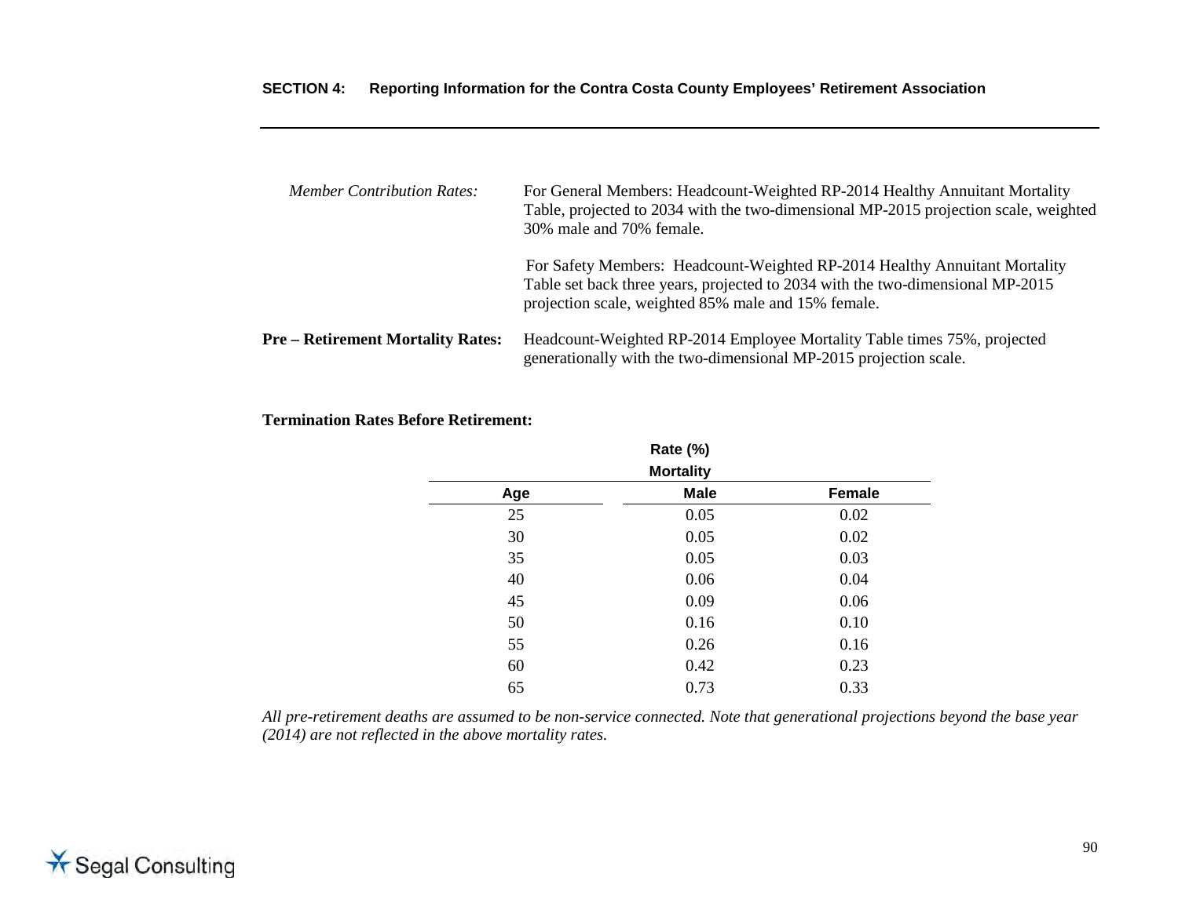*Member Contribution Rates:* For General Members: Headcount-Weighted RP-2014 Healthy Annuitant Mortality Table, projected to 2034 with the two-dimensional MP-2015 projection scale, weighted 30% male and 70% female.

For Safety Members: Headcount-Weighted RP-2014 Healthy Annuitant Mortality Table set back three years, projected to 2034 with the two-dimensional MP-2015 projection scale, weighted 85% male and 15% female.

**Pre – Retirement Mortality Rates:** Headcount-Weighted RP-2014 Employee Mortality Table times 75%, projected generationally with the two-dimensional MP-2015 projection scale.

**Termination Rates Before Retirement:**

| | Rate (%) Mortality | |
|---|---|---|
| **Age** | **Male** | **Female** |
| 25 | 0.05 | 0.02 |
| 30 | 0.05 | 0.02 |
| 35 | 0.05 | 0.03 |
| 40 | 0.06 | 0.04 |
| 45 | 0.09 | 0.06 |
| 50 | 0.16 | 0.10 |
| 55 | 0.26 | 0.16 |
| 60 | 0.42 | 0.23 |
| 65 | 0.73 | 0.33 |

*All pre-retirement deaths are assumed to be non-service connected. Note that generational projections beyond the base year (2014) are not reflected in the above mortality rates.*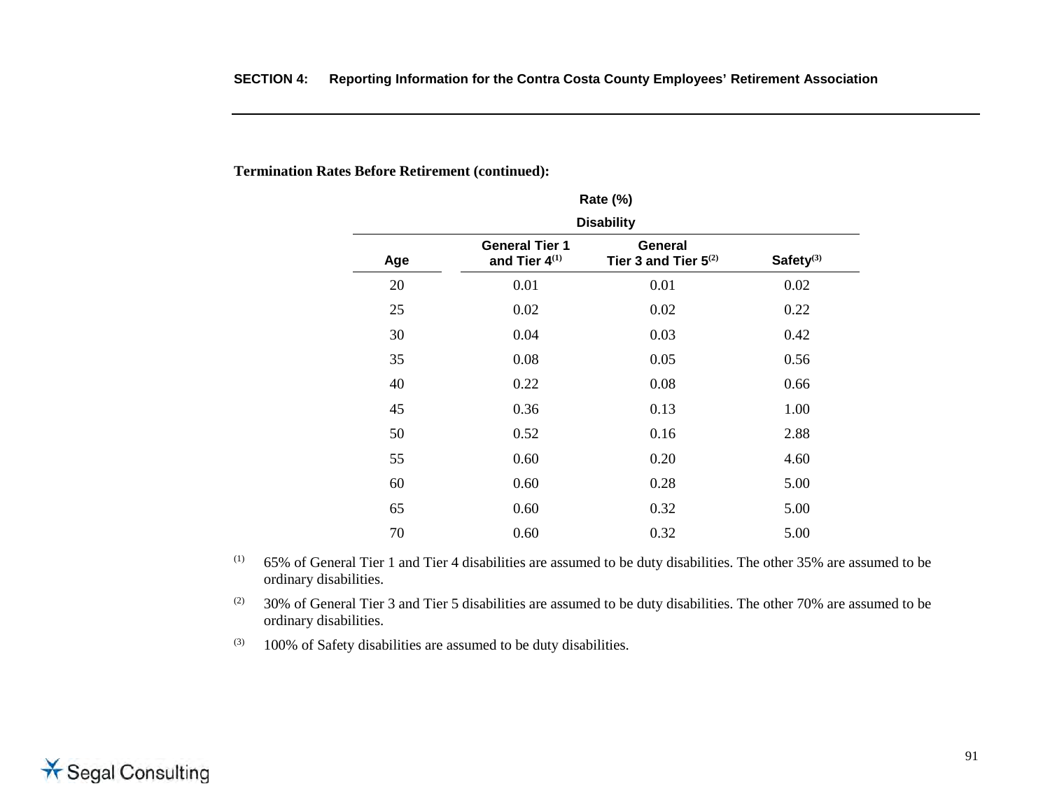**Termination Rates Before Retirement (continued):**

| | Rate (%) | | |
|---|---|---|---|
| | Disability | | |
| Age | General Tier 1 and Tier 4[(1)] | General Tier 3 and Tier 5[(2)] | Safety[(3)] |
| 20 | 0.01 | 0.01 | 0.02 |
| 25 | 0.02 | 0.02 | 0.22 |
| 30 | 0.04 | 0.03 | 0.42 |
| 35 | 0.08 | 0.05 | 0.56 |
| 40 | 0.22 | 0.08 | 0.66 |
| 45 | 0.36 | 0.13 | 1.00 |
| 50 | 0.52 | 0.16 | 2.88 |
| 55 | 0.60 | 0.20 | 4.60 |
| 60 | 0.60 | 0.28 | 5.00 |
| 65 | 0.60 | 0.32 | 5.00 |
| 70 | 0.60 | 0.32 | 5.00 |

(1) 65% of General Tier 1 and Tier 4 disabilities are assumed to be duty disabilities. The other 35% are assumed to be ordinary disabilities.

(2) 30% of General Tier 3 and Tier 5 disabilities are assumed to be duty disabilities. The other 70% are assumed to be ordinary disabilities.

(3) 100% of Safety disabilities are assumed to be duty disabilities.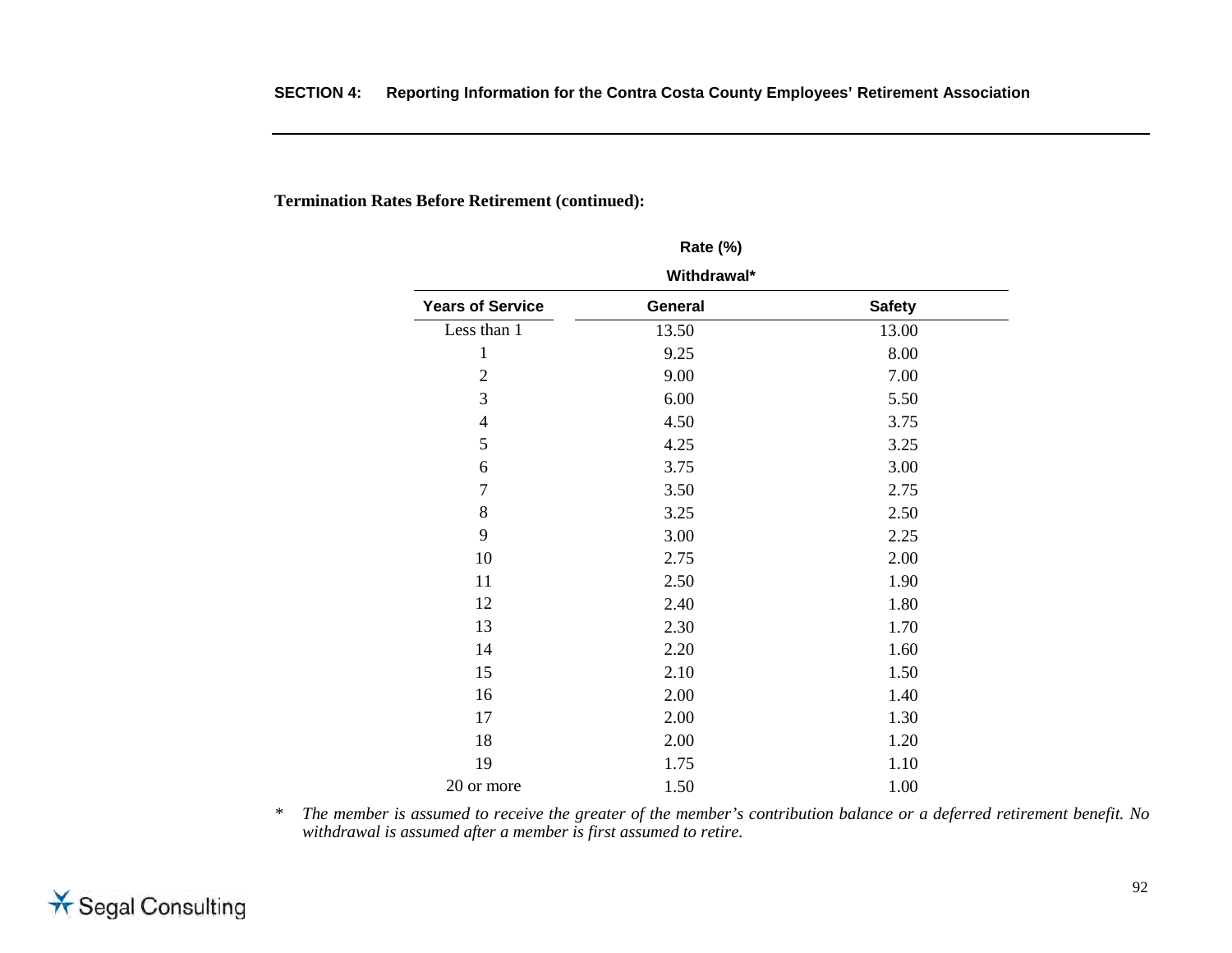**Termination Rates Before Retirement (continued):**

| | Rate (%) Withdrawal* | |
|---|---|---|
| **Years of Service** | **General** | **Safety** |
| Less than 1 | 13.50 | 13.00 |
| 1 | 9.25 | 8.00 |
| 2 | 9.00 | 7.00 |
| 3 | 6.00 | 5.50 |
| 4 | 4.50 | 3.75 |
| 5 | 4.25 | 3.25 |
| 6 | 3.75 | 3.00 |
| 7 | 3.50 | 2.75 |
| 8 | 3.25 | 2.50 |
| 9 | 3.00 | 2.25 |
| 10 | 2.75 | 2.00 |
| 11 | 2.50 | 1.90 |
| 12 | 2.40 | 1.80 |
| 13 | 2.30 | 1.70 |
| 14 | 2.20 | 1.60 |
| 15 | 2.10 | 1.50 |
| 16 | 2.00 | 1.40 |
| 17 | 2.00 | 1.30 |
| 18 | 2.00 | 1.20 |
| 19 | 1.75 | 1.10 |
| 20 or more | 1.50 | 1.00 |

\* *The member is assumed to receive the greater of the member's contribution balance or a deferred retirement benefit. No withdrawal is assumed after a member is first assumed to retire.*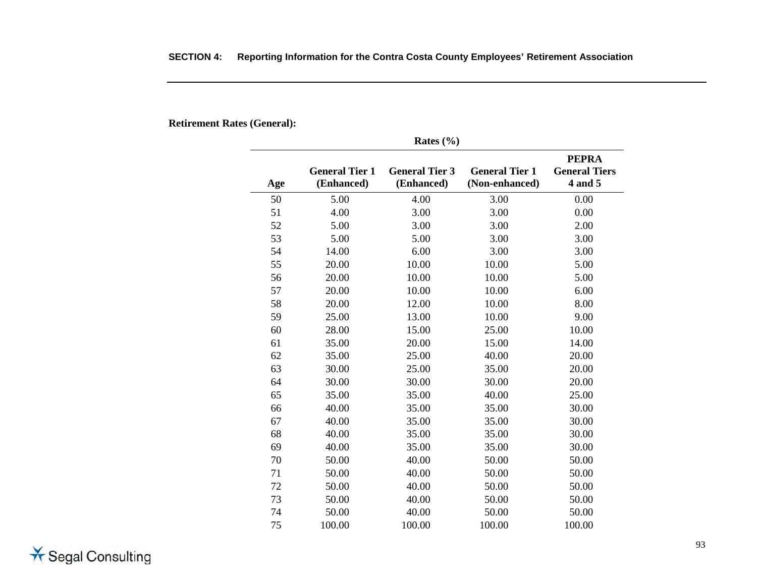**Retirement Rates (General):**

| | Rates (%) | | | |
|---|---|---|---|---|
| Age | General Tier 1 (Enhanced) | General Tier 3 (Enhanced) | General Tier 1 (Non-enhanced) | PEPRA General Tiers 4 and 5 |
| 50 | 5.00 | 4.00 | 3.00 | 0.00 |
| 51 | 4.00 | 3.00 | 3.00 | 0.00 |
| 52 | 5.00 | 3.00 | 3.00 | 2.00 |
| 53 | 5.00 | 5.00 | 3.00 | 3.00 |
| 54 | 14.00 | 6.00 | 3.00 | 3.00 |
| 55 | 20.00 | 10.00 | 10.00 | 5.00 |
| 56 | 20.00 | 10.00 | 10.00 | 5.00 |
| 57 | 20.00 | 10.00 | 10.00 | 6.00 |
| 58 | 20.00 | 12.00 | 10.00 | 8.00 |
| 59 | 25.00 | 13.00 | 10.00 | 9.00 |
| 60 | 28.00 | 15.00 | 25.00 | 10.00 |
| 61 | 35.00 | 20.00 | 15.00 | 14.00 |
| 62 | 35.00 | 25.00 | 40.00 | 20.00 |
| 63 | 30.00 | 25.00 | 35.00 | 20.00 |
| 64 | 30.00 | 30.00 | 30.00 | 20.00 |
| 65 | 35.00 | 35.00 | 40.00 | 25.00 |
| 66 | 40.00 | 35.00 | 35.00 | 30.00 |
| 67 | 40.00 | 35.00 | 35.00 | 30.00 |
| 68 | 40.00 | 35.00 | 35.00 | 30.00 |
| 69 | 40.00 | 35.00 | 35.00 | 30.00 |
| 70 | 50.00 | 40.00 | 50.00 | 50.00 |
| 71 | 50.00 | 40.00 | 50.00 | 50.00 |
| 72 | 50.00 | 40.00 | 50.00 | 50.00 |
| 73 | 50.00 | 40.00 | 50.00 | 50.00 |
| 74 | 50.00 | 40.00 | 50.00 | 50.00 |
| 75 | 100.00 | 100.00 | 100.00 | 100.00 |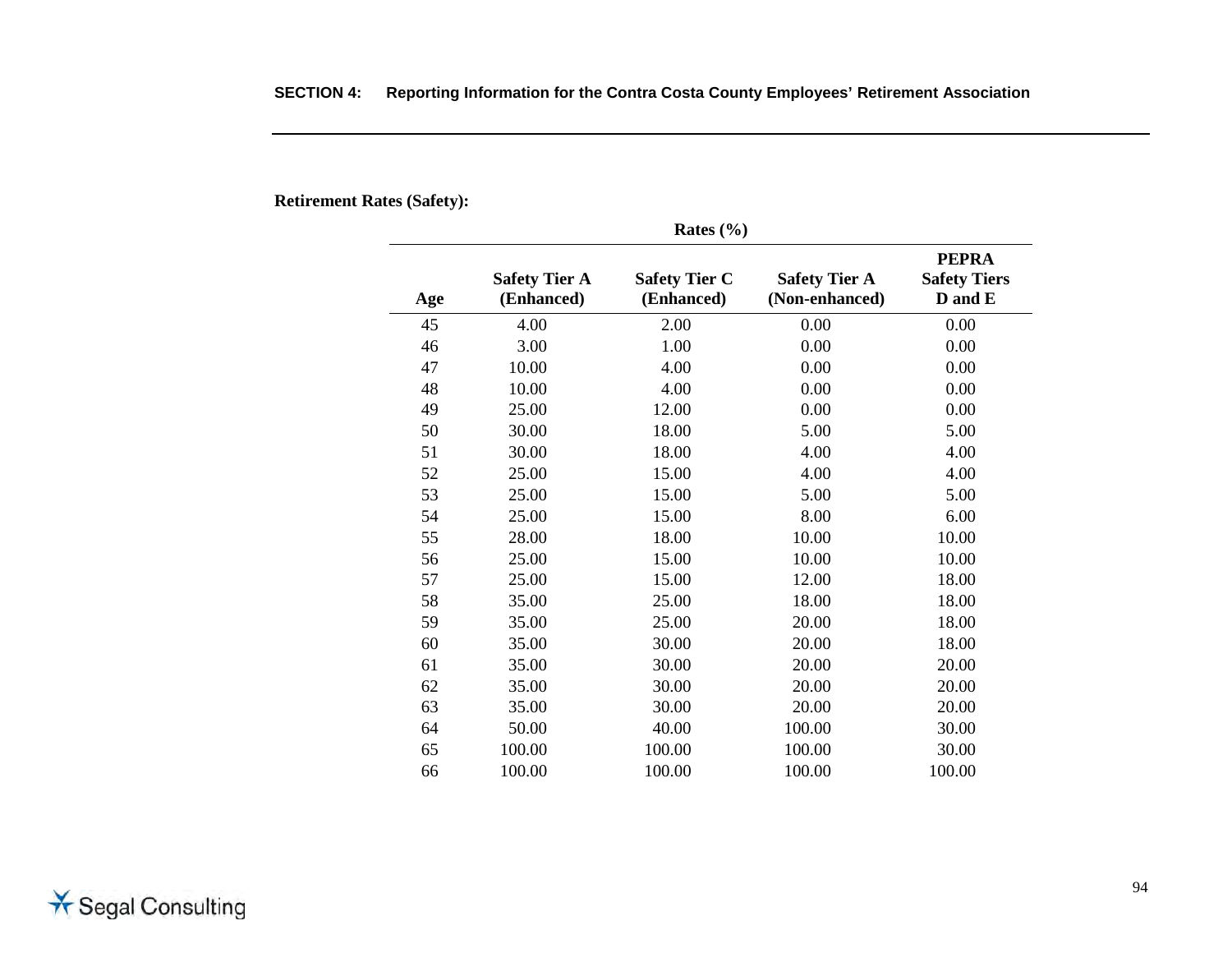**Retirement Rates (Safety):**

| | Rates (%) | | | |
|---|---|---|---|---|
| Age | Safety Tier A (Enhanced) | Safety Tier C (Enhanced) | Safety Tier A (Non-enhanced) | PEPRA Safety Tiers D and E |
| 45 | 4.00 | 2.00 | 0.00 | 0.00 |
| 46 | 3.00 | 1.00 | 0.00 | 0.00 |
| 47 | 10.00 | 4.00 | 0.00 | 0.00 |
| 48 | 10.00 | 4.00 | 0.00 | 0.00 |
| 49 | 25.00 | 12.00 | 0.00 | 0.00 |
| 50 | 30.00 | 18.00 | 5.00 | 5.00 |
| 51 | 30.00 | 18.00 | 4.00 | 4.00 |
| 52 | 25.00 | 15.00 | 4.00 | 4.00 |
| 53 | 25.00 | 15.00 | 5.00 | 5.00 |
| 54 | 25.00 | 15.00 | 8.00 | 6.00 |
| 55 | 28.00 | 18.00 | 10.00 | 10.00 |
| 56 | 25.00 | 15.00 | 10.00 | 10.00 |
| 57 | 25.00 | 15.00 | 12.00 | 18.00 |
| 58 | 35.00 | 25.00 | 18.00 | 18.00 |
| 59 | 35.00 | 25.00 | 20.00 | 18.00 |
| 60 | 35.00 | 30.00 | 20.00 | 18.00 |
| 61 | 35.00 | 30.00 | 20.00 | 20.00 |
| 62 | 35.00 | 30.00 | 20.00 | 20.00 |
| 63 | 35.00 | 30.00 | 20.00 | 20.00 |
| 64 | 50.00 | 40.00 | 100.00 | 30.00 |
| 65 | 100.00 | 100.00 | 100.00 | 30.00 |
| 66 | 100.00 | 100.00 | 100.00 | 100.00 |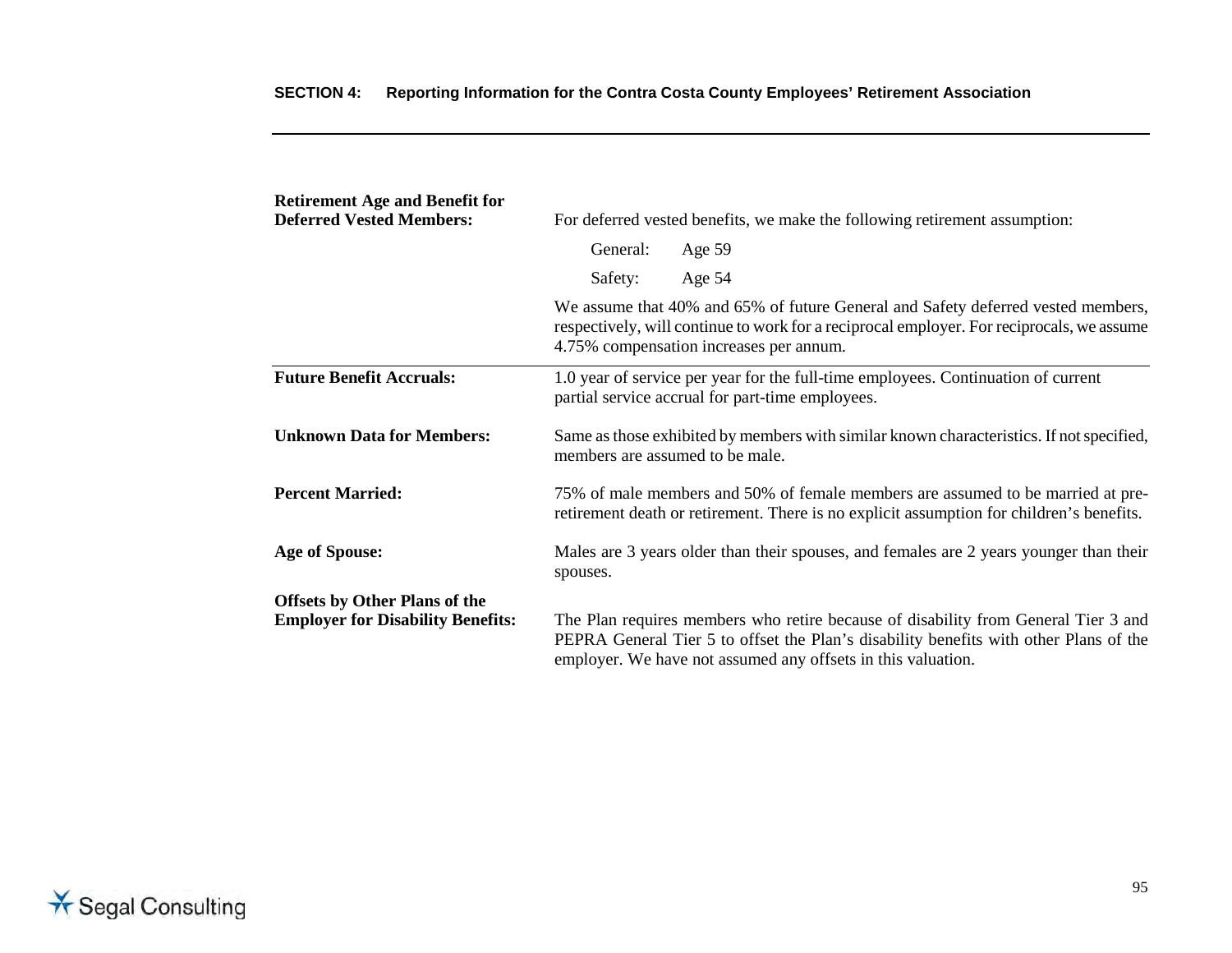**Retirement Age and Benefit for Deferred Vested Members:**

For deferred vested benefits, we make the following retirement assumption:

| | |
|---|---|
| General: | Age 59 |
| Safety: | Age 54 |

We assume that 40% and 65% of future General and Safety deferred vested members, respectively, will continue to work for a reciprocal employer. For reciprocals, we assume 4.75% compensation increases per annum.

**Future Benefit Accruals:**

1.0 year of service per year for the full-time employees. Continuation of current partial service accrual for part-time employees.

**Unknown Data for Members:**

Same as those exhibited by members with similar known characteristics. If not specified, members are assumed to be male.

**Percent Married:**

75% of male members and 50% of female members are assumed to be married at pre-retirement death or retirement. There is no explicit assumption for children's benefits.

**Age of Spouse:**

Males are 3 years older than their spouses, and females are 2 years younger than their spouses.

**Offsets by Other Plans of the Employer for Disability Benefits:**

The Plan requires members who retire because of disability from General Tier 3 and PEPRA General Tier 5 to offset the Plan's disability benefits with other Plans of the employer. We have not assumed any offsets in this valuation.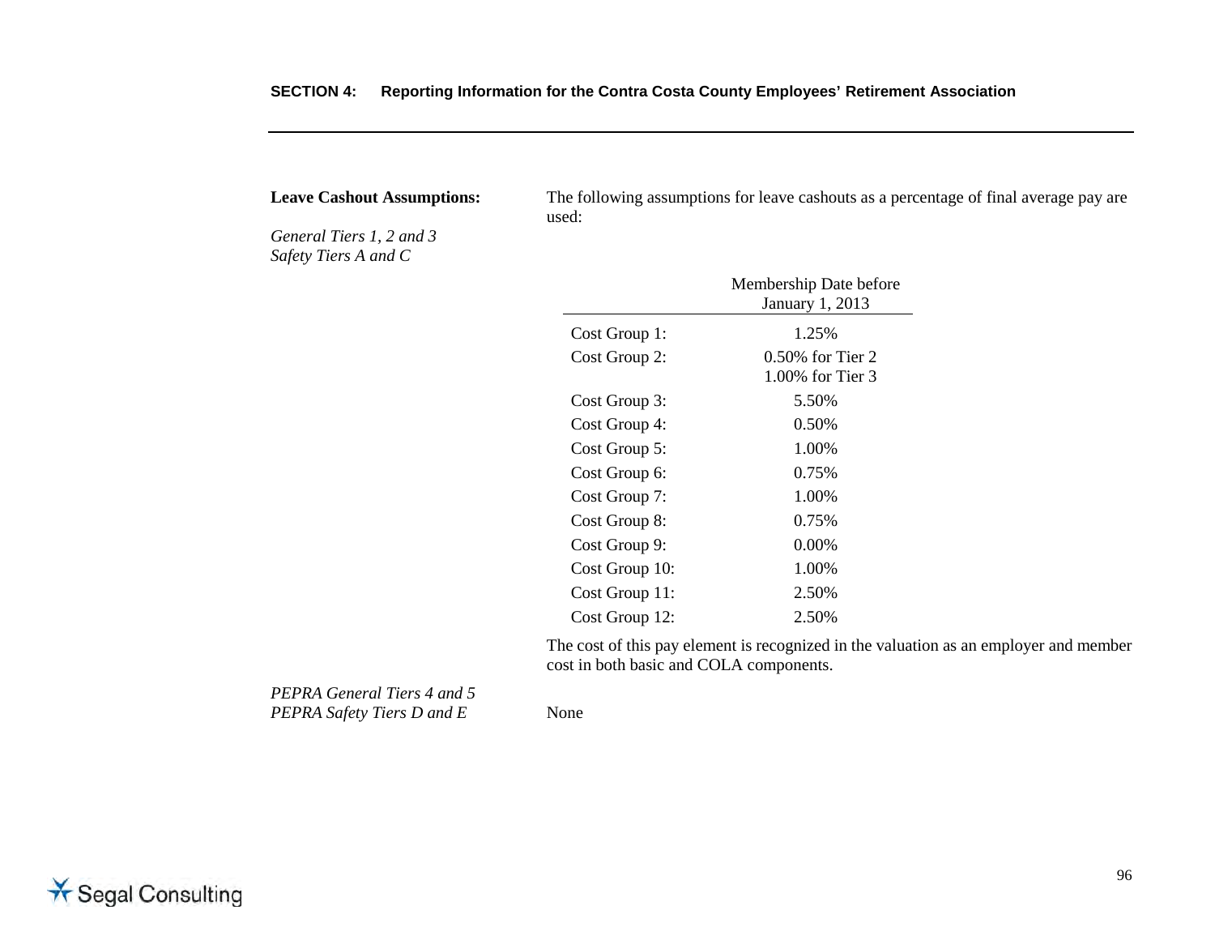**Leave Cashout Assumptions:**

*General Tiers 1, 2 and 3*
*Safety Tiers A and C*

The following assumptions for leave cashouts as a percentage of final average pay are used:

| | Membership Date before January 1, 2013 |
|---|---|
| Cost Group 1: | 1.25% |
| Cost Group 2: | 0.50% for Tier 2<br>1.00% for Tier 3 |
| Cost Group 3: | 5.50% |
| Cost Group 4: | 0.50% |
| Cost Group 5: | 1.00% |
| Cost Group 6: | 0.75% |
| Cost Group 7: | 1.00% |
| Cost Group 8: | 0.75% |
| Cost Group 9: | 0.00% |
| Cost Group 10: | 1.00% |
| Cost Group 11: | 2.50% |
| Cost Group 12: | 2.50% |

The cost of this pay element is recognized in the valuation as an employer and member cost in both basic and COLA components.

*PEPRA General Tiers 4 and 5*
*PEPRA Safety Tiers D and E*

None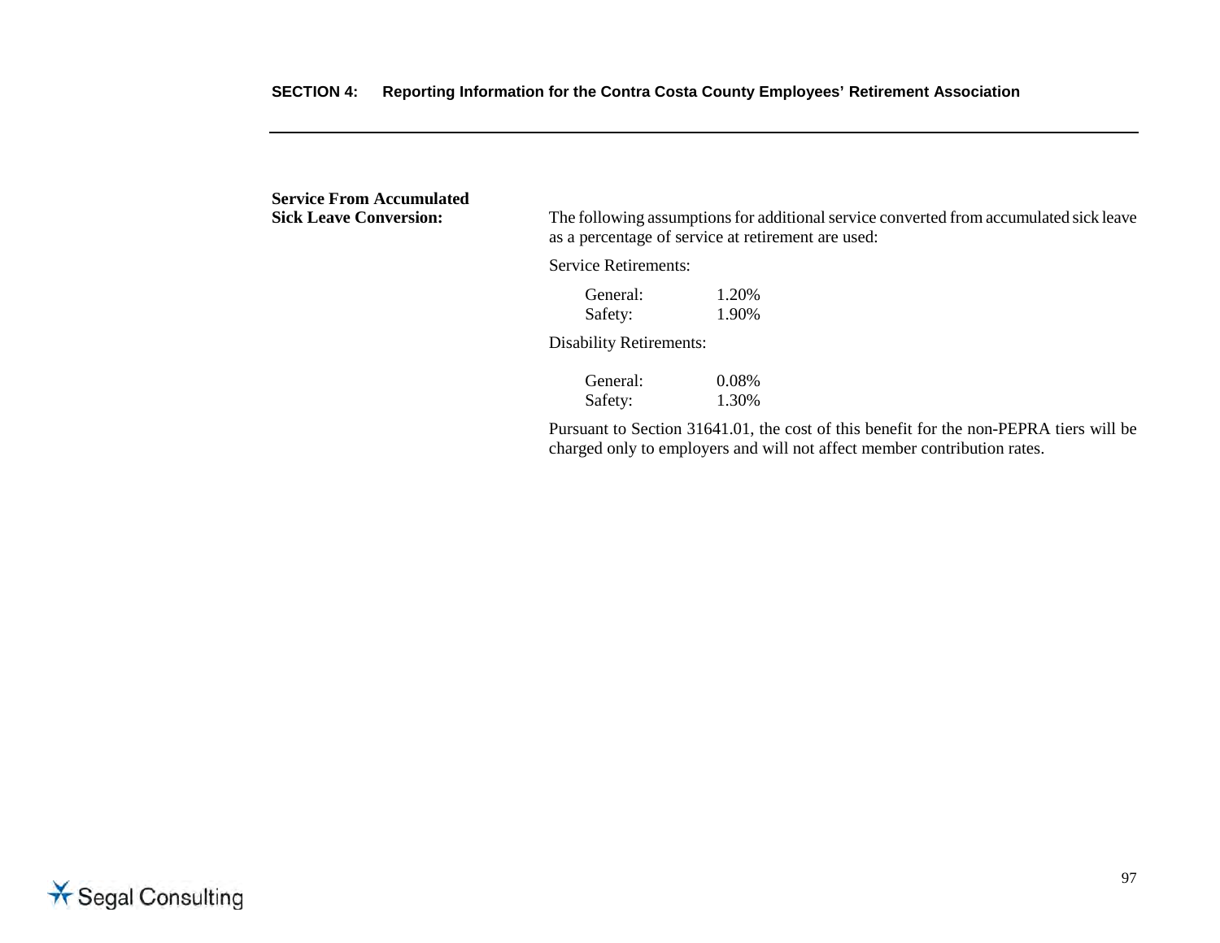**Service From Accumulated Sick Leave Conversion:**

The following assumptions for additional service converted from accumulated sick leave as a percentage of service at retirement are used:

Service Retirements:

| | |
|---|---|
| General: | 1.20% |
| Safety: | 1.90% |

Disability Retirements:

| | |
|---|---|
| General: | 0.08% |
| Safety: | 1.30% |

Pursuant to Section 31641.01, the cost of this benefit for the non-PEPRA tiers will be charged only to employers and will not affect member contribution rates.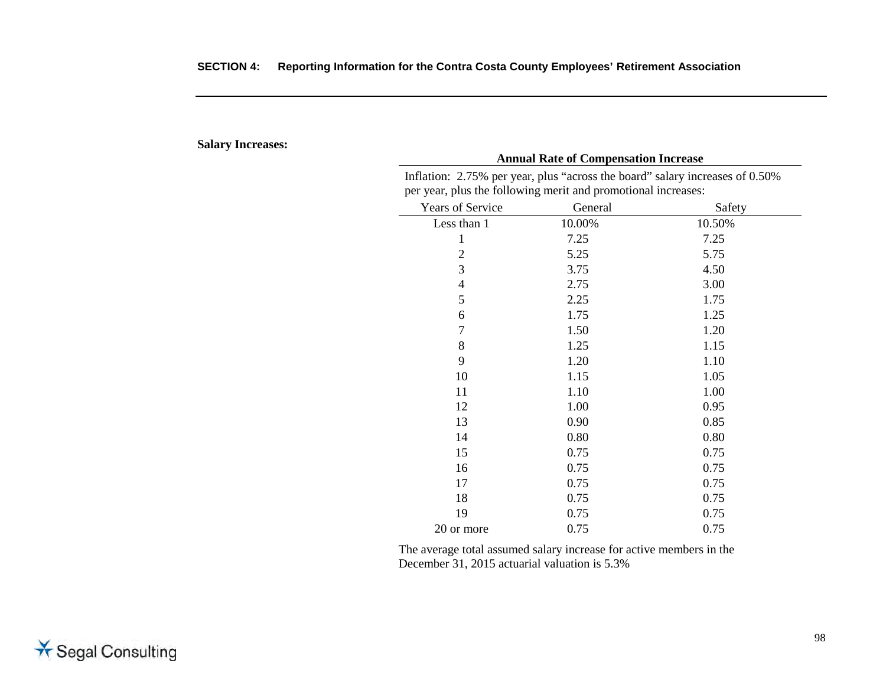**Salary Increases:**

**Annual Rate of Compensation Increase**

Inflation: 2.75% per year, plus "across the board" salary increases of 0.50% per year, plus the following merit and promotional increases:

| Years of Service | General | Safety |
|---|---|---|
| Less than 1 | 10.00% | 10.50% |
| 1 | 7.25 | 7.25 |
| 2 | 5.25 | 5.75 |
| 3 | 3.75 | 4.50 |
| 4 | 2.75 | 3.00 |
| 5 | 2.25 | 1.75 |
| 6 | 1.75 | 1.25 |
| 7 | 1.50 | 1.20 |
| 8 | 1.25 | 1.15 |
| 9 | 1.20 | 1.10 |
| 10 | 1.15 | 1.05 |
| 11 | 1.10 | 1.00 |
| 12 | 1.00 | 0.95 |
| 13 | 0.90 | 0.85 |
| 14 | 0.80 | 0.80 |
| 15 | 0.75 | 0.75 |
| 16 | 0.75 | 0.75 |
| 17 | 0.75 | 0.75 |
| 18 | 0.75 | 0.75 |
| 19 | 0.75 | 0.75 |
| 20 or more | 0.75 | 0.75 |

The average total assumed salary increase for active members in the December 31, 2015 actuarial valuation is 5.3%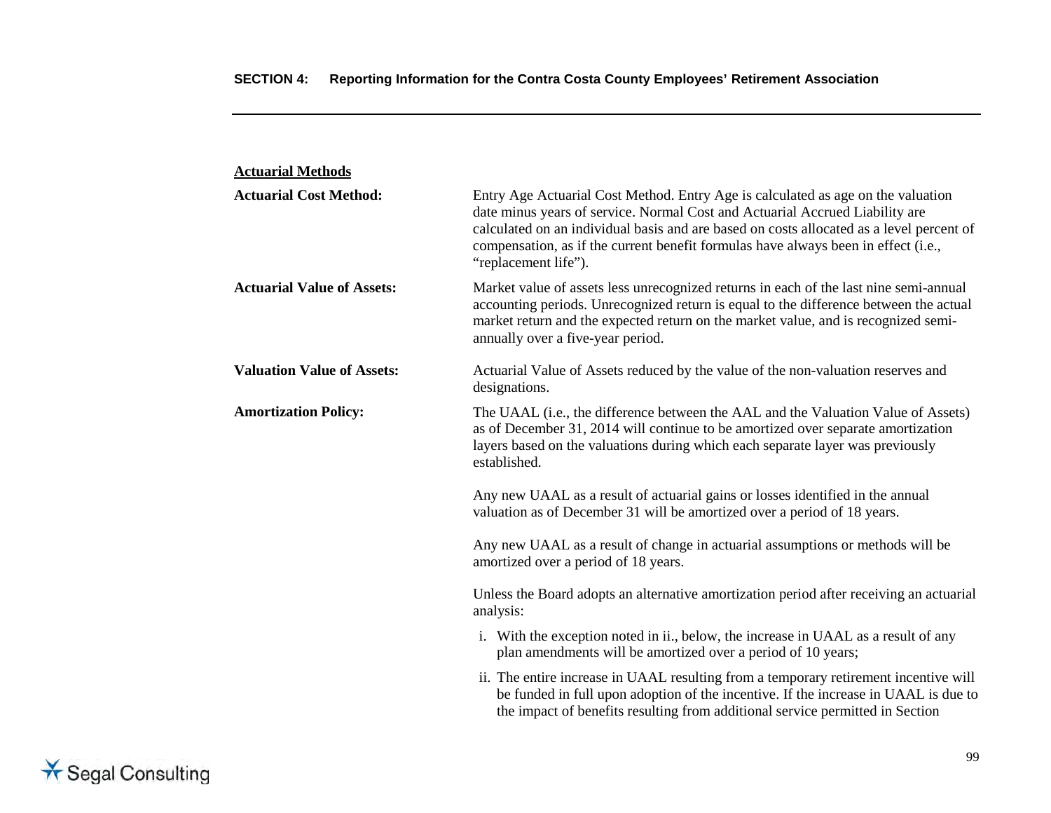**Actuarial Methods**

**Actuarial Cost Method:** Entry Age Actuarial Cost Method. Entry Age is calculated as age on the valuation date minus years of service. Normal Cost and Actuarial Accrued Liability are calculated on an individual basis and are based on costs allocated as a level percent of compensation, as if the current benefit formulas have always been in effect (i.e., "replacement life").

**Actuarial Value of Assets:** Market value of assets less unrecognized returns in each of the last nine semi-annual accounting periods. Unrecognized return is equal to the difference between the actual market return and the expected return on the market value, and is recognized semi-annually over a five-year period.

**Valuation Value of Assets:** Actuarial Value of Assets reduced by the value of the non-valuation reserves and designations.

**Amortization Policy:** The UAAL (i.e., the difference between the AAL and the Valuation Value of Assets) as of December 31, 2014 will continue to be amortized over separate amortization layers based on the valuations during which each separate layer was previously established.

Any new UAAL as a result of actuarial gains or losses identified in the annual valuation as of December 31 will be amortized over a period of 18 years.

Any new UAAL as a result of change in actuarial assumptions or methods will be amortized over a period of 18 years.

Unless the Board adopts an alternative amortization period after receiving an actuarial analysis:

i. With the exception noted in ii., below, the increase in UAAL as a result of any plan amendments will be amortized over a period of 10 years;

ii. The entire increase in UAAL resulting from a temporary retirement incentive will be funded in full upon adoption of the incentive. If the increase in UAAL is due to the impact of benefits resulting from additional service permitted in Section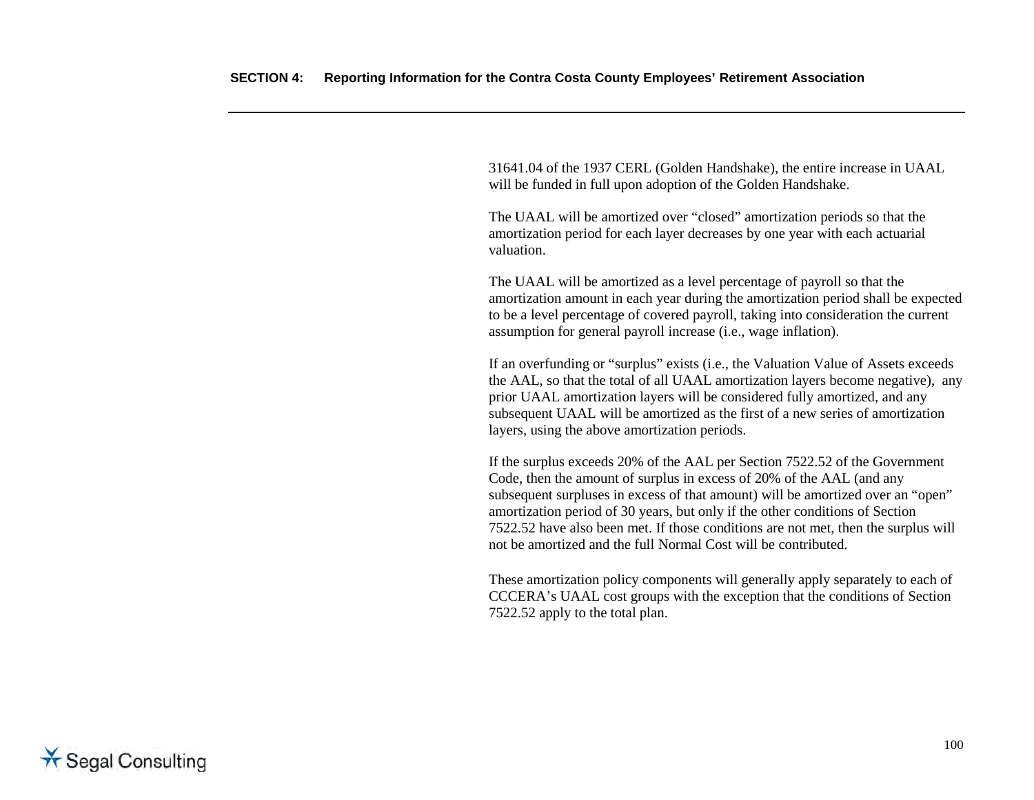31641.04 of the 1937 CERL (Golden Handshake), the entire increase in UAAL will be funded in full upon adoption of the Golden Handshake.

The UAAL will be amortized over "closed" amortization periods so that the amortization period for each layer decreases by one year with each actuarial valuation.

The UAAL will be amortized as a level percentage of payroll so that the amortization amount in each year during the amortization period shall be expected to be a level percentage of covered payroll, taking into consideration the current assumption for general payroll increase (i.e., wage inflation).

If an overfunding or "surplus" exists (i.e., the Valuation Value of Assets exceeds the AAL, so that the total of all UAAL amortization layers become negative), any prior UAAL amortization layers will be considered fully amortized, and any subsequent UAAL will be amortized as the first of a new series of amortization layers, using the above amortization periods.

If the surplus exceeds 20% of the AAL per Section 7522.52 of the Government Code, then the amount of surplus in excess of 20% of the AAL (and any subsequent surpluses in excess of that amount) will be amortized over an "open" amortization period of 30 years, but only if the other conditions of Section 7522.52 have also been met. If those conditions are not met, then the surplus will not be amortized and the full Normal Cost will be contributed.

These amortization policy components will generally apply separately to each of CCCERA's UAAL cost groups with the exception that the conditions of Section 7522.52 apply to the total plan.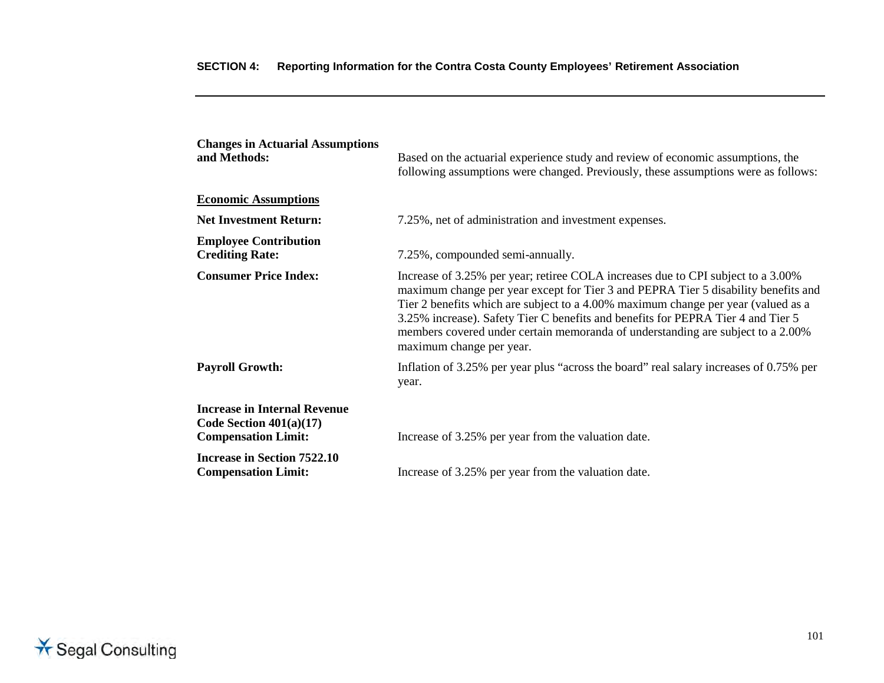**Changes in Actuarial Assumptions and Methods:** Based on the actuarial experience study and review of economic assumptions, the following assumptions were changed. Previously, these assumptions were as follows:

**<u>Economic Assumptions</u>**

**Net Investment Return:** 7.25%, net of administration and investment expenses.

**Employee Contribution Crediting Rate:** 7.25%, compounded semi-annually.

**Consumer Price Index:** Increase of 3.25% per year; retiree COLA increases due to CPI subject to a 3.00% maximum change per year except for Tier 3 and PEPRA Tier 5 disability benefits and Tier 2 benefits which are subject to a 4.00% maximum change per year (valued as a 3.25% increase). Safety Tier C benefits and benefits for PEPRA Tier 4 and Tier 5 members covered under certain memoranda of understanding are subject to a 2.00% maximum change per year.

**Payroll Growth:** Inflation of 3.25% per year plus "across the board" real salary increases of 0.75% per year.

**Increase in Internal Revenue Code Section 401(a)(17) Compensation Limit:** Increase of 3.25% per year from the valuation date.

**Increase in Section 7522.10 Compensation Limit:** Increase of 3.25% per year from the valuation date.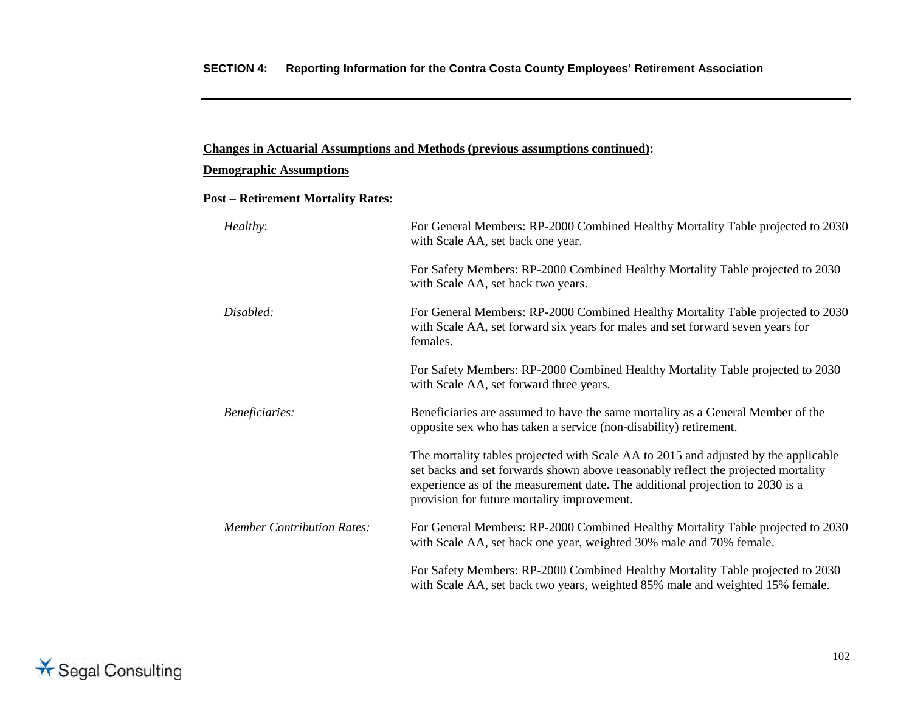**Changes in Actuarial Assumptions and Methods (previous assumptions continued):**

**Demographic Assumptions**

**Post – Retirement Mortality Rates:**

| | |
|---|---|
| *Healthy*: | For General Members: RP-2000 Combined Healthy Mortality Table projected to 2030 with Scale AA, set back one year.<br><br>For Safety Members: RP-2000 Combined Healthy Mortality Table projected to 2030 with Scale AA, set back two years. |
| *Disabled:* | For General Members: RP-2000 Combined Healthy Mortality Table projected to 2030 with Scale AA, set forward six years for males and set forward seven years for females.<br><br>For Safety Members: RP-2000 Combined Healthy Mortality Table projected to 2030 with Scale AA, set forward three years. |
| *Beneficiaries:* | Beneficiaries are assumed to have the same mortality as a General Member of the opposite sex who has taken a service (non-disability) retirement.<br><br>The mortality tables projected with Scale AA to 2015 and adjusted by the applicable set backs and set forwards shown above reasonably reflect the projected mortality experience as of the measurement date. The additional projection to 2030 is a provision for future mortality improvement. |
| *Member Contribution Rates:* | For General Members: RP-2000 Combined Healthy Mortality Table projected to 2030 with Scale AA, set back one year, weighted 30% male and 70% female.<br><br>For Safety Members: RP-2000 Combined Healthy Mortality Table projected to 2030 with Scale AA, set back two years, weighted 85% male and weighted 15% female. |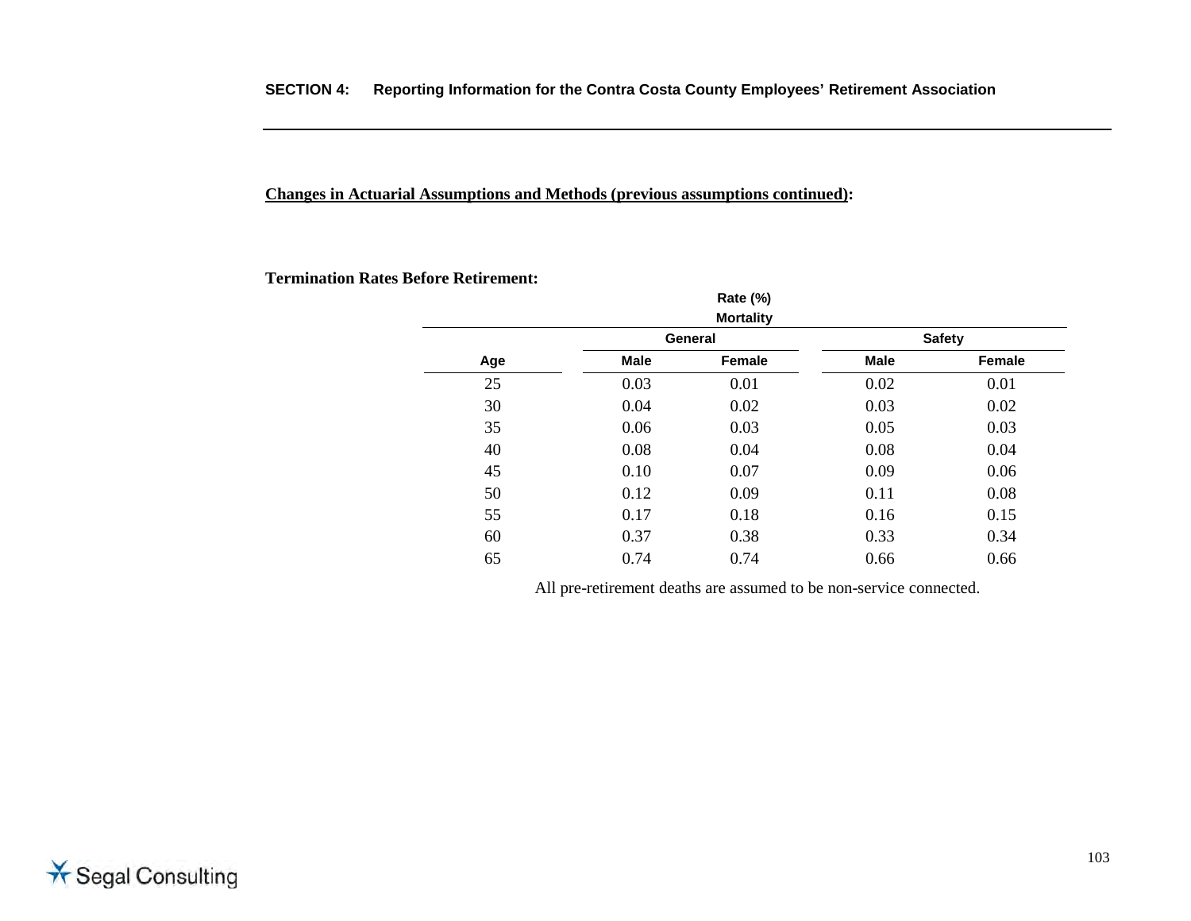**Changes in Actuarial Assumptions and Methods (previous assumptions continued):**

**Termination Rates Before Retirement:**

| | Rate (%) Mortality | | | |
|---|---|---|---|---|
| | General | | Safety | |
| Age | Male | Female | Male | Female |
| 25 | 0.03 | 0.01 | 0.02 | 0.01 |
| 30 | 0.04 | 0.02 | 0.03 | 0.02 |
| 35 | 0.06 | 0.03 | 0.05 | 0.03 |
| 40 | 0.08 | 0.04 | 0.08 | 0.04 |
| 45 | 0.10 | 0.07 | 0.09 | 0.06 |
| 50 | 0.12 | 0.09 | 0.11 | 0.08 |
| 55 | 0.17 | 0.18 | 0.16 | 0.15 |
| 60 | 0.37 | 0.38 | 0.33 | 0.34 |
| 65 | 0.74 | 0.74 | 0.66 | 0.66 |

All pre-retirement deaths are assumed to be non-service connected.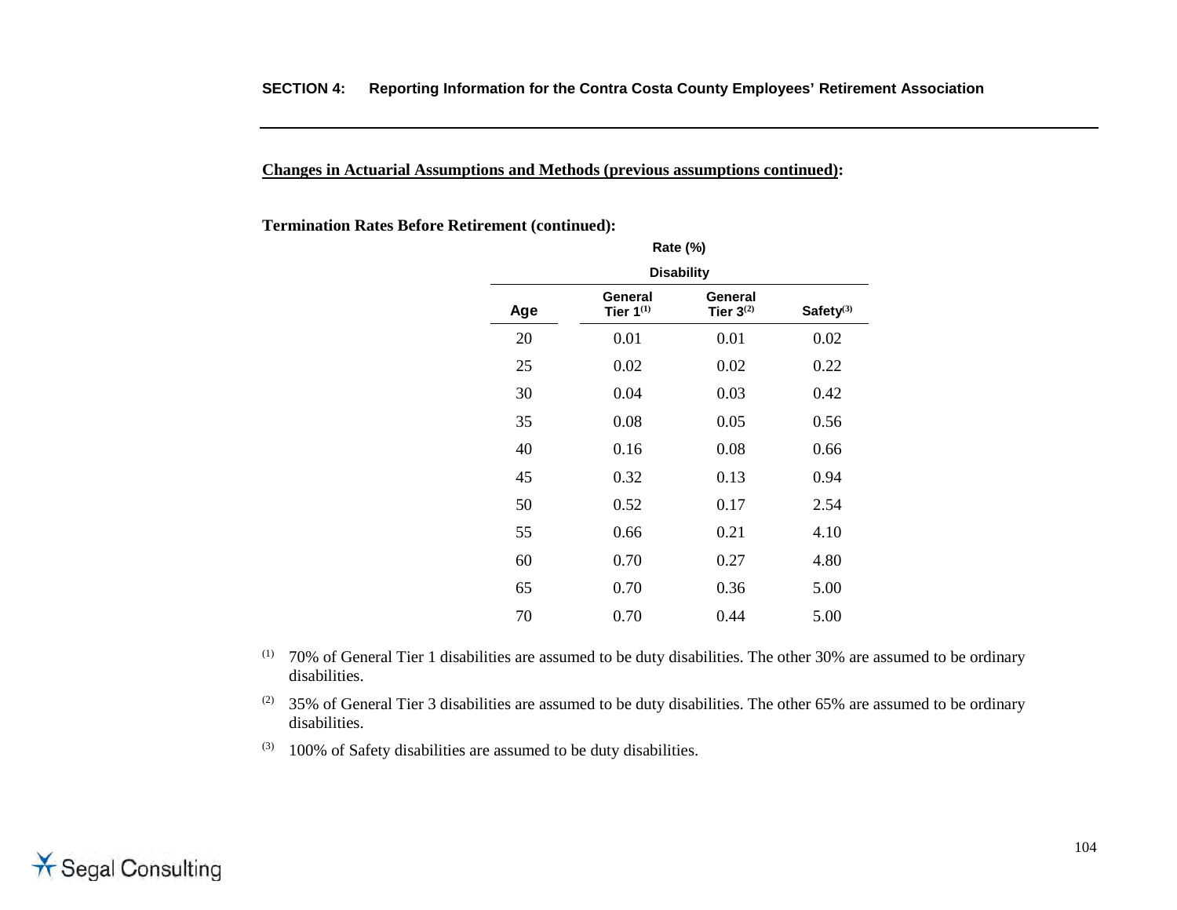**Changes in Actuarial Assumptions and Methods (previous assumptions continued):**

**Termination Rates Before Retirement (continued):**

| | Rate (%) | | |
|---|---|---|---|
| | Disability | | |
| Age | General Tier 1[1] | General Tier 3[2] | Safety[3] |
| 20 | 0.01 | 0.01 | 0.02 |
| 25 | 0.02 | 0.02 | 0.22 |
| 30 | 0.04 | 0.03 | 0.42 |
| 35 | 0.08 | 0.05 | 0.56 |
| 40 | 0.16 | 0.08 | 0.66 |
| 45 | 0.32 | 0.13 | 0.94 |
| 50 | 0.52 | 0.17 | 2.54 |
| 55 | 0.66 | 0.21 | 4.10 |
| 60 | 0.70 | 0.27 | 4.80 |
| 65 | 0.70 | 0.36 | 5.00 |
| 70 | 0.70 | 0.44 | 5.00 |

(1) 70% of General Tier 1 disabilities are assumed to be duty disabilities. The other 30% are assumed to be ordinary disabilities.

(2) 35% of General Tier 3 disabilities are assumed to be duty disabilities. The other 65% are assumed to be ordinary disabilities.

(3) 100% of Safety disabilities are assumed to be duty disabilities.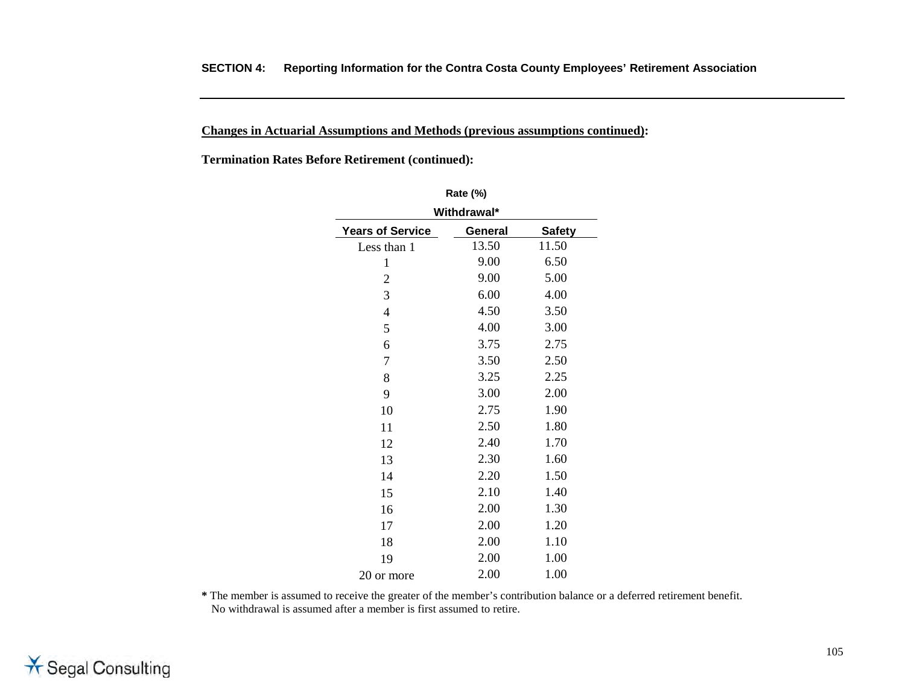**Changes in Actuarial Assumptions and Methods (previous assumptions continued):**

**Termination Rates Before Retirement (continued):**

| | Rate (%) | |
|---|---|---|
| | Withdrawal* | |
| **Years of Service** | **General** | **Safety** |
| Less than 1 | 13.50 | 11.50 |
| 1 | 9.00 | 6.50 |
| 2 | 9.00 | 5.00 |
| 3 | 6.00 | 4.00 |
| 4 | 4.50 | 3.50 |
| 5 | 4.00 | 3.00 |
| 6 | 3.75 | 2.75 |
| 7 | 3.50 | 2.50 |
| 8 | 3.25 | 2.25 |
| 9 | 3.00 | 2.00 |
| 10 | 2.75 | 1.90 |
| 11 | 2.50 | 1.80 |
| 12 | 2.40 | 1.70 |
| 13 | 2.30 | 1.60 |
| 14 | 2.20 | 1.50 |
| 15 | 2.10 | 1.40 |
| 16 | 2.00 | 1.30 |
| 17 | 2.00 | 1.20 |
| 18 | 2.00 | 1.10 |
| 19 | 2.00 | 1.00 |
| 20 or more | 2.00 | 1.00 |

**\*** The member is assumed to receive the greater of the member's contribution balance or a deferred retirement benefit. No withdrawal is assumed after a member is first assumed to retire.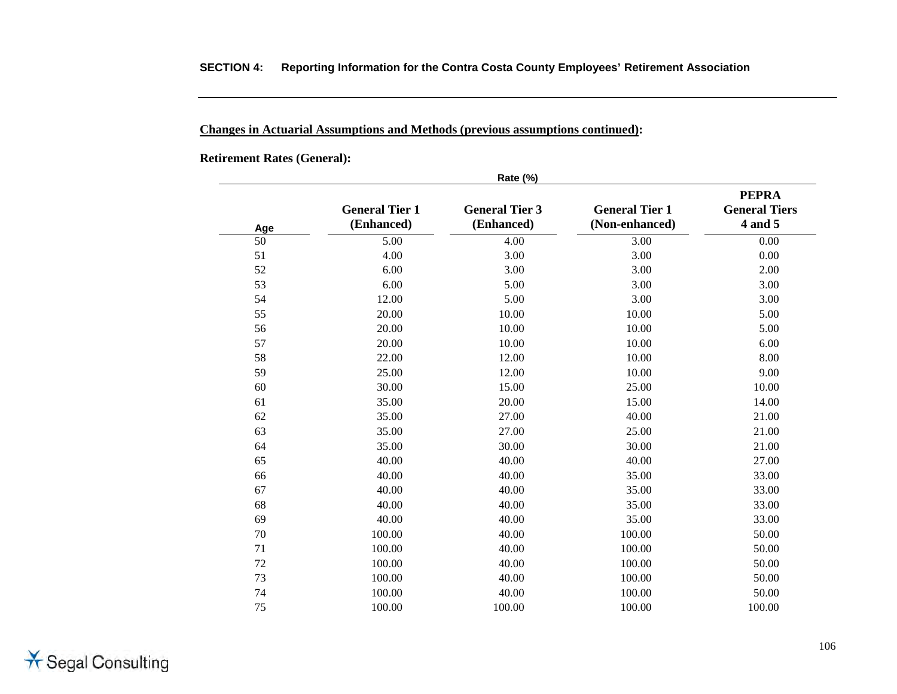**Changes in Actuarial Assumptions and Methods (previous assumptions continued):**

**Retirement Rates (General):**

| | Rate (%) | | | |
|---|---|---|---|---|
| **Age** | **General Tier 1 (Enhanced)** | **General Tier 3 (Enhanced)** | **General Tier 1 (Non-enhanced)** | **PEPRA General Tiers 4 and 5** |
| 50 | 5.00 | 4.00 | 3.00 | 0.00 |
| 51 | 4.00 | 3.00 | 3.00 | 0.00 |
| 52 | 6.00 | 3.00 | 3.00 | 2.00 |
| 53 | 6.00 | 5.00 | 3.00 | 3.00 |
| 54 | 12.00 | 5.00 | 3.00 | 3.00 |
| 55 | 20.00 | 10.00 | 10.00 | 5.00 |
| 56 | 20.00 | 10.00 | 10.00 | 5.00 |
| 57 | 20.00 | 10.00 | 10.00 | 6.00 |
| 58 | 22.00 | 12.00 | 10.00 | 8.00 |
| 59 | 25.00 | 12.00 | 10.00 | 9.00 |
| 60 | 30.00 | 15.00 | 25.00 | 10.00 |
| 61 | 35.00 | 20.00 | 15.00 | 14.00 |
| 62 | 35.00 | 27.00 | 40.00 | 21.00 |
| 63 | 35.00 | 27.00 | 25.00 | 21.00 |
| 64 | 35.00 | 30.00 | 30.00 | 21.00 |
| 65 | 40.00 | 40.00 | 40.00 | 27.00 |
| 66 | 40.00 | 40.00 | 35.00 | 33.00 |
| 67 | 40.00 | 40.00 | 35.00 | 33.00 |
| 68 | 40.00 | 40.00 | 35.00 | 33.00 |
| 69 | 40.00 | 40.00 | 35.00 | 33.00 |
| 70 | 100.00 | 40.00 | 100.00 | 50.00 |
| 71 | 100.00 | 40.00 | 100.00 | 50.00 |
| 72 | 100.00 | 40.00 | 100.00 | 50.00 |
| 73 | 100.00 | 40.00 | 100.00 | 50.00 |
| 74 | 100.00 | 40.00 | 100.00 | 50.00 |
| 75 | 100.00 | 100.00 | 100.00 | 100.00 |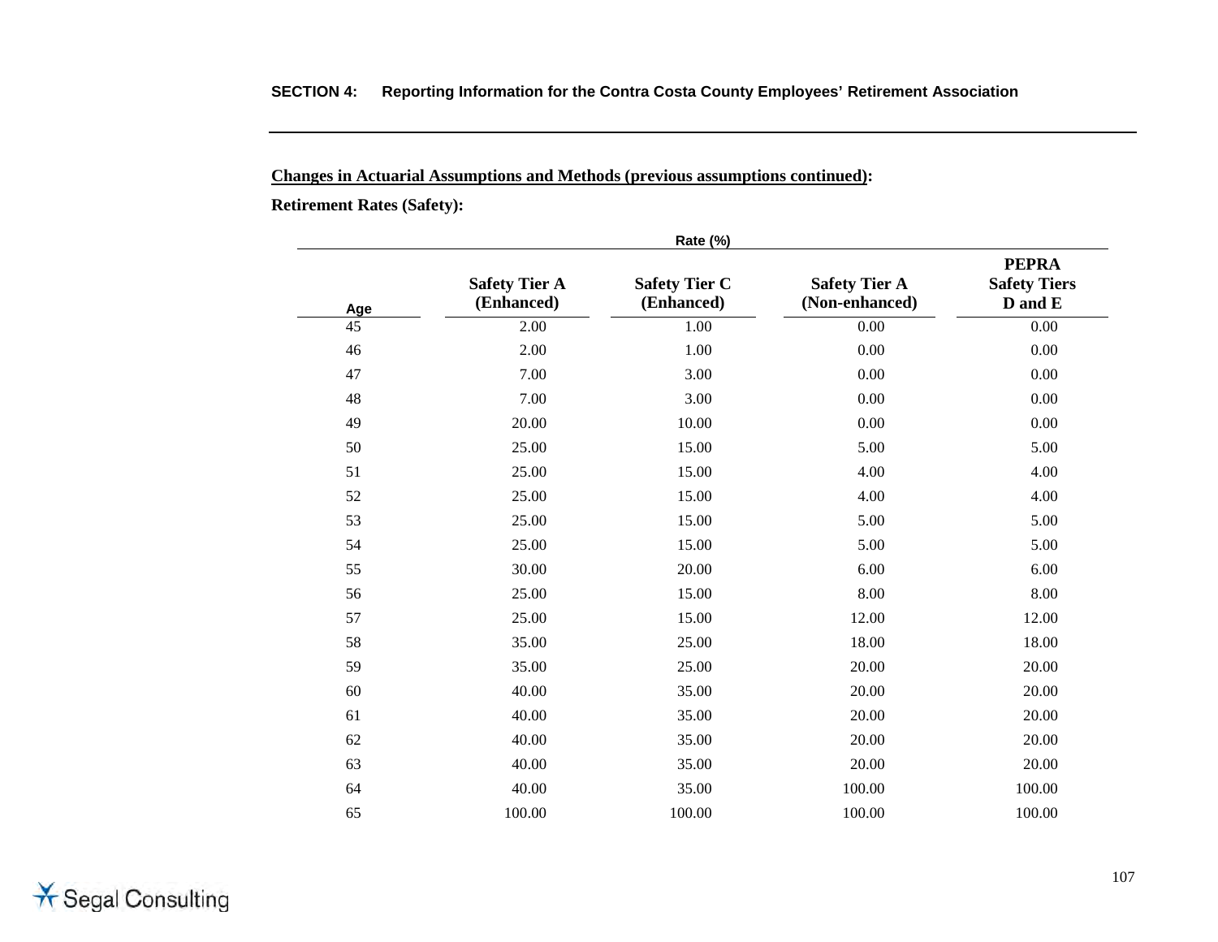**Changes in Actuarial Assumptions and Methods (previous assumptions continued):**

**Retirement Rates (Safety):**

| | Rate (%) | | | |
|---|---|---|---|---|
| Age | Safety Tier A (Enhanced) | Safety Tier C (Enhanced) | Safety Tier A (Non-enhanced) | PEPRA Safety Tiers D and E |
| 45 | 2.00 | 1.00 | 0.00 | 0.00 |
| 46 | 2.00 | 1.00 | 0.00 | 0.00 |
| 47 | 7.00 | 3.00 | 0.00 | 0.00 |
| 48 | 7.00 | 3.00 | 0.00 | 0.00 |
| 49 | 20.00 | 10.00 | 0.00 | 0.00 |
| 50 | 25.00 | 15.00 | 5.00 | 5.00 |
| 51 | 25.00 | 15.00 | 4.00 | 4.00 |
| 52 | 25.00 | 15.00 | 4.00 | 4.00 |
| 53 | 25.00 | 15.00 | 5.00 | 5.00 |
| 54 | 25.00 | 15.00 | 5.00 | 5.00 |
| 55 | 30.00 | 20.00 | 6.00 | 6.00 |
| 56 | 25.00 | 15.00 | 8.00 | 8.00 |
| 57 | 25.00 | 15.00 | 12.00 | 12.00 |
| 58 | 35.00 | 25.00 | 18.00 | 18.00 |
| 59 | 35.00 | 25.00 | 20.00 | 20.00 |
| 60 | 40.00 | 35.00 | 20.00 | 20.00 |
| 61 | 40.00 | 35.00 | 20.00 | 20.00 |
| 62 | 40.00 | 35.00 | 20.00 | 20.00 |
| 63 | 40.00 | 35.00 | 20.00 | 20.00 |
| 64 | 40.00 | 35.00 | 100.00 | 100.00 |
| 65 | 100.00 | 100.00 | 100.00 | 100.00 |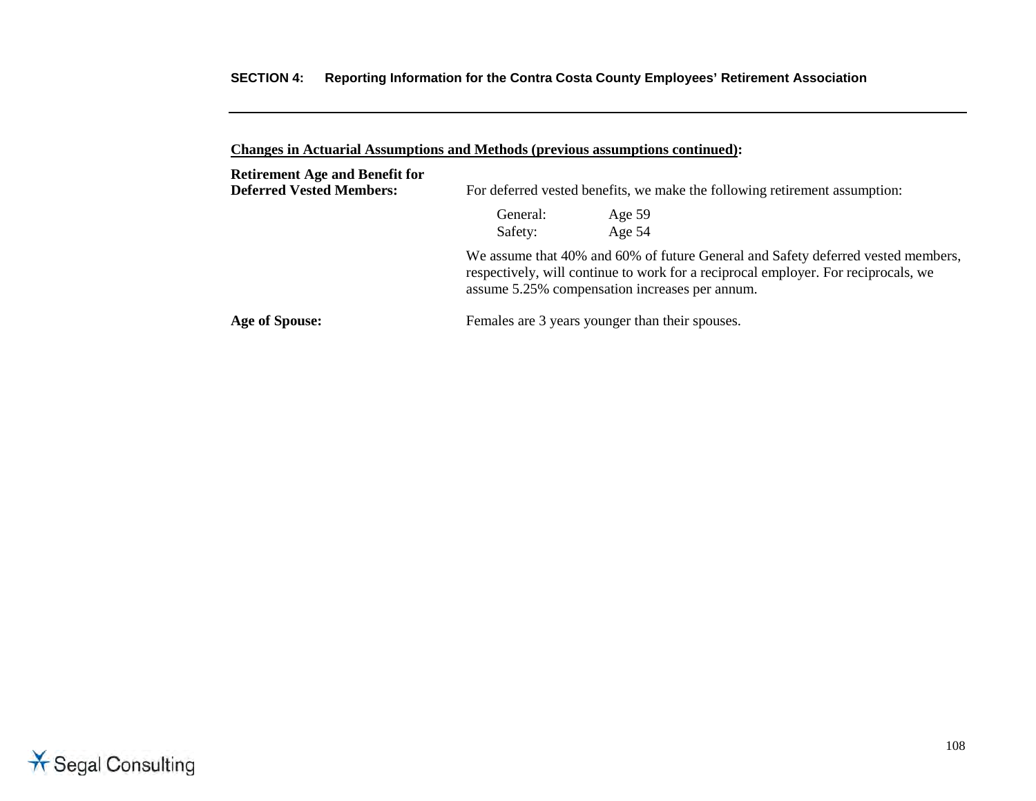**Changes in Actuarial Assumptions and Methods (previous assumptions continued):**

**Retirement Age and Benefit for Deferred Vested Members:** For deferred vested benefits, we make the following retirement assumption:

| | |
|---|---|
| General: | Age 59 |
| Safety: | Age 54 |

We assume that 40% and 60% of future General and Safety deferred vested members, respectively, will continue to work for a reciprocal employer. For reciprocals, we assume 5.25% compensation increases per annum.

**Age of Spouse:** Females are 3 years younger than their spouses.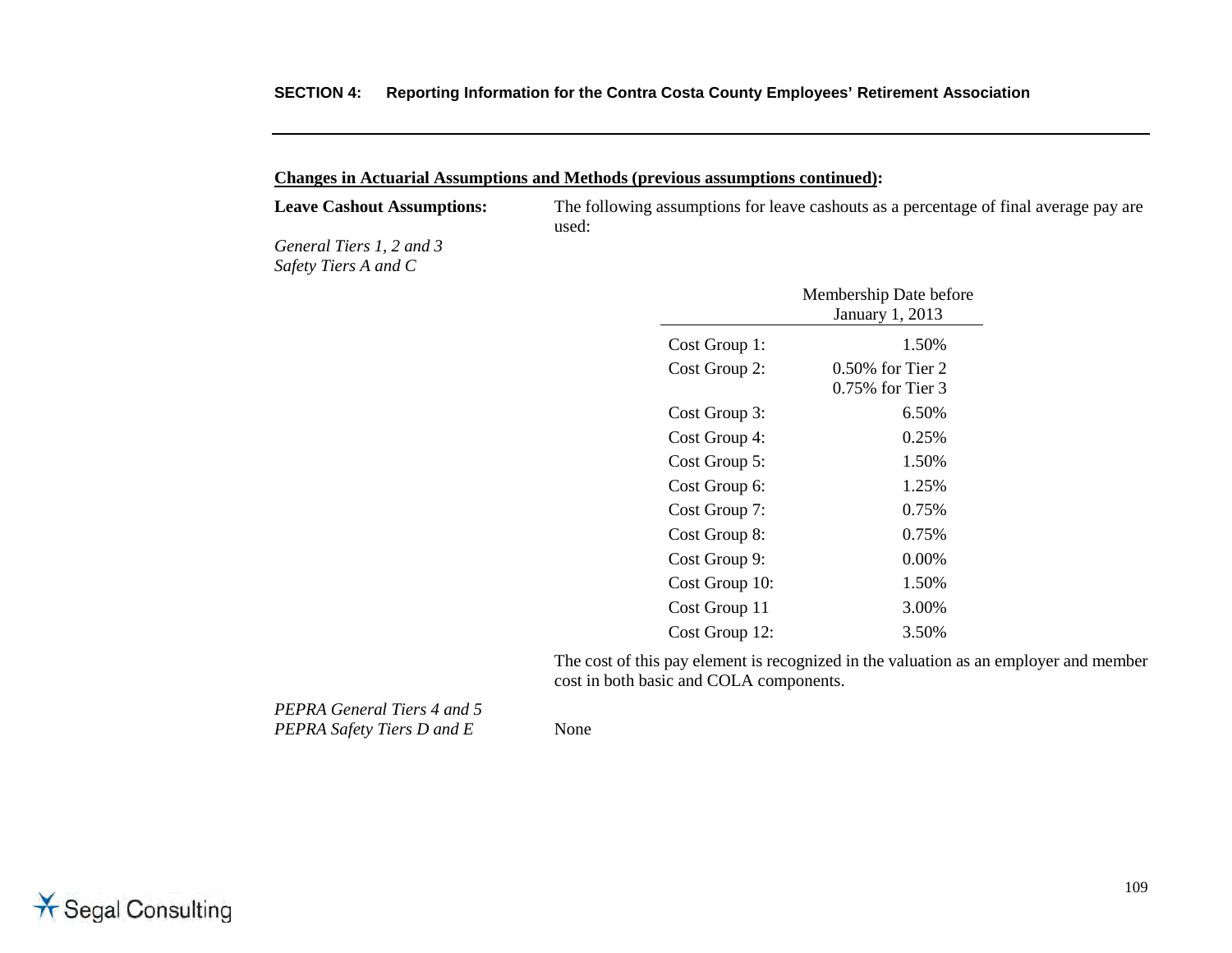**Changes in Actuarial Assumptions and Methods (previous assumptions continued):**

**Leave Cashout Assumptions:** The following assumptions for leave cashouts as a percentage of final average pay are used:

*General Tiers 1, 2 and 3*
*Safety Tiers A and C*

| | Membership Date before January 1, 2013 |
|---|---|
| Cost Group 1: | 1.50% |
| Cost Group 2: | 0.50% for Tier 2<br>0.75% for Tier 3 |
| Cost Group 3: | 6.50% |
| Cost Group 4: | 0.25% |
| Cost Group 5: | 1.50% |
| Cost Group 6: | 1.25% |
| Cost Group 7: | 0.75% |
| Cost Group 8: | 0.75% |
| Cost Group 9: | 0.00% |
| Cost Group 10: | 1.50% |
| Cost Group 11 | 3.00% |
| Cost Group 12: | 3.50% |

The cost of this pay element is recognized in the valuation as an employer and member cost in both basic and COLA components.

*PEPRA General Tiers 4 and 5*
*PEPRA Safety Tiers D and E* None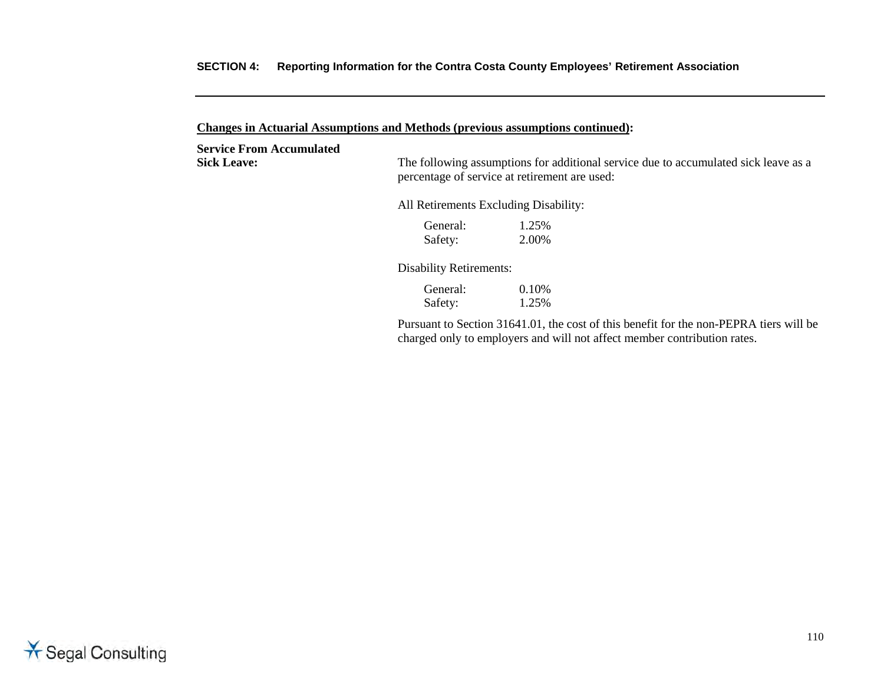**Changes in Actuarial Assumptions and Methods (previous assumptions continued):**

**Service From Accumulated Sick Leave:**

The following assumptions for additional service due to accumulated sick leave as a percentage of service at retirement are used:

All Retirements Excluding Disability:

| | |
|---|---|
| General: | 1.25% |
| Safety: | 2.00% |

Disability Retirements:

| | |
|---|---|
| General: | 0.10% |
| Safety: | 1.25% |

Pursuant to Section 31641.01, the cost of this benefit for the non-PEPRA tiers will be charged only to employers and will not affect member contribution rates.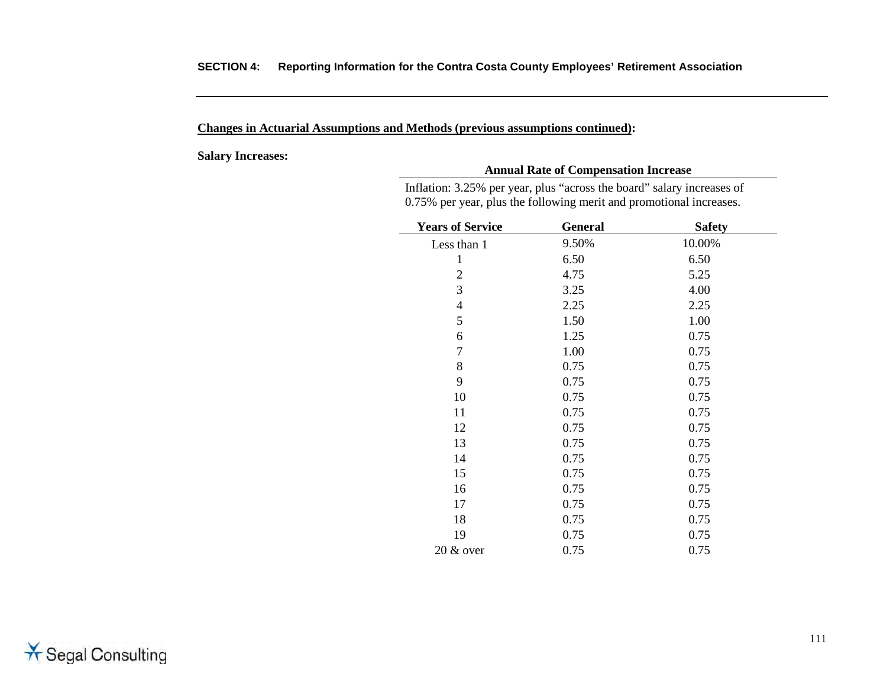**Changes in Actuarial Assumptions and Methods (previous assumptions continued):**

**Salary Increases:**

**Annual Rate of Compensation Increase**

Inflation: 3.25% per year, plus "across the board" salary increases of 0.75% per year, plus the following merit and promotional increases.

| Years of Service | General | Safety |
|---|---|---|
| Less than 1 | 9.50% | 10.00% |
| 1 | 6.50 | 6.50 |
| 2 | 4.75 | 5.25 |
| 3 | 3.25 | 4.00 |
| 4 | 2.25 | 2.25 |
| 5 | 1.50 | 1.00 |
| 6 | 1.25 | 0.75 |
| 7 | 1.00 | 0.75 |
| 8 | 0.75 | 0.75 |
| 9 | 0.75 | 0.75 |
| 10 | 0.75 | 0.75 |
| 11 | 0.75 | 0.75 |
| 12 | 0.75 | 0.75 |
| 13 | 0.75 | 0.75 |
| 14 | 0.75 | 0.75 |
| 15 | 0.75 | 0.75 |
| 16 | 0.75 | 0.75 |
| 17 | 0.75 | 0.75 |
| 18 | 0.75 | 0.75 |
| 19 | 0.75 | 0.75 |
| 20 & over | 0.75 | 0.75 |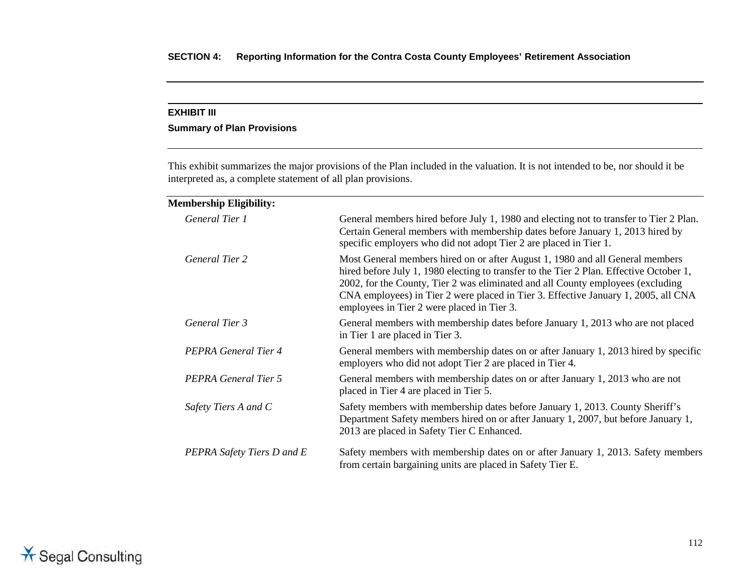**SECTION 4: Reporting Information for the Contra Costa County Employees' Retirement Association**

## EXHIBIT III

### Summary of Plan Provisions

This exhibit summarizes the major provisions of the Plan included in the valuation. It is not intended to be, nor should it be interpreted as, a complete statement of all plan provisions.

**Membership Eligibility:**

| | |
|---|---|
| *General Tier 1* | General members hired before July 1, 1980 and electing not to transfer to Tier 2 Plan. Certain General members with membership dates before January 1, 2013 hired by specific employers who did not adopt Tier 2 are placed in Tier 1. |
| *General Tier 2* | Most General members hired on or after August 1, 1980 and all General members hired before July 1, 1980 electing to transfer to the Tier 2 Plan. Effective October 1, 2002, for the County, Tier 2 was eliminated and all County employees (excluding CNA employees) in Tier 2 were placed in Tier 3. Effective January 1, 2005, all CNA employees in Tier 2 were placed in Tier 3. |
| *General Tier 3* | General members with membership dates before January 1, 2013 who are not placed in Tier 1 are placed in Tier 3. |
| *PEPRA General Tier 4* | General members with membership dates on or after January 1, 2013 hired by specific employers who did not adopt Tier 2 are placed in Tier 4. |
| *PEPRA General Tier 5* | General members with membership dates on or after January 1, 2013 who are not placed in Tier 4 are placed in Tier 5. |
| *Safety Tiers A and C* | Safety members with membership dates before January 1, 2013. County Sheriff's Department Safety members hired on or after January 1, 2007, but before January 1, 2013 are placed in Safety Tier C Enhanced. |
| *PEPRA Safety Tiers D and E* | Safety members with membership dates on or after January 1, 2013. Safety members from certain bargaining units are placed in Safety Tier E. |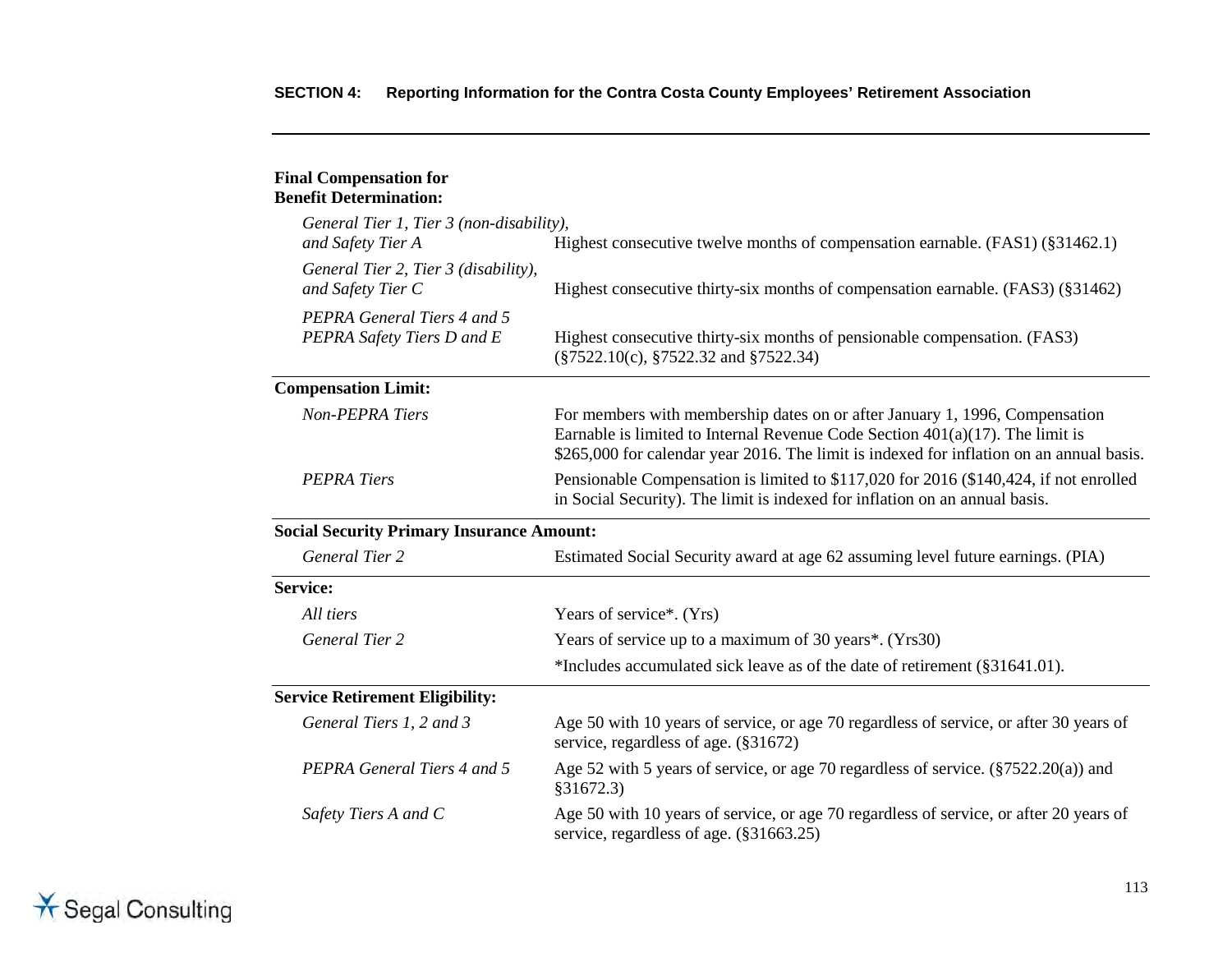**Final Compensation for Benefit Determination:**

| | |
|---|---|
| *General Tier 1, Tier 3 (non-disability), and Safety Tier A* | Highest consecutive twelve months of compensation earnable. (FAS1) (§31462.1) |
| *General Tier 2, Tier 3 (disability), and Safety Tier C* | Highest consecutive thirty-six months of compensation earnable. (FAS3) (§31462) |
| *PEPRA General Tiers 4 and 5 PEPRA Safety Tiers D and E* | Highest consecutive thirty-six months of pensionable compensation. (FAS3) (§7522.10(c), §7522.32 and §7522.34) |

**Compensation Limit:**

| | |
|---|---|
| *Non-PEPRA Tiers* | For members with membership dates on or after January 1, 1996, Compensation Earnable is limited to Internal Revenue Code Section 401(a)(17). The limit is $265,000 for calendar year 2016. The limit is indexed for inflation on an annual basis. |
| *PEPRA Tiers* | Pensionable Compensation is limited to $117,020 for 2016 ($140,424, if not enrolled in Social Security). The limit is indexed for inflation on an annual basis. |

**Social Security Primary Insurance Amount:**

| | |
|---|---|
| *General Tier 2* | Estimated Social Security award at age 62 assuming level future earnings. (PIA) |

**Service:**

| | |
|---|---|
| *All tiers* | Years of service*. (Yrs) |
| *General Tier 2* | Years of service up to a maximum of 30 years*. (Yrs30) |
| | *Includes accumulated sick leave as of the date of retirement (§31641.01). |

**Service Retirement Eligibility:**

| | |
|---|---|
| *General Tiers 1, 2 and 3* | Age 50 with 10 years of service, or age 70 regardless of service, or after 30 years of service, regardless of age. (§31672) |
| *PEPRA General Tiers 4 and 5* | Age 52 with 5 years of service, or age 70 regardless of service. (§7522.20(a)) and §31672.3) |
| *Safety Tiers A and C* | Age 50 with 10 years of service, or age 70 regardless of service, or after 20 years of service, regardless of age. (§31663.25) |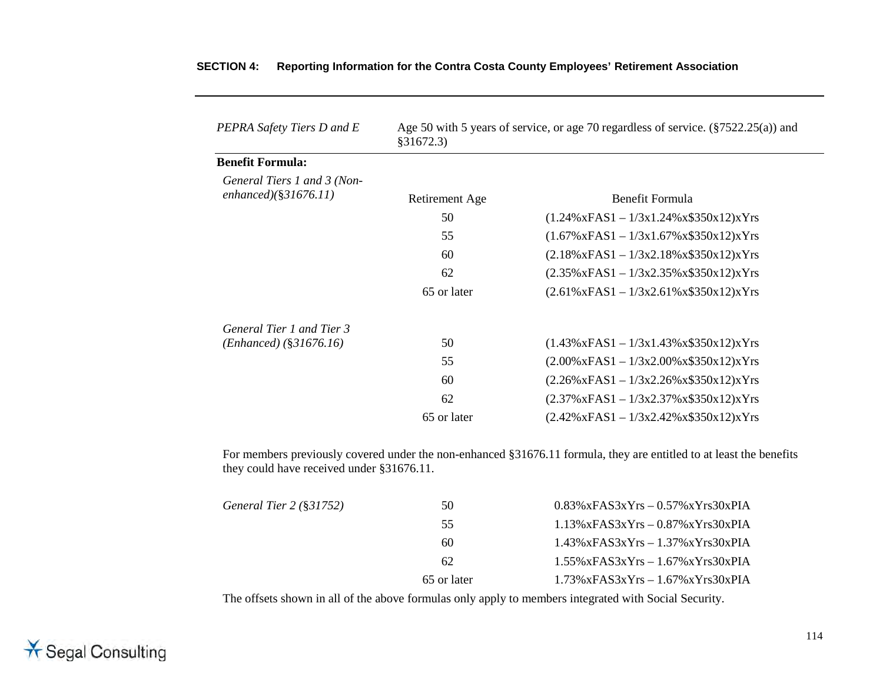| | |
|---|---|
| *PEPRA Safety Tiers D and E* | Age 50 with 5 years of service, or age 70 regardless of service. (§7522.25(a)) and §31672.3) |

**Benefit Formula:**

| | Retirement Age | Benefit Formula |
|---|---|---|
| *General Tiers 1 and 3 (Non-enhanced)(§31676.11)* | | |
| | 50 | (1.24%xFAS1 – 1/3x1.24%x$350x12)xYrs |
| | 55 | (1.67%xFAS1 – 1/3x1.67%x$350x12)xYrs |
| | 60 | (2.18%xFAS1 – 1/3x2.18%x$350x12)xYrs |
| | 62 | (2.35%xFAS1 – 1/3x2.35%x$350x12)xYrs |
| | 65 or later | (2.61%xFAS1 – 1/3x2.61%x$350x12)xYrs |
| *General Tier 1 and Tier 3 (Enhanced) (§31676.16)* | 50 | (1.43%xFAS1 – 1/3x1.43%x$350x12)xYrs |
| | 55 | (2.00%xFAS1 – 1/3x2.00%x$350x12)xYrs |
| | 60 | (2.26%xFAS1 – 1/3x2.26%x$350x12)xYrs |
| | 62 | (2.37%xFAS1 – 1/3x2.37%x$350x12)xYrs |
| | 65 or later | (2.42%xFAS1 – 1/3x2.42%x$350x12)xYrs |

For members previously covered under the non-enhanced §31676.11 formula, they are entitled to at least the benefits they could have received under §31676.11.

| | | |
|---|---|---|
| *General Tier 2 (§31752)* | 50 | 0.83%xFAS3xYrs – 0.57%xYrs30xPIA |
| | 55 | 1.13%xFAS3xYrs – 0.87%xYrs30xPIA |
| | 60 | 1.43%xFAS3xYrs – 1.37%xYrs30xPIA |
| | 62 | 1.55%xFAS3xYrs – 1.67%xYrs30xPIA |
| | 65 or later | 1.73%xFAS3xYrs – 1.67%xYrs30xPIA |

The offsets shown in all of the above formulas only apply to members integrated with Social Security.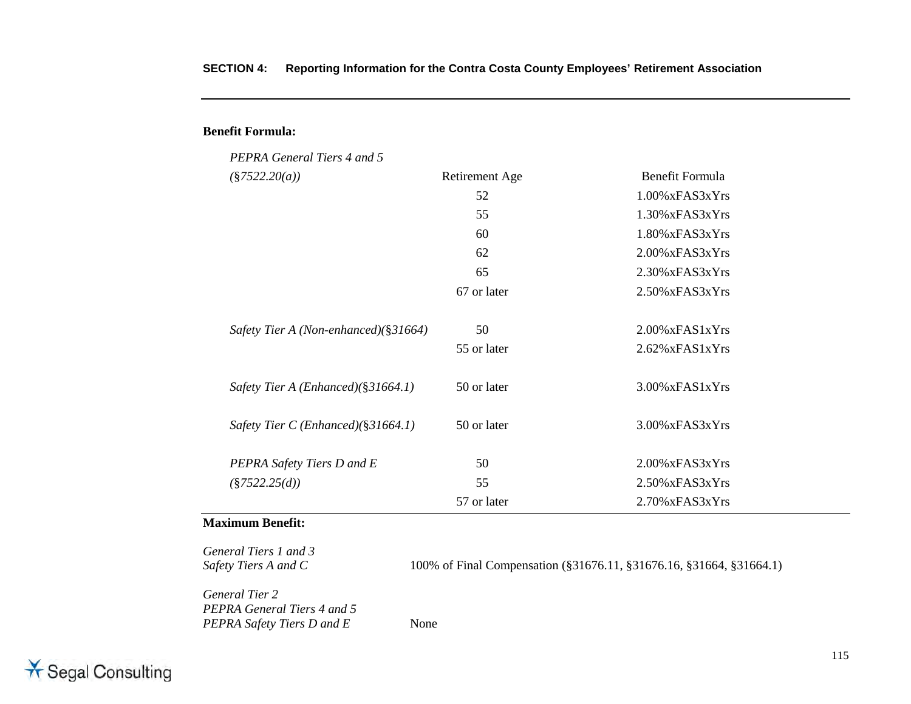**Benefit Formula:**

| | Retirement Age | Benefit Formula |
|---|---|---|
| *PEPRA General Tiers 4 and 5 (§7522.20(a))* | 52 | 1.00%xFAS3xYrs |
| | 55 | 1.30%xFAS3xYrs |
| | 60 | 1.80%xFAS3xYrs |
| | 62 | 2.00%xFAS3xYrs |
| | 65 | 2.30%xFAS3xYrs |
| | 67 or later | 2.50%xFAS3xYrs |
| *Safety Tier A (Non-enhanced)(§31664)* | 50 | 2.00%xFAS1xYrs |
| | 55 or later | 2.62%xFAS1xYrs |
| *Safety Tier A (Enhanced)(§31664.1)* | 50 or later | 3.00%xFAS1xYrs |
| *Safety Tier C (Enhanced)(§31664.1)* | 50 or later | 3.00%xFAS3xYrs |
| *PEPRA Safety Tiers D and E (§7522.25(d))* | 50 | 2.00%xFAS3xYrs |
| | 55 | 2.50%xFAS3xYrs |
| | 57 or later | 2.70%xFAS3xYrs |

**Maximum Benefit:**

| | |
|---|---|
| *General Tiers 1 and 3*<br>*Safety Tiers A and C* | 100% of Final Compensation (§31676.11, §31676.16, §31664, §31664.1) |
| *General Tier 2*<br>*PEPRA General Tiers 4 and 5*<br>*PEPRA Safety Tiers D and E* | None |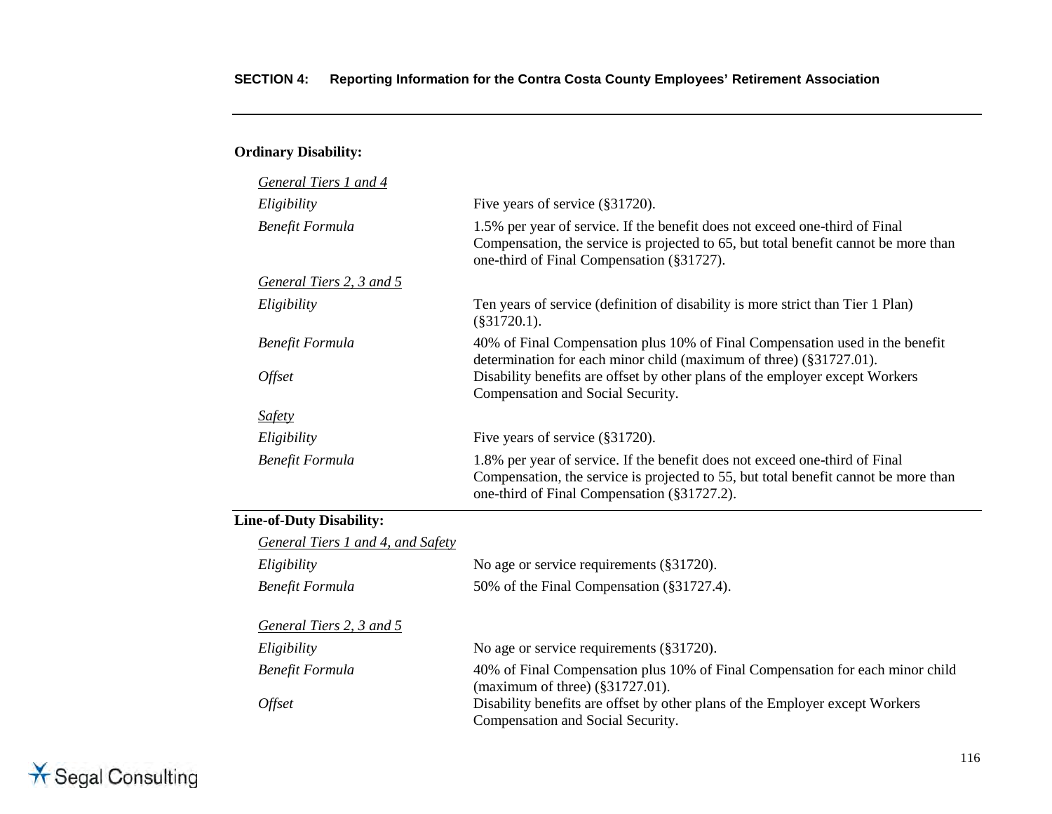**Ordinary Disability:**

*General Tiers 1 and 4*

| | |
|---|---|
| *Eligibility* | Five years of service (§31720). |
| *Benefit Formula* | 1.5% per year of service. If the benefit does not exceed one-third of Final Compensation, the service is projected to 65, but total benefit cannot be more than one-third of Final Compensation (§31727). |

*General Tiers 2, 3 and 5*

| | |
|---|---|
| *Eligibility* | Ten years of service (definition of disability is more strict than Tier 1 Plan) (§31720.1). |
| *Benefit Formula* | 40% of Final Compensation plus 10% of Final Compensation used in the benefit determination for each minor child (maximum of three) (§31727.01). |
| *Offset* | Disability benefits are offset by other plans of the employer except Workers Compensation and Social Security. |

*Safety*

| | |
|---|---|
| *Eligibility* | Five years of service (§31720). |
| *Benefit Formula* | 1.8% per year of service. If the benefit does not exceed one-third of Final Compensation, the service is projected to 55, but total benefit cannot be more than one-third of Final Compensation (§31727.2). |

**Line-of-Duty Disability:**

*General Tiers 1 and 4, and Safety*

| | |
|---|---|
| *Eligibility* | No age or service requirements (§31720). |
| *Benefit Formula* | 50% of the Final Compensation (§31727.4). |

*General Tiers 2, 3 and 5*

| | |
|---|---|
| *Eligibility* | No age or service requirements (§31720). |
| *Benefit Formula* | 40% of Final Compensation plus 10% of Final Compensation for each minor child (maximum of three) (§31727.01). |
| *Offset* | Disability benefits are offset by other plans of the Employer except Workers Compensation and Social Security. |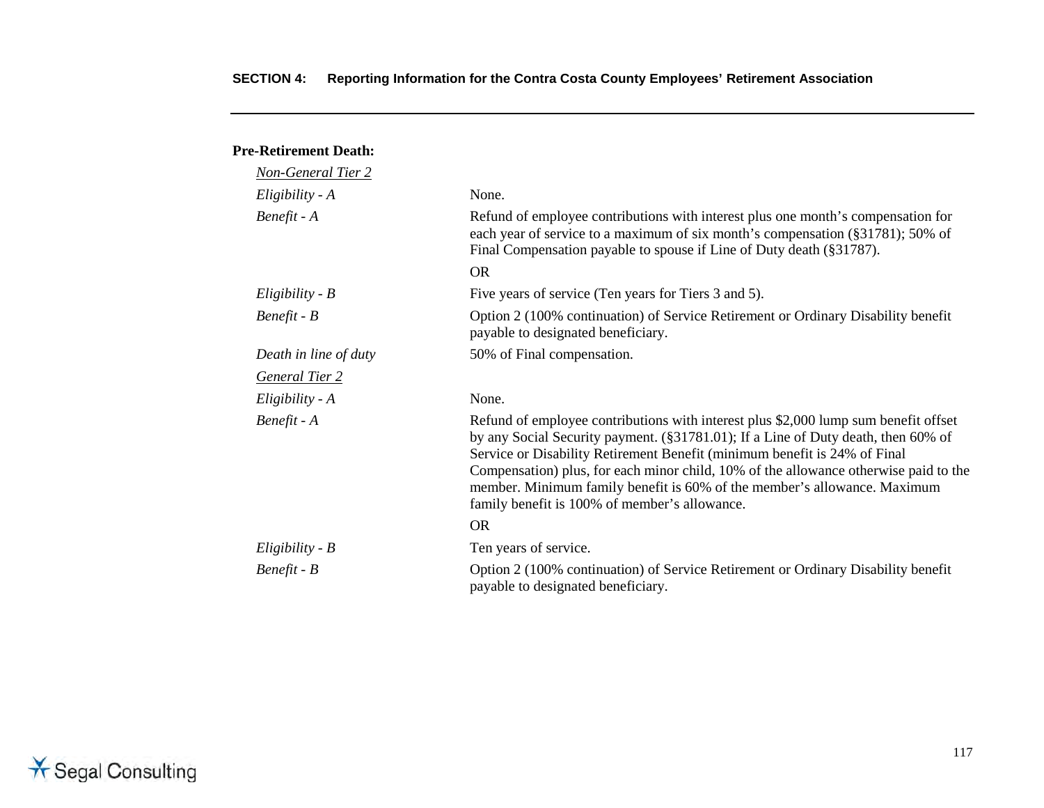**Pre-Retirement Death:**

*Non-General Tier 2*

| | |
|---|---|
| *Eligibility - A* | None. |
| *Benefit - A* | Refund of employee contributions with interest plus one month's compensation for each year of service to a maximum of six month's compensation (§31781); 50% of Final Compensation payable to spouse if Line of Duty death (§31787). |
| | OR |
| *Eligibility - B* | Five years of service (Ten years for Tiers 3 and 5). |
| *Benefit - B* | Option 2 (100% continuation) of Service Retirement or Ordinary Disability benefit payable to designated beneficiary. |
| *Death in line of duty* | 50% of Final compensation. |

*General Tier 2*

| | |
|---|---|
| *Eligibility - A* | None. |
| *Benefit - A* | Refund of employee contributions with interest plus $2,000 lump sum benefit offset by any Social Security payment. (§31781.01); If a Line of Duty death, then 60% of Service or Disability Retirement Benefit (minimum benefit is 24% of Final Compensation) plus, for each minor child, 10% of the allowance otherwise paid to the member. Minimum family benefit is 60% of the member's allowance. Maximum family benefit is 100% of member's allowance. |
| | OR |
| *Eligibility - B* | Ten years of service. |
| *Benefit - B* | Option 2 (100% continuation) of Service Retirement or Ordinary Disability benefit payable to designated beneficiary. |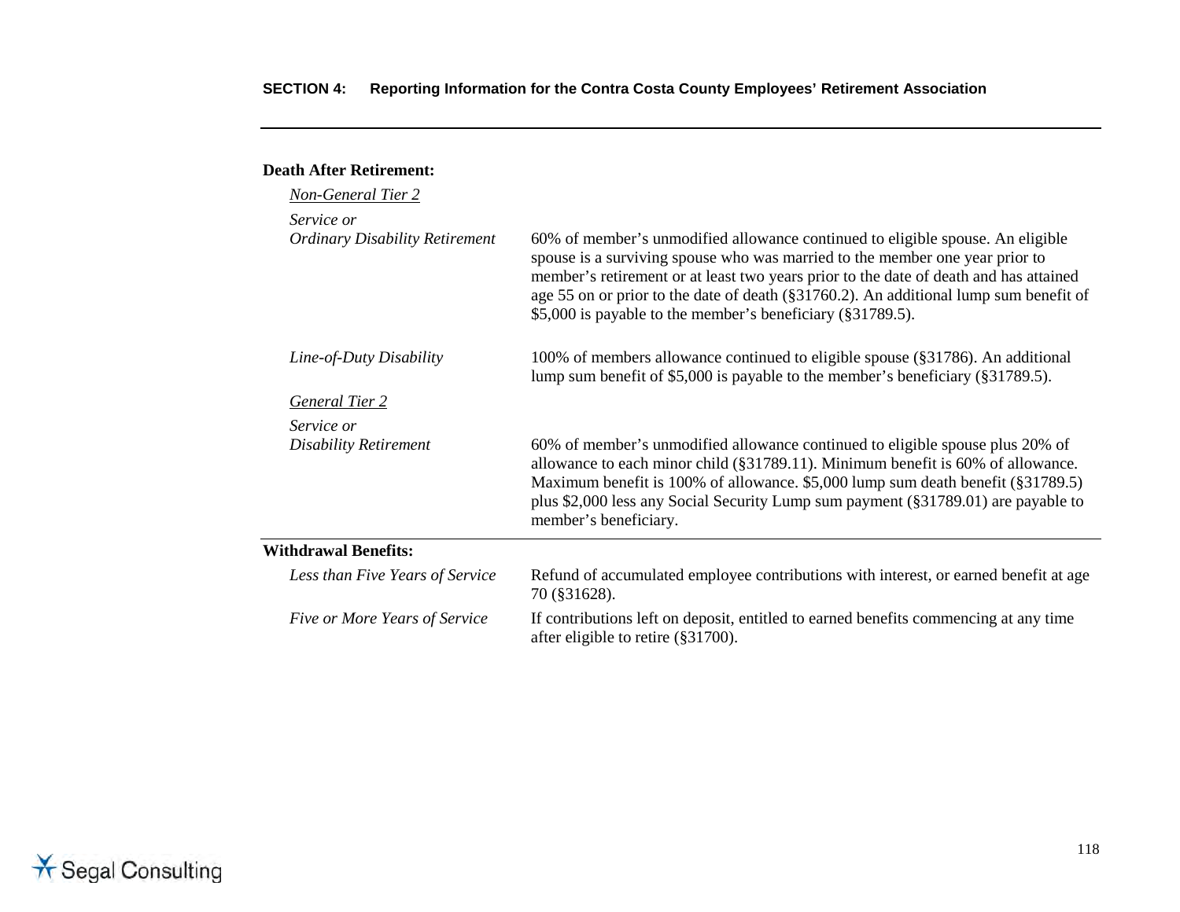**Death After Retirement:**

*Non-General Tier 2*

| | |
|---|---|
| *Service or Ordinary Disability Retirement* | 60% of member's unmodified allowance continued to eligible spouse. An eligible spouse is a surviving spouse who was married to the member one year prior to member's retirement or at least two years prior to the date of death and has attained age 55 on or prior to the date of death (§31760.2). An additional lump sum benefit of $5,000 is payable to the member's beneficiary (§31789.5). |
| *Line-of-Duty Disability* | 100% of members allowance continued to eligible spouse (§31786). An additional lump sum benefit of $5,000 is payable to the member's beneficiary (§31789.5). |

*General Tier 2*

| | |
|---|---|
| *Service or Disability Retirement* | 60% of member's unmodified allowance continued to eligible spouse plus 20% of allowance to each minor child (§31789.11). Minimum benefit is 60% of allowance. Maximum benefit is 100% of allowance. $5,000 lump sum death benefit (§31789.5) plus $2,000 less any Social Security Lump sum payment (§31789.01) are payable to member's beneficiary. |

**Withdrawal Benefits:**

| | |
|---|---|
| *Less than Five Years of Service* | Refund of accumulated employee contributions with interest, or earned benefit at age 70 (§31628). |
| *Five or More Years of Service* | If contributions left on deposit, entitled to earned benefits commencing at any time after eligible to retire (§31700). |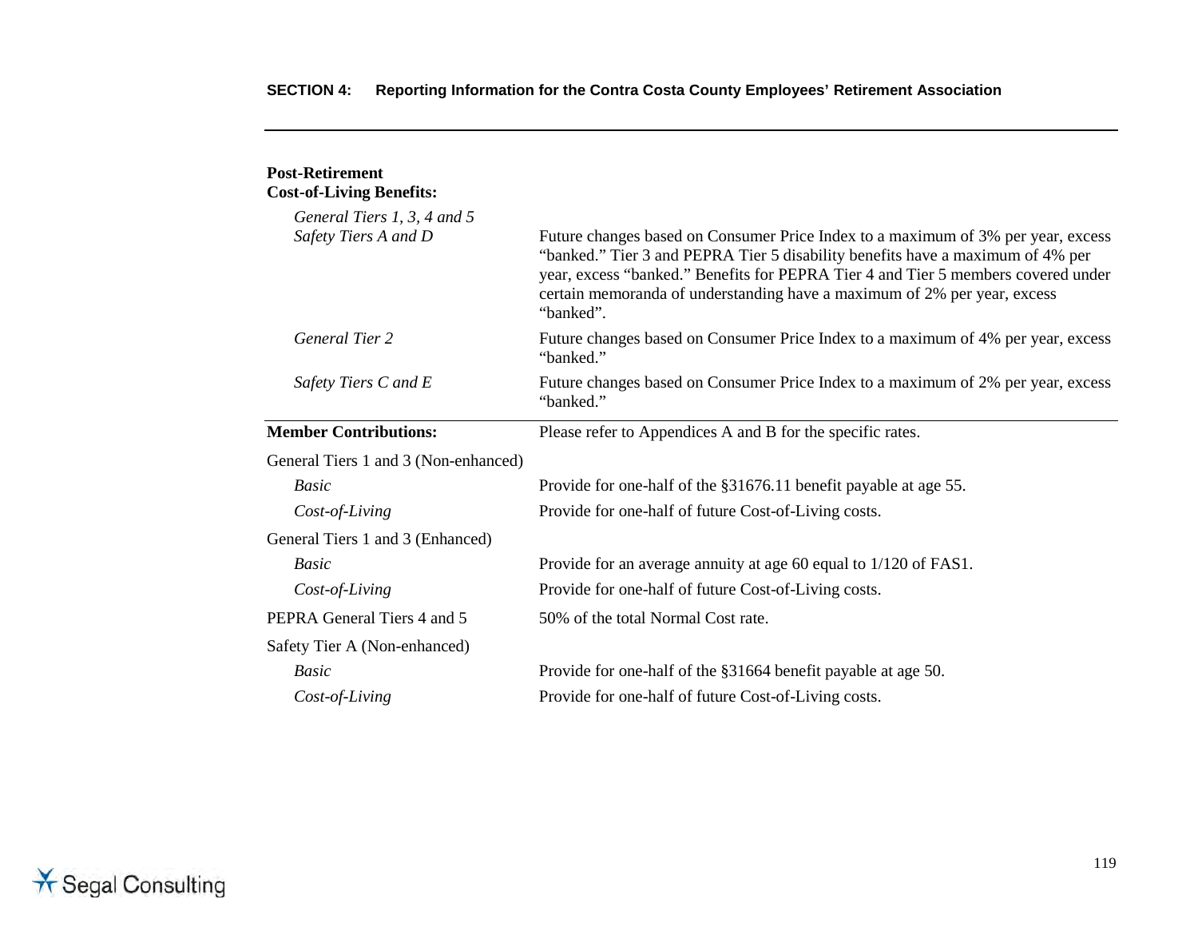**Post-Retirement Cost-of-Living Benefits:**

| | |
|---|---|
| *General Tiers 1, 3, 4 and 5*<br>*Safety Tiers A and D* | Future changes based on Consumer Price Index to a maximum of 3% per year, excess "banked." Tier 3 and PEPRA Tier 5 disability benefits have a maximum of 4% per year, excess "banked." Benefits for PEPRA Tier 4 and Tier 5 members covered under certain memoranda of understanding have a maximum of 2% per year, excess "banked". |
| *General Tier 2* | Future changes based on Consumer Price Index to a maximum of 4% per year, excess "banked." |
| *Safety Tiers C and E* | Future changes based on Consumer Price Index to a maximum of 2% per year, excess "banked." |

**Member Contributions:** Please refer to Appendices A and B for the specific rates.

| | |
|---|---|
| General Tiers 1 and 3 (Non-enhanced) | |
| *Basic* | Provide for one-half of the §31676.11 benefit payable at age 55. |
| *Cost-of-Living* | Provide for one-half of future Cost-of-Living costs. |
| General Tiers 1 and 3 (Enhanced) | |
| *Basic* | Provide for an average annuity at age 60 equal to 1/120 of FAS1. |
| *Cost-of-Living* | Provide for one-half of future Cost-of-Living costs. |
| PEPRA General Tiers 4 and 5 | 50% of the total Normal Cost rate. |
| Safety Tier A (Non-enhanced) | |
| *Basic* | Provide for one-half of the §31664 benefit payable at age 50. |
| *Cost-of-Living* | Provide for one-half of future Cost-of-Living costs. |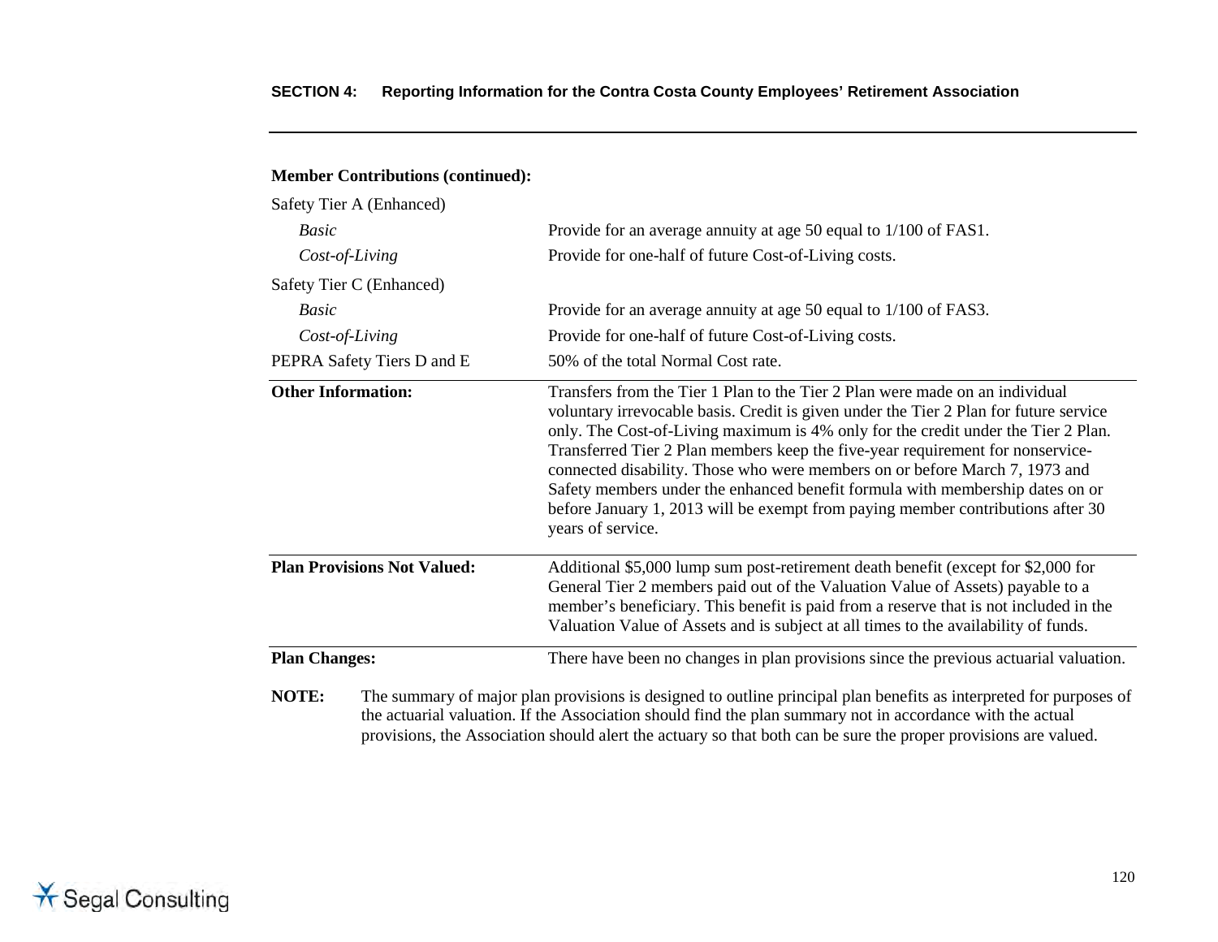**Member Contributions (continued):**

| | |
|---|---|
| Safety Tier A (Enhanced) | |
| *Basic* | Provide for an average annuity at age 50 equal to 1/100 of FAS1. |
| *Cost-of-Living* | Provide for one-half of future Cost-of-Living costs. |
| Safety Tier C (Enhanced) | |
| *Basic* | Provide for an average annuity at age 50 equal to 1/100 of FAS3. |
| *Cost-of-Living* | Provide for one-half of future Cost-of-Living costs. |
| PEPRA Safety Tiers D and E | 50% of the total Normal Cost rate. |
| **Other Information:** | Transfers from the Tier 1 Plan to the Tier 2 Plan were made on an individual voluntary irrevocable basis. Credit is given under the Tier 2 Plan for future service only. The Cost-of-Living maximum is 4% only for the credit under the Tier 2 Plan. Transferred Tier 2 Plan members keep the five-year requirement for nonservice-connected disability. Those who were members on or before March 7, 1973 and Safety members under the enhanced benefit formula with membership dates on or before January 1, 2013 will be exempt from paying member contributions after 30 years of service. |
| **Plan Provisions Not Valued:** | Additional $5,000 lump sum post-retirement death benefit (except for $2,000 for General Tier 2 members paid out of the Valuation Value of Assets) payable to a member's beneficiary. This benefit is paid from a reserve that is not included in the Valuation Value of Assets and is subject at all times to the availability of funds. |
| **Plan Changes:** | There have been no changes in plan provisions since the previous actuarial valuation. |

**NOTE:** The summary of major plan provisions is designed to outline principal plan benefits as interpreted for purposes of the actuarial valuation. If the Association should find the plan summary not in accordance with the actual provisions, the Association should alert the actuary so that both can be sure the proper provisions are valued.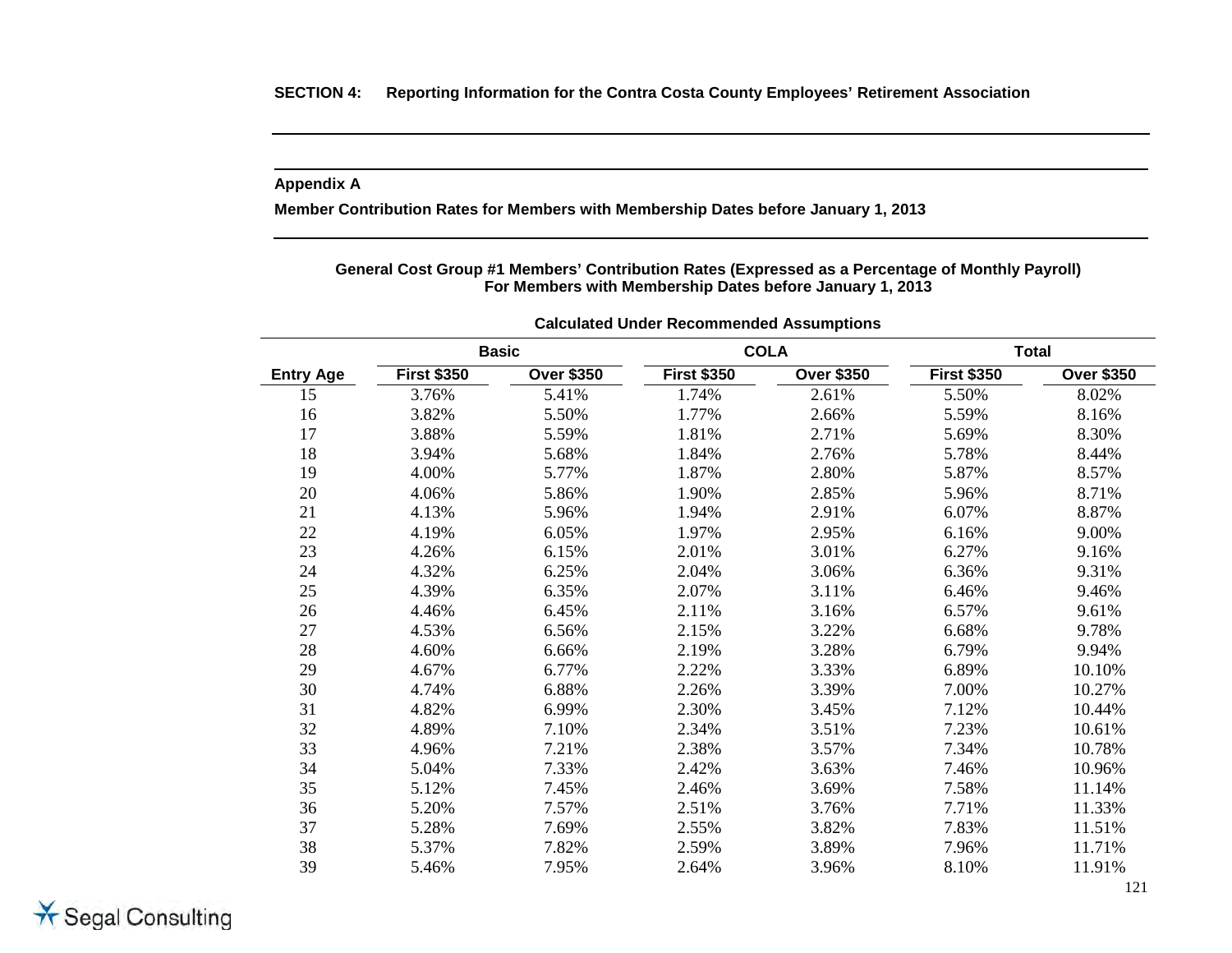**SECTION 4: Reporting Information for the Contra Costa County Employees' Retirement Association**

**Appendix A**

**Member Contribution Rates for Members with Membership Dates before January 1, 2013**

**General Cost Group #1 Members' Contribution Rates (Expressed as a Percentage of Monthly Payroll)
For Members with Membership Dates before January 1, 2013**

**Calculated Under Recommended Assumptions**

| | Basic | | COLA | | Total | |
|---|---|---|---|---|---|---|
| **Entry Age** | **First $350** | **Over $350** | **First $350** | **Over $350** | **First $350** | **Over $350** |
| 15 | 3.76% | 5.41% | 1.74% | 2.61% | 5.50% | 8.02% |
| 16 | 3.82% | 5.50% | 1.77% | 2.66% | 5.59% | 8.16% |
| 17 | 3.88% | 5.59% | 1.81% | 2.71% | 5.69% | 8.30% |
| 18 | 3.94% | 5.68% | 1.84% | 2.76% | 5.78% | 8.44% |
| 19 | 4.00% | 5.77% | 1.87% | 2.80% | 5.87% | 8.57% |
| 20 | 4.06% | 5.86% | 1.90% | 2.85% | 5.96% | 8.71% |
| 21 | 4.13% | 5.96% | 1.94% | 2.91% | 6.07% | 8.87% |
| 22 | 4.19% | 6.05% | 1.97% | 2.95% | 6.16% | 9.00% |
| 23 | 4.26% | 6.15% | 2.01% | 3.01% | 6.27% | 9.16% |
| 24 | 4.32% | 6.25% | 2.04% | 3.06% | 6.36% | 9.31% |
| 25 | 4.39% | 6.35% | 2.07% | 3.11% | 6.46% | 9.46% |
| 26 | 4.46% | 6.45% | 2.11% | 3.16% | 6.57% | 9.61% |
| 27 | 4.53% | 6.56% | 2.15% | 3.22% | 6.68% | 9.78% |
| 28 | 4.60% | 6.66% | 2.19% | 3.28% | 6.79% | 9.94% |
| 29 | 4.67% | 6.77% | 2.22% | 3.33% | 6.89% | 10.10% |
| 30 | 4.74% | 6.88% | 2.26% | 3.39% | 7.00% | 10.27% |
| 31 | 4.82% | 6.99% | 2.30% | 3.45% | 7.12% | 10.44% |
| 32 | 4.89% | 7.10% | 2.34% | 3.51% | 7.23% | 10.61% |
| 33 | 4.96% | 7.21% | 2.38% | 3.57% | 7.34% | 10.78% |
| 34 | 5.04% | 7.33% | 2.42% | 3.63% | 7.46% | 10.96% |
| 35 | 5.12% | 7.45% | 2.46% | 3.69% | 7.58% | 11.14% |
| 36 | 5.20% | 7.57% | 2.51% | 3.76% | 7.71% | 11.33% |
| 37 | 5.28% | 7.69% | 2.55% | 3.82% | 7.83% | 11.51% |
| 38 | 5.37% | 7.82% | 2.59% | 3.89% | 7.96% | 11.71% |
| 39 | 5.46% | 7.95% | 2.64% | 3.96% | 8.10% | 11.91% |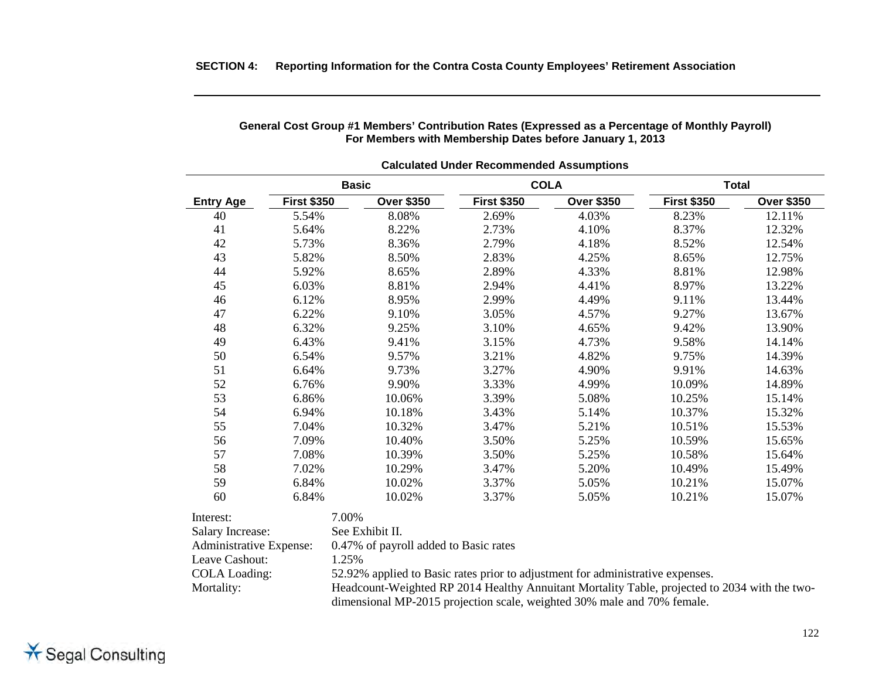## SECTION 4: Reporting Information for the Contra Costa County Employees' Retirement Association

### General Cost Group #1 Members' Contribution Rates (Expressed as a Percentage of Monthly Payroll) For Members with Membership Dates before January 1, 2013

**Calculated Under Recommended Assumptions**

| | Basic | | COLA | | Total | |
|---|---|---|---|---|---|---|
| **Entry Age** | **First $350** | **Over $350** | **First $350** | **Over $350** | **First $350** | **Over $350** |
| 40 | 5.54% | 8.08% | 2.69% | 4.03% | 8.23% | 12.11% |
| 41 | 5.64% | 8.22% | 2.73% | 4.10% | 8.37% | 12.32% |
| 42 | 5.73% | 8.36% | 2.79% | 4.18% | 8.52% | 12.54% |
| 43 | 5.82% | 8.50% | 2.83% | 4.25% | 8.65% | 12.75% |
| 44 | 5.92% | 8.65% | 2.89% | 4.33% | 8.81% | 12.98% |
| 45 | 6.03% | 8.81% | 2.94% | 4.41% | 8.97% | 13.22% |
| 46 | 6.12% | 8.95% | 2.99% | 4.49% | 9.11% | 13.44% |
| 47 | 6.22% | 9.10% | 3.05% | 4.57% | 9.27% | 13.67% |
| 48 | 6.32% | 9.25% | 3.10% | 4.65% | 9.42% | 13.90% |
| 49 | 6.43% | 9.41% | 3.15% | 4.73% | 9.58% | 14.14% |
| 50 | 6.54% | 9.57% | 3.21% | 4.82% | 9.75% | 14.39% |
| 51 | 6.64% | 9.73% | 3.27% | 4.90% | 9.91% | 14.63% |
| 52 | 6.76% | 9.90% | 3.33% | 4.99% | 10.09% | 14.89% |
| 53 | 6.86% | 10.06% | 3.39% | 5.08% | 10.25% | 15.14% |
| 54 | 6.94% | 10.18% | 3.43% | 5.14% | 10.37% | 15.32% |
| 55 | 7.04% | 10.32% | 3.47% | 5.21% | 10.51% | 15.53% |
| 56 | 7.09% | 10.40% | 3.50% | 5.25% | 10.59% | 15.65% |
| 57 | 7.08% | 10.39% | 3.50% | 5.25% | 10.58% | 15.64% |
| 58 | 7.02% | 10.29% | 3.47% | 5.20% | 10.49% | 15.49% |
| 59 | 6.84% | 10.02% | 3.37% | 5.05% | 10.21% | 15.07% |
| 60 | 6.84% | 10.02% | 3.37% | 5.05% | 10.21% | 15.07% |

| | |
|---|---|
| Interest: | 7.00% |
| Salary Increase: | See Exhibit II. |
| Administrative Expense: | 0.47% of payroll added to Basic rates |
| Leave Cashout: | 1.25% |
| COLA Loading: | 52.92% applied to Basic rates prior to adjustment for administrative expenses. |
| Mortality: | Headcount-Weighted RP 2014 Healthy Annuitant Mortality Table, projected to 2034 with the two-dimensional MP-2015 projection scale, weighted 30% male and 70% female. |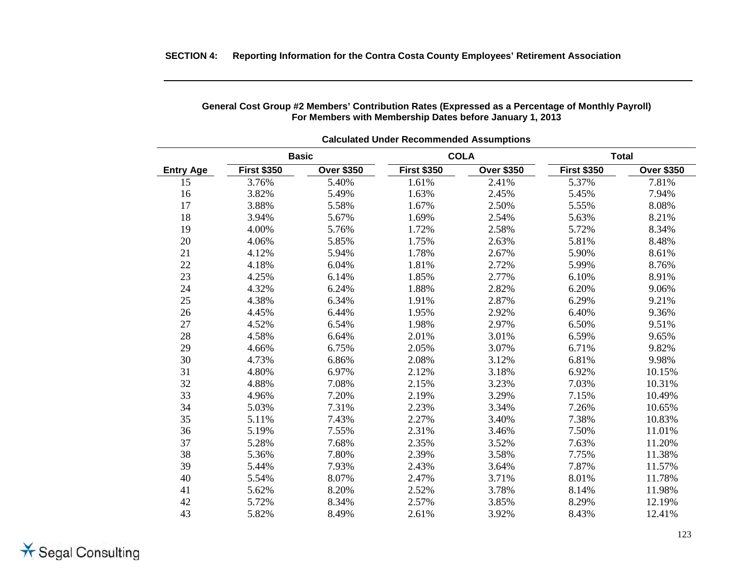**SECTION 4: Reporting Information for the Contra Costa County Employees' Retirement Association**

**General Cost Group #2 Members' Contribution Rates (Expressed as a Percentage of Monthly Payroll)**
**For Members with Membership Dates before January 1, 2013**

**Calculated Under Recommended Assumptions**

| | Basic | | COLA | | Total | |
|---|---|---|---|---|---|---|
| **Entry Age** | **First $350** | **Over $350** | **First $350** | **Over $350** | **First $350** | **Over $350** |
| 15 | 3.76% | 5.40% | 1.61% | 2.41% | 5.37% | 7.81% |
| 16 | 3.82% | 5.49% | 1.63% | 2.45% | 5.45% | 7.94% |
| 17 | 3.88% | 5.58% | 1.67% | 2.50% | 5.55% | 8.08% |
| 18 | 3.94% | 5.67% | 1.69% | 2.54% | 5.63% | 8.21% |
| 19 | 4.00% | 5.76% | 1.72% | 2.58% | 5.72% | 8.34% |
| 20 | 4.06% | 5.85% | 1.75% | 2.63% | 5.81% | 8.48% |
| 21 | 4.12% | 5.94% | 1.78% | 2.67% | 5.90% | 8.61% |
| 22 | 4.18% | 6.04% | 1.81% | 2.72% | 5.99% | 8.76% |
| 23 | 4.25% | 6.14% | 1.85% | 2.77% | 6.10% | 8.91% |
| 24 | 4.32% | 6.24% | 1.88% | 2.82% | 6.20% | 9.06% |
| 25 | 4.38% | 6.34% | 1.91% | 2.87% | 6.29% | 9.21% |
| 26 | 4.45% | 6.44% | 1.95% | 2.92% | 6.40% | 9.36% |
| 27 | 4.52% | 6.54% | 1.98% | 2.97% | 6.50% | 9.51% |
| 28 | 4.58% | 6.64% | 2.01% | 3.01% | 6.59% | 9.65% |
| 29 | 4.66% | 6.75% | 2.05% | 3.07% | 6.71% | 9.82% |
| 30 | 4.73% | 6.86% | 2.08% | 3.12% | 6.81% | 9.98% |
| 31 | 4.80% | 6.97% | 2.12% | 3.18% | 6.92% | 10.15% |
| 32 | 4.88% | 7.08% | 2.15% | 3.23% | 7.03% | 10.31% |
| 33 | 4.96% | 7.20% | 2.19% | 3.29% | 7.15% | 10.49% |
| 34 | 5.03% | 7.31% | 2.23% | 3.34% | 7.26% | 10.65% |
| 35 | 5.11% | 7.43% | 2.27% | 3.40% | 7.38% | 10.83% |
| 36 | 5.19% | 7.55% | 2.31% | 3.46% | 7.50% | 11.01% |
| 37 | 5.28% | 7.68% | 2.35% | 3.52% | 7.63% | 11.20% |
| 38 | 5.36% | 7.80% | 2.39% | 3.58% | 7.75% | 11.38% |
| 39 | 5.44% | 7.93% | 2.43% | 3.64% | 7.87% | 11.57% |
| 40 | 5.54% | 8.07% | 2.47% | 3.71% | 8.01% | 11.78% |
| 41 | 5.62% | 8.20% | 2.52% | 3.78% | 8.14% | 11.98% |
| 42 | 5.72% | 8.34% | 2.57% | 3.85% | 8.29% | 12.19% |
| 43 | 5.82% | 8.49% | 2.61% | 3.92% | 8.43% | 12.41% |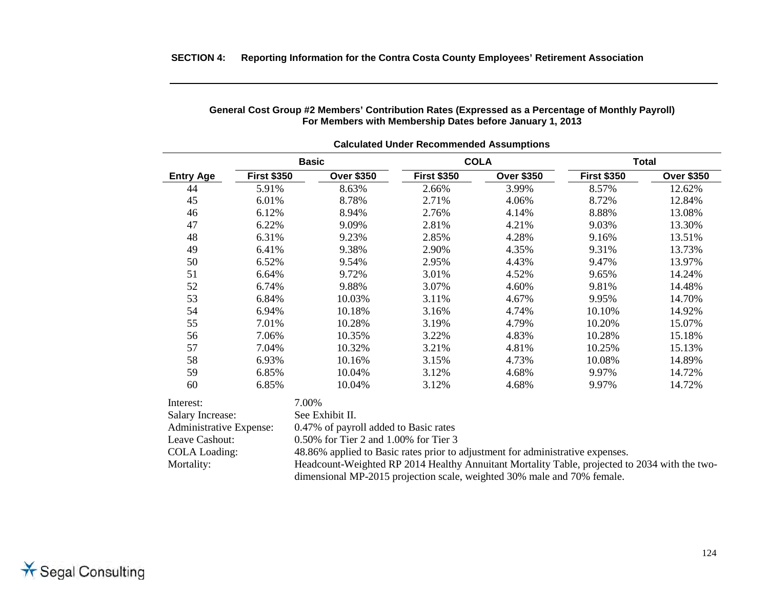**General Cost Group #2 Members' Contribution Rates (Expressed as a Percentage of Monthly Payroll)**
**For Members with Membership Dates before January 1, 2013**

**Calculated Under Recommended Assumptions**

| | Basic | | COLA | | Total | |
|---|---|---|---|---|---|---|
| **Entry Age** | **First $350** | **Over $350** | **First $350** | **Over $350** | **First $350** | **Over $350** |
| 44 | 5.91% | 8.63% | 2.66% | 3.99% | 8.57% | 12.62% |
| 45 | 6.01% | 8.78% | 2.71% | 4.06% | 8.72% | 12.84% |
| 46 | 6.12% | 8.94% | 2.76% | 4.14% | 8.88% | 13.08% |
| 47 | 6.22% | 9.09% | 2.81% | 4.21% | 9.03% | 13.30% |
| 48 | 6.31% | 9.23% | 2.85% | 4.28% | 9.16% | 13.51% |
| 49 | 6.41% | 9.38% | 2.90% | 4.35% | 9.31% | 13.73% |
| 50 | 6.52% | 9.54% | 2.95% | 4.43% | 9.47% | 13.97% |
| 51 | 6.64% | 9.72% | 3.01% | 4.52% | 9.65% | 14.24% |
| 52 | 6.74% | 9.88% | 3.07% | 4.60% | 9.81% | 14.48% |
| 53 | 6.84% | 10.03% | 3.11% | 4.67% | 9.95% | 14.70% |
| 54 | 6.94% | 10.18% | 3.16% | 4.74% | 10.10% | 14.92% |
| 55 | 7.01% | 10.28% | 3.19% | 4.79% | 10.20% | 15.07% |
| 56 | 7.06% | 10.35% | 3.22% | 4.83% | 10.28% | 15.18% |
| 57 | 7.04% | 10.32% | 3.21% | 4.81% | 10.25% | 15.13% |
| 58 | 6.93% | 10.16% | 3.15% | 4.73% | 10.08% | 14.89% |
| 59 | 6.85% | 10.04% | 3.12% | 4.68% | 9.97% | 14.72% |
| 60 | 6.85% | 10.04% | 3.12% | 4.68% | 9.97% | 14.72% |

| | |
|---|---|
| Interest: | 7.00% |
| Salary Increase: | See Exhibit II. |
| Administrative Expense: | 0.47% of payroll added to Basic rates |
| Leave Cashout: | 0.50% for Tier 2 and 1.00% for Tier 3 |
| COLA Loading: | 48.86% applied to Basic rates prior to adjustment for administrative expenses. |
| Mortality: | Headcount-Weighted RP 2014 Healthy Annuitant Mortality Table, projected to 2034 with the two-dimensional MP-2015 projection scale, weighted 30% male and 70% female. |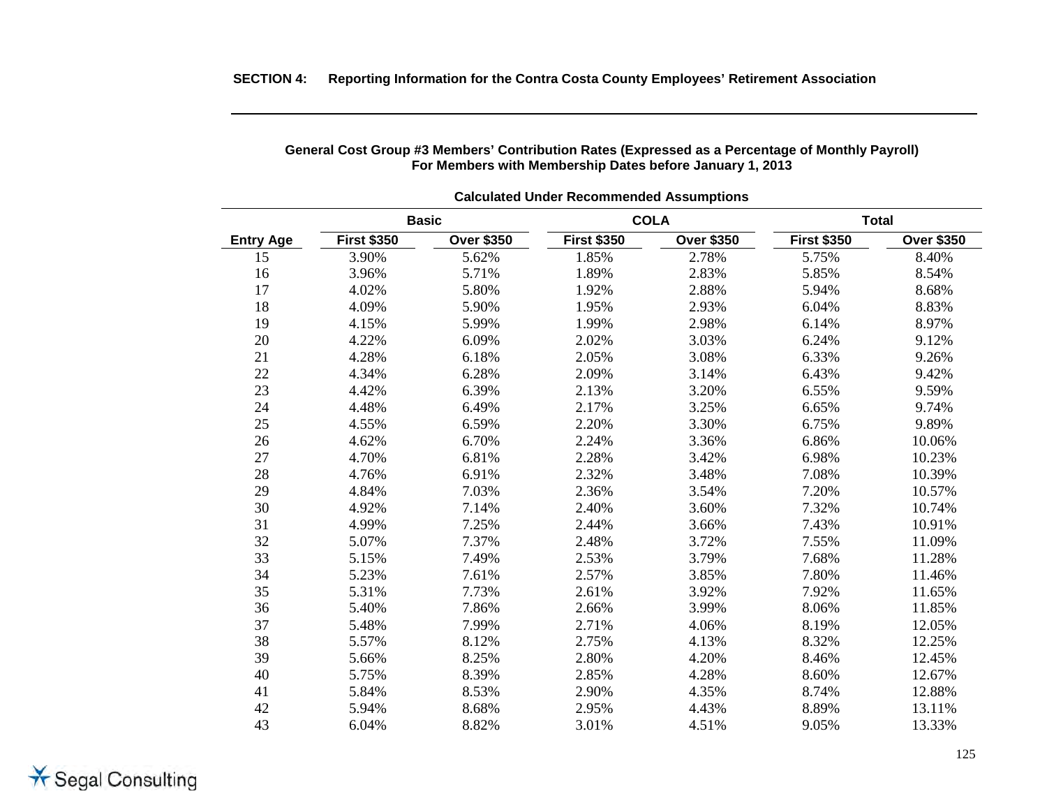**SECTION 4: Reporting Information for the Contra Costa County Employees' Retirement Association**

**General Cost Group #3 Members' Contribution Rates (Expressed as a Percentage of Monthly Payroll)**
**For Members with Membership Dates before January 1, 2013**

**Calculated Under Recommended Assumptions**

| | Basic | | COLA | | Total | |
|---|---|---|---|---|---|---|
| **Entry Age** | **First $350** | **Over $350** | **First $350** | **Over $350** | **First $350** | **Over $350** |
| 15 | 3.90% | 5.62% | 1.85% | 2.78% | 5.75% | 8.40% |
| 16 | 3.96% | 5.71% | 1.89% | 2.83% | 5.85% | 8.54% |
| 17 | 4.02% | 5.80% | 1.92% | 2.88% | 5.94% | 8.68% |
| 18 | 4.09% | 5.90% | 1.95% | 2.93% | 6.04% | 8.83% |
| 19 | 4.15% | 5.99% | 1.99% | 2.98% | 6.14% | 8.97% |
| 20 | 4.22% | 6.09% | 2.02% | 3.03% | 6.24% | 9.12% |
| 21 | 4.28% | 6.18% | 2.05% | 3.08% | 6.33% | 9.26% |
| 22 | 4.34% | 6.28% | 2.09% | 3.14% | 6.43% | 9.42% |
| 23 | 4.42% | 6.39% | 2.13% | 3.20% | 6.55% | 9.59% |
| 24 | 4.48% | 6.49% | 2.17% | 3.25% | 6.65% | 9.74% |
| 25 | 4.55% | 6.59% | 2.20% | 3.30% | 6.75% | 9.89% |
| 26 | 4.62% | 6.70% | 2.24% | 3.36% | 6.86% | 10.06% |
| 27 | 4.70% | 6.81% | 2.28% | 3.42% | 6.98% | 10.23% |
| 28 | 4.76% | 6.91% | 2.32% | 3.48% | 7.08% | 10.39% |
| 29 | 4.84% | 7.03% | 2.36% | 3.54% | 7.20% | 10.57% |
| 30 | 4.92% | 7.14% | 2.40% | 3.60% | 7.32% | 10.74% |
| 31 | 4.99% | 7.25% | 2.44% | 3.66% | 7.43% | 10.91% |
| 32 | 5.07% | 7.37% | 2.48% | 3.72% | 7.55% | 11.09% |
| 33 | 5.15% | 7.49% | 2.53% | 3.79% | 7.68% | 11.28% |
| 34 | 5.23% | 7.61% | 2.57% | 3.85% | 7.80% | 11.46% |
| 35 | 5.31% | 7.73% | 2.61% | 3.92% | 7.92% | 11.65% |
| 36 | 5.40% | 7.86% | 2.66% | 3.99% | 8.06% | 11.85% |
| 37 | 5.48% | 7.99% | 2.71% | 4.06% | 8.19% | 12.05% |
| 38 | 5.57% | 8.12% | 2.75% | 4.13% | 8.32% | 12.25% |
| 39 | 5.66% | 8.25% | 2.80% | 4.20% | 8.46% | 12.45% |
| 40 | 5.75% | 8.39% | 2.85% | 4.28% | 8.60% | 12.67% |
| 41 | 5.84% | 8.53% | 2.90% | 4.35% | 8.74% | 12.88% |
| 42 | 5.94% | 8.68% | 2.95% | 4.43% | 8.89% | 13.11% |
| 43 | 6.04% | 8.82% | 3.01% | 4.51% | 9.05% | 13.33% |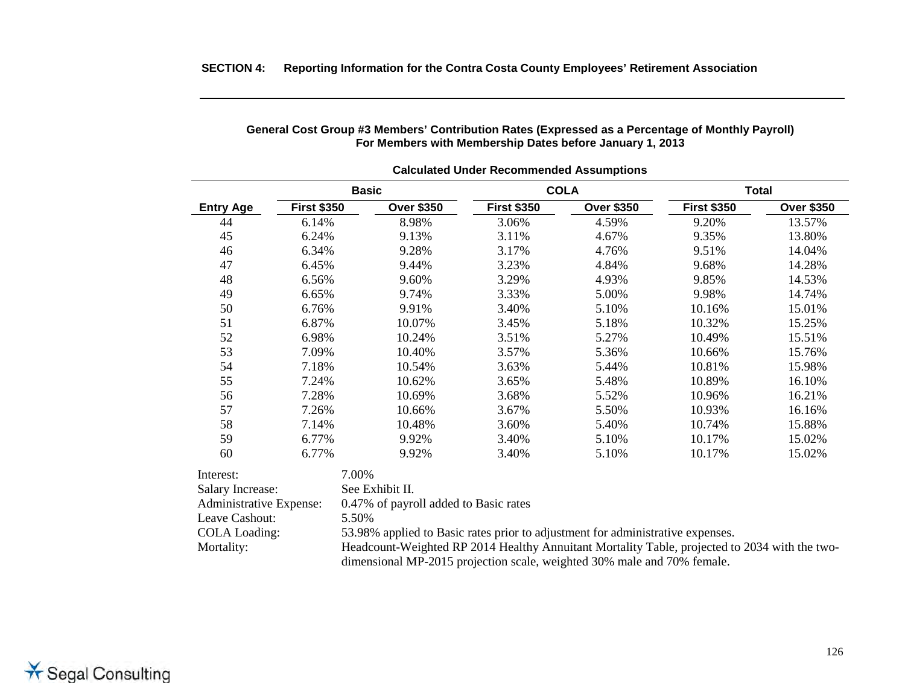### General Cost Group #3 Members' Contribution Rates (Expressed as a Percentage of Monthly Payroll) For Members with Membership Dates before January 1, 2013

**Calculated Under Recommended Assumptions**

| | Basic | | COLA | | Total | |
|---|---|---|---|---|---|---|
| **Entry Age** | **First $350** | **Over $350** | **First $350** | **Over $350** | **First $350** | **Over $350** |
| 44 | 6.14% | 8.98% | 3.06% | 4.59% | 9.20% | 13.57% |
| 45 | 6.24% | 9.13% | 3.11% | 4.67% | 9.35% | 13.80% |
| 46 | 6.34% | 9.28% | 3.17% | 4.76% | 9.51% | 14.04% |
| 47 | 6.45% | 9.44% | 3.23% | 4.84% | 9.68% | 14.28% |
| 48 | 6.56% | 9.60% | 3.29% | 4.93% | 9.85% | 14.53% |
| 49 | 6.65% | 9.74% | 3.33% | 5.00% | 9.98% | 14.74% |
| 50 | 6.76% | 9.91% | 3.40% | 5.10% | 10.16% | 15.01% |
| 51 | 6.87% | 10.07% | 3.45% | 5.18% | 10.32% | 15.25% |
| 52 | 6.98% | 10.24% | 3.51% | 5.27% | 10.49% | 15.51% |
| 53 | 7.09% | 10.40% | 3.57% | 5.36% | 10.66% | 15.76% |
| 54 | 7.18% | 10.54% | 3.63% | 5.44% | 10.81% | 15.98% |
| 55 | 7.24% | 10.62% | 3.65% | 5.48% | 10.89% | 16.10% |
| 56 | 7.28% | 10.69% | 3.68% | 5.52% | 10.96% | 16.21% |
| 57 | 7.26% | 10.66% | 3.67% | 5.50% | 10.93% | 16.16% |
| 58 | 7.14% | 10.48% | 3.60% | 5.40% | 10.74% | 15.88% |
| 59 | 6.77% | 9.92% | 3.40% | 5.10% | 10.17% | 15.02% |
| 60 | 6.77% | 9.92% | 3.40% | 5.10% | 10.17% | 15.02% |

Interest: 7.00%

Salary Increase: See Exhibit II.

Administrative Expense: 0.47% of payroll added to Basic rates

Leave Cashout: 5.50%

COLA Loading: 53.98% applied to Basic rates prior to adjustment for administrative expenses.

Mortality: Headcount-Weighted RP 2014 Healthy Annuitant Mortality Table, projected to 2034 with the two-dimensional MP-2015 projection scale, weighted 30% male and 70% female.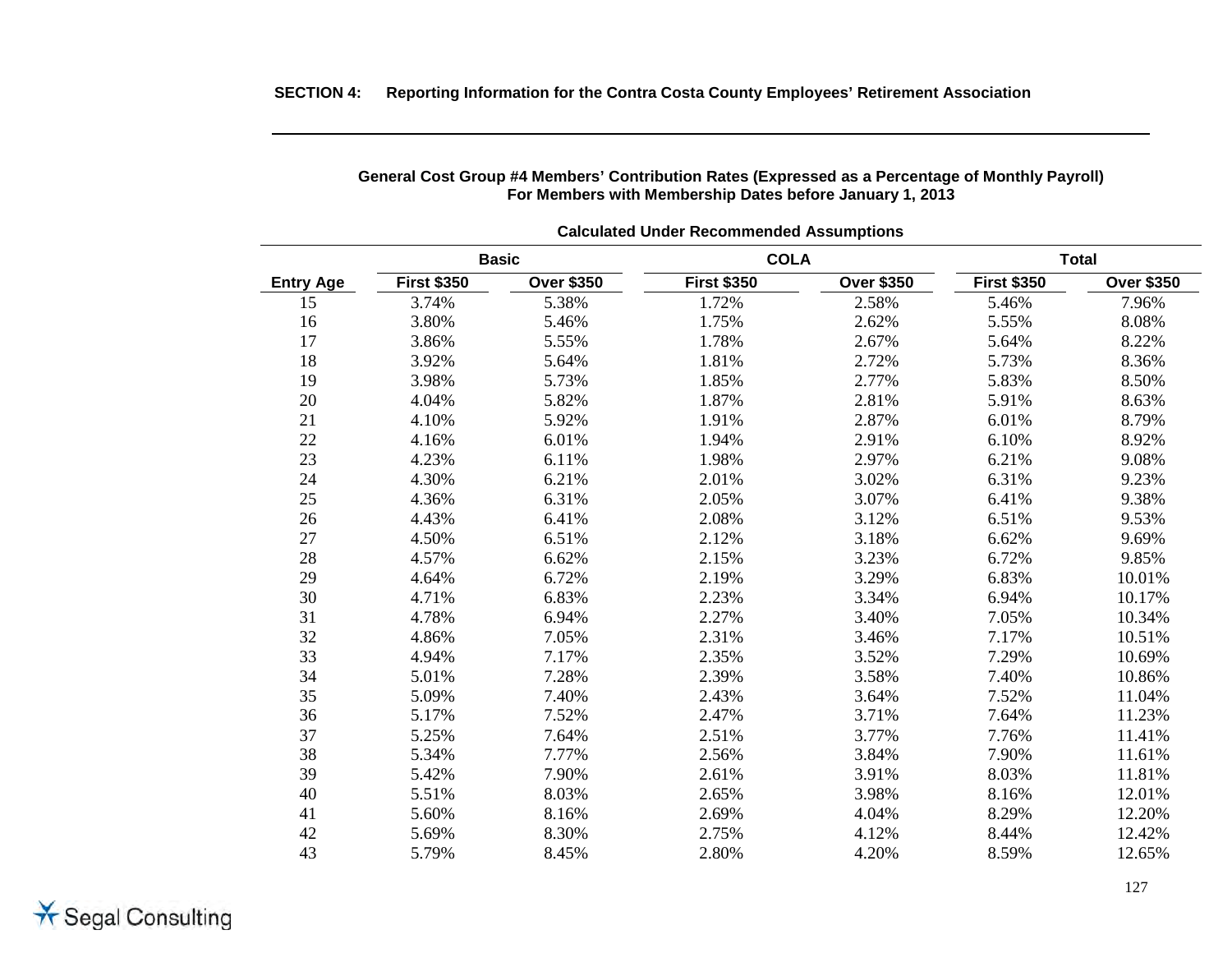**SECTION 4: Reporting Information for the Contra Costa County Employees' Retirement Association**

### General Cost Group #4 Members' Contribution Rates (Expressed as a Percentage of Monthly Payroll) For Members with Membership Dates before January 1, 2013

**Calculated Under Recommended Assumptions**

| | Basic | | COLA | | Total | |
|---|---|---|---|---|---|---|
| **Entry Age** | **First $350** | **Over $350** | **First $350** | **Over $350** | **First $350** | **Over $350** |
| 15 | 3.74% | 5.38% | 1.72% | 2.58% | 5.46% | 7.96% |
| 16 | 3.80% | 5.46% | 1.75% | 2.62% | 5.55% | 8.08% |
| 17 | 3.86% | 5.55% | 1.78% | 2.67% | 5.64% | 8.22% |
| 18 | 3.92% | 5.64% | 1.81% | 2.72% | 5.73% | 8.36% |
| 19 | 3.98% | 5.73% | 1.85% | 2.77% | 5.83% | 8.50% |
| 20 | 4.04% | 5.82% | 1.87% | 2.81% | 5.91% | 8.63% |
| 21 | 4.10% | 5.92% | 1.91% | 2.87% | 6.01% | 8.79% |
| 22 | 4.16% | 6.01% | 1.94% | 2.91% | 6.10% | 8.92% |
| 23 | 4.23% | 6.11% | 1.98% | 2.97% | 6.21% | 9.08% |
| 24 | 4.30% | 6.21% | 2.01% | 3.02% | 6.31% | 9.23% |
| 25 | 4.36% | 6.31% | 2.05% | 3.07% | 6.41% | 9.38% |
| 26 | 4.43% | 6.41% | 2.08% | 3.12% | 6.51% | 9.53% |
| 27 | 4.50% | 6.51% | 2.12% | 3.18% | 6.62% | 9.69% |
| 28 | 4.57% | 6.62% | 2.15% | 3.23% | 6.72% | 9.85% |
| 29 | 4.64% | 6.72% | 2.19% | 3.29% | 6.83% | 10.01% |
| 30 | 4.71% | 6.83% | 2.23% | 3.34% | 6.94% | 10.17% |
| 31 | 4.78% | 6.94% | 2.27% | 3.40% | 7.05% | 10.34% |
| 32 | 4.86% | 7.05% | 2.31% | 3.46% | 7.17% | 10.51% |
| 33 | 4.94% | 7.17% | 2.35% | 3.52% | 7.29% | 10.69% |
| 34 | 5.01% | 7.28% | 2.39% | 3.58% | 7.40% | 10.86% |
| 35 | 5.09% | 7.40% | 2.43% | 3.64% | 7.52% | 11.04% |
| 36 | 5.17% | 7.52% | 2.47% | 3.71% | 7.64% | 11.23% |
| 37 | 5.25% | 7.64% | 2.51% | 3.77% | 7.76% | 11.41% |
| 38 | 5.34% | 7.77% | 2.56% | 3.84% | 7.90% | 11.61% |
| 39 | 5.42% | 7.90% | 2.61% | 3.91% | 8.03% | 11.81% |
| 40 | 5.51% | 8.03% | 2.65% | 3.98% | 8.16% | 12.01% |
| 41 | 5.60% | 8.16% | 2.69% | 4.04% | 8.29% | 12.20% |
| 42 | 5.69% | 8.30% | 2.75% | 4.12% | 8.44% | 12.42% |
| 43 | 5.79% | 8.45% | 2.80% | 4.20% | 8.59% | 12.65% |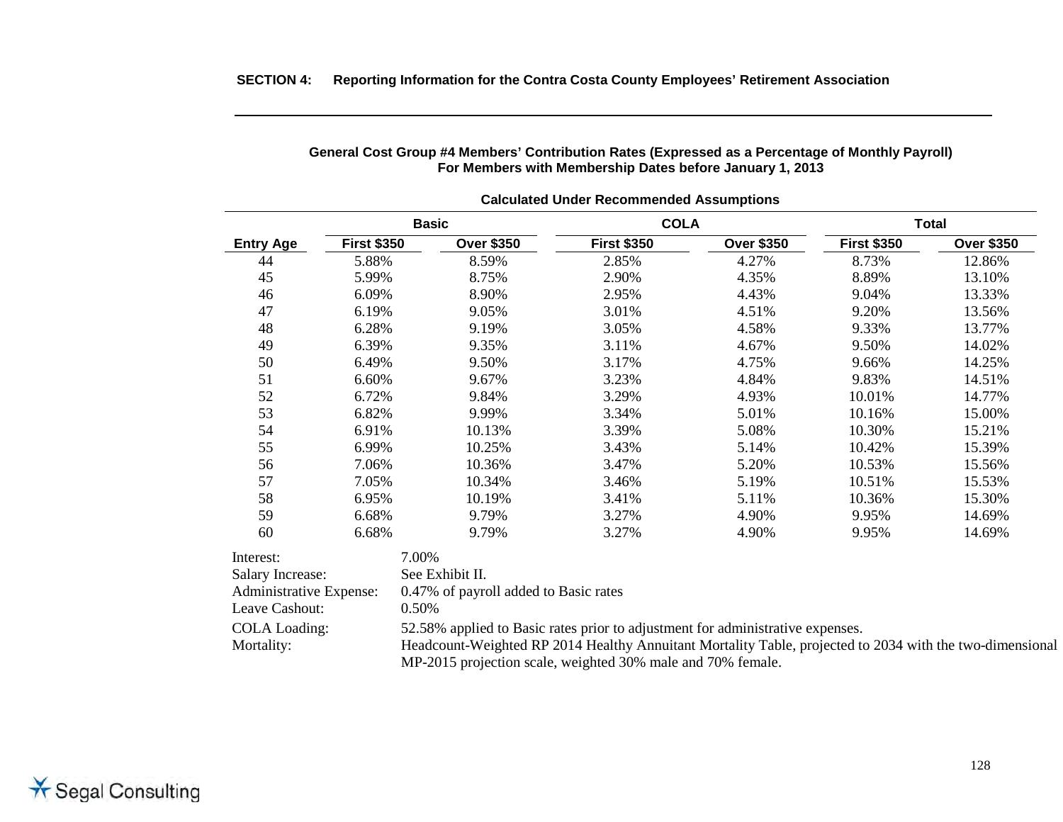**SECTION 4: Reporting Information for the Contra Costa County Employees' Retirement Association**

### General Cost Group #4 Members' Contribution Rates (Expressed as a Percentage of Monthly Payroll)
### For Members with Membership Dates before January 1, 2013

**Calculated Under Recommended Assumptions**

| | Basic | | COLA | | Total | |
|---|---|---|---|---|---|---|
| **Entry Age** | **First $350** | **Over $350** | **First $350** | **Over $350** | **First $350** | **Over $350** |
| 44 | 5.88% | 8.59% | 2.85% | 4.27% | 8.73% | 12.86% |
| 45 | 5.99% | 8.75% | 2.90% | 4.35% | 8.89% | 13.10% |
| 46 | 6.09% | 8.90% | 2.95% | 4.43% | 9.04% | 13.33% |
| 47 | 6.19% | 9.05% | 3.01% | 4.51% | 9.20% | 13.56% |
| 48 | 6.28% | 9.19% | 3.05% | 4.58% | 9.33% | 13.77% |
| 49 | 6.39% | 9.35% | 3.11% | 4.67% | 9.50% | 14.02% |
| 50 | 6.49% | 9.50% | 3.17% | 4.75% | 9.66% | 14.25% |
| 51 | 6.60% | 9.67% | 3.23% | 4.84% | 9.83% | 14.51% |
| 52 | 6.72% | 9.84% | 3.29% | 4.93% | 10.01% | 14.77% |
| 53 | 6.82% | 9.99% | 3.34% | 5.01% | 10.16% | 15.00% |
| 54 | 6.91% | 10.13% | 3.39% | 5.08% | 10.30% | 15.21% |
| 55 | 6.99% | 10.25% | 3.43% | 5.14% | 10.42% | 15.39% |
| 56 | 7.06% | 10.36% | 3.47% | 5.20% | 10.53% | 15.56% |
| 57 | 7.05% | 10.34% | 3.46% | 5.19% | 10.51% | 15.53% |
| 58 | 6.95% | 10.19% | 3.41% | 5.11% | 10.36% | 15.30% |
| 59 | 6.68% | 9.79% | 3.27% | 4.90% | 9.95% | 14.69% |
| 60 | 6.68% | 9.79% | 3.27% | 4.90% | 9.95% | 14.69% |

Interest: 7.00%

Salary Increase: See Exhibit II.

Administrative Expense: 0.47% of payroll added to Basic rates

Leave Cashout: 0.50%

COLA Loading: 52.58% applied to Basic rates prior to adjustment for administrative expenses.

Mortality: Headcount-Weighted RP 2014 Healthy Annuitant Mortality Table, projected to 2034 with the two-dimensional MP-2015 projection scale, weighted 30% male and 70% female.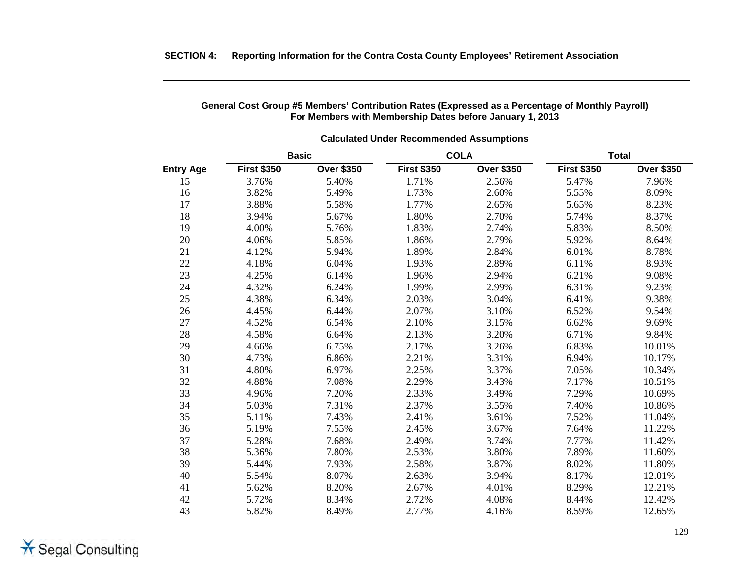**SECTION 4: Reporting Information for the Contra Costa County Employees' Retirement Association**

### General Cost Group #5 Members' Contribution Rates (Expressed as a Percentage of Monthly Payroll)
### For Members with Membership Dates before January 1, 2013

**Calculated Under Recommended Assumptions**

| | Basic | | COLA | | Total | |
|---|---|---|---|---|---|---|
| **Entry Age** | **First $350** | **Over $350** | **First $350** | **Over $350** | **First $350** | **Over $350** |
| 15 | 3.76% | 5.40% | 1.71% | 2.56% | 5.47% | 7.96% |
| 16 | 3.82% | 5.49% | 1.73% | 2.60% | 5.55% | 8.09% |
| 17 | 3.88% | 5.58% | 1.77% | 2.65% | 5.65% | 8.23% |
| 18 | 3.94% | 5.67% | 1.80% | 2.70% | 5.74% | 8.37% |
| 19 | 4.00% | 5.76% | 1.83% | 2.74% | 5.83% | 8.50% |
| 20 | 4.06% | 5.85% | 1.86% | 2.79% | 5.92% | 8.64% |
| 21 | 4.12% | 5.94% | 1.89% | 2.84% | 6.01% | 8.78% |
| 22 | 4.18% | 6.04% | 1.93% | 2.89% | 6.11% | 8.93% |
| 23 | 4.25% | 6.14% | 1.96% | 2.94% | 6.21% | 9.08% |
| 24 | 4.32% | 6.24% | 1.99% | 2.99% | 6.31% | 9.23% |
| 25 | 4.38% | 6.34% | 2.03% | 3.04% | 6.41% | 9.38% |
| 26 | 4.45% | 6.44% | 2.07% | 3.10% | 6.52% | 9.54% |
| 27 | 4.52% | 6.54% | 2.10% | 3.15% | 6.62% | 9.69% |
| 28 | 4.58% | 6.64% | 2.13% | 3.20% | 6.71% | 9.84% |
| 29 | 4.66% | 6.75% | 2.17% | 3.26% | 6.83% | 10.01% |
| 30 | 4.73% | 6.86% | 2.21% | 3.31% | 6.94% | 10.17% |
| 31 | 4.80% | 6.97% | 2.25% | 3.37% | 7.05% | 10.34% |
| 32 | 4.88% | 7.08% | 2.29% | 3.43% | 7.17% | 10.51% |
| 33 | 4.96% | 7.20% | 2.33% | 3.49% | 7.29% | 10.69% |
| 34 | 5.03% | 7.31% | 2.37% | 3.55% | 7.40% | 10.86% |
| 35 | 5.11% | 7.43% | 2.41% | 3.61% | 7.52% | 11.04% |
| 36 | 5.19% | 7.55% | 2.45% | 3.67% | 7.64% | 11.22% |
| 37 | 5.28% | 7.68% | 2.49% | 3.74% | 7.77% | 11.42% |
| 38 | 5.36% | 7.80% | 2.53% | 3.80% | 7.89% | 11.60% |
| 39 | 5.44% | 7.93% | 2.58% | 3.87% | 8.02% | 11.80% |
| 40 | 5.54% | 8.07% | 2.63% | 3.94% | 8.17% | 12.01% |
| 41 | 5.62% | 8.20% | 2.67% | 4.01% | 8.29% | 12.21% |
| 42 | 5.72% | 8.34% | 2.72% | 4.08% | 8.44% | 12.42% |
| 43 | 5.82% | 8.49% | 2.77% | 4.16% | 8.59% | 12.65% |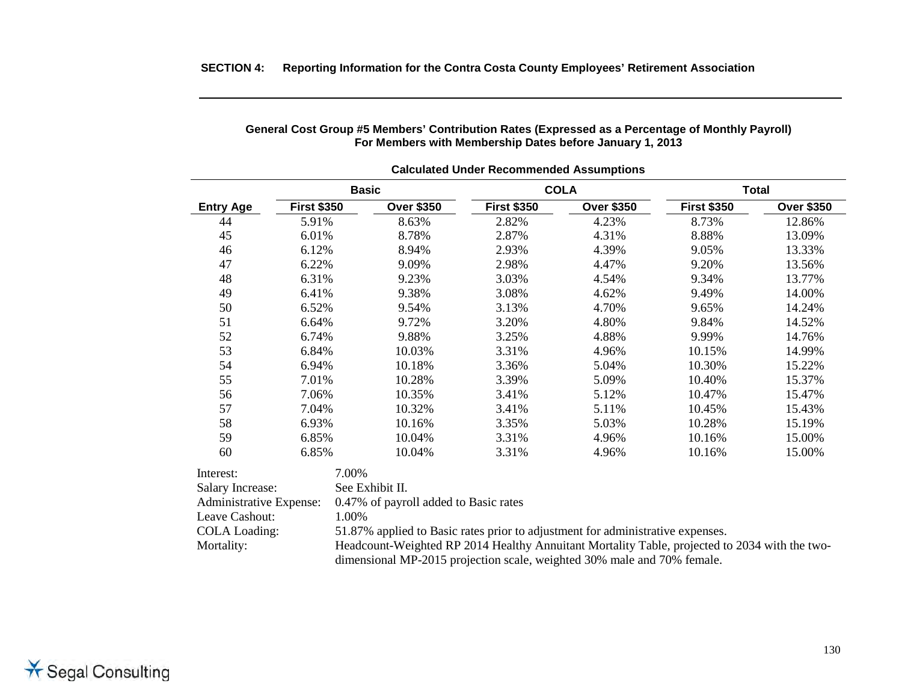**SECTION 4: Reporting Information for the Contra Costa County Employees' Retirement Association**

**General Cost Group #5 Members' Contribution Rates (Expressed as a Percentage of Monthly Payroll)**
**For Members with Membership Dates before January 1, 2013**

**Calculated Under Recommended Assumptions**

| | Basic | | COLA | | Total | |
|---|---|---|---|---|---|---|
| **Entry Age** | **First $350** | **Over $350** | **First $350** | **Over $350** | **First $350** | **Over $350** |
| 44 | 5.91% | 8.63% | 2.82% | 4.23% | 8.73% | 12.86% |
| 45 | 6.01% | 8.78% | 2.87% | 4.31% | 8.88% | 13.09% |
| 46 | 6.12% | 8.94% | 2.93% | 4.39% | 9.05% | 13.33% |
| 47 | 6.22% | 9.09% | 2.98% | 4.47% | 9.20% | 13.56% |
| 48 | 6.31% | 9.23% | 3.03% | 4.54% | 9.34% | 13.77% |
| 49 | 6.41% | 9.38% | 3.08% | 4.62% | 9.49% | 14.00% |
| 50 | 6.52% | 9.54% | 3.13% | 4.70% | 9.65% | 14.24% |
| 51 | 6.64% | 9.72% | 3.20% | 4.80% | 9.84% | 14.52% |
| 52 | 6.74% | 9.88% | 3.25% | 4.88% | 9.99% | 14.76% |
| 53 | 6.84% | 10.03% | 3.31% | 4.96% | 10.15% | 14.99% |
| 54 | 6.94% | 10.18% | 3.36% | 5.04% | 10.30% | 15.22% |
| 55 | 7.01% | 10.28% | 3.39% | 5.09% | 10.40% | 15.37% |
| 56 | 7.06% | 10.35% | 3.41% | 5.12% | 10.47% | 15.47% |
| 57 | 7.04% | 10.32% | 3.41% | 5.11% | 10.45% | 15.43% |
| 58 | 6.93% | 10.16% | 3.35% | 5.03% | 10.28% | 15.19% |
| 59 | 6.85% | 10.04% | 3.31% | 4.96% | 10.16% | 15.00% |
| 60 | 6.85% | 10.04% | 3.31% | 4.96% | 10.16% | 15.00% |

Interest: 7.00%

Salary Increase: See Exhibit II.

Administrative Expense: 0.47% of payroll added to Basic rates

Leave Cashout: 1.00%

COLA Loading: 51.87% applied to Basic rates prior to adjustment for administrative expenses.

Mortality: Headcount-Weighted RP 2014 Healthy Annuitant Mortality Table, projected to 2034 with the two-dimensional MP-2015 projection scale, weighted 30% male and 70% female.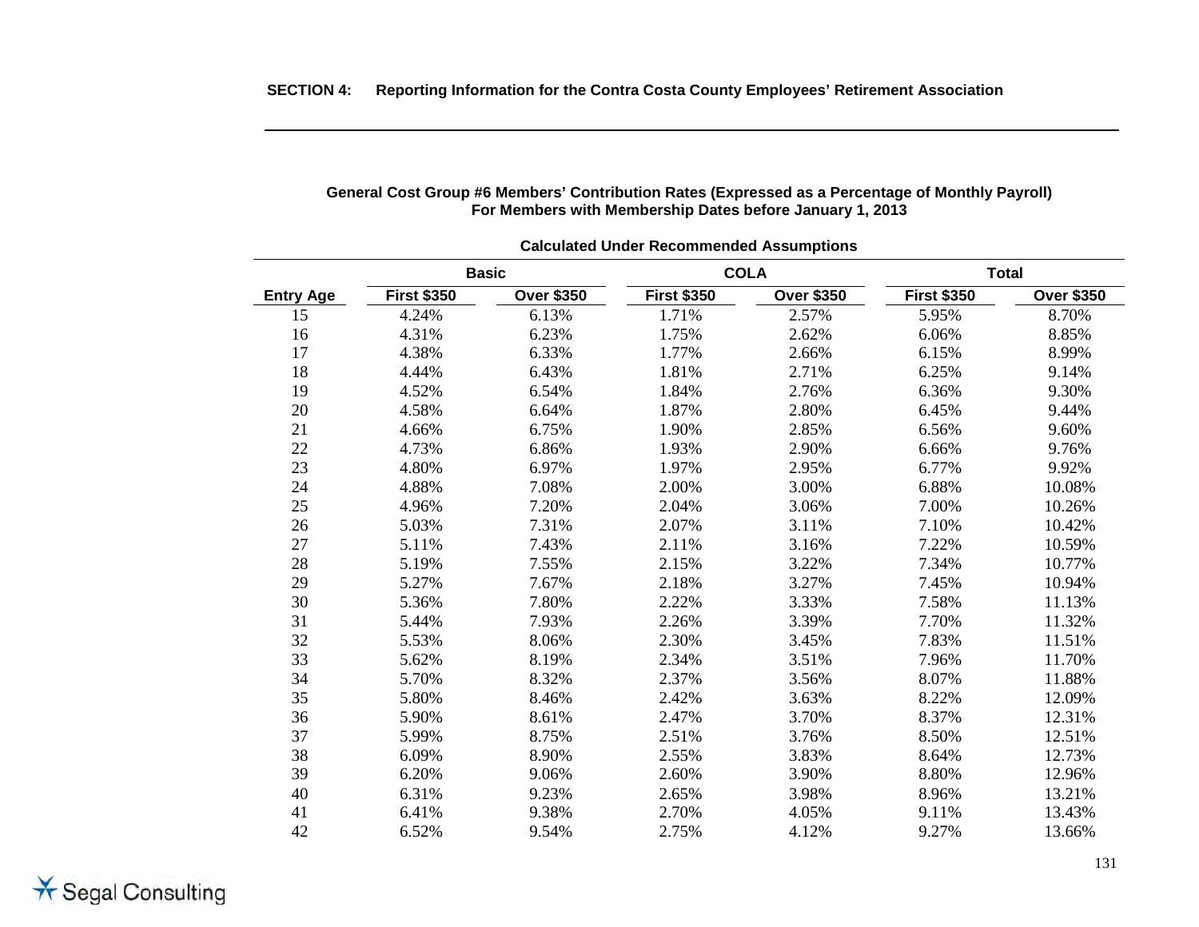**General Cost Group #6 Members' Contribution Rates (Expressed as a Percentage of Monthly Payroll)**
**For Members with Membership Dates before January 1, 2013**

**Calculated Under Recommended Assumptions**

| | Basic | | COLA | | Total | |
|---|---|---|---|---|---|---|
| **Entry Age** | **First $350** | **Over $350** | **First $350** | **Over $350** | **First $350** | **Over $350** |
| 15 | 4.24% | 6.13% | 1.71% | 2.57% | 5.95% | 8.70% |
| 16 | 4.31% | 6.23% | 1.75% | 2.62% | 6.06% | 8.85% |
| 17 | 4.38% | 6.33% | 1.77% | 2.66% | 6.15% | 8.99% |
| 18 | 4.44% | 6.43% | 1.81% | 2.71% | 6.25% | 9.14% |
| 19 | 4.52% | 6.54% | 1.84% | 2.76% | 6.36% | 9.30% |
| 20 | 4.58% | 6.64% | 1.87% | 2.80% | 6.45% | 9.44% |
| 21 | 4.66% | 6.75% | 1.90% | 2.85% | 6.56% | 9.60% |
| 22 | 4.73% | 6.86% | 1.93% | 2.90% | 6.66% | 9.76% |
| 23 | 4.80% | 6.97% | 1.97% | 2.95% | 6.77% | 9.92% |
| 24 | 4.88% | 7.08% | 2.00% | 3.00% | 6.88% | 10.08% |
| 25 | 4.96% | 7.20% | 2.04% | 3.06% | 7.00% | 10.26% |
| 26 | 5.03% | 7.31% | 2.07% | 3.11% | 7.10% | 10.42% |
| 27 | 5.11% | 7.43% | 2.11% | 3.16% | 7.22% | 10.59% |
| 28 | 5.19% | 7.55% | 2.15% | 3.22% | 7.34% | 10.77% |
| 29 | 5.27% | 7.67% | 2.18% | 3.27% | 7.45% | 10.94% |
| 30 | 5.36% | 7.80% | 2.22% | 3.33% | 7.58% | 11.13% |
| 31 | 5.44% | 7.93% | 2.26% | 3.39% | 7.70% | 11.32% |
| 32 | 5.53% | 8.06% | 2.30% | 3.45% | 7.83% | 11.51% |
| 33 | 5.62% | 8.19% | 2.34% | 3.51% | 7.96% | 11.70% |
| 34 | 5.70% | 8.32% | 2.37% | 3.56% | 8.07% | 11.88% |
| 35 | 5.80% | 8.46% | 2.42% | 3.63% | 8.22% | 12.09% |
| 36 | 5.90% | 8.61% | 2.47% | 3.70% | 8.37% | 12.31% |
| 37 | 5.99% | 8.75% | 2.51% | 3.76% | 8.50% | 12.51% |
| 38 | 6.09% | 8.90% | 2.55% | 3.83% | 8.64% | 12.73% |
| 39 | 6.20% | 9.06% | 2.60% | 3.90% | 8.80% | 12.96% |
| 40 | 6.31% | 9.23% | 2.65% | 3.98% | 8.96% | 13.21% |
| 41 | 6.41% | 9.38% | 2.70% | 4.05% | 9.11% | 13.43% |
| 42 | 6.52% | 9.54% | 2.75% | 4.12% | 9.27% | 13.66% |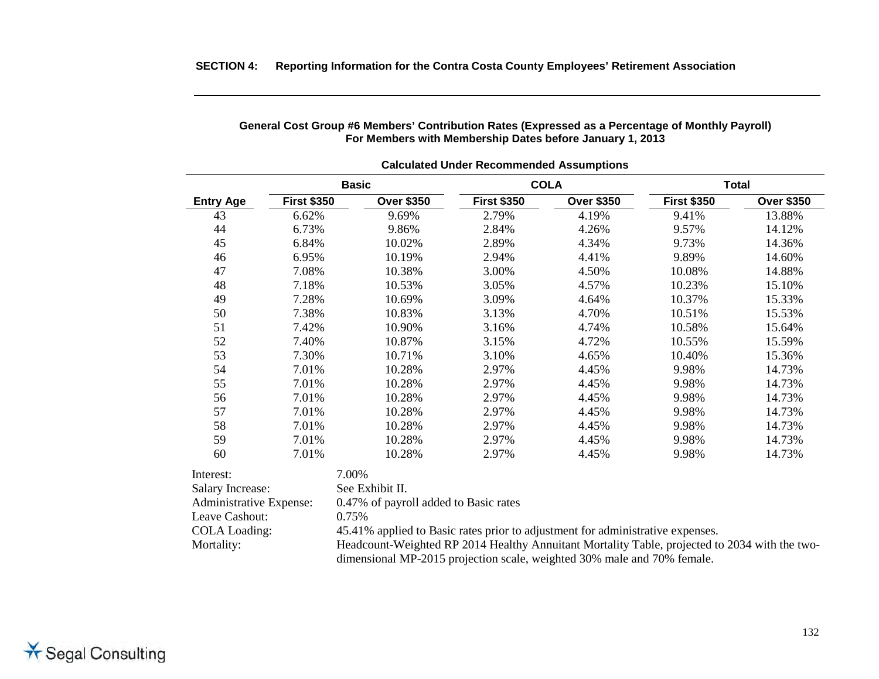### General Cost Group #6 Members' Contribution Rates (Expressed as a Percentage of Monthly Payroll)
### For Members with Membership Dates before January 1, 2013

**Calculated Under Recommended Assumptions**

| | Basic | | COLA | | Total | |
|---|---|---|---|---|---|---|
| **Entry Age** | **First $350** | **Over $350** | **First $350** | **Over $350** | **First $350** | **Over $350** |
| 43 | 6.62% | 9.69% | 2.79% | 4.19% | 9.41% | 13.88% |
| 44 | 6.73% | 9.86% | 2.84% | 4.26% | 9.57% | 14.12% |
| 45 | 6.84% | 10.02% | 2.89% | 4.34% | 9.73% | 14.36% |
| 46 | 6.95% | 10.19% | 2.94% | 4.41% | 9.89% | 14.60% |
| 47 | 7.08% | 10.38% | 3.00% | 4.50% | 10.08% | 14.88% |
| 48 | 7.18% | 10.53% | 3.05% | 4.57% | 10.23% | 15.10% |
| 49 | 7.28% | 10.69% | 3.09% | 4.64% | 10.37% | 15.33% |
| 50 | 7.38% | 10.83% | 3.13% | 4.70% | 10.51% | 15.53% |
| 51 | 7.42% | 10.90% | 3.16% | 4.74% | 10.58% | 15.64% |
| 52 | 7.40% | 10.87% | 3.15% | 4.72% | 10.55% | 15.59% |
| 53 | 7.30% | 10.71% | 3.10% | 4.65% | 10.40% | 15.36% |
| 54 | 7.01% | 10.28% | 2.97% | 4.45% | 9.98% | 14.73% |
| 55 | 7.01% | 10.28% | 2.97% | 4.45% | 9.98% | 14.73% |
| 56 | 7.01% | 10.28% | 2.97% | 4.45% | 9.98% | 14.73% |
| 57 | 7.01% | 10.28% | 2.97% | 4.45% | 9.98% | 14.73% |
| 58 | 7.01% | 10.28% | 2.97% | 4.45% | 9.98% | 14.73% |
| 59 | 7.01% | 10.28% | 2.97% | 4.45% | 9.98% | 14.73% |
| 60 | 7.01% | 10.28% | 2.97% | 4.45% | 9.98% | 14.73% |

Interest: 7.00%

Salary Increase: See Exhibit II.

Administrative Expense: 0.47% of payroll added to Basic rates

Leave Cashout: 0.75%

COLA Loading: 45.41% applied to Basic rates prior to adjustment for administrative expenses.

Mortality: Headcount-Weighted RP 2014 Healthy Annuitant Mortality Table, projected to 2034 with the two-dimensional MP-2015 projection scale, weighted 30% male and 70% female.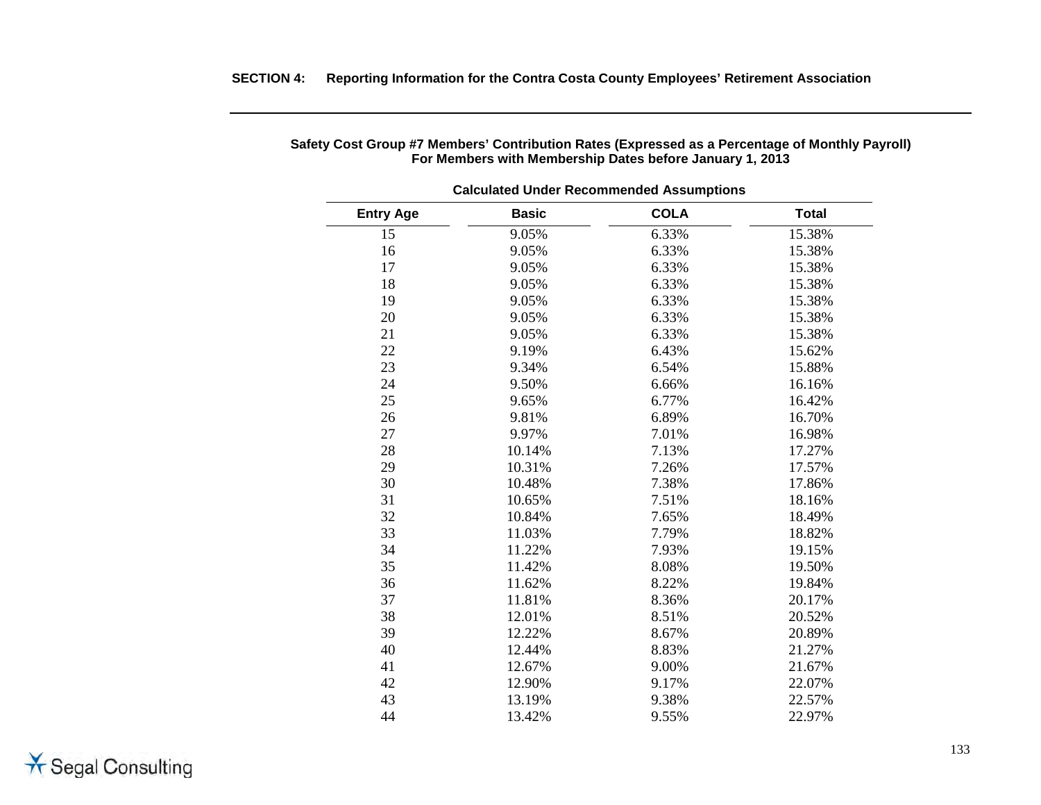**SECTION 4: Reporting Information for the Contra Costa County Employees' Retirement Association**

**Safety Cost Group #7 Members' Contribution Rates (Expressed as a Percentage of Monthly Payroll)**
**For Members with Membership Dates before January 1, 2013**

**Calculated Under Recommended Assumptions**

| Entry Age | Basic | COLA | Total |
|---|---|---|---|
| 15 | 9.05% | 6.33% | 15.38% |
| 16 | 9.05% | 6.33% | 15.38% |
| 17 | 9.05% | 6.33% | 15.38% |
| 18 | 9.05% | 6.33% | 15.38% |
| 19 | 9.05% | 6.33% | 15.38% |
| 20 | 9.05% | 6.33% | 15.38% |
| 21 | 9.05% | 6.33% | 15.38% |
| 22 | 9.19% | 6.43% | 15.62% |
| 23 | 9.34% | 6.54% | 15.88% |
| 24 | 9.50% | 6.66% | 16.16% |
| 25 | 9.65% | 6.77% | 16.42% |
| 26 | 9.81% | 6.89% | 16.70% |
| 27 | 9.97% | 7.01% | 16.98% |
| 28 | 10.14% | 7.13% | 17.27% |
| 29 | 10.31% | 7.26% | 17.57% |
| 30 | 10.48% | 7.38% | 17.86% |
| 31 | 10.65% | 7.51% | 18.16% |
| 32 | 10.84% | 7.65% | 18.49% |
| 33 | 11.03% | 7.79% | 18.82% |
| 34 | 11.22% | 7.93% | 19.15% |
| 35 | 11.42% | 8.08% | 19.50% |
| 36 | 11.62% | 8.22% | 19.84% |
| 37 | 11.81% | 8.36% | 20.17% |
| 38 | 12.01% | 8.51% | 20.52% |
| 39 | 12.22% | 8.67% | 20.89% |
| 40 | 12.44% | 8.83% | 21.27% |
| 41 | 12.67% | 9.00% | 21.67% |
| 42 | 12.90% | 9.17% | 22.07% |
| 43 | 13.19% | 9.38% | 22.57% |
| 44 | 13.42% | 9.55% | 22.97% |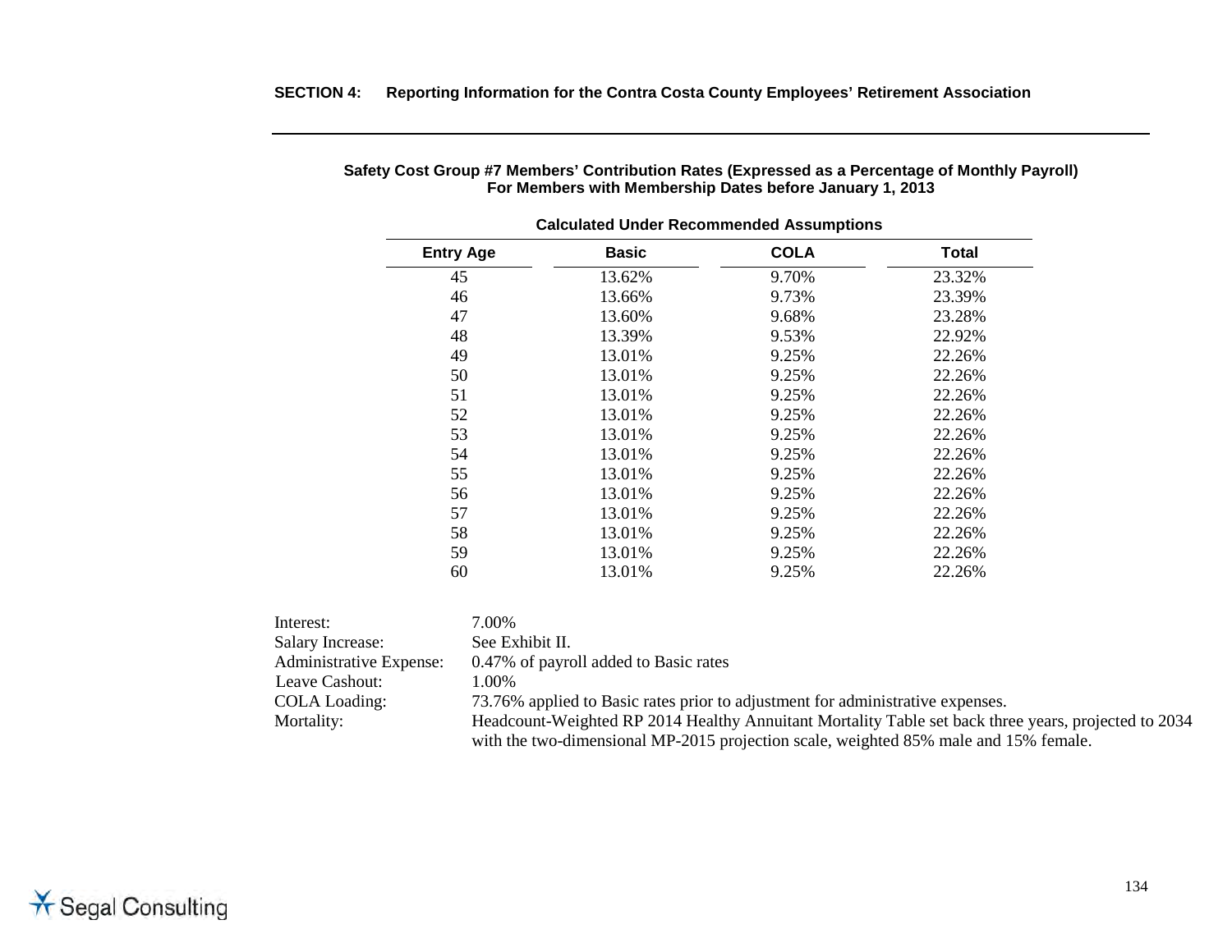### Safety Cost Group #7 Members' Contribution Rates (Expressed as a Percentage of Monthly Payroll)
### For Members with Membership Dates before January 1, 2013

**Calculated Under Recommended Assumptions**

| Entry Age | Basic | COLA | Total |
|---|---|---|---|
| 45 | 13.62% | 9.70% | 23.32% |
| 46 | 13.66% | 9.73% | 23.39% |
| 47 | 13.60% | 9.68% | 23.28% |
| 48 | 13.39% | 9.53% | 22.92% |
| 49 | 13.01% | 9.25% | 22.26% |
| 50 | 13.01% | 9.25% | 22.26% |
| 51 | 13.01% | 9.25% | 22.26% |
| 52 | 13.01% | 9.25% | 22.26% |
| 53 | 13.01% | 9.25% | 22.26% |
| 54 | 13.01% | 9.25% | 22.26% |
| 55 | 13.01% | 9.25% | 22.26% |
| 56 | 13.01% | 9.25% | 22.26% |
| 57 | 13.01% | 9.25% | 22.26% |
| 58 | 13.01% | 9.25% | 22.26% |
| 59 | 13.01% | 9.25% | 22.26% |
| 60 | 13.01% | 9.25% | 22.26% |

| | |
|---|---|
| Interest: | 7.00% |
| Salary Increase: | See Exhibit II. |
| Administrative Expense: | 0.47% of payroll added to Basic rates |
| Leave Cashout: | 1.00% |
| COLA Loading: | 73.76% applied to Basic rates prior to adjustment for administrative expenses. |
| Mortality: | Headcount-Weighted RP 2014 Healthy Annuitant Mortality Table set back three years, projected to 2034 with the two-dimensional MP-2015 projection scale, weighted 85% male and 15% female. |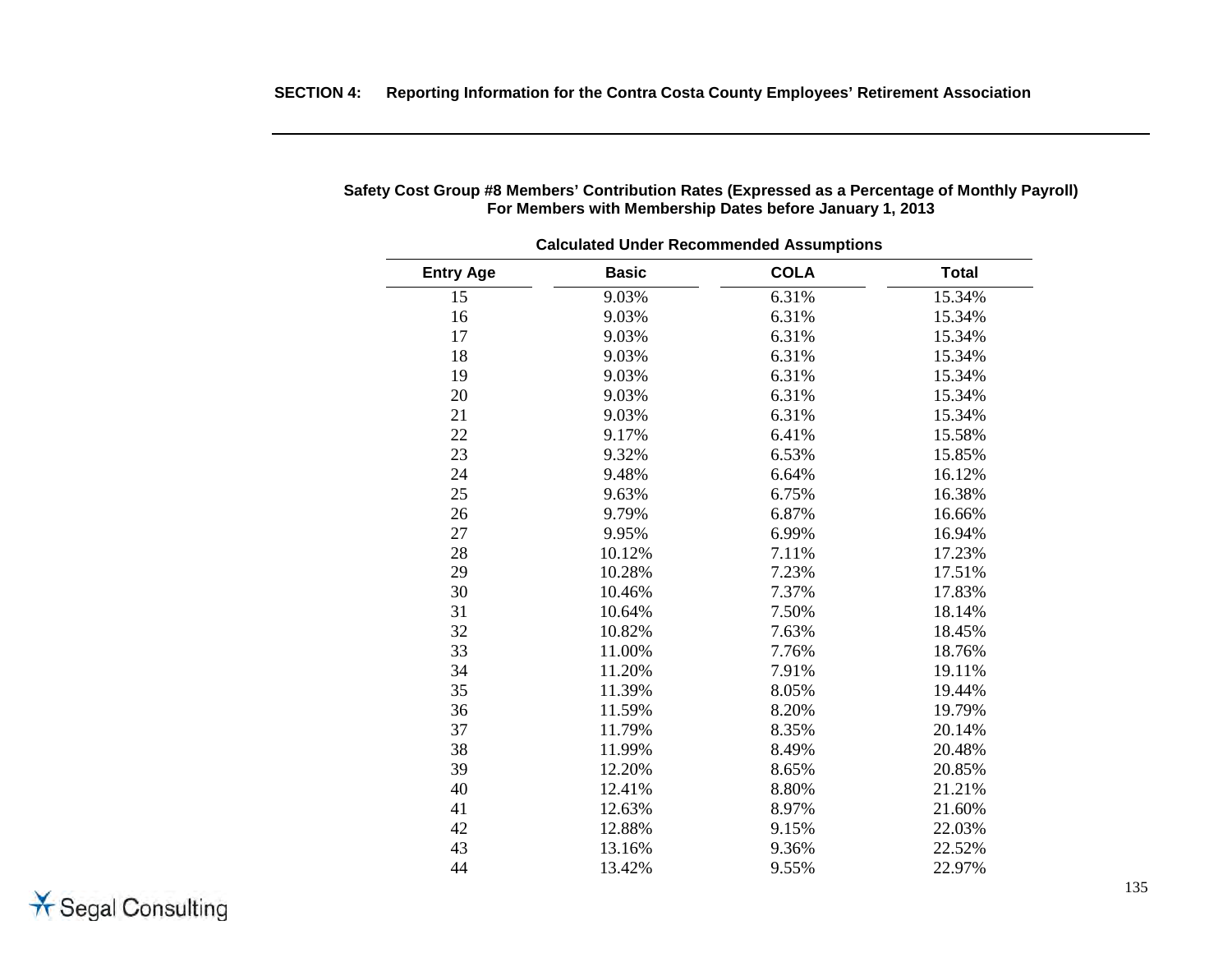## SECTION 4: Reporting Information for the Contra Costa County Employees' Retirement Association

### Safety Cost Group #8 Members' Contribution Rates (Expressed as a Percentage of Monthly Payroll) For Members with Membership Dates before January 1, 2013

**Calculated Under Recommended Assumptions**

| Entry Age | Basic | COLA | Total |
|---|---|---|---|
| 15 | 9.03% | 6.31% | 15.34% |
| 16 | 9.03% | 6.31% | 15.34% |
| 17 | 9.03% | 6.31% | 15.34% |
| 18 | 9.03% | 6.31% | 15.34% |
| 19 | 9.03% | 6.31% | 15.34% |
| 20 | 9.03% | 6.31% | 15.34% |
| 21 | 9.03% | 6.31% | 15.34% |
| 22 | 9.17% | 6.41% | 15.58% |
| 23 | 9.32% | 6.53% | 15.85% |
| 24 | 9.48% | 6.64% | 16.12% |
| 25 | 9.63% | 6.75% | 16.38% |
| 26 | 9.79% | 6.87% | 16.66% |
| 27 | 9.95% | 6.99% | 16.94% |
| 28 | 10.12% | 7.11% | 17.23% |
| 29 | 10.28% | 7.23% | 17.51% |
| 30 | 10.46% | 7.37% | 17.83% |
| 31 | 10.64% | 7.50% | 18.14% |
| 32 | 10.82% | 7.63% | 18.45% |
| 33 | 11.00% | 7.76% | 18.76% |
| 34 | 11.20% | 7.91% | 19.11% |
| 35 | 11.39% | 8.05% | 19.44% |
| 36 | 11.59% | 8.20% | 19.79% |
| 37 | 11.79% | 8.35% | 20.14% |
| 38 | 11.99% | 8.49% | 20.48% |
| 39 | 12.20% | 8.65% | 20.85% |
| 40 | 12.41% | 8.80% | 21.21% |
| 41 | 12.63% | 8.97% | 21.60% |
| 42 | 12.88% | 9.15% | 22.03% |
| 43 | 13.16% | 9.36% | 22.52% |
| 44 | 13.42% | 9.55% | 22.97% |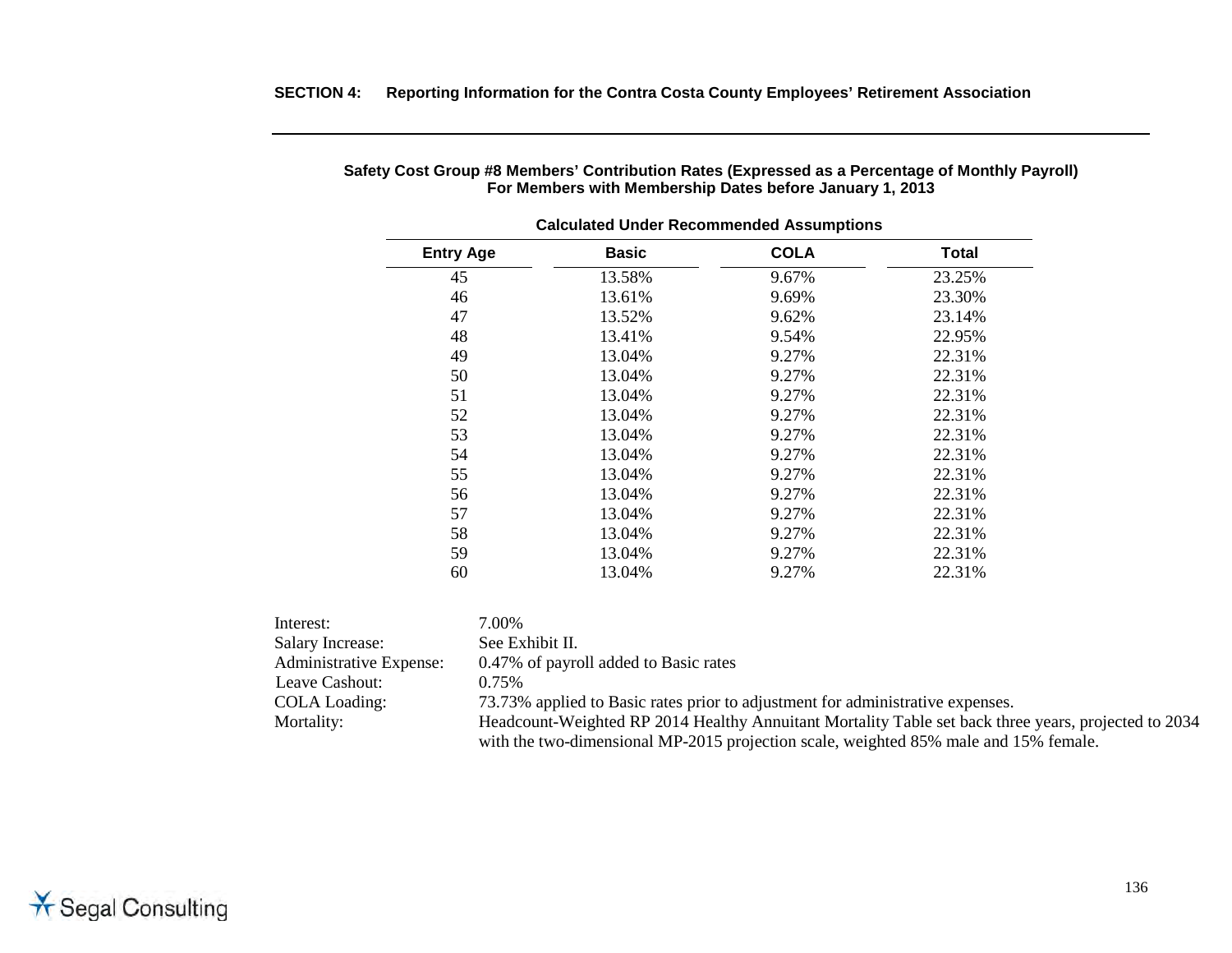**Safety Cost Group #8 Members' Contribution Rates (Expressed as a Percentage of Monthly Payroll)**
**For Members with Membership Dates before January 1, 2013**

**Calculated Under Recommended Assumptions**

| Entry Age | Basic | COLA | Total |
|---|---|---|---|
| 45 | 13.58% | 9.67% | 23.25% |
| 46 | 13.61% | 9.69% | 23.30% |
| 47 | 13.52% | 9.62% | 23.14% |
| 48 | 13.41% | 9.54% | 22.95% |
| 49 | 13.04% | 9.27% | 22.31% |
| 50 | 13.04% | 9.27% | 22.31% |
| 51 | 13.04% | 9.27% | 22.31% |
| 52 | 13.04% | 9.27% | 22.31% |
| 53 | 13.04% | 9.27% | 22.31% |
| 54 | 13.04% | 9.27% | 22.31% |
| 55 | 13.04% | 9.27% | 22.31% |
| 56 | 13.04% | 9.27% | 22.31% |
| 57 | 13.04% | 9.27% | 22.31% |
| 58 | 13.04% | 9.27% | 22.31% |
| 59 | 13.04% | 9.27% | 22.31% |
| 60 | 13.04% | 9.27% | 22.31% |

Interest: 7.00%
Salary Increase: See Exhibit II.
Administrative Expense: 0.47% of payroll added to Basic rates
Leave Cashout: 0.75%
COLA Loading: 73.73% applied to Basic rates prior to adjustment for administrative expenses.
Mortality: Headcount-Weighted RP 2014 Healthy Annuitant Mortality Table set back three years, projected to 2034 with the two-dimensional MP-2015 projection scale, weighted 85% male and 15% female.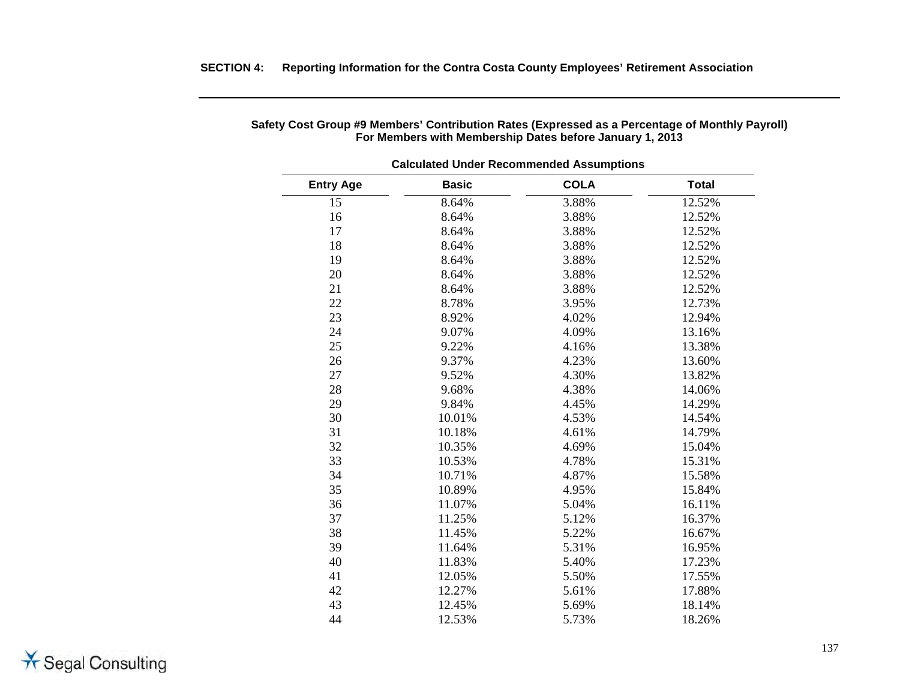**Safety Cost Group #9 Members' Contribution Rates (Expressed as a Percentage of Monthly Payroll)**
**For Members with Membership Dates before January 1, 2013**

| | Calculated Under Recommended Assumptions | | |
|---|---|---|---|
| **Entry Age** | **Basic** | **COLA** | **Total** |
| 15 | 8.64% | 3.88% | 12.52% |
| 16 | 8.64% | 3.88% | 12.52% |
| 17 | 8.64% | 3.88% | 12.52% |
| 18 | 8.64% | 3.88% | 12.52% |
| 19 | 8.64% | 3.88% | 12.52% |
| 20 | 8.64% | 3.88% | 12.52% |
| 21 | 8.64% | 3.88% | 12.52% |
| 22 | 8.78% | 3.95% | 12.73% |
| 23 | 8.92% | 4.02% | 12.94% |
| 24 | 9.07% | 4.09% | 13.16% |
| 25 | 9.22% | 4.16% | 13.38% |
| 26 | 9.37% | 4.23% | 13.60% |
| 27 | 9.52% | 4.30% | 13.82% |
| 28 | 9.68% | 4.38% | 14.06% |
| 29 | 9.84% | 4.45% | 14.29% |
| 30 | 10.01% | 4.53% | 14.54% |
| 31 | 10.18% | 4.61% | 14.79% |
| 32 | 10.35% | 4.69% | 15.04% |
| 33 | 10.53% | 4.78% | 15.31% |
| 34 | 10.71% | 4.87% | 15.58% |
| 35 | 10.89% | 4.95% | 15.84% |
| 36 | 11.07% | 5.04% | 16.11% |
| 37 | 11.25% | 5.12% | 16.37% |
| 38 | 11.45% | 5.22% | 16.67% |
| 39 | 11.64% | 5.31% | 16.95% |
| 40 | 11.83% | 5.40% | 17.23% |
| 41 | 12.05% | 5.50% | 17.55% |
| 42 | 12.27% | 5.61% | 17.88% |
| 43 | 12.45% | 5.69% | 18.14% |
| 44 | 12.53% | 5.73% | 18.26% |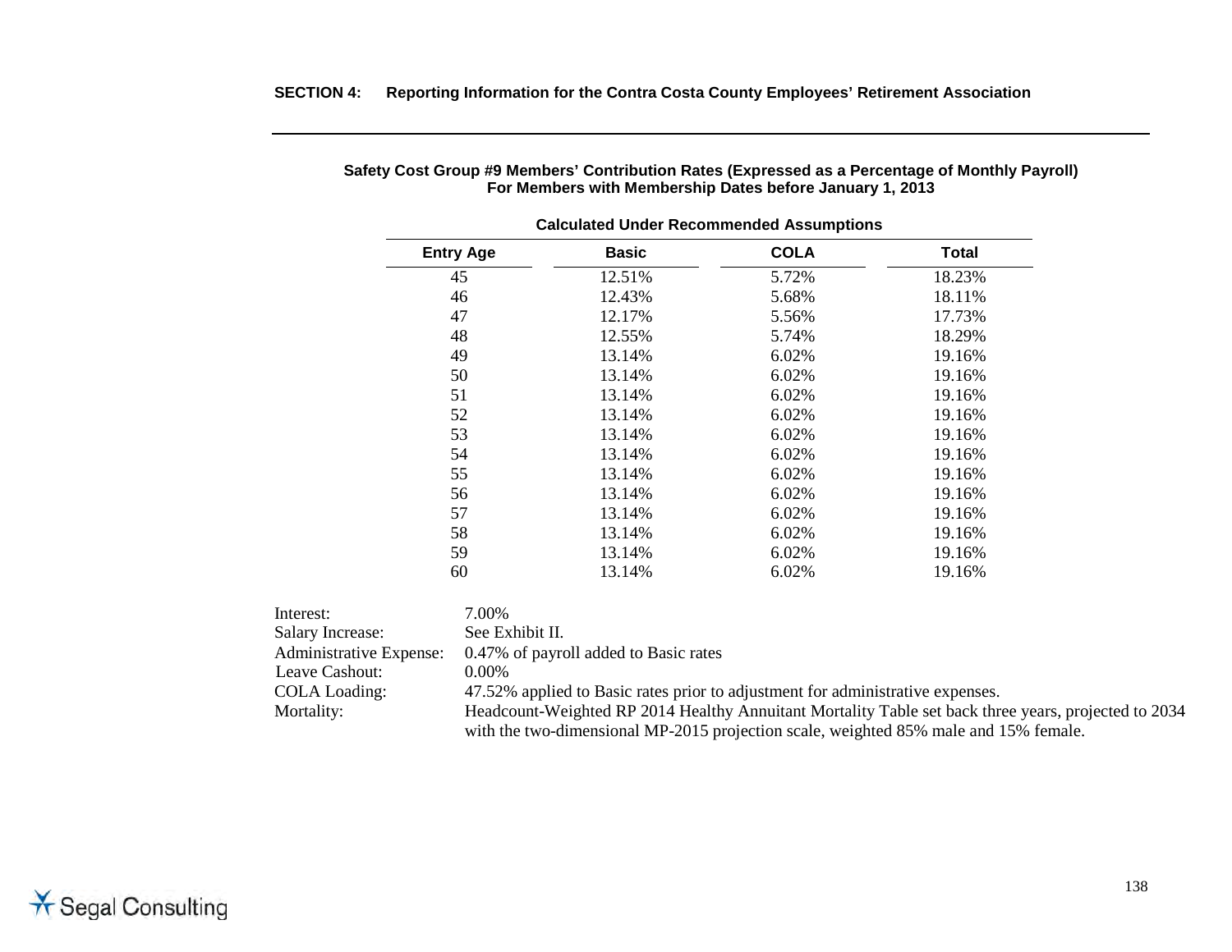**Safety Cost Group #9 Members' Contribution Rates (Expressed as a Percentage of Monthly Payroll)**
**For Members with Membership Dates before January 1, 2013**

| Calculated Under Recommended Assumptions | | | |
|---|---|---|---|
| **Entry Age** | **Basic** | **COLA** | **Total** |
| 45 | 12.51% | 5.72% | 18.23% |
| 46 | 12.43% | 5.68% | 18.11% |
| 47 | 12.17% | 5.56% | 17.73% |
| 48 | 12.55% | 5.74% | 18.29% |
| 49 | 13.14% | 6.02% | 19.16% |
| 50 | 13.14% | 6.02% | 19.16% |
| 51 | 13.14% | 6.02% | 19.16% |
| 52 | 13.14% | 6.02% | 19.16% |
| 53 | 13.14% | 6.02% | 19.16% |
| 54 | 13.14% | 6.02% | 19.16% |
| 55 | 13.14% | 6.02% | 19.16% |
| 56 | 13.14% | 6.02% | 19.16% |
| 57 | 13.14% | 6.02% | 19.16% |
| 58 | 13.14% | 6.02% | 19.16% |
| 59 | 13.14% | 6.02% | 19.16% |
| 60 | 13.14% | 6.02% | 19.16% |

Interest: 7.00%

Salary Increase: See Exhibit II.

Administrative Expense: 0.47% of payroll added to Basic rates

Leave Cashout: 0.00%

COLA Loading: 47.52% applied to Basic rates prior to adjustment for administrative expenses.

Mortality: Headcount-Weighted RP 2014 Healthy Annuitant Mortality Table set back three years, projected to 2034 with the two-dimensional MP-2015 projection scale, weighted 85% male and 15% female.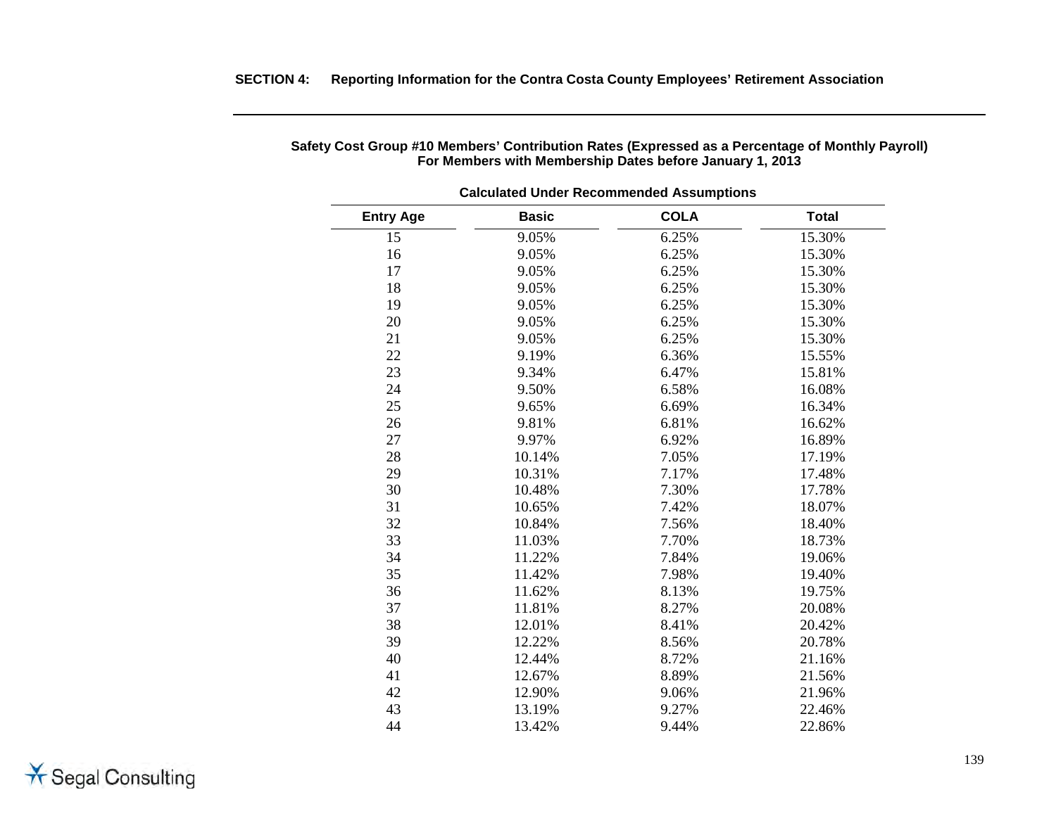### Safety Cost Group #10 Members' Contribution Rates (Expressed as a Percentage of Monthly Payroll)
### For Members with Membership Dates before January 1, 2013

| Calculated Under Recommended Assumptions | | | |
|---|---|---|---|
| **Entry Age** | **Basic** | **COLA** | **Total** |
| 15 | 9.05% | 6.25% | 15.30% |
| 16 | 9.05% | 6.25% | 15.30% |
| 17 | 9.05% | 6.25% | 15.30% |
| 18 | 9.05% | 6.25% | 15.30% |
| 19 | 9.05% | 6.25% | 15.30% |
| 20 | 9.05% | 6.25% | 15.30% |
| 21 | 9.05% | 6.25% | 15.30% |
| 22 | 9.19% | 6.36% | 15.55% |
| 23 | 9.34% | 6.47% | 15.81% |
| 24 | 9.50% | 6.58% | 16.08% |
| 25 | 9.65% | 6.69% | 16.34% |
| 26 | 9.81% | 6.81% | 16.62% |
| 27 | 9.97% | 6.92% | 16.89% |
| 28 | 10.14% | 7.05% | 17.19% |
| 29 | 10.31% | 7.17% | 17.48% |
| 30 | 10.48% | 7.30% | 17.78% |
| 31 | 10.65% | 7.42% | 18.07% |
| 32 | 10.84% | 7.56% | 18.40% |
| 33 | 11.03% | 7.70% | 18.73% |
| 34 | 11.22% | 7.84% | 19.06% |
| 35 | 11.42% | 7.98% | 19.40% |
| 36 | 11.62% | 8.13% | 19.75% |
| 37 | 11.81% | 8.27% | 20.08% |
| 38 | 12.01% | 8.41% | 20.42% |
| 39 | 12.22% | 8.56% | 20.78% |
| 40 | 12.44% | 8.72% | 21.16% |
| 41 | 12.67% | 8.89% | 21.56% |
| 42 | 12.90% | 9.06% | 21.96% |
| 43 | 13.19% | 9.27% | 22.46% |
| 44 | 13.42% | 9.44% | 22.86% |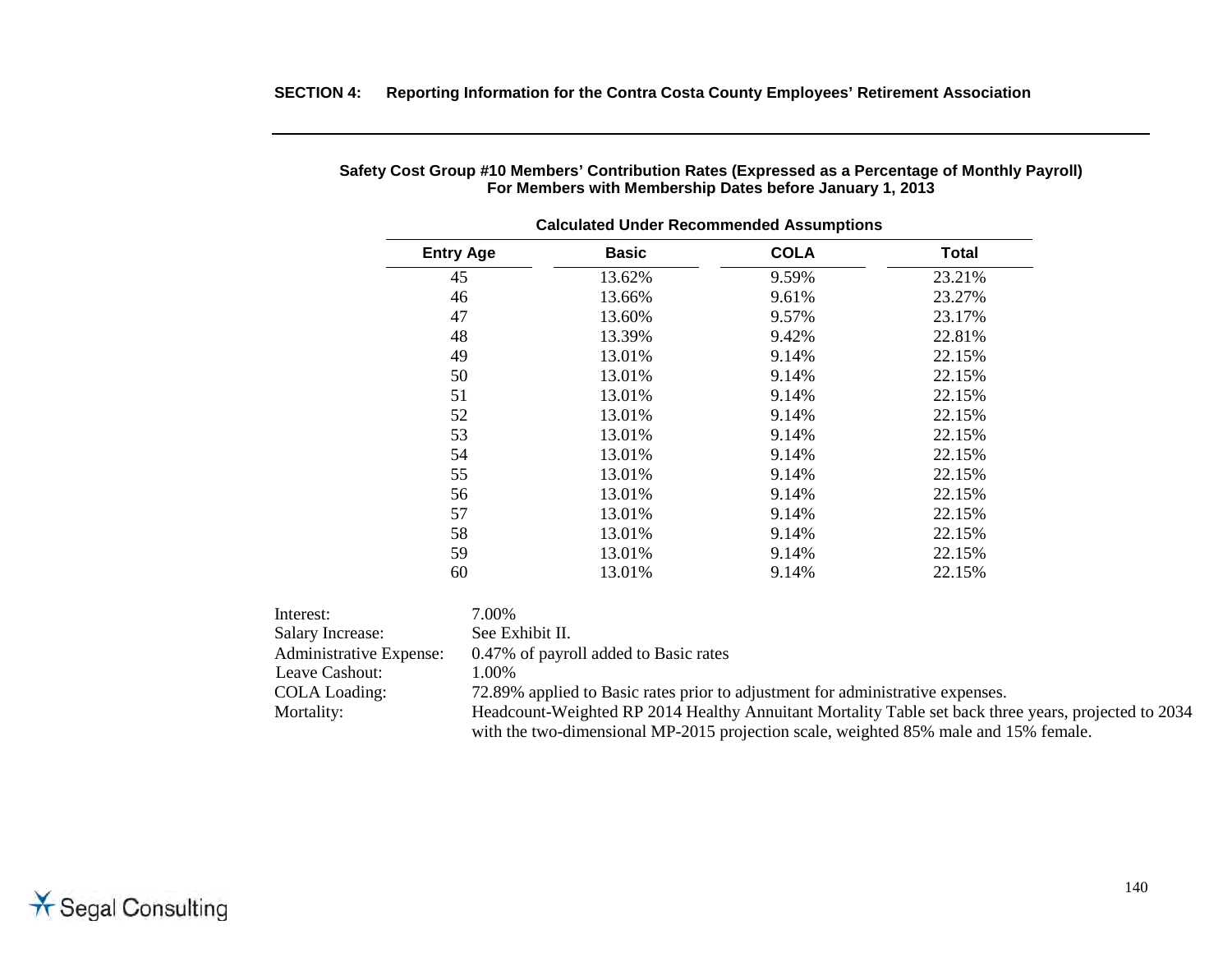**SECTION 4: Reporting Information for the Contra Costa County Employees' Retirement Association**

**Safety Cost Group #10 Members' Contribution Rates (Expressed as a Percentage of Monthly Payroll)**
**For Members with Membership Dates before January 1, 2013**

| Calculated Under Recommended Assumptions | | | |
|---|---|---|---|
| **Entry Age** | **Basic** | **COLA** | **Total** |
| 45 | 13.62% | 9.59% | 23.21% |
| 46 | 13.66% | 9.61% | 23.27% |
| 47 | 13.60% | 9.57% | 23.17% |
| 48 | 13.39% | 9.42% | 22.81% |
| 49 | 13.01% | 9.14% | 22.15% |
| 50 | 13.01% | 9.14% | 22.15% |
| 51 | 13.01% | 9.14% | 22.15% |
| 52 | 13.01% | 9.14% | 22.15% |
| 53 | 13.01% | 9.14% | 22.15% |
| 54 | 13.01% | 9.14% | 22.15% |
| 55 | 13.01% | 9.14% | 22.15% |
| 56 | 13.01% | 9.14% | 22.15% |
| 57 | 13.01% | 9.14% | 22.15% |
| 58 | 13.01% | 9.14% | 22.15% |
| 59 | 13.01% | 9.14% | 22.15% |
| 60 | 13.01% | 9.14% | 22.15% |

Interest: 7.00%

Salary Increase: See Exhibit II.

Administrative Expense: 0.47% of payroll added to Basic rates

Leave Cashout: 1.00%

COLA Loading: 72.89% applied to Basic rates prior to adjustment for administrative expenses.

Mortality: Headcount-Weighted RP 2014 Healthy Annuitant Mortality Table set back three years, projected to 2034 with the two-dimensional MP-2015 projection scale, weighted 85% male and 15% female.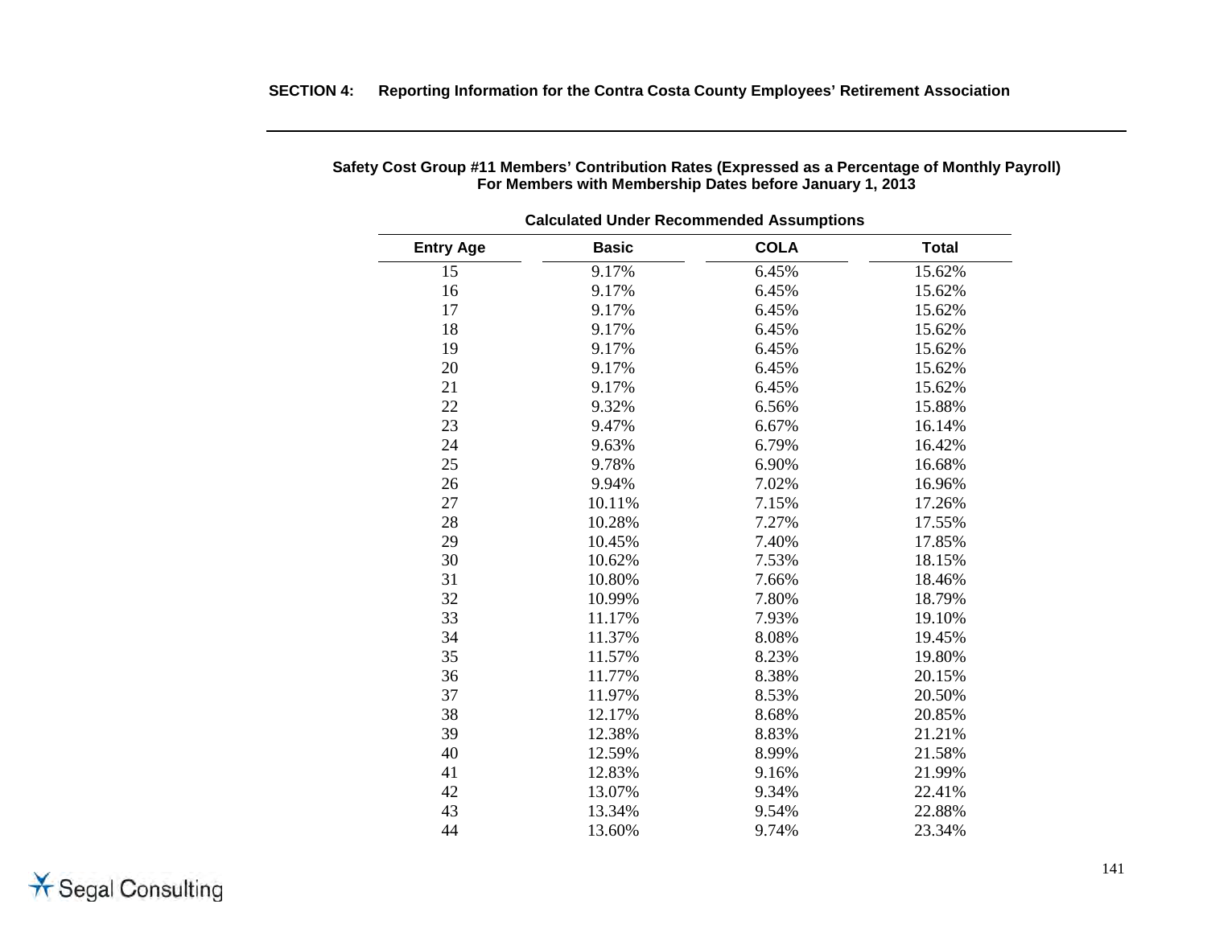**Safety Cost Group #11 Members' Contribution Rates (Expressed as a Percentage of Monthly Payroll)**
**For Members with Membership Dates before January 1, 2013**

| Calculated Under Recommended Assumptions | | | |
|---|---|---|---|
| **Entry Age** | **Basic** | **COLA** | **Total** |
| 15 | 9.17% | 6.45% | 15.62% |
| 16 | 9.17% | 6.45% | 15.62% |
| 17 | 9.17% | 6.45% | 15.62% |
| 18 | 9.17% | 6.45% | 15.62% |
| 19 | 9.17% | 6.45% | 15.62% |
| 20 | 9.17% | 6.45% | 15.62% |
| 21 | 9.17% | 6.45% | 15.62% |
| 22 | 9.32% | 6.56% | 15.88% |
| 23 | 9.47% | 6.67% | 16.14% |
| 24 | 9.63% | 6.79% | 16.42% |
| 25 | 9.78% | 6.90% | 16.68% |
| 26 | 9.94% | 7.02% | 16.96% |
| 27 | 10.11% | 7.15% | 17.26% |
| 28 | 10.28% | 7.27% | 17.55% |
| 29 | 10.45% | 7.40% | 17.85% |
| 30 | 10.62% | 7.53% | 18.15% |
| 31 | 10.80% | 7.66% | 18.46% |
| 32 | 10.99% | 7.80% | 18.79% |
| 33 | 11.17% | 7.93% | 19.10% |
| 34 | 11.37% | 8.08% | 19.45% |
| 35 | 11.57% | 8.23% | 19.80% |
| 36 | 11.77% | 8.38% | 20.15% |
| 37 | 11.97% | 8.53% | 20.50% |
| 38 | 12.17% | 8.68% | 20.85% |
| 39 | 12.38% | 8.83% | 21.21% |
| 40 | 12.59% | 8.99% | 21.58% |
| 41 | 12.83% | 9.16% | 21.99% |
| 42 | 13.07% | 9.34% | 22.41% |
| 43 | 13.34% | 9.54% | 22.88% |
| 44 | 13.60% | 9.74% | 23.34% |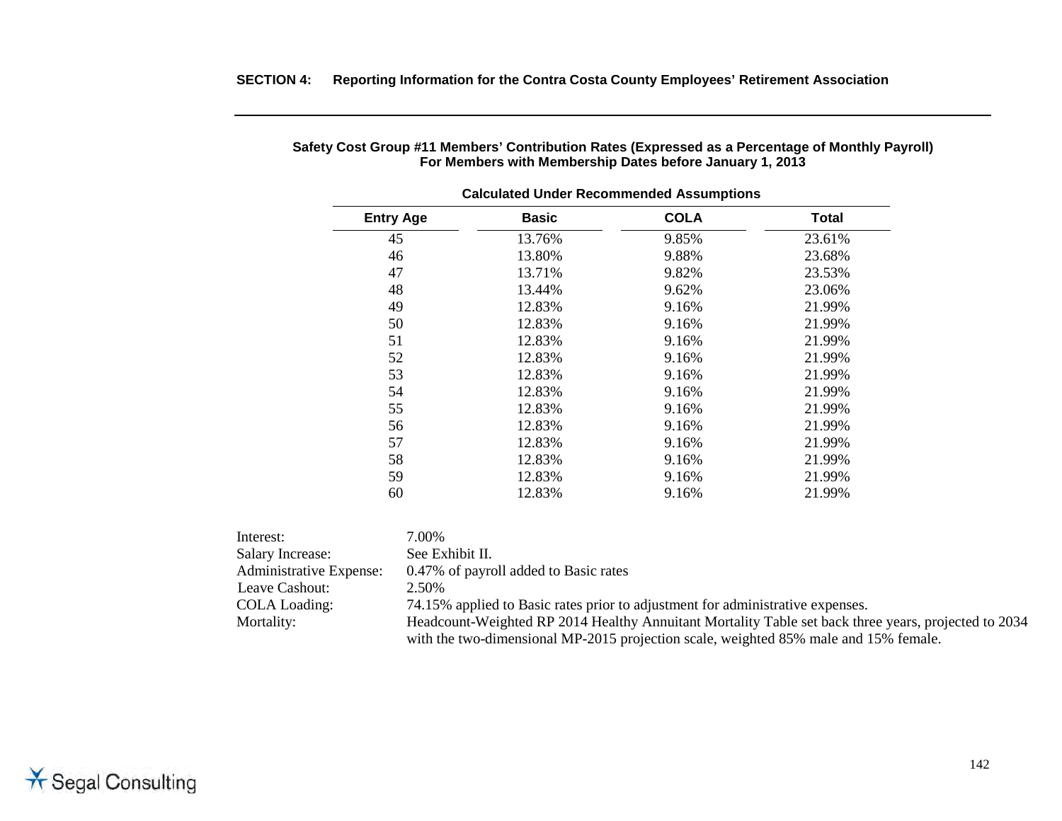**Safety Cost Group #11 Members' Contribution Rates (Expressed as a Percentage of Monthly Payroll)**
**For Members with Membership Dates before January 1, 2013**

| Calculated Under Recommended Assumptions | | | |
|---|---|---|---|
| **Entry Age** | **Basic** | **COLA** | **Total** |
| 45 | 13.76% | 9.85% | 23.61% |
| 46 | 13.80% | 9.88% | 23.68% |
| 47 | 13.71% | 9.82% | 23.53% |
| 48 | 13.44% | 9.62% | 23.06% |
| 49 | 12.83% | 9.16% | 21.99% |
| 50 | 12.83% | 9.16% | 21.99% |
| 51 | 12.83% | 9.16% | 21.99% |
| 52 | 12.83% | 9.16% | 21.99% |
| 53 | 12.83% | 9.16% | 21.99% |
| 54 | 12.83% | 9.16% | 21.99% |
| 55 | 12.83% | 9.16% | 21.99% |
| 56 | 12.83% | 9.16% | 21.99% |
| 57 | 12.83% | 9.16% | 21.99% |
| 58 | 12.83% | 9.16% | 21.99% |
| 59 | 12.83% | 9.16% | 21.99% |
| 60 | 12.83% | 9.16% | 21.99% |

Interest: 7.00%
Salary Increase: See Exhibit II.
Administrative Expense: 0.47% of payroll added to Basic rates
Leave Cashout: 2.50%
COLA Loading: 74.15% applied to Basic rates prior to adjustment for administrative expenses.
Mortality: Headcount-Weighted RP 2014 Healthy Annuitant Mortality Table set back three years, projected to 2034 with the two-dimensional MP-2015 projection scale, weighted 85% male and 15% female.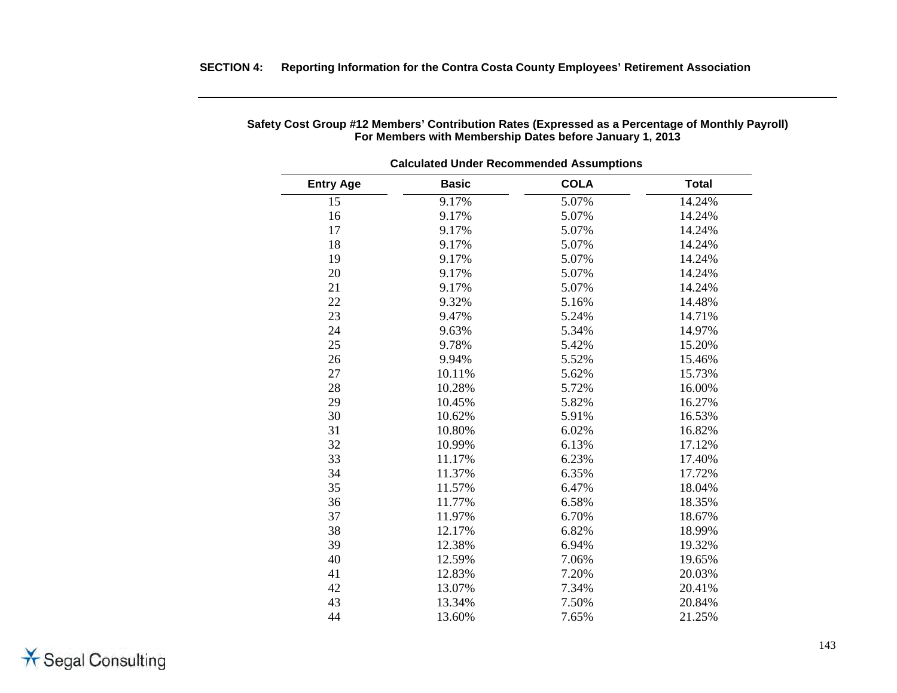### Safety Cost Group #12 Members' Contribution Rates (Expressed as a Percentage of Monthly Payroll)
### For Members with Membership Dates before January 1, 2013

| Calculated Under Recommended Assumptions | | | |
|---|---|---|---|
| **Entry Age** | **Basic** | **COLA** | **Total** |
| 15 | 9.17% | 5.07% | 14.24% |
| 16 | 9.17% | 5.07% | 14.24% |
| 17 | 9.17% | 5.07% | 14.24% |
| 18 | 9.17% | 5.07% | 14.24% |
| 19 | 9.17% | 5.07% | 14.24% |
| 20 | 9.17% | 5.07% | 14.24% |
| 21 | 9.17% | 5.07% | 14.24% |
| 22 | 9.32% | 5.16% | 14.48% |
| 23 | 9.47% | 5.24% | 14.71% |
| 24 | 9.63% | 5.34% | 14.97% |
| 25 | 9.78% | 5.42% | 15.20% |
| 26 | 9.94% | 5.52% | 15.46% |
| 27 | 10.11% | 5.62% | 15.73% |
| 28 | 10.28% | 5.72% | 16.00% |
| 29 | 10.45% | 5.82% | 16.27% |
| 30 | 10.62% | 5.91% | 16.53% |
| 31 | 10.80% | 6.02% | 16.82% |
| 32 | 10.99% | 6.13% | 17.12% |
| 33 | 11.17% | 6.23% | 17.40% |
| 34 | 11.37% | 6.35% | 17.72% |
| 35 | 11.57% | 6.47% | 18.04% |
| 36 | 11.77% | 6.58% | 18.35% |
| 37 | 11.97% | 6.70% | 18.67% |
| 38 | 12.17% | 6.82% | 18.99% |
| 39 | 12.38% | 6.94% | 19.32% |
| 40 | 12.59% | 7.06% | 19.65% |
| 41 | 12.83% | 7.20% | 20.03% |
| 42 | 13.07% | 7.34% | 20.41% |
| 43 | 13.34% | 7.50% | 20.84% |
| 44 | 13.60% | 7.65% | 21.25% |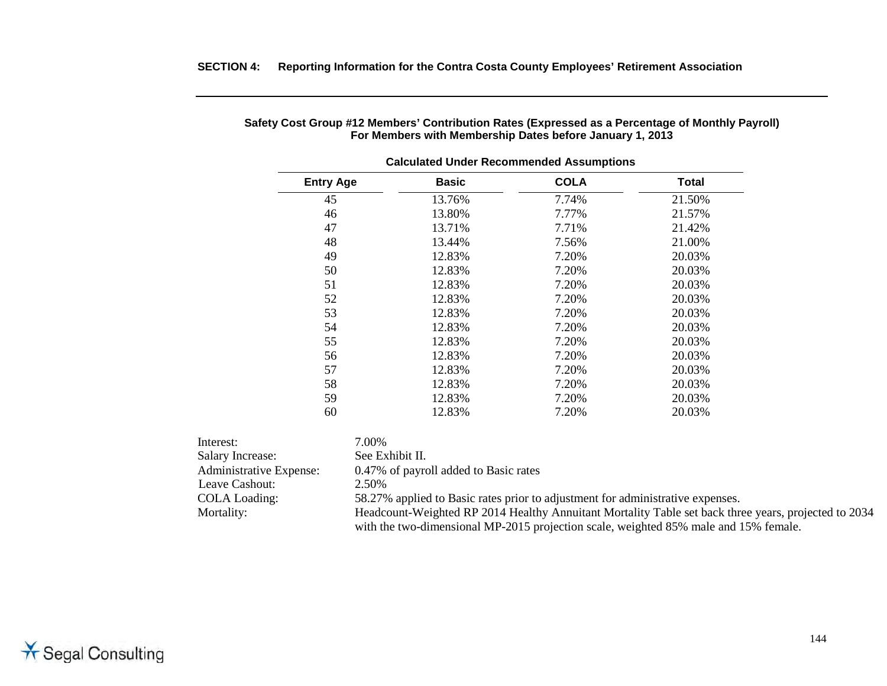**Safety Cost Group #12 Members' Contribution Rates (Expressed as a Percentage of Monthly Payroll)**
**For Members with Membership Dates before January 1, 2013**

**Calculated Under Recommended Assumptions**

| Entry Age | Basic | COLA | Total |
|---|---|---|---|
| 45 | 13.76% | 7.74% | 21.50% |
| 46 | 13.80% | 7.77% | 21.57% |
| 47 | 13.71% | 7.71% | 21.42% |
| 48 | 13.44% | 7.56% | 21.00% |
| 49 | 12.83% | 7.20% | 20.03% |
| 50 | 12.83% | 7.20% | 20.03% |
| 51 | 12.83% | 7.20% | 20.03% |
| 52 | 12.83% | 7.20% | 20.03% |
| 53 | 12.83% | 7.20% | 20.03% |
| 54 | 12.83% | 7.20% | 20.03% |
| 55 | 12.83% | 7.20% | 20.03% |
| 56 | 12.83% | 7.20% | 20.03% |
| 57 | 12.83% | 7.20% | 20.03% |
| 58 | 12.83% | 7.20% | 20.03% |
| 59 | 12.83% | 7.20% | 20.03% |
| 60 | 12.83% | 7.20% | 20.03% |

Interest: 7.00%

Salary Increase: See Exhibit II.

Administrative Expense: 0.47% of payroll added to Basic rates

Leave Cashout: 2.50%

COLA Loading: 58.27% applied to Basic rates prior to adjustment for administrative expenses.

Mortality: Headcount-Weighted RP 2014 Healthy Annuitant Mortality Table set back three years, projected to 2034 with the two-dimensional MP-2015 projection scale, weighted 85% male and 15% female.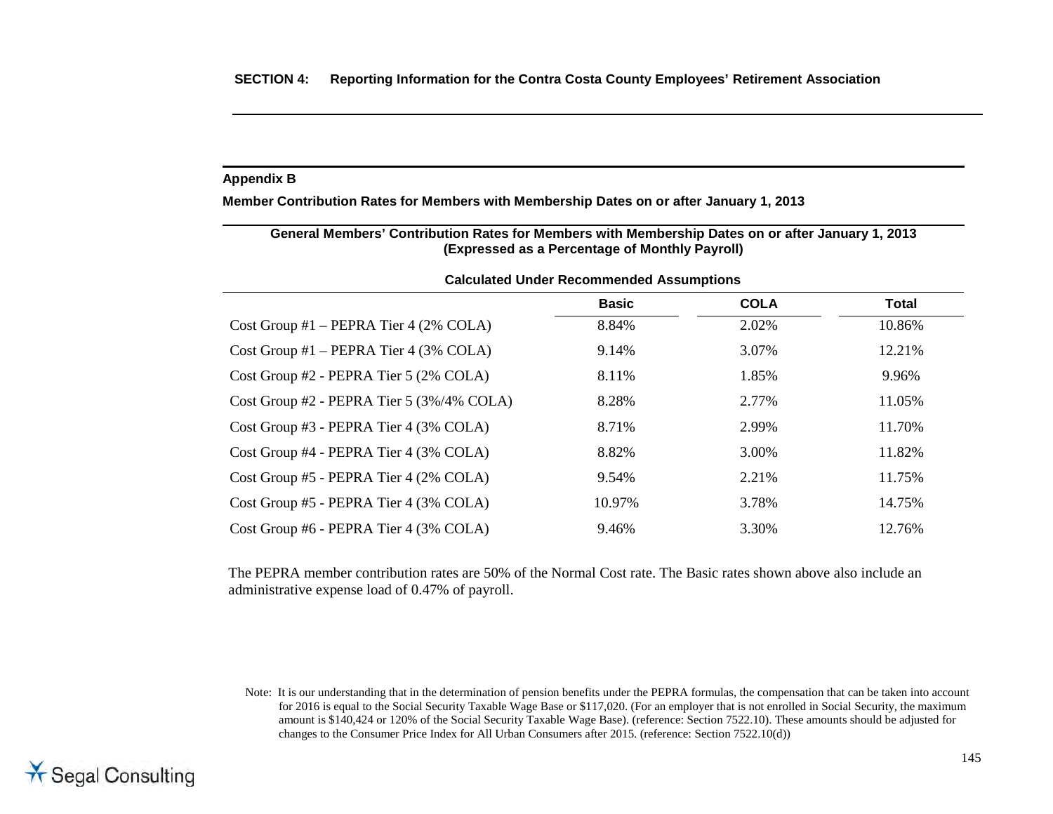## Appendix B

**Member Contribution Rates for Members with Membership Dates on or after January 1, 2013**

**General Members' Contribution Rates for Members with Membership Dates on or after January 1, 2013**
**(Expressed as a Percentage of Monthly Payroll)**

**Calculated Under Recommended Assumptions**

| | Basic | COLA | Total |
|---|---|---|---|
| Cost Group #1 – PEPRA Tier 4 (2% COLA) | 8.84% | 2.02% | 10.86% |
| Cost Group #1 – PEPRA Tier 4 (3% COLA) | 9.14% | 3.07% | 12.21% |
| Cost Group #2 - PEPRA Tier 5 (2% COLA) | 8.11% | 1.85% | 9.96% |
| Cost Group #2 - PEPRA Tier 5 (3%/4% COLA) | 8.28% | 2.77% | 11.05% |
| Cost Group #3 - PEPRA Tier 4 (3% COLA) | 8.71% | 2.99% | 11.70% |
| Cost Group #4 - PEPRA Tier 4 (3% COLA) | 8.82% | 3.00% | 11.82% |
| Cost Group #5 - PEPRA Tier 4 (2% COLA) | 9.54% | 2.21% | 11.75% |
| Cost Group #5 - PEPRA Tier 4 (3% COLA) | 10.97% | 3.78% | 14.75% |
| Cost Group #6 - PEPRA Tier 4 (3% COLA) | 9.46% | 3.30% | 12.76% |

The PEPRA member contribution rates are 50% of the Normal Cost rate. The Basic rates shown above also include an administrative expense load of 0.47% of payroll.

Note: It is our understanding that in the determination of pension benefits under the PEPRA formulas, the compensation that can be taken into account for 2016 is equal to the Social Security Taxable Wage Base or $117,020. (For an employer that is not enrolled in Social Security, the maximum amount is $140,424 or 120% of the Social Security Taxable Wage Base). (reference: Section 7522.10). These amounts should be adjusted for changes to the Consumer Price Index for All Urban Consumers after 2015. (reference: Section 7522.10(d))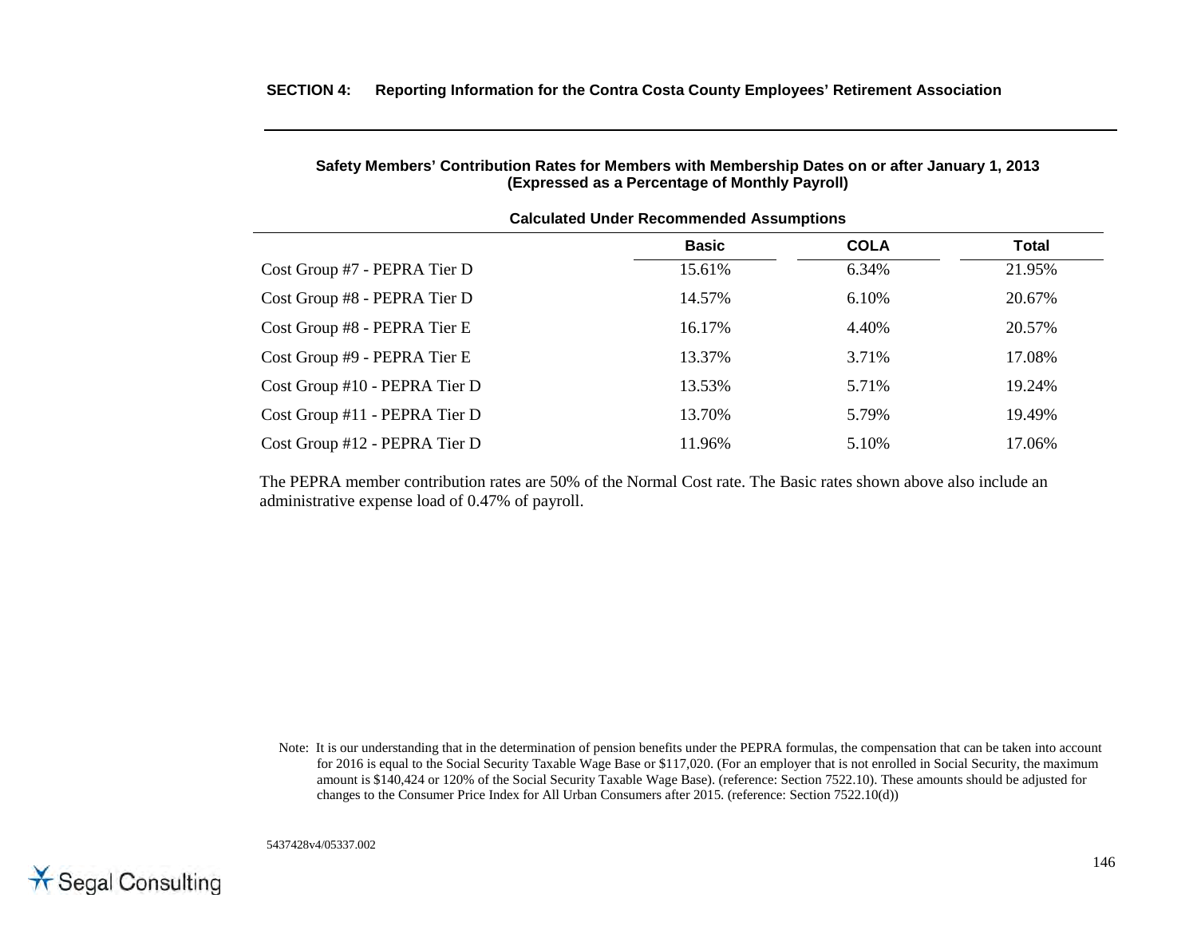**Safety Members' Contribution Rates for Members with Membership Dates on or after January 1, 2013**
**(Expressed as a Percentage of Monthly Payroll)**

**Calculated Under Recommended Assumptions**

| | Basic | COLA | Total |
|---|---|---|---|
| Cost Group #7 - PEPRA Tier D | 15.61% | 6.34% | 21.95% |
| Cost Group #8 - PEPRA Tier D | 14.57% | 6.10% | 20.67% |
| Cost Group #8 - PEPRA Tier E | 16.17% | 4.40% | 20.57% |
| Cost Group #9 - PEPRA Tier E | 13.37% | 3.71% | 17.08% |
| Cost Group #10 - PEPRA Tier D | 13.53% | 5.71% | 19.24% |
| Cost Group #11 - PEPRA Tier D | 13.70% | 5.79% | 19.49% |
| Cost Group #12 - PEPRA Tier D | 11.96% | 5.10% | 17.06% |

The PEPRA member contribution rates are 50% of the Normal Cost rate. The Basic rates shown above also include an administrative expense load of 0.47% of payroll.

Note: It is our understanding that in the determination of pension benefits under the PEPRA formulas, the compensation that can be taken into account for 2016 is equal to the Social Security Taxable Wage Base or $117,020. (For an employer that is not enrolled in Social Security, the maximum amount is $140,424 or 120% of the Social Security Taxable Wage Base). (reference: Section 7522.10). These amounts should be adjusted for changes to the Consumer Price Index for All Urban Consumers after 2015. (reference: Section 7522.10(d))

5437428v4/05337.002